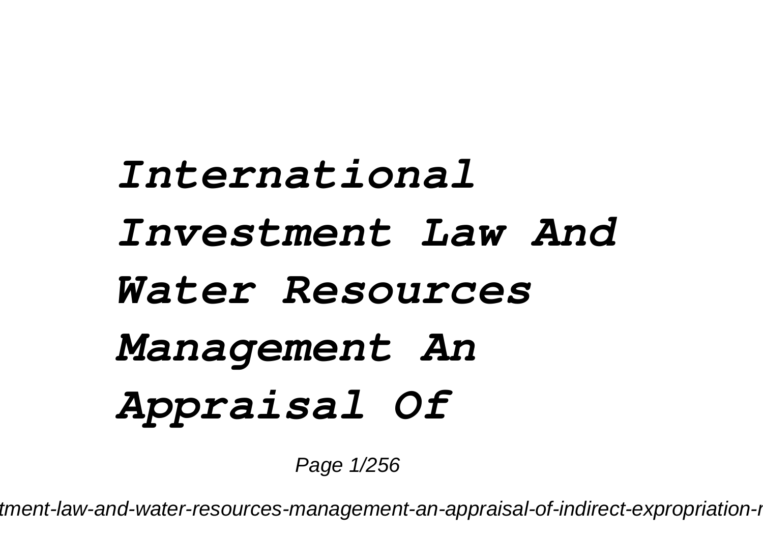# *International Investment Law And Water Resources Management An Appraisal Of*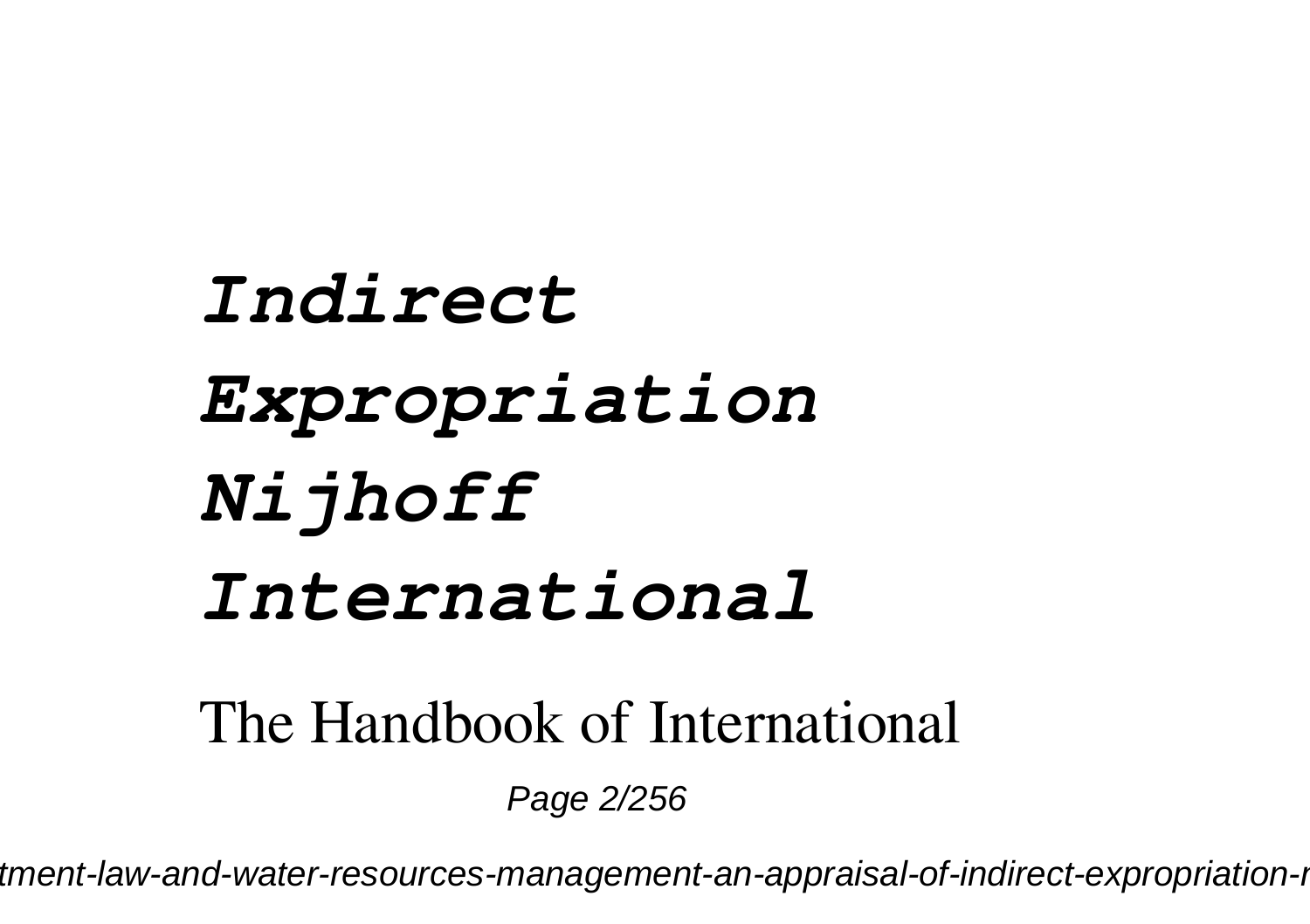# *Indirect Expropriation Nijhoff International*

The Handbook of International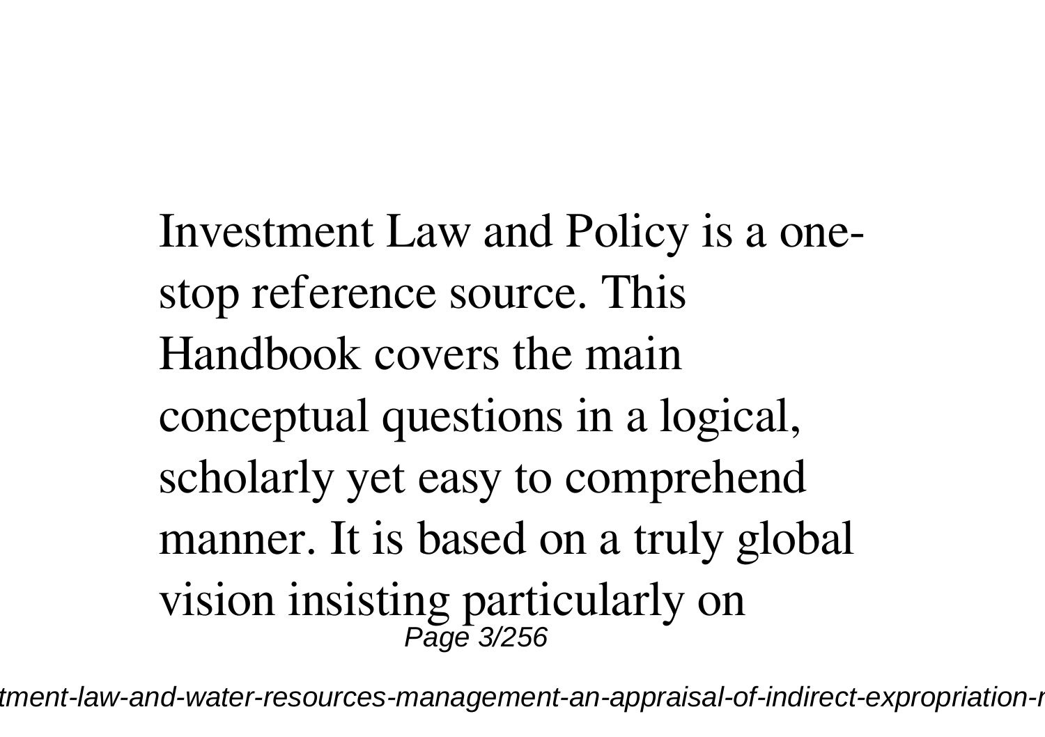Investment Law and Policy is a one-stop reference source. This Handbook covers the main conceptual questions in a logical, scholarly yet easy to comprehend manner. It is based on a truly global vision insisting particularly on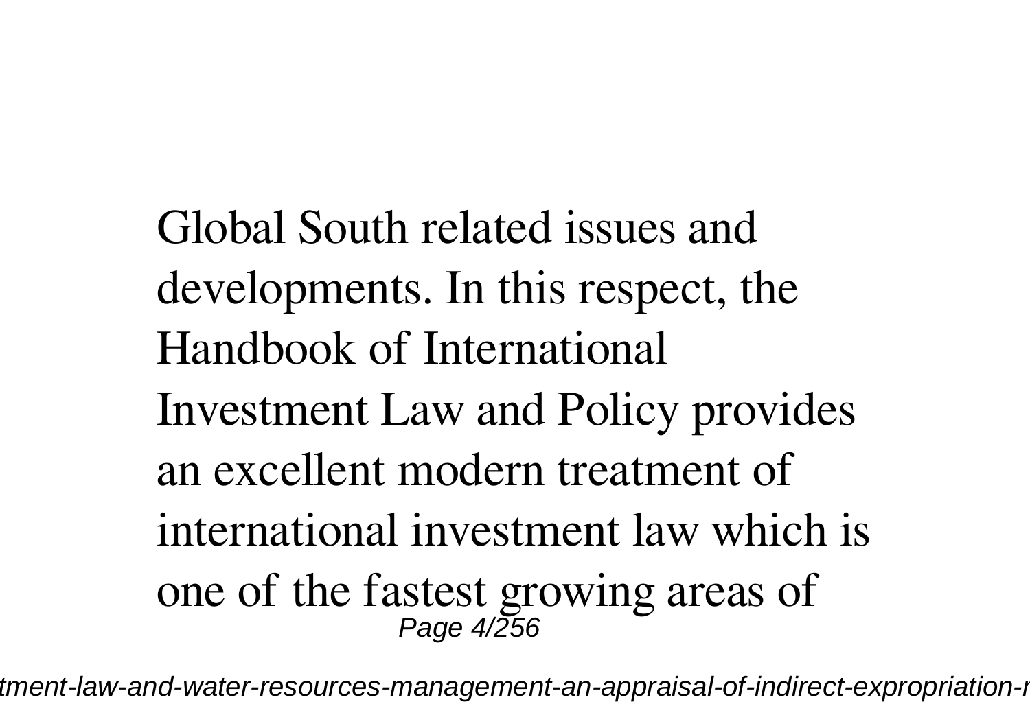Global South related issues and developments. In this respect, the Handbook of International Investment Law and Policy provides an excellent modern treatment of international investment law which is one of the fastest growing areas of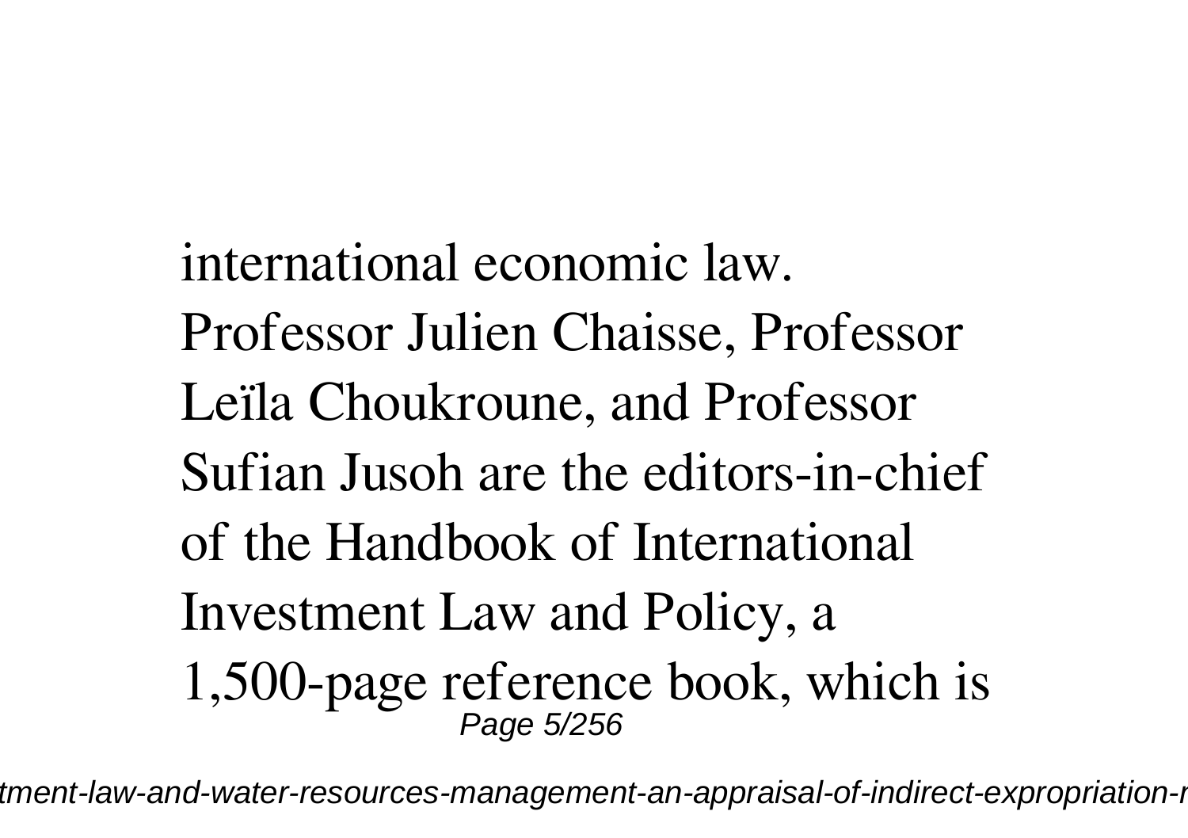international economic law. Professor Julien Chaisse, Professor Leïla Choukroune, and Professor Sufian Jusoh are the editors-in-chief of the Handbook of International Investment Law and Policy, a 1,500-page reference book, which is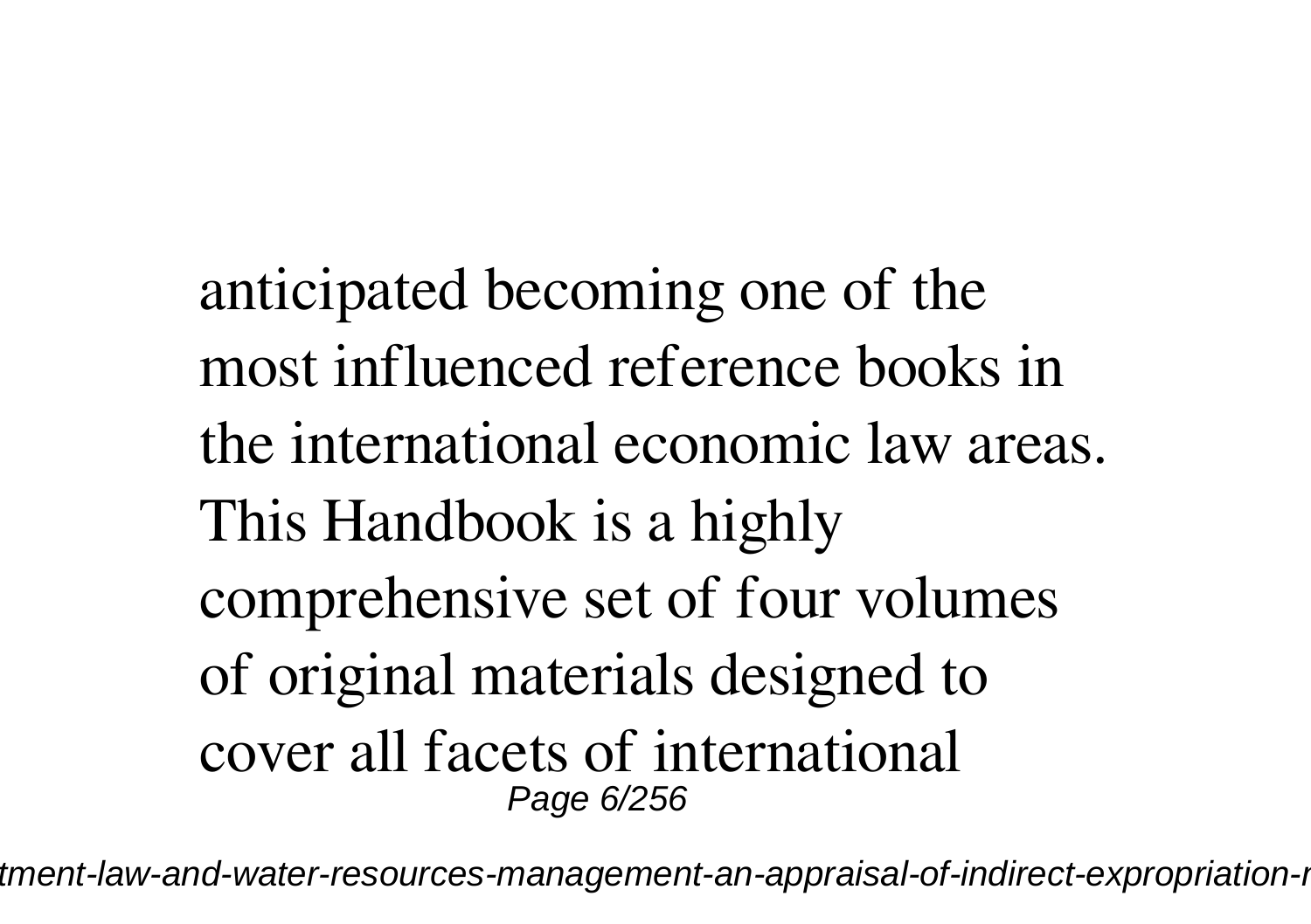anticipated becoming one of the most influenced reference books in the international economic law areas. This Handbook is a highly comprehensive set of four volumes of original materials designed to cover all facets of international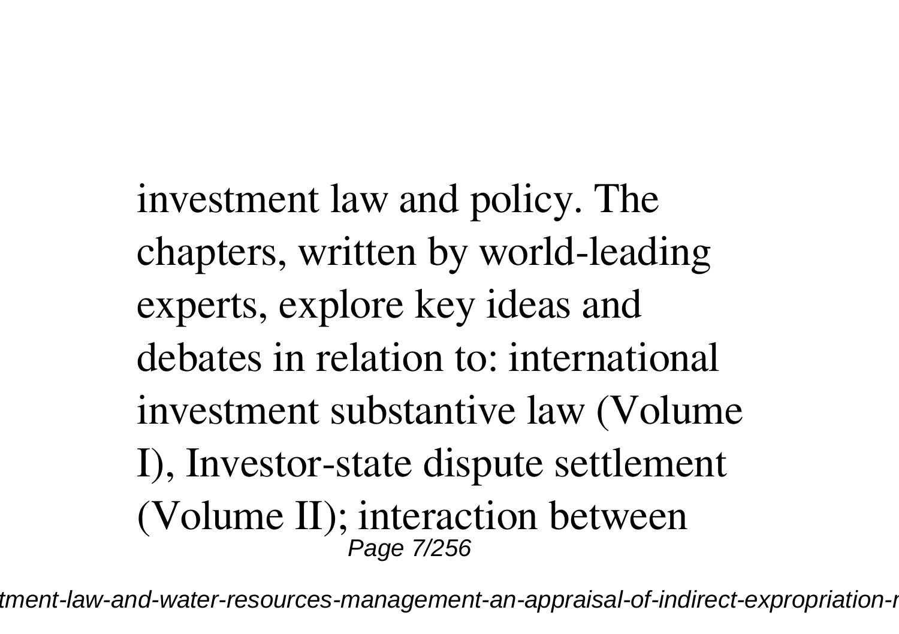investment law and policy. The chapters, written by world-leading experts, explore key ideas and debates in relation to: international investment substantive law (Volume I), Investor-state dispute settlement (Volume II); interaction between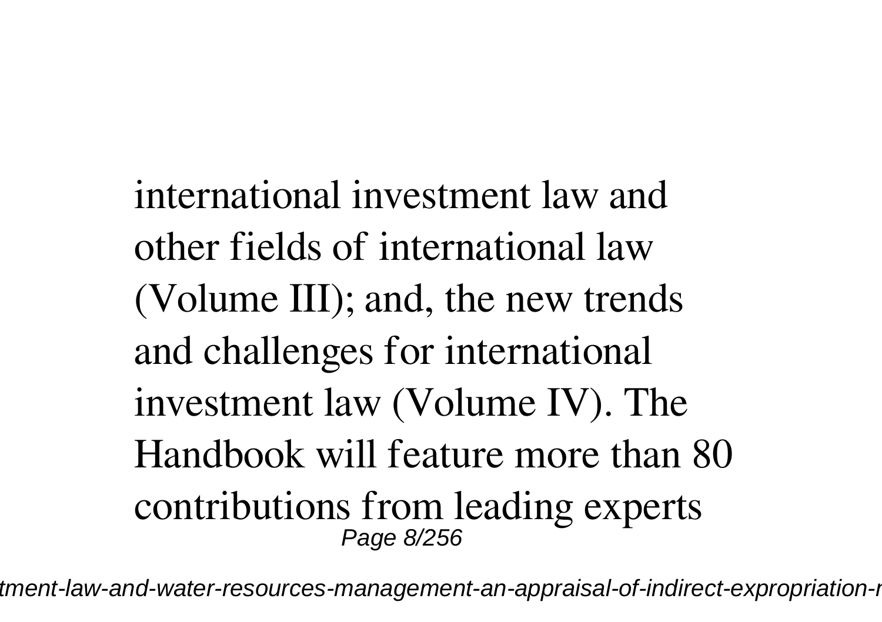international investment law and other fields of international law (Volume III); and, the new trends and challenges for international investment law (Volume IV). The Handbook will feature more than 80 contributions from leading experts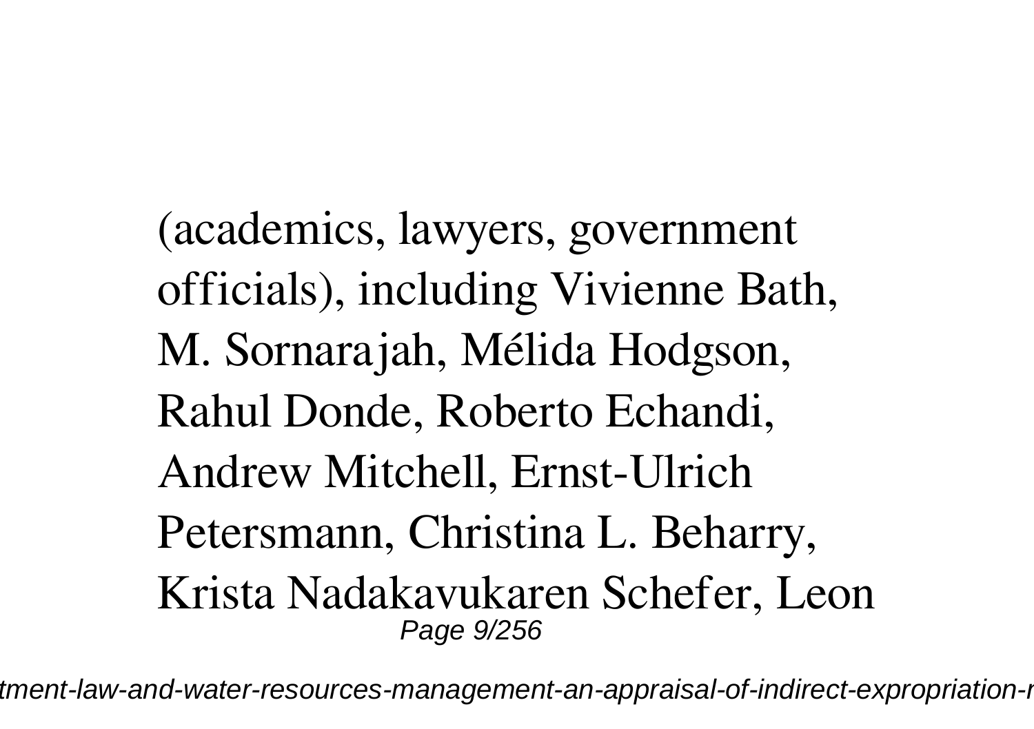(academics, lawyers, government officials), including Vivienne Bath, M. Sornarajah, Mélida Hodgson, Rahul Donde, Roberto Echandi, Andrew Mitchell, Ernst-Ulrich Petersmann, Christina L. Beharry, Krista Nadakavukaren Schefer, Leon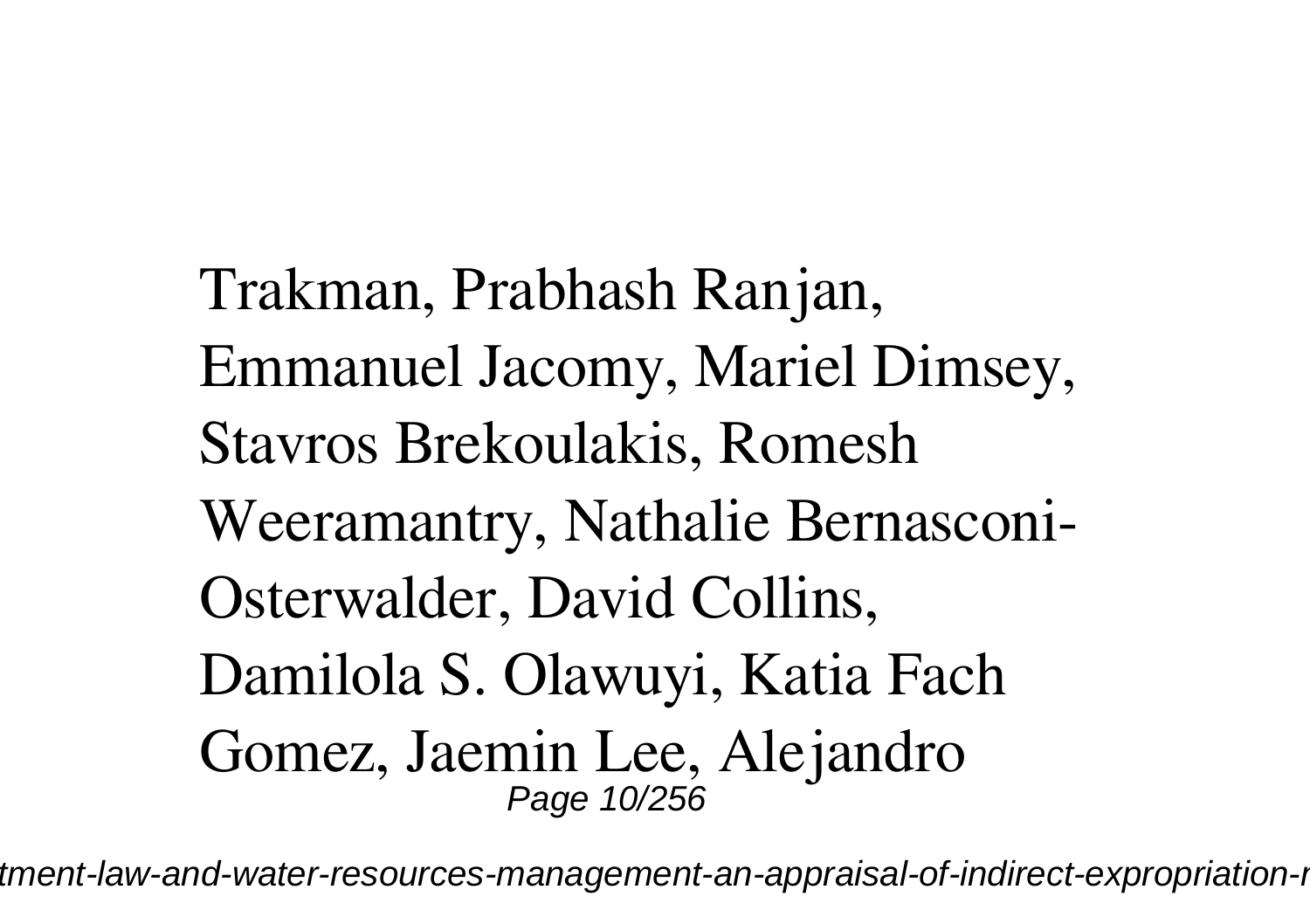Trakman, Prabhash Ranjan, Emmanuel Jacomy, Mariel Dimsey, Stavros Brekoulakis, Romesh Weeramantry, Nathalie Bernasconi-Osterwalder, David Collins, Damilola S. Olawuyi, Katia Fach Gomez, Jaemin Lee, Alejandro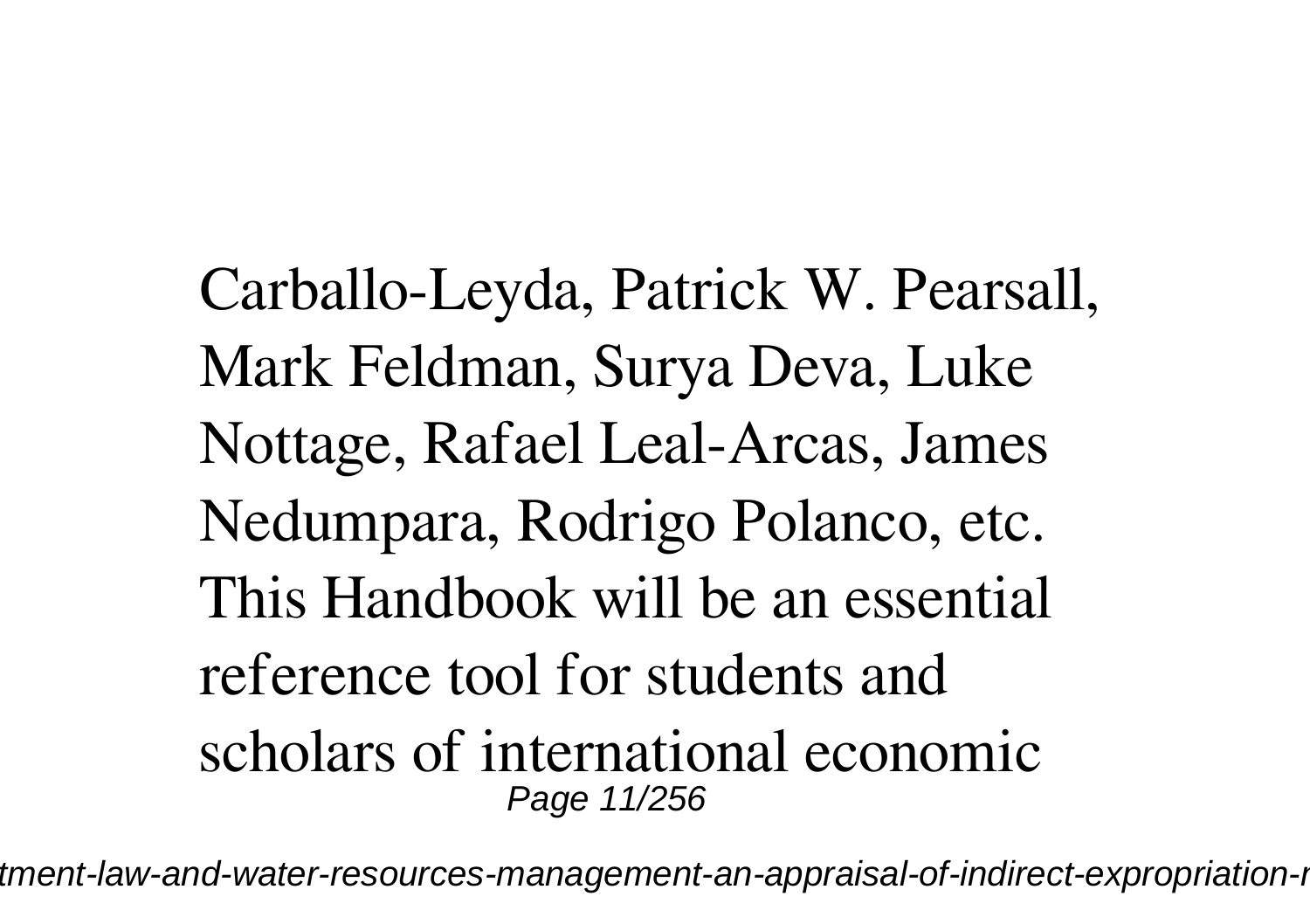Carballo-Leyda, Patrick W. Pearsall, Mark Feldman, Surya Deva, Luke Nottage, Rafael Leal-Arcas, James Nedumpara, Rodrigo Polanco, etc. This Handbook will be an essential reference tool for students and scholars of international economic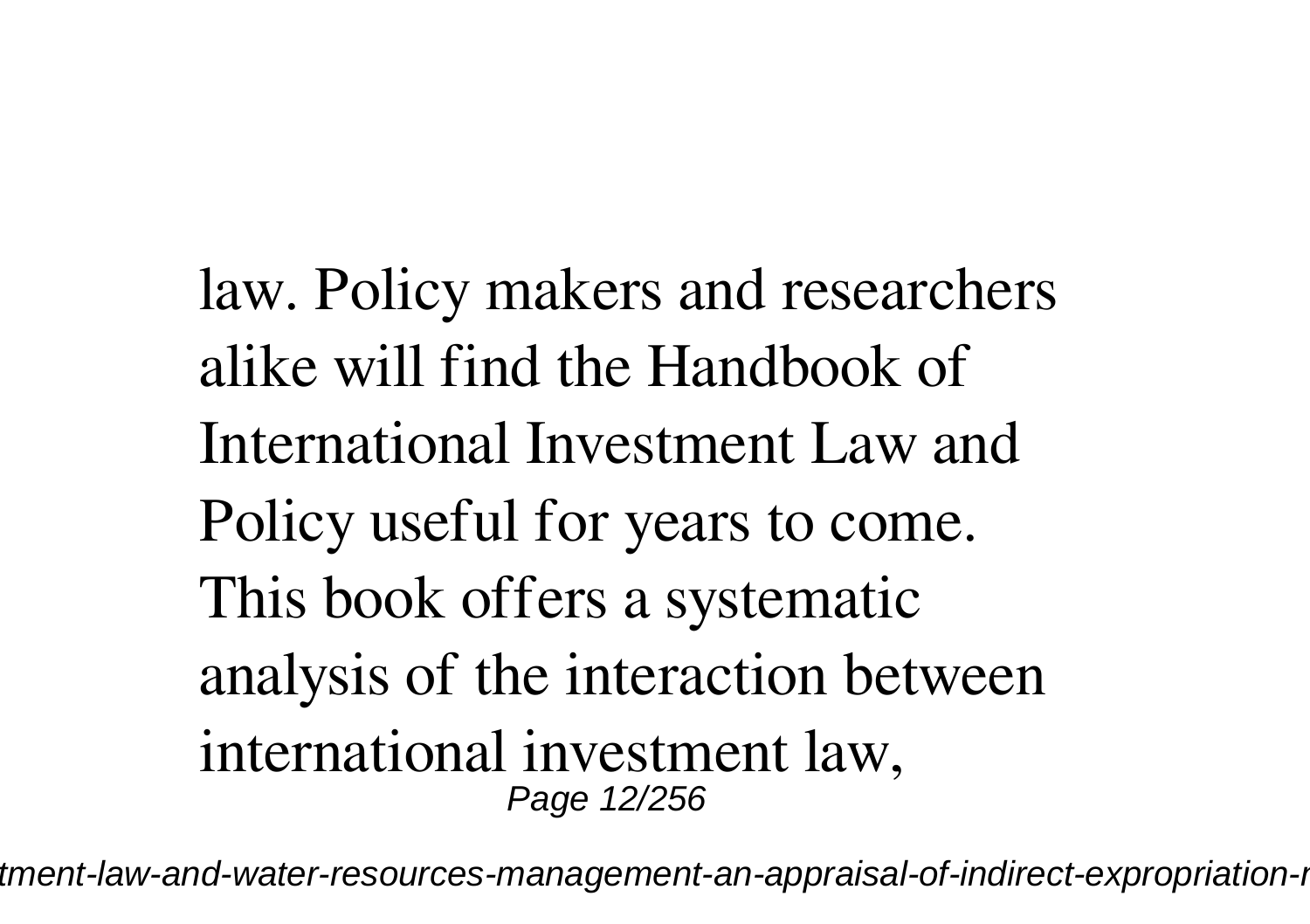law. Policy makers and researchers alike will find the Handbook of International Investment Law and Policy useful for years to come. This book offers a systematic analysis of the interaction between international investment law,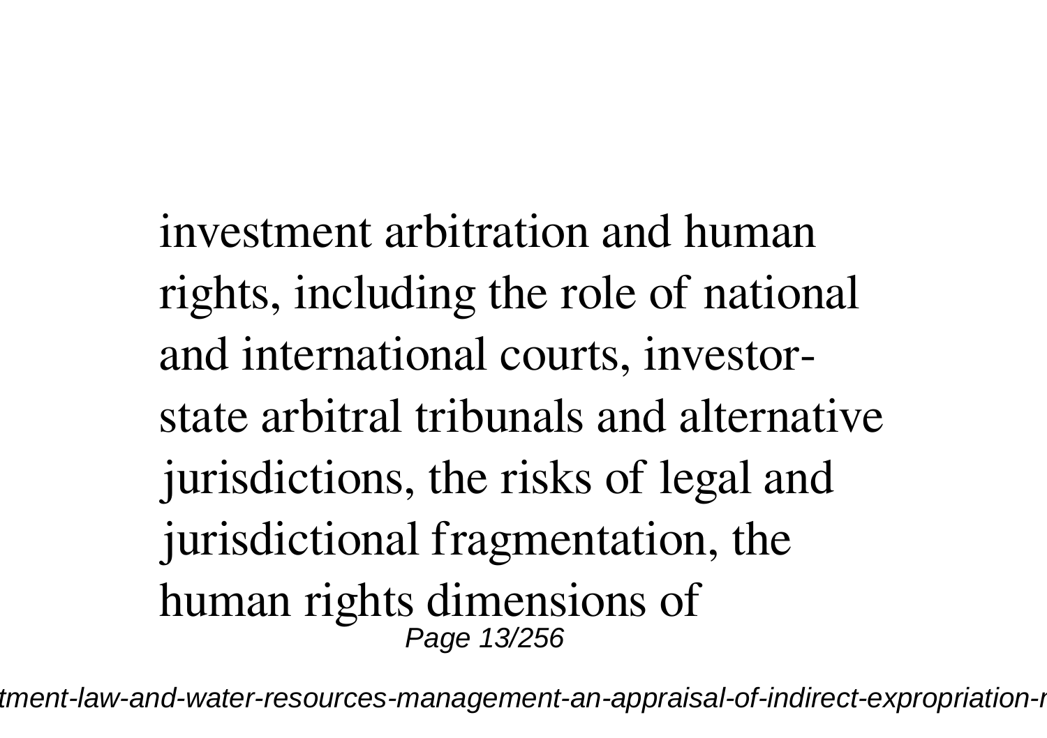investment arbitration and human rights, including the role of national and international courts, investor-state arbitral tribunals and alternative jurisdictions, the risks of legal and jurisdictional fragmentation, the human rights dimensions of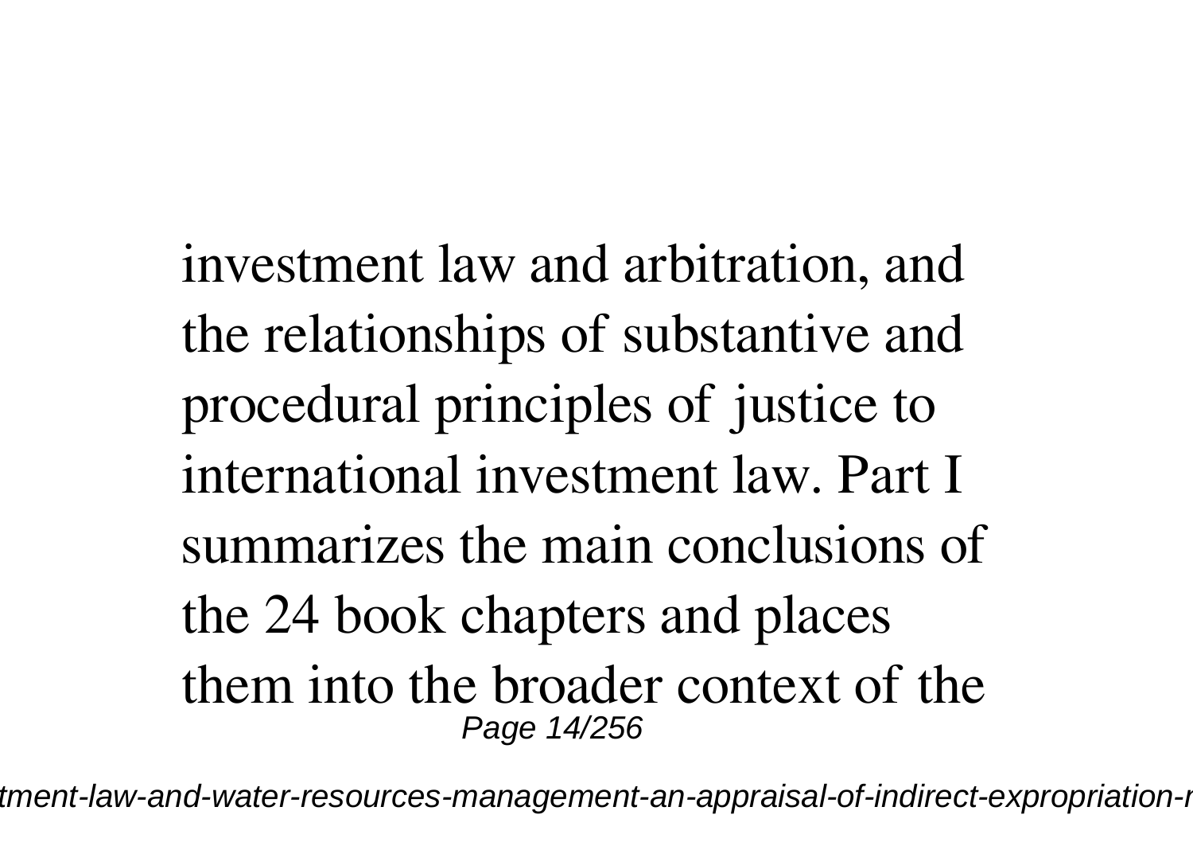investment law and arbitration, and the relationships of substantive and procedural principles of justice to international investment law. Part I summarizes the main conclusions of the 24 book chapters and places them into the broader context of the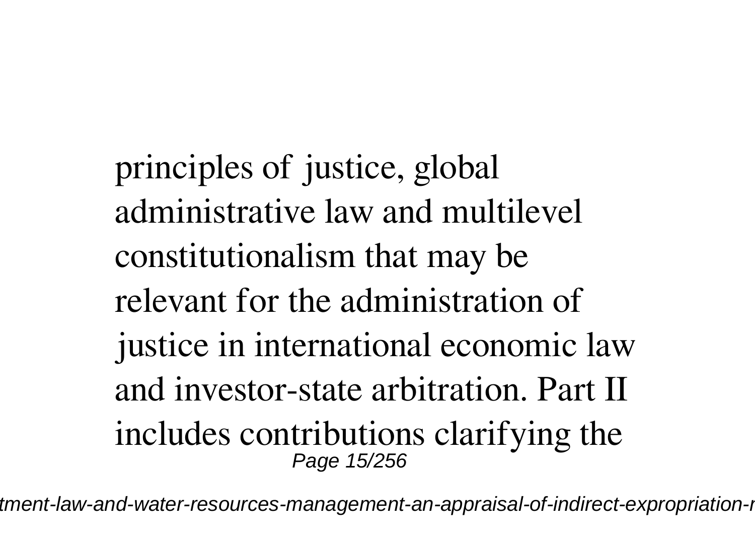principles of justice, global administrative law and multilevel constitutionalism that may be relevant for the administration of justice in international economic law and investor-state arbitration. Part II includes contributions clarifying the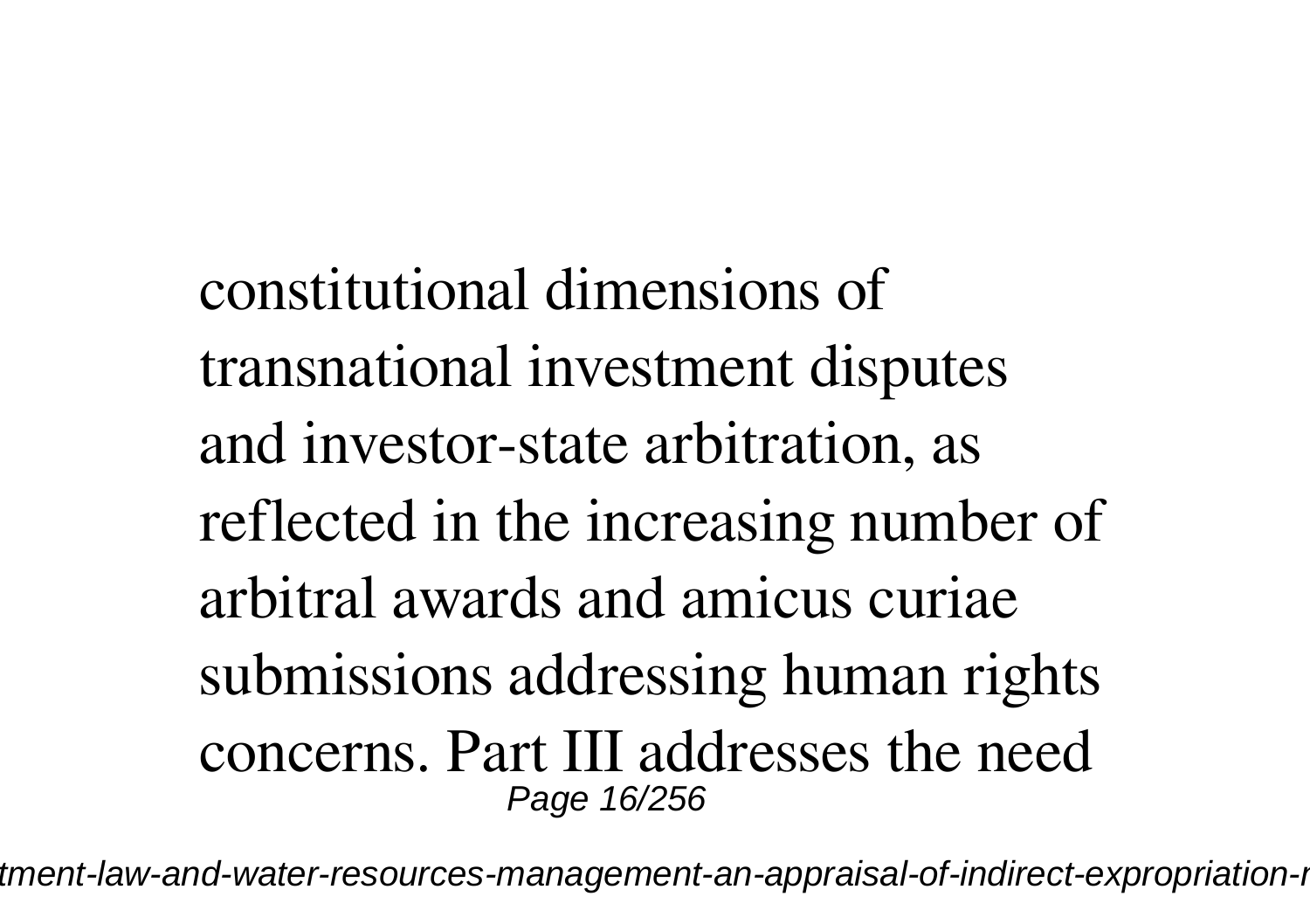constitutional dimensions of transnational investment disputes and investor-state arbitration, as reflected in the increasing number of arbitral awards and amicus curiae submissions addressing human rights concerns. Part III addresses the need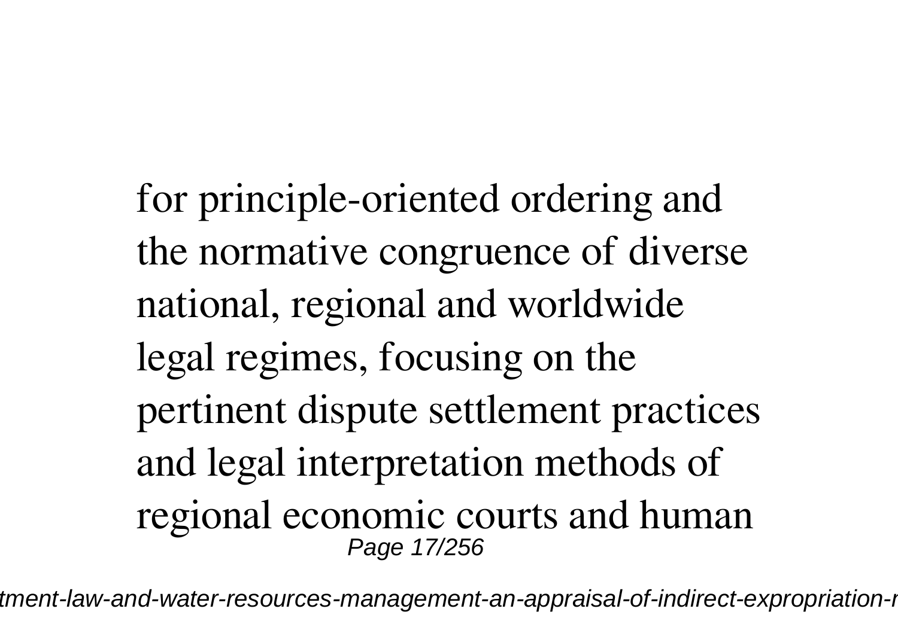for principle-oriented ordering and the normative congruence of diverse national, regional and worldwide legal regimes, focusing on the pertinent dispute settlement practices and legal interpretation methods of regional economic courts and human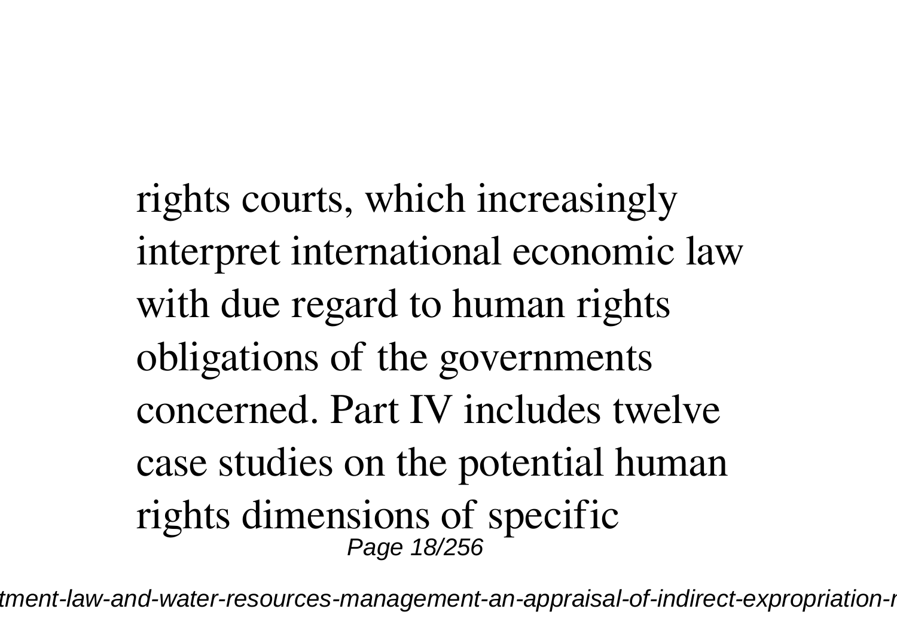rights courts, which increasingly interpret international economic law with due regard to human rights obligations of the governments concerned. Part IV includes twelve case studies on the potential human rights dimensions of specific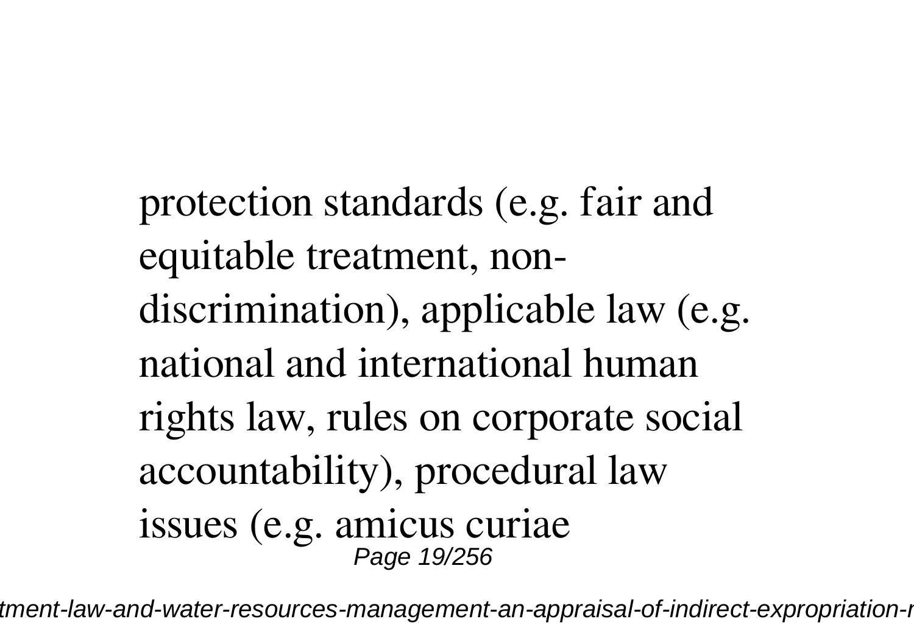protection standards (e.g. fair and equitable treatment, non-discrimination), applicable law (e.g. national and international human rights law, rules on corporate social accountability), procedural law issues (e.g. amicus curiae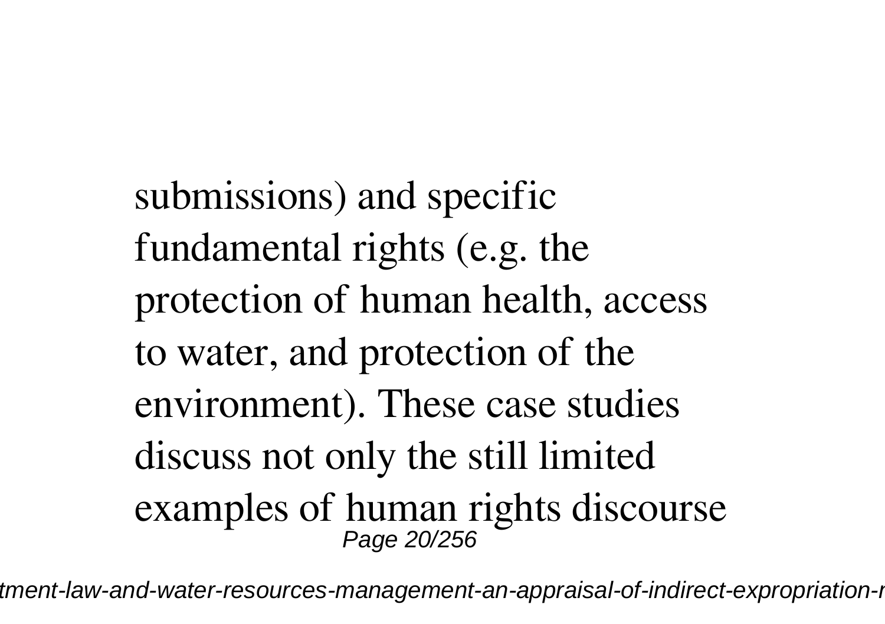submissions) and specific fundamental rights (e.g. the protection of human health, access to water, and protection of the environment). These case studies discuss not only the still limited examples of human rights discourse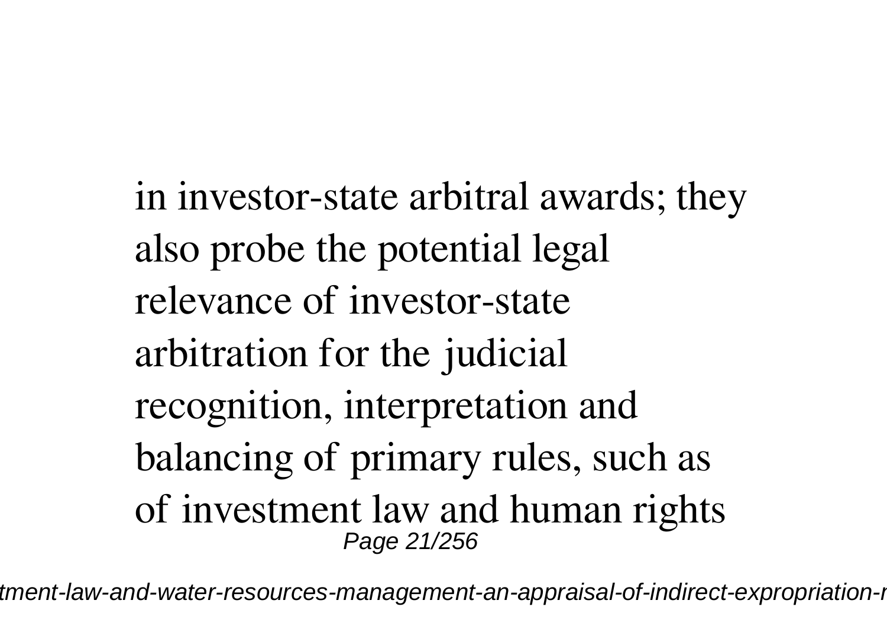in investor-state arbitral awards; they also probe the potential legal relevance of investor-state arbitration for the judicial recognition, interpretation and balancing of primary rules, such as of investment law and human rights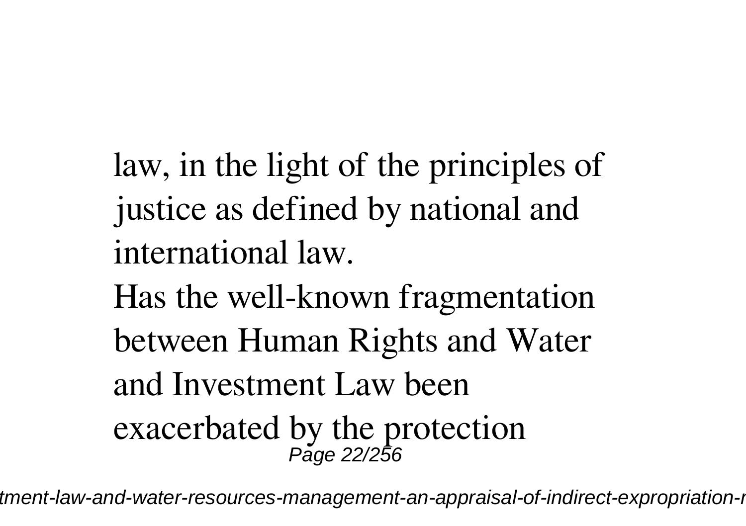law, in the light of the principles of justice as defined by national and international law.

Has the well-known fragmentation between Human Rights and Water and Investment Law been exacerbated by the protection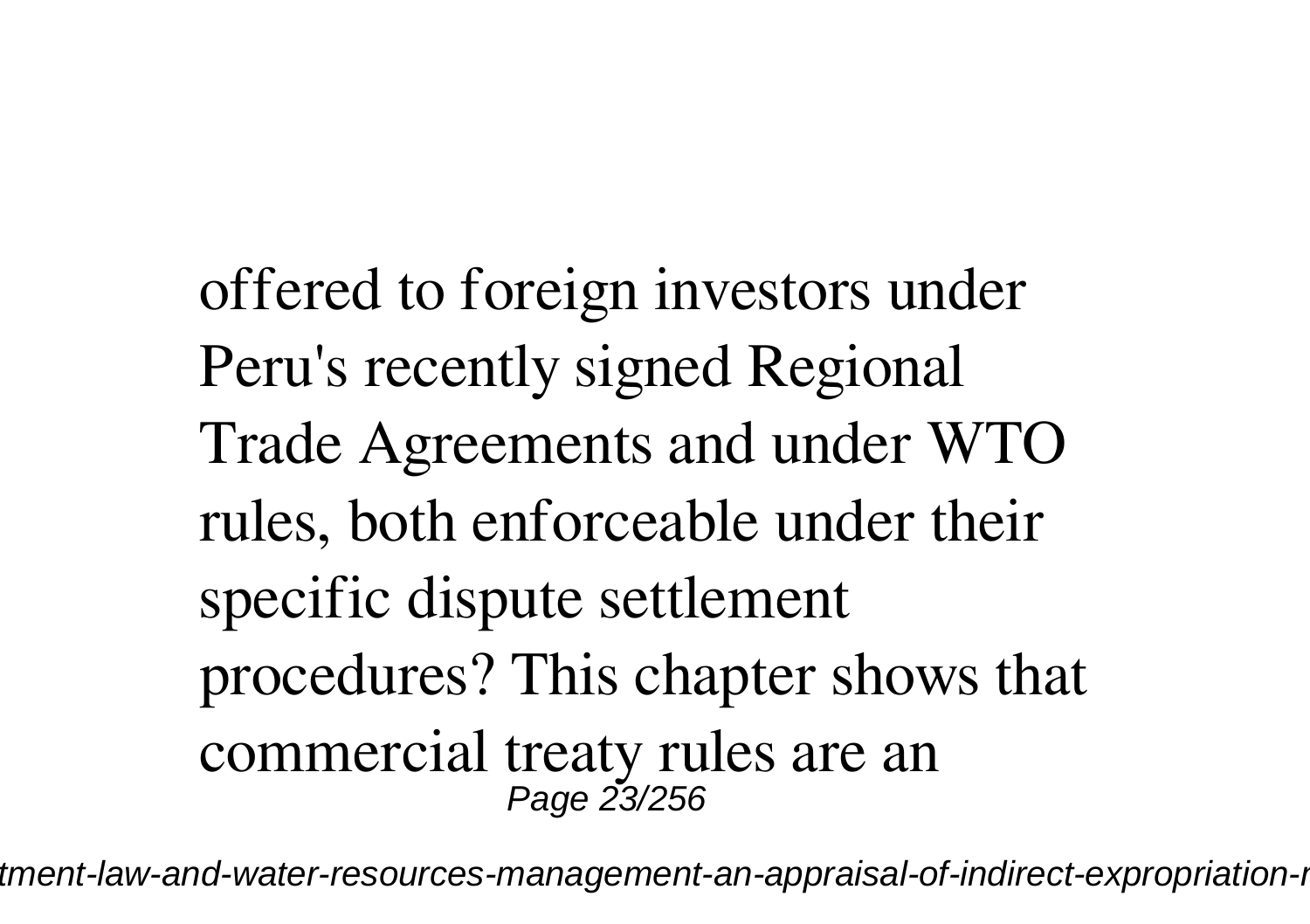offered to foreign investors under Peru's recently signed Regional Trade Agreements and under WTO rules, both enforceable under their specific dispute settlement procedures? This chapter shows that commercial treaty rules are an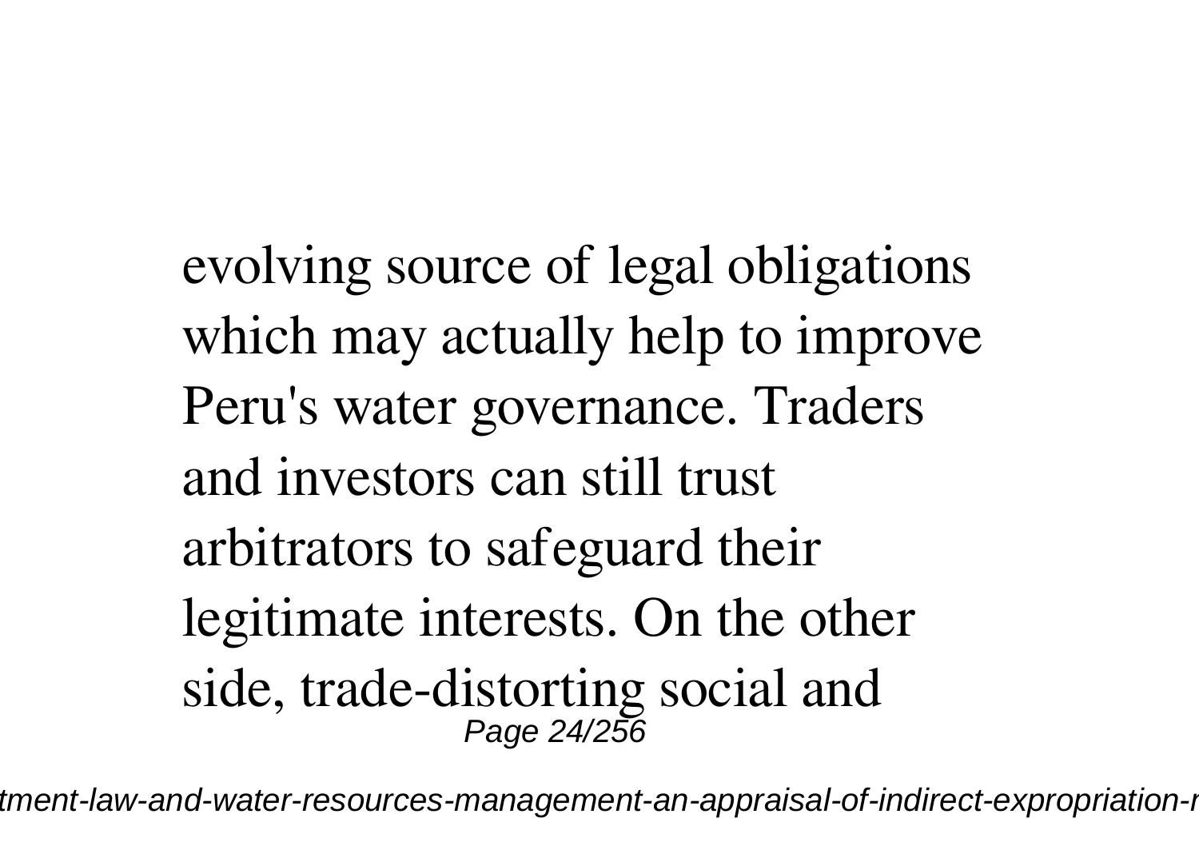evolving source of legal obligations which may actually help to improve Peru's water governance. Traders and investors can still trust arbitrators to safeguard their legitimate interests. On the other side, trade-distorting social and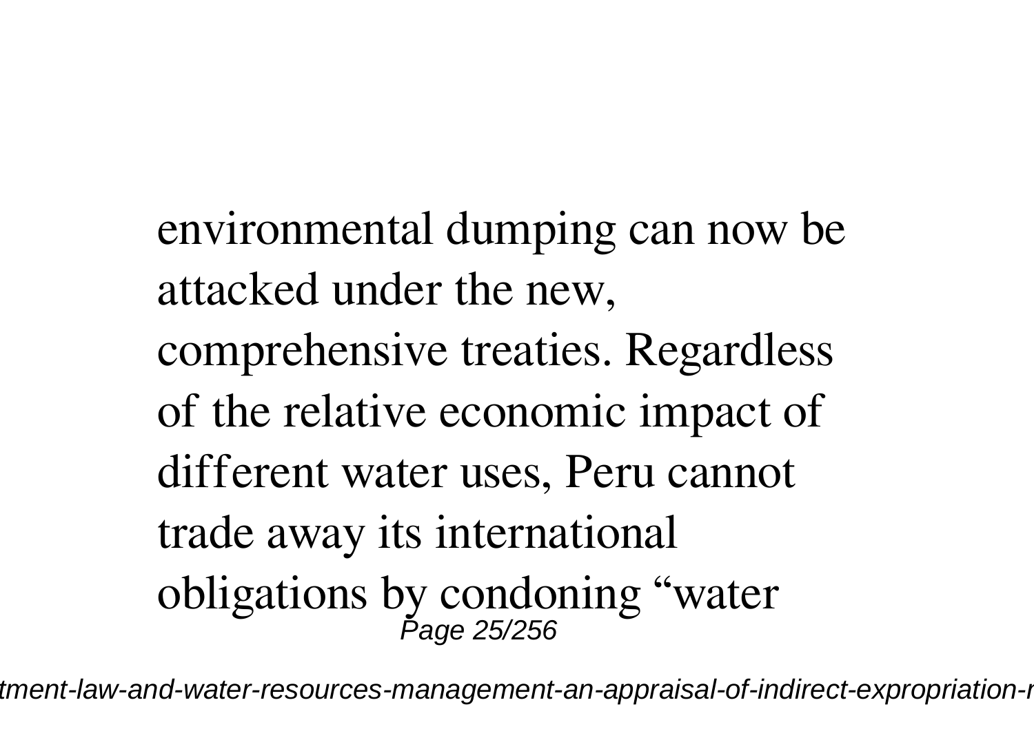environmental dumping can now be attacked under the new, comprehensive treaties. Regardless of the relative economic impact of different water uses, Peru cannot trade away its international obligations by condoning "water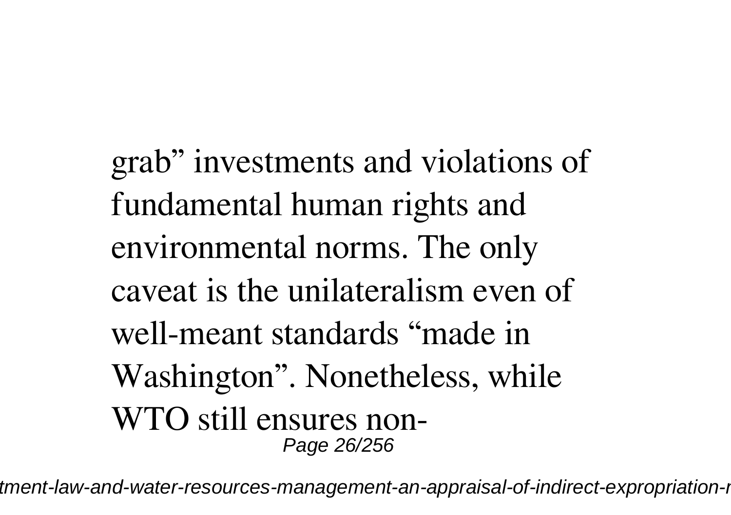grab" investments and violations of fundamental human rights and environmental norms. The only caveat is the unilateralism even of well-meant standards "made in Washington". Nonetheless, while WTO still ensures non-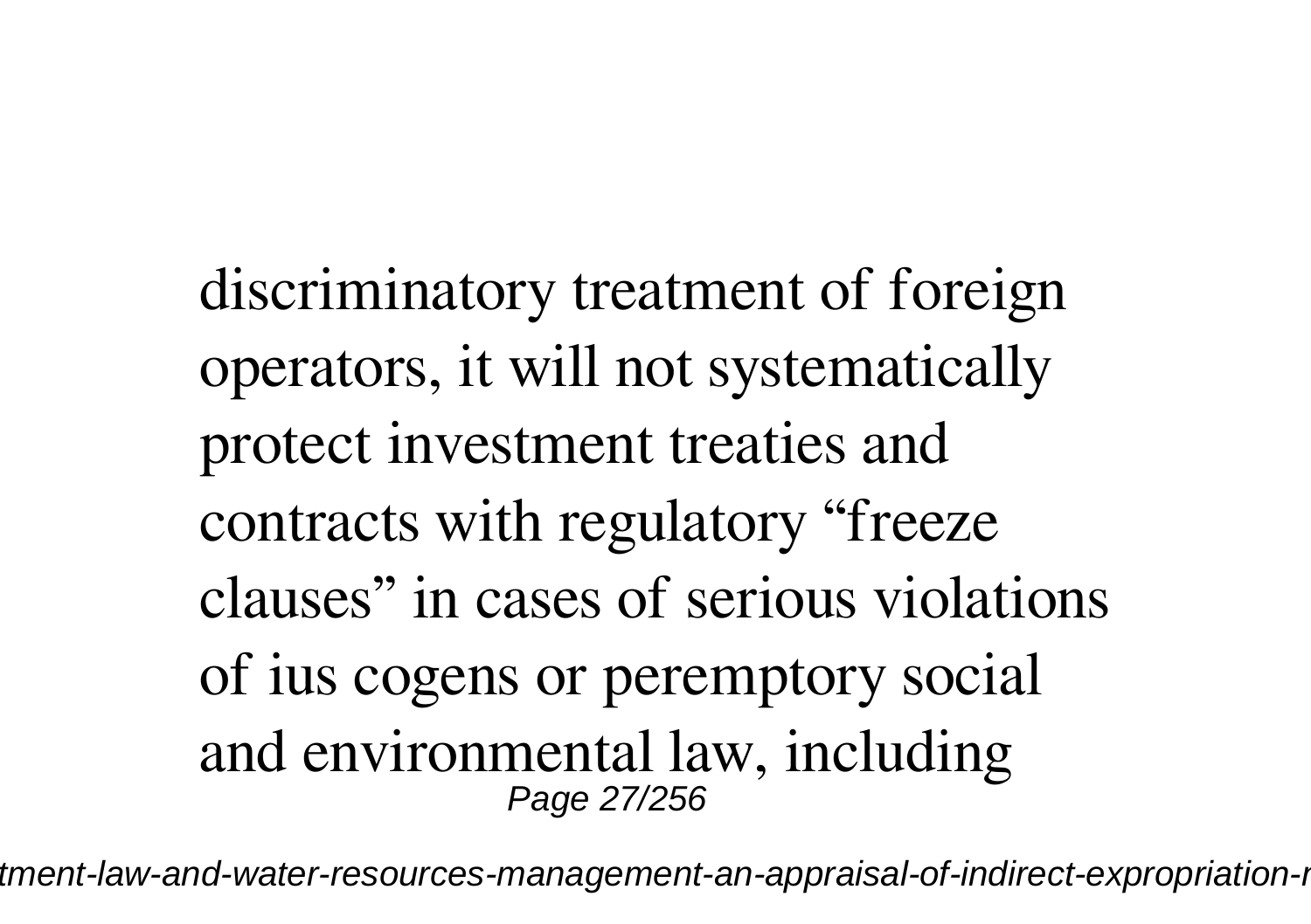discriminatory treatment of foreign operators, it will not systematically protect investment treaties and contracts with regulatory "freeze clauses" in cases of serious violations of ius cogens or peremptory social and environmental law, including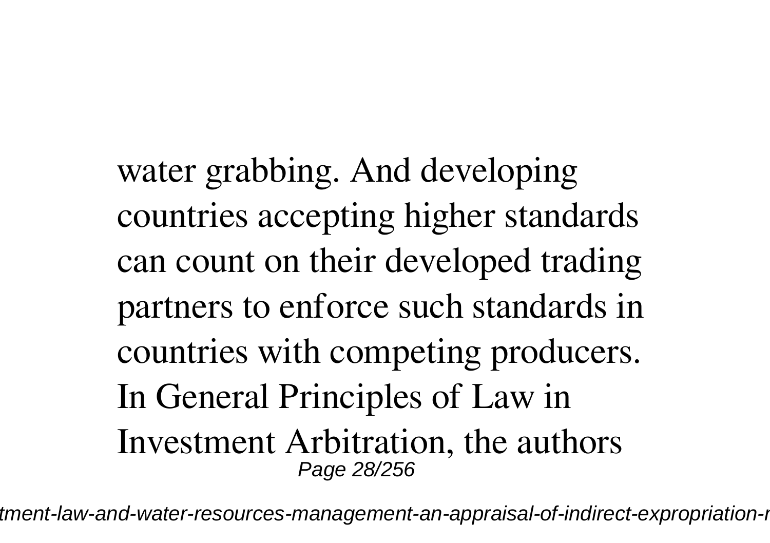water grabbing. And developing countries accepting higher standards can count on their developed trading partners to enforce such standards in countries with competing producers. In General Principles of Law in Investment Arbitration, the authors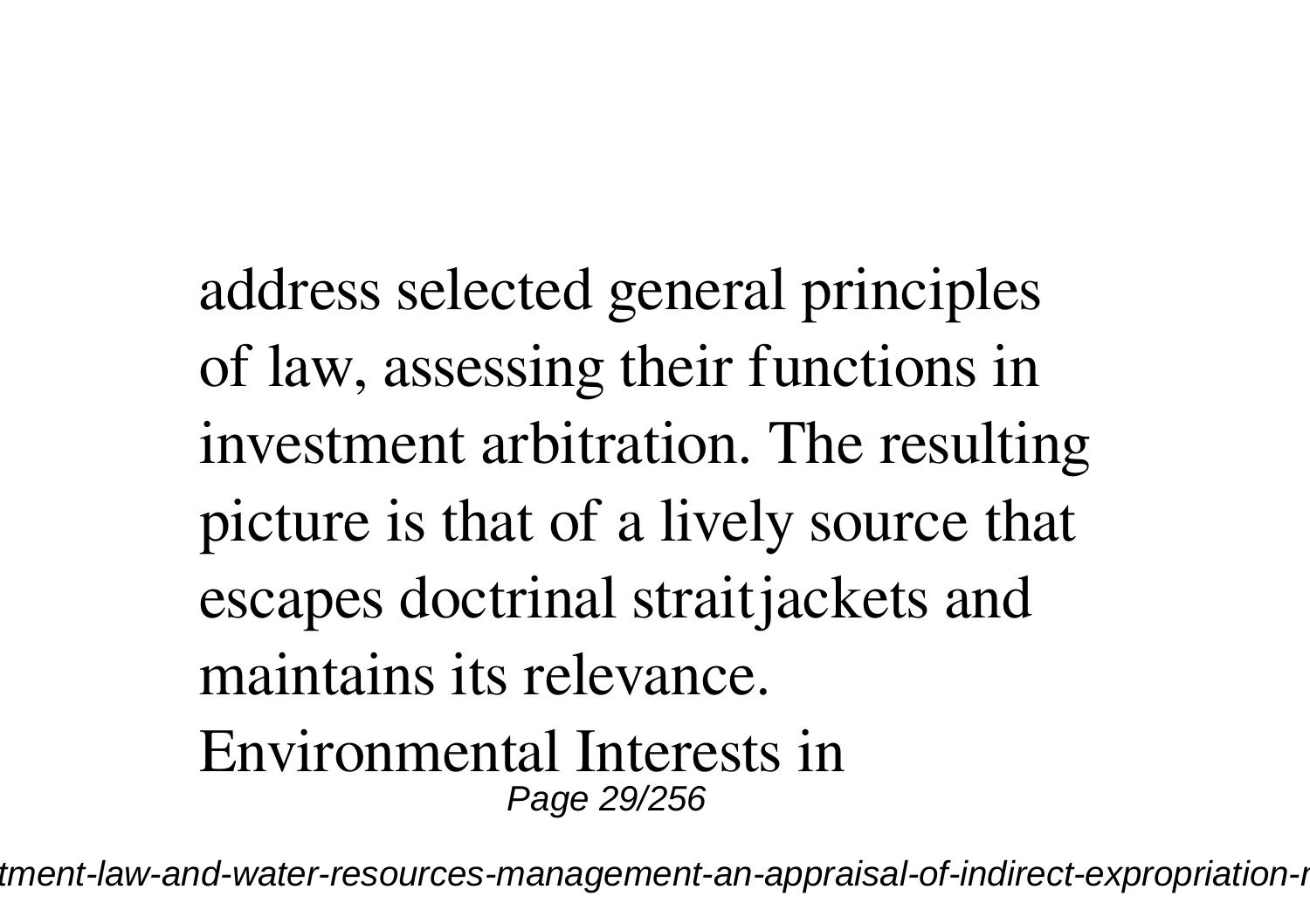address selected general principles of law, assessing their functions in investment arbitration. The resulting picture is that of a lively source that escapes doctrinal straitjackets and maintains its relevance.

Environmental Interests in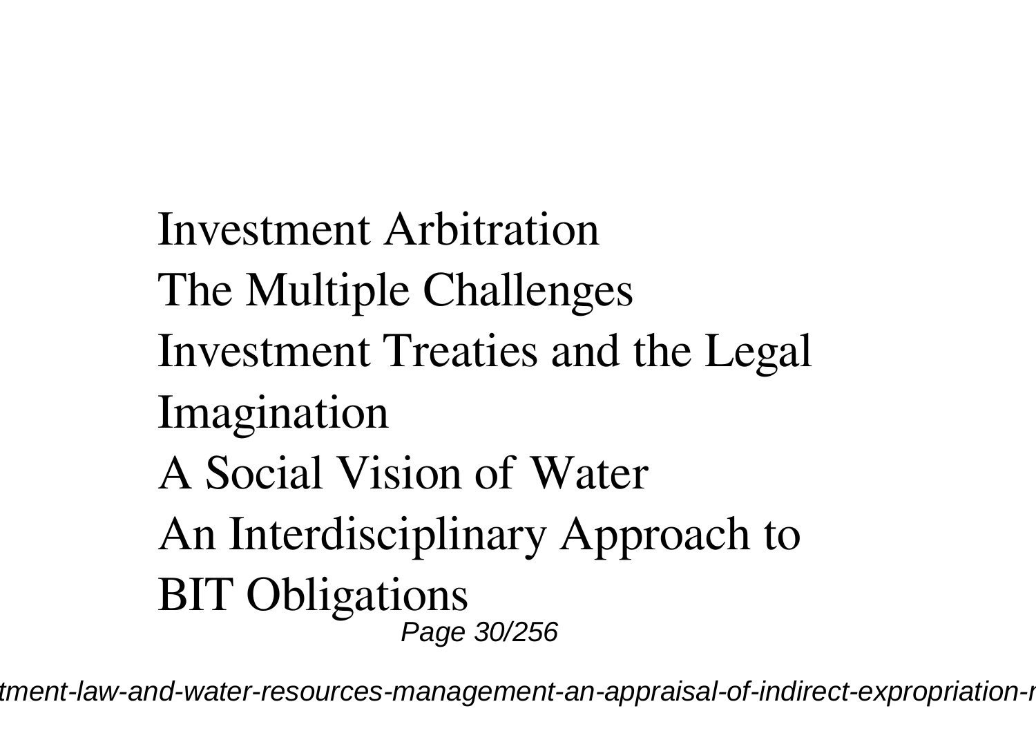Investment Arbitration
The Multiple Challenges
Investment Treaties and the Legal Imagination
A Social Vision of Water
An Interdisciplinary Approach to BIT Obligations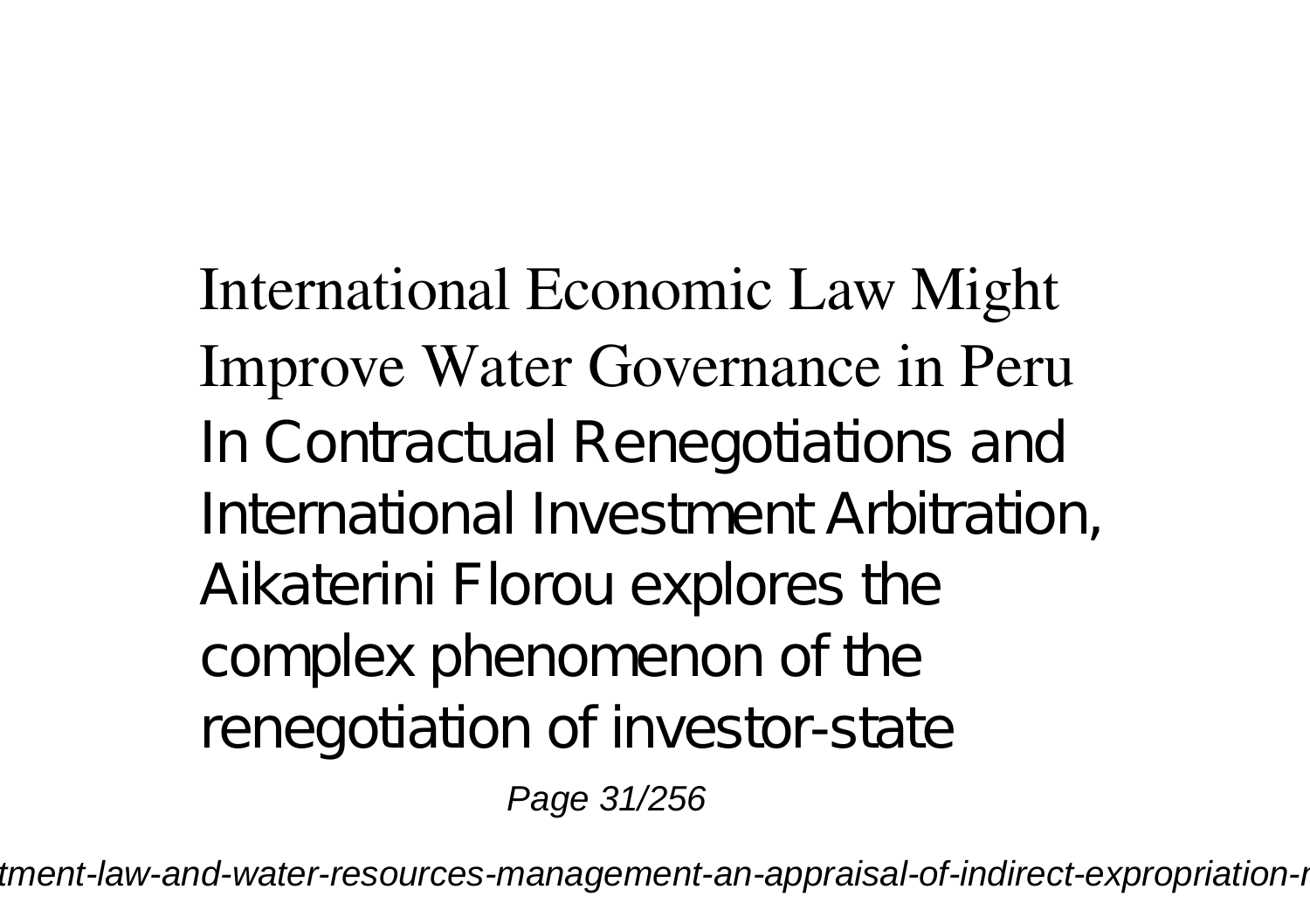International Economic Law Might Improve Water Governance in Peru

In Contractual Renegotiations and International Investment Arbitration, Aikaterini Florou explores the complex phenomenon of the renegotiation of investor-state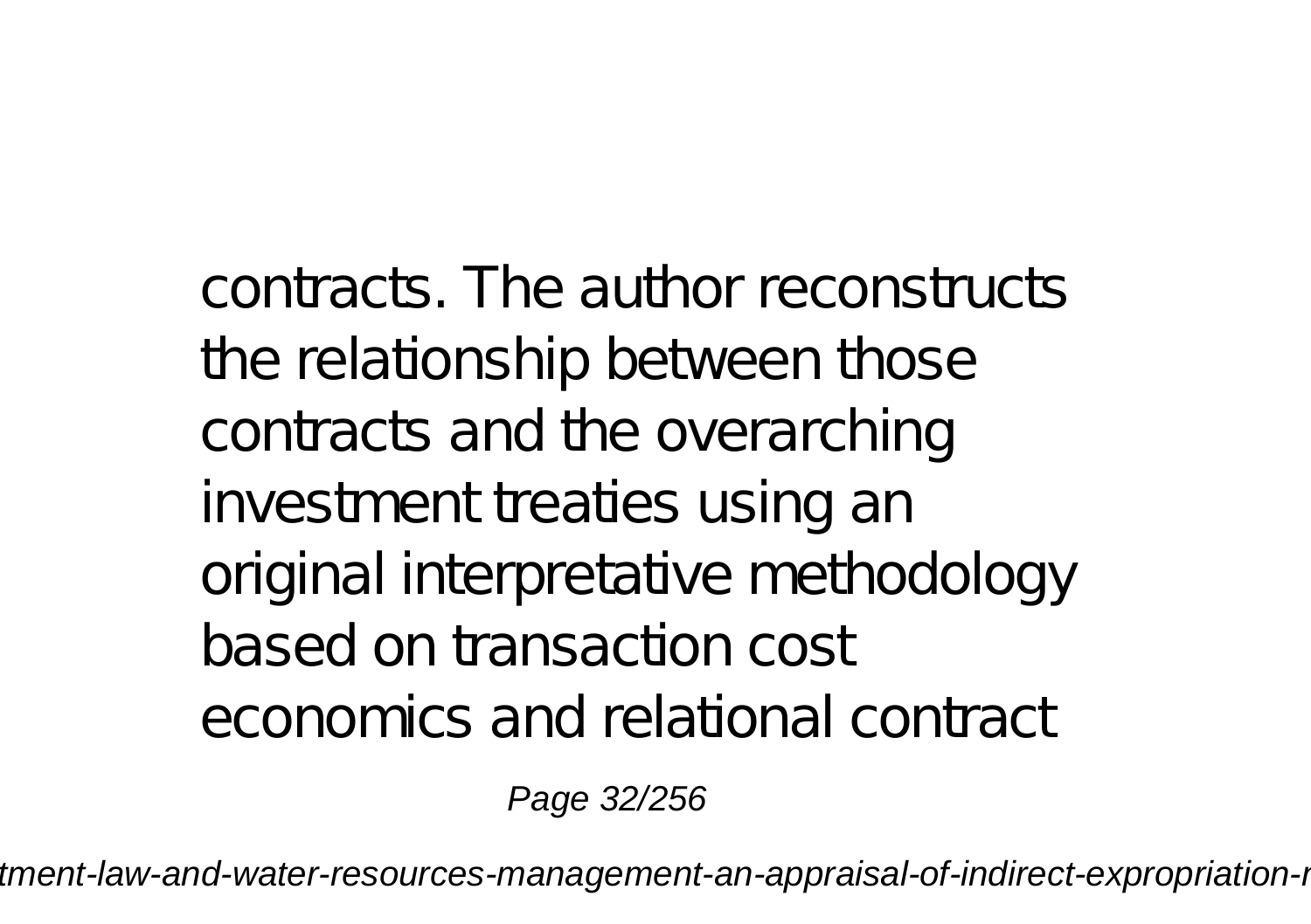contracts. The author reconstructs the relationship between those contracts and the overarching investment treaties using an original interpretative methodology based on transaction cost economics and relational contract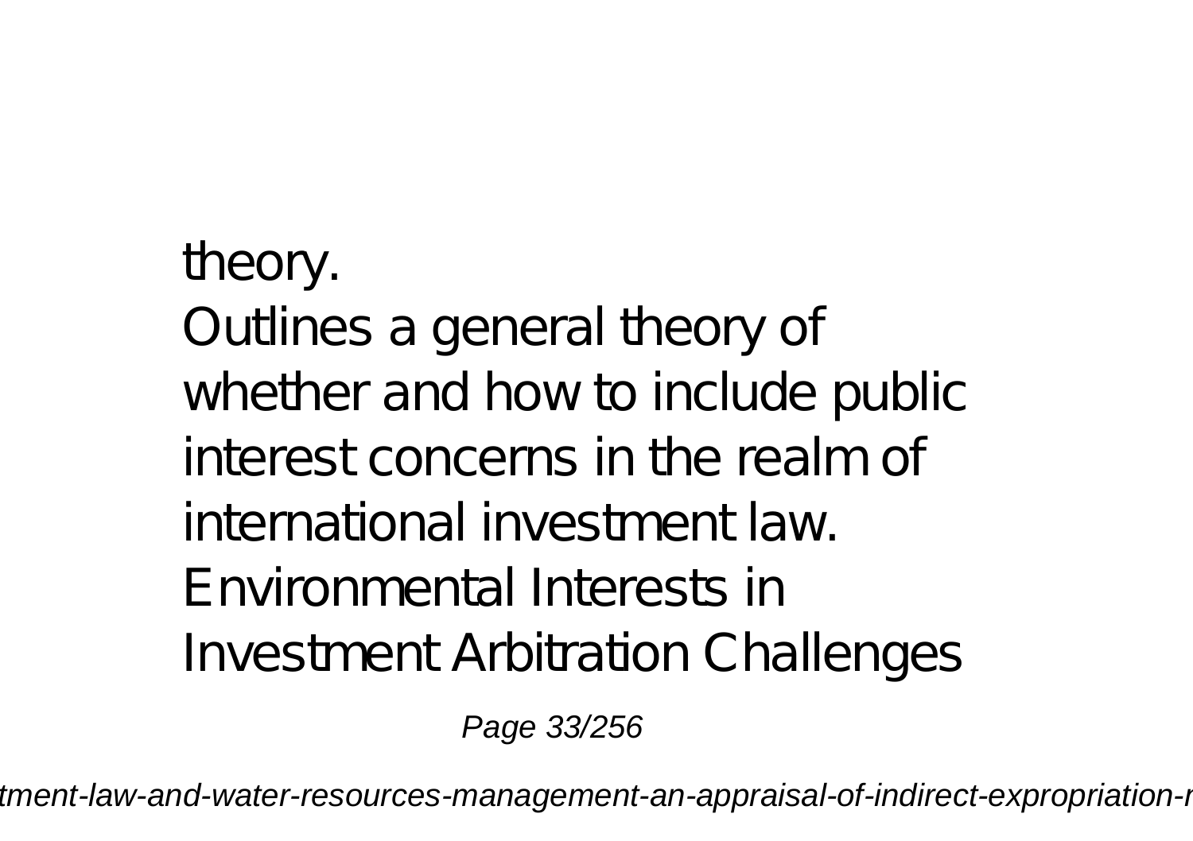theory.

Outlines a general theory of whether and how to include public interest concerns in the realm of international investment law.

Environmental Interests in Investment Arbitration Challenges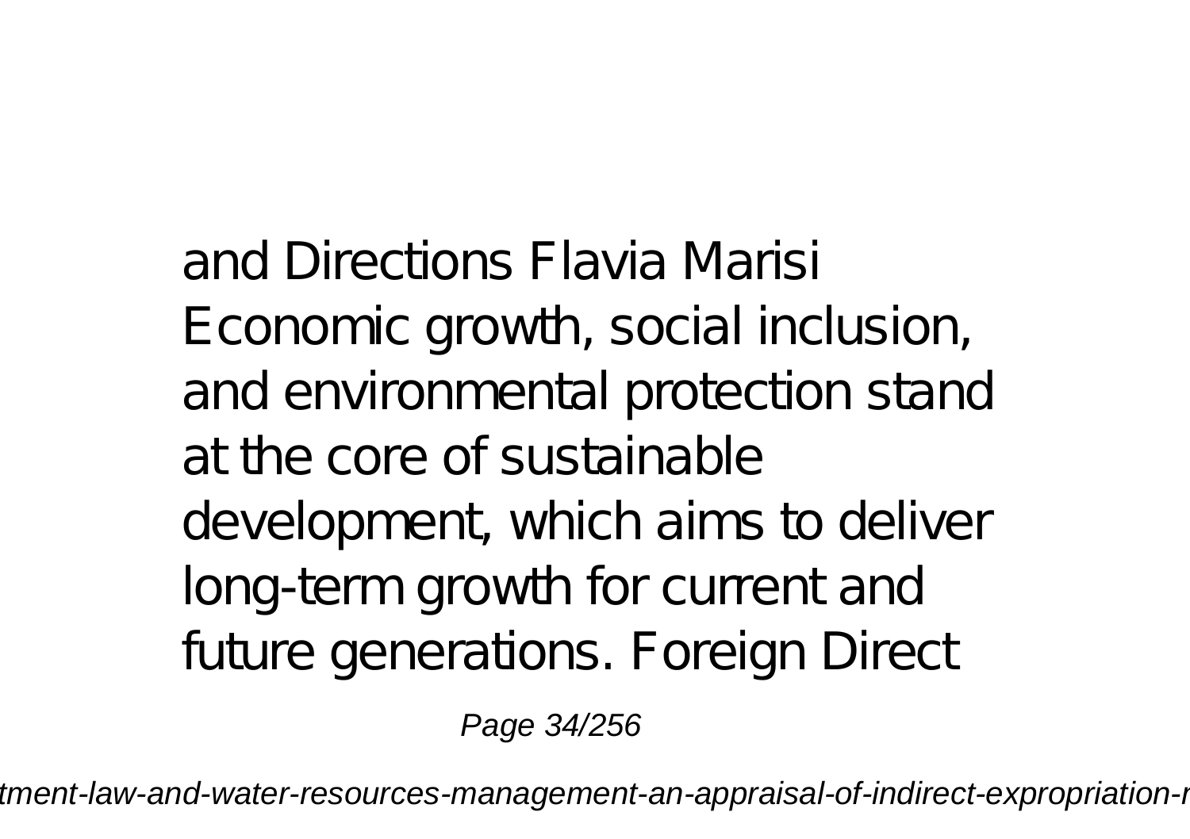and Directions Flavia Marisi
Economic growth, social inclusion, and environmental protection stand at the core of sustainable development, which aims to deliver long-term growth for current and future generations. Foreign Direct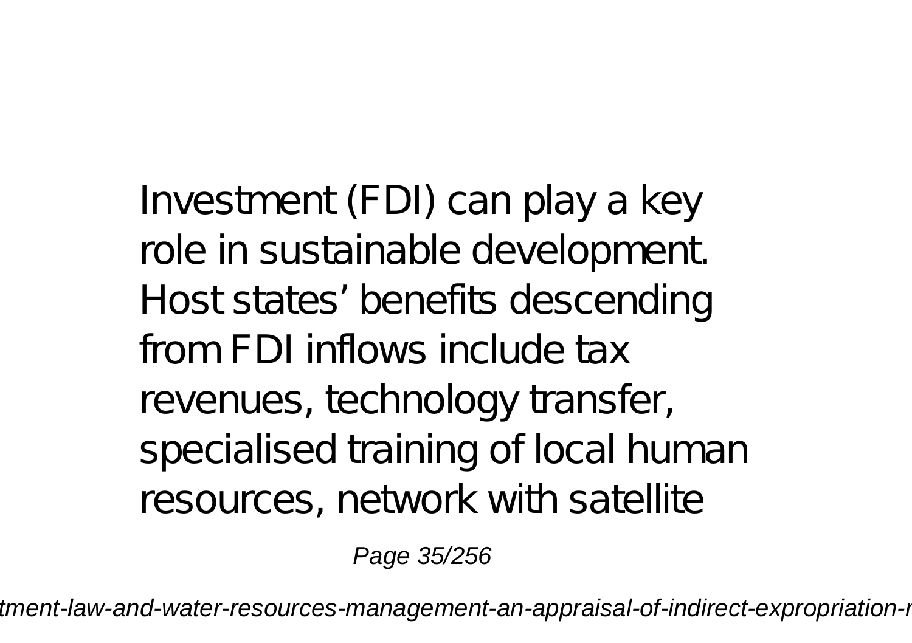Investment (FDI) can play a key role in sustainable development. Host states' benefits descending from FDI inflows include tax revenues, technology transfer, specialised training of local human resources, network with satellite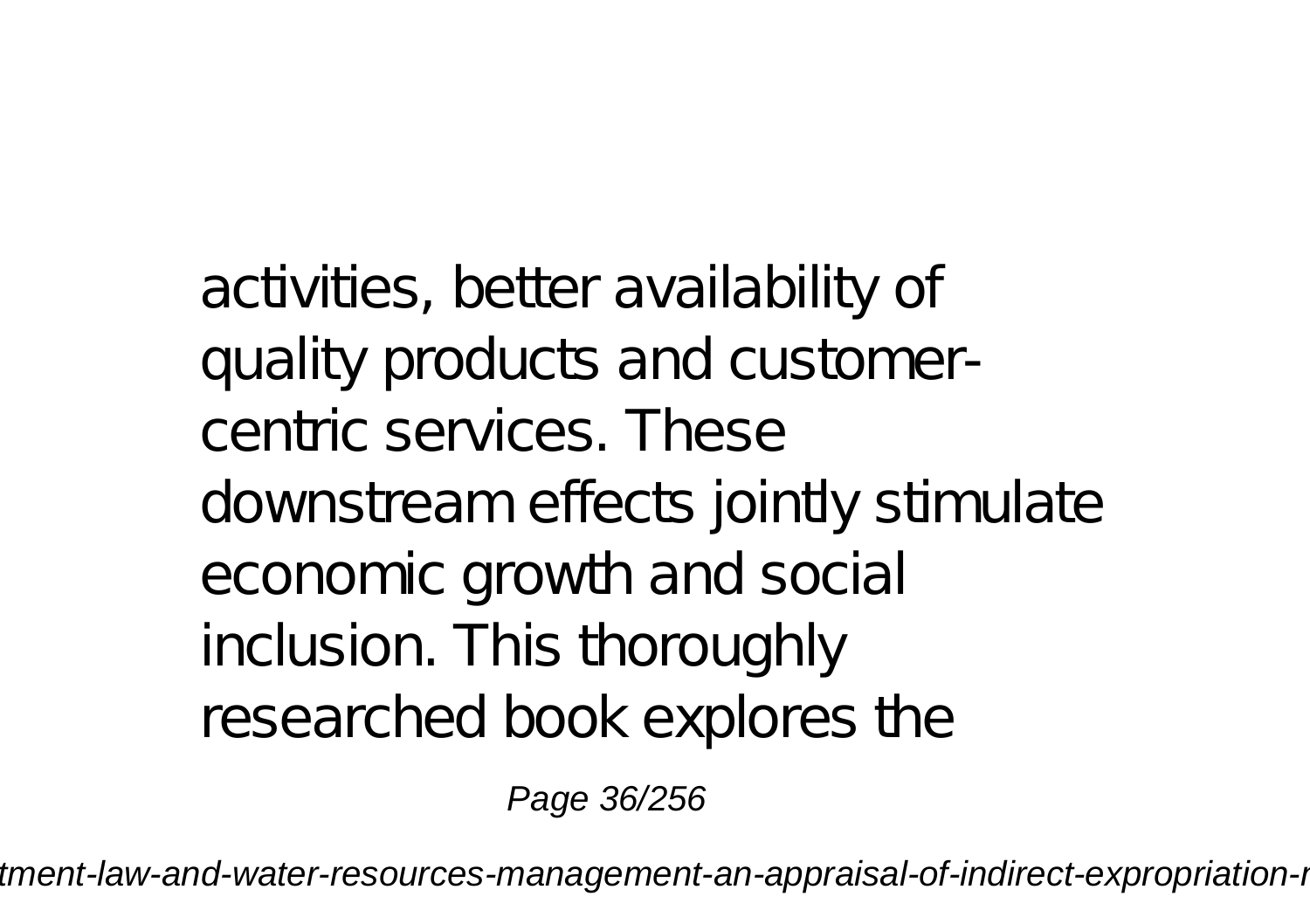activities, better availability of quality products and customer-centric services. These downstream effects jointly stimulate economic growth and social inclusion. This thoroughly researched book explores the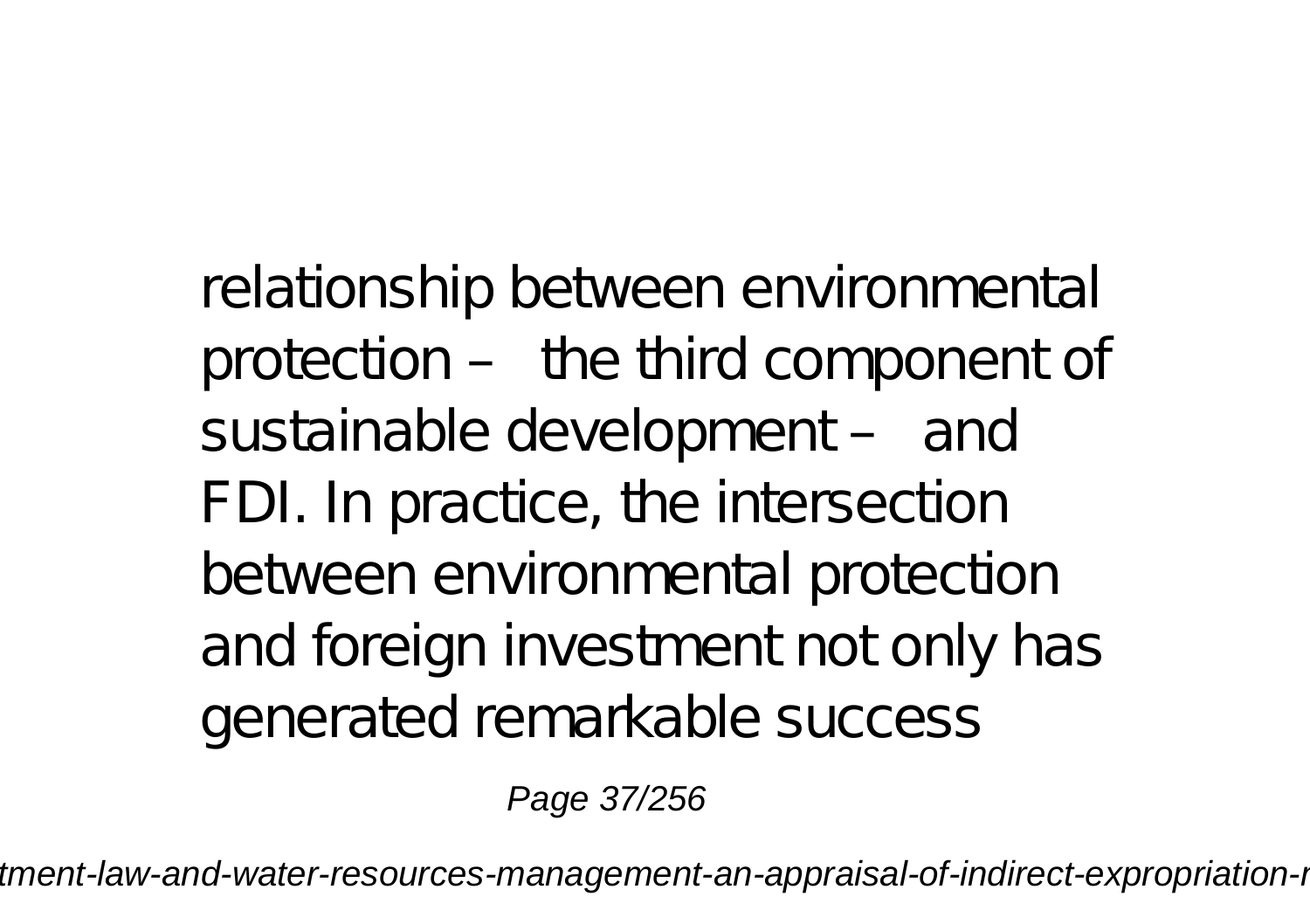relationship between environmental protection – the third component of sustainable development – and FDI. In practice, the intersection between environmental protection and foreign investment not only has generated remarkable success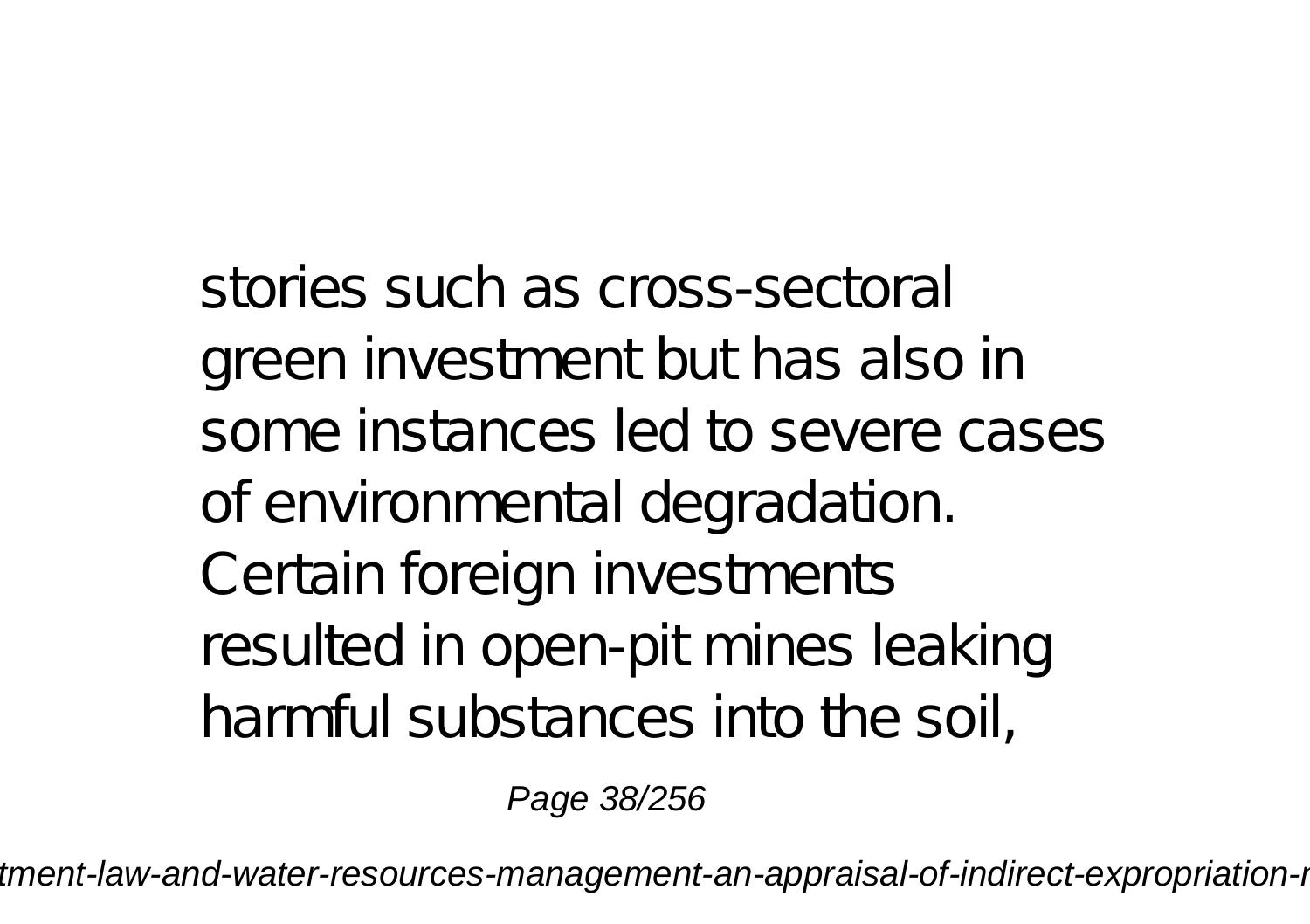stories such as cross-sectoral green investment but has also in some instances led to severe cases of environmental degradation. Certain foreign investments resulted in open-pit mines leaking harmful substances into the soil,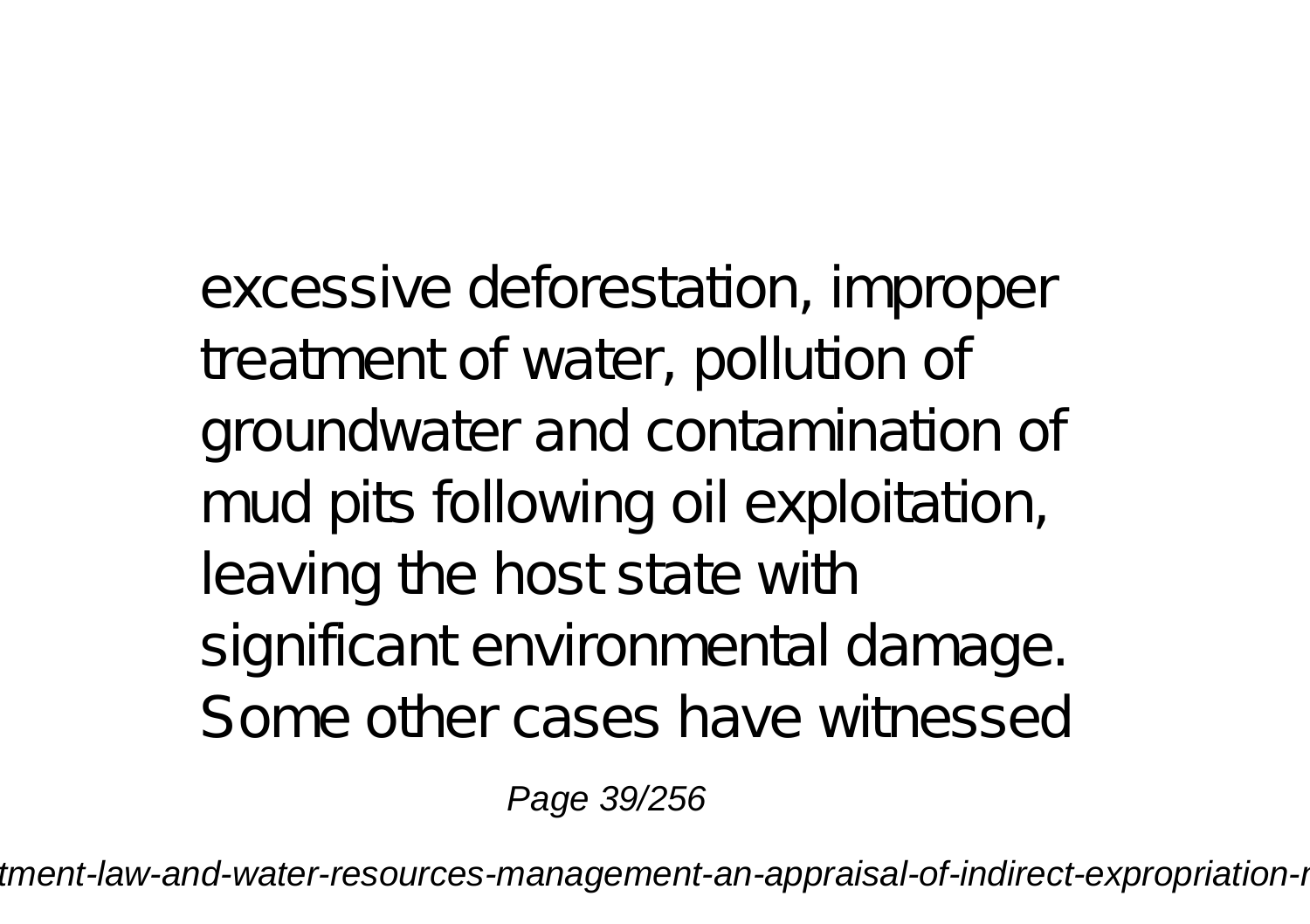excessive deforestation, improper treatment of water, pollution of groundwater and contamination of mud pits following oil exploitation, leaving the host state with significant environmental damage. Some other cases have witnessed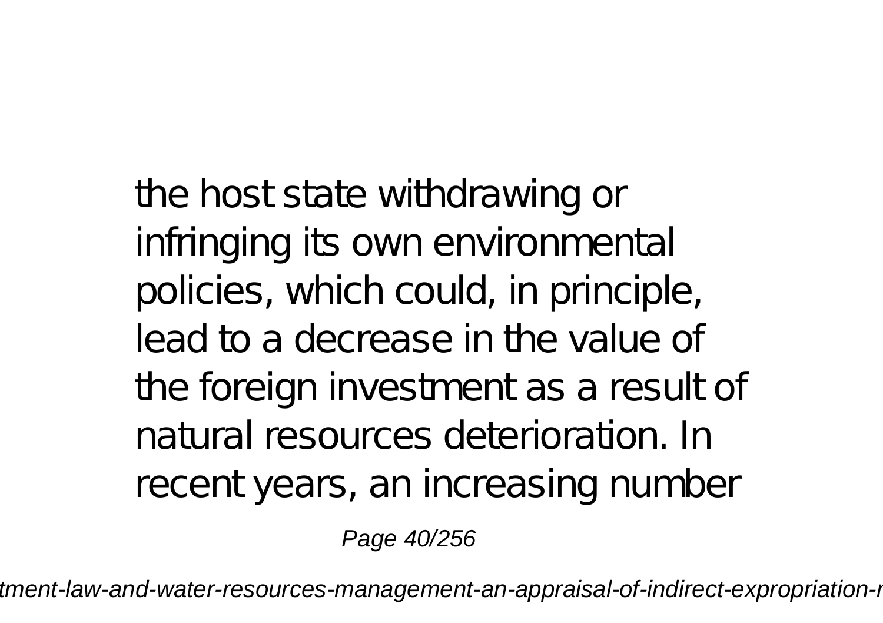the host state withdrawing or infringing its own environmental policies, which could, in principle, lead to a decrease in the value of the foreign investment as a result of natural resources deterioration. In recent years, an increasing number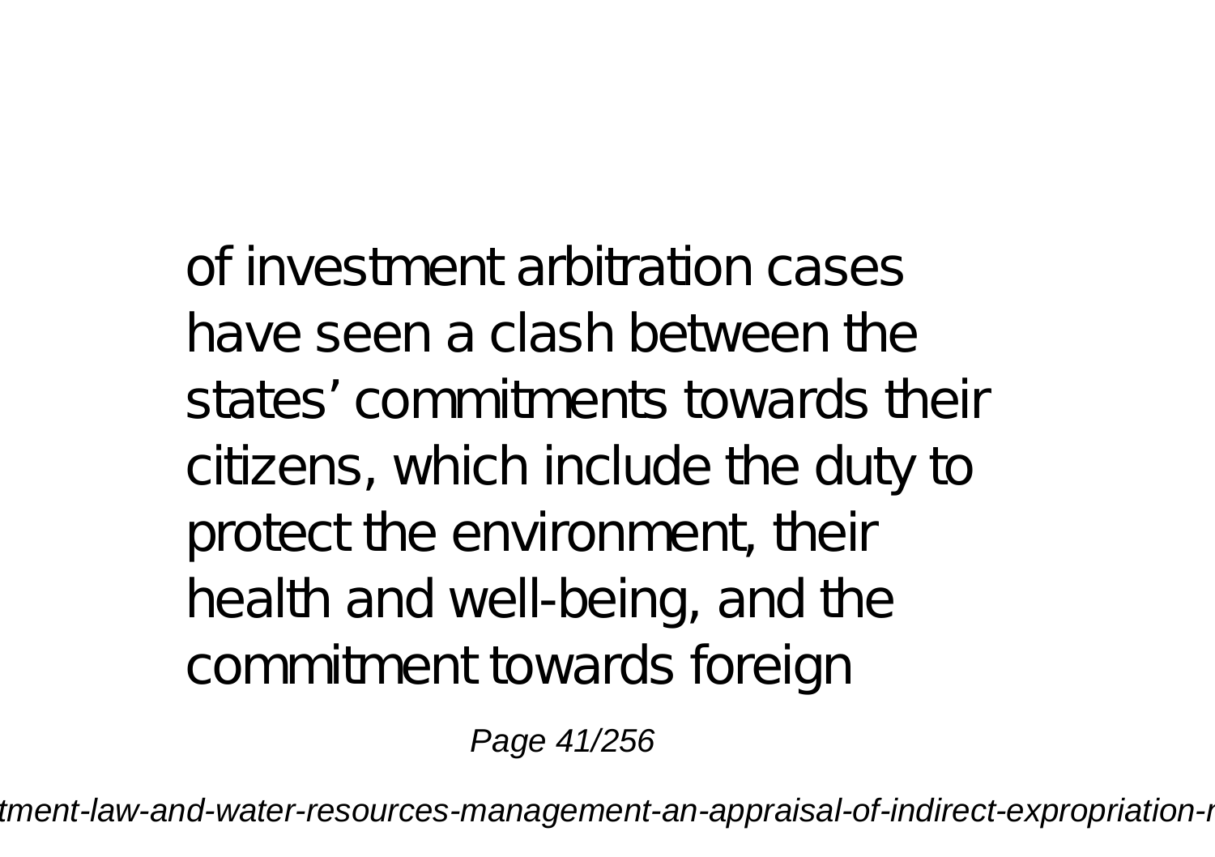of investment arbitration cases have seen a clash between the states' commitments towards their citizens, which include the duty to protect the environment, their health and well-being, and the commitment towards foreign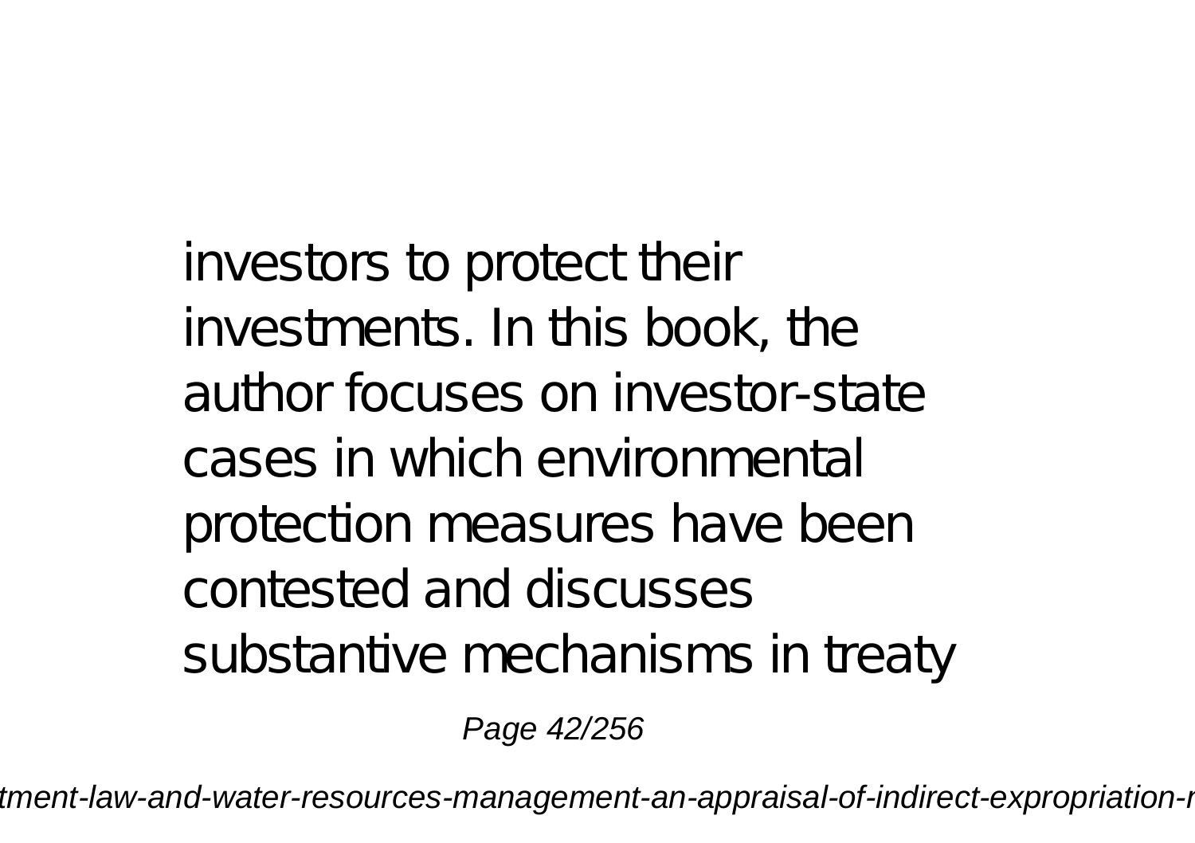investors to protect their investments. In this book, the author focuses on investor-state cases in which environmental protection measures have been contested and discusses substantive mechanisms in treaty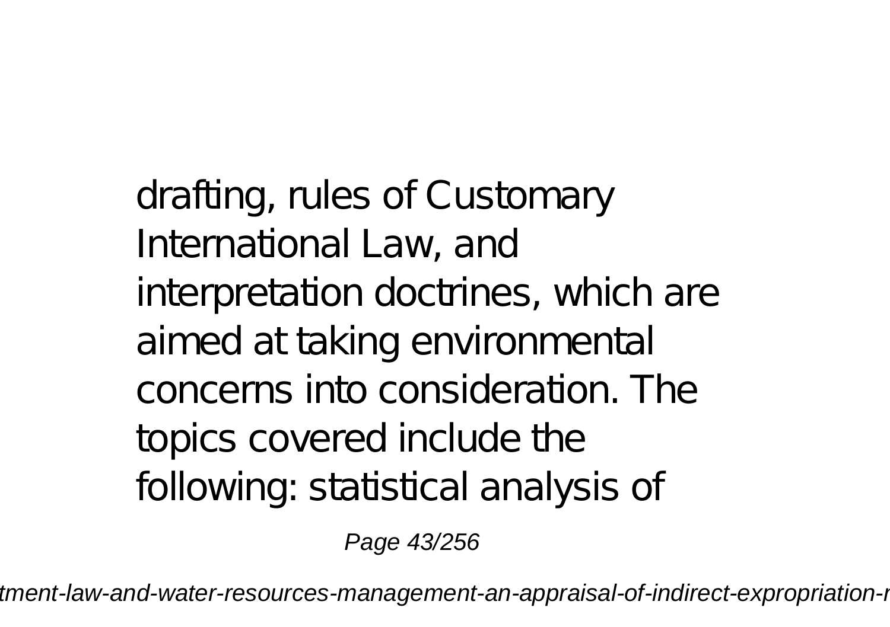drafting, rules of Customary International Law, and interpretation doctrines, which are aimed at taking environmental concerns into consideration. The topics covered include the following: statistical analysis of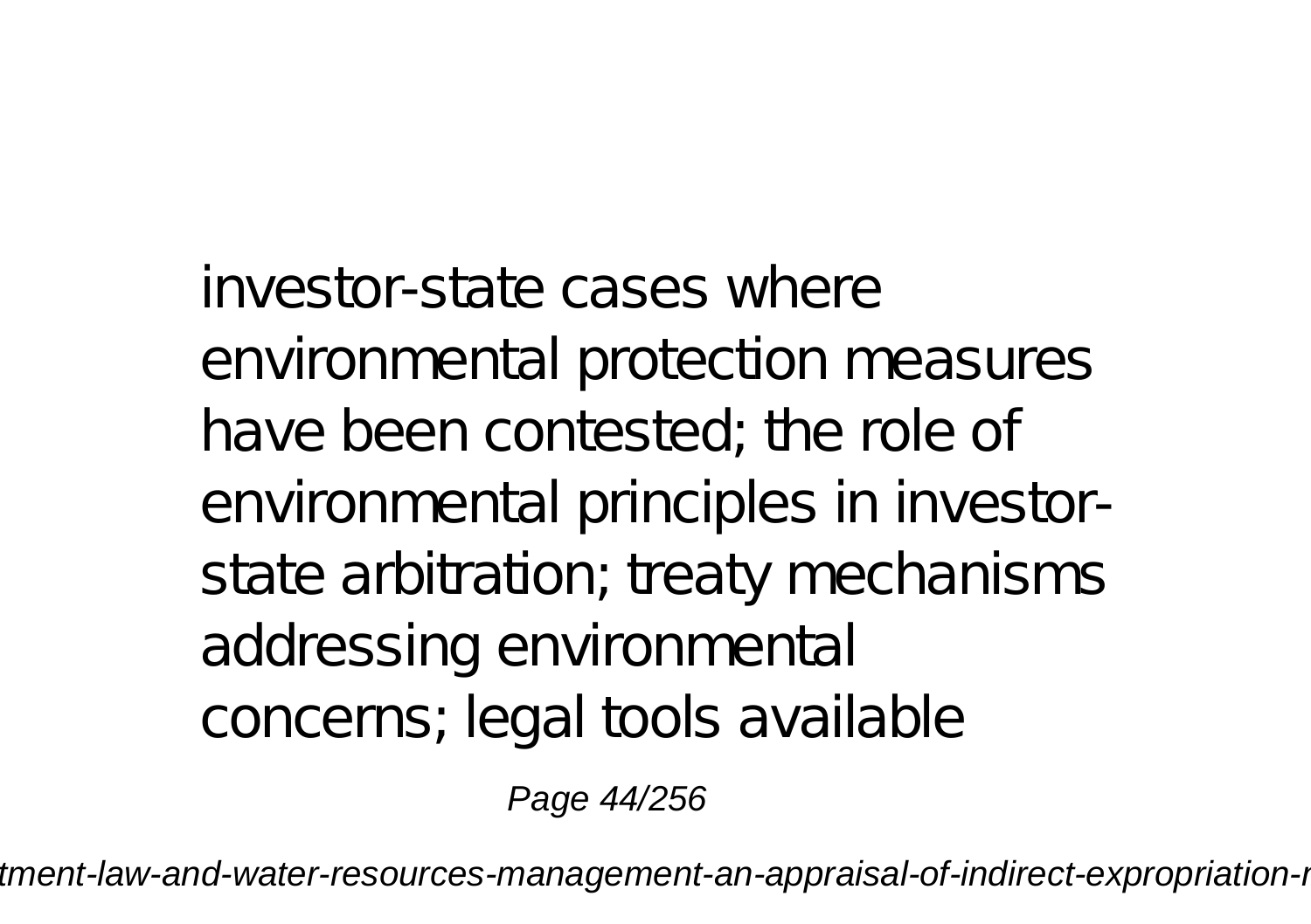investor-state cases where environmental protection measures have been contested; the role of environmental principles in investor-state arbitration; treaty mechanisms addressing environmental concerns; legal tools available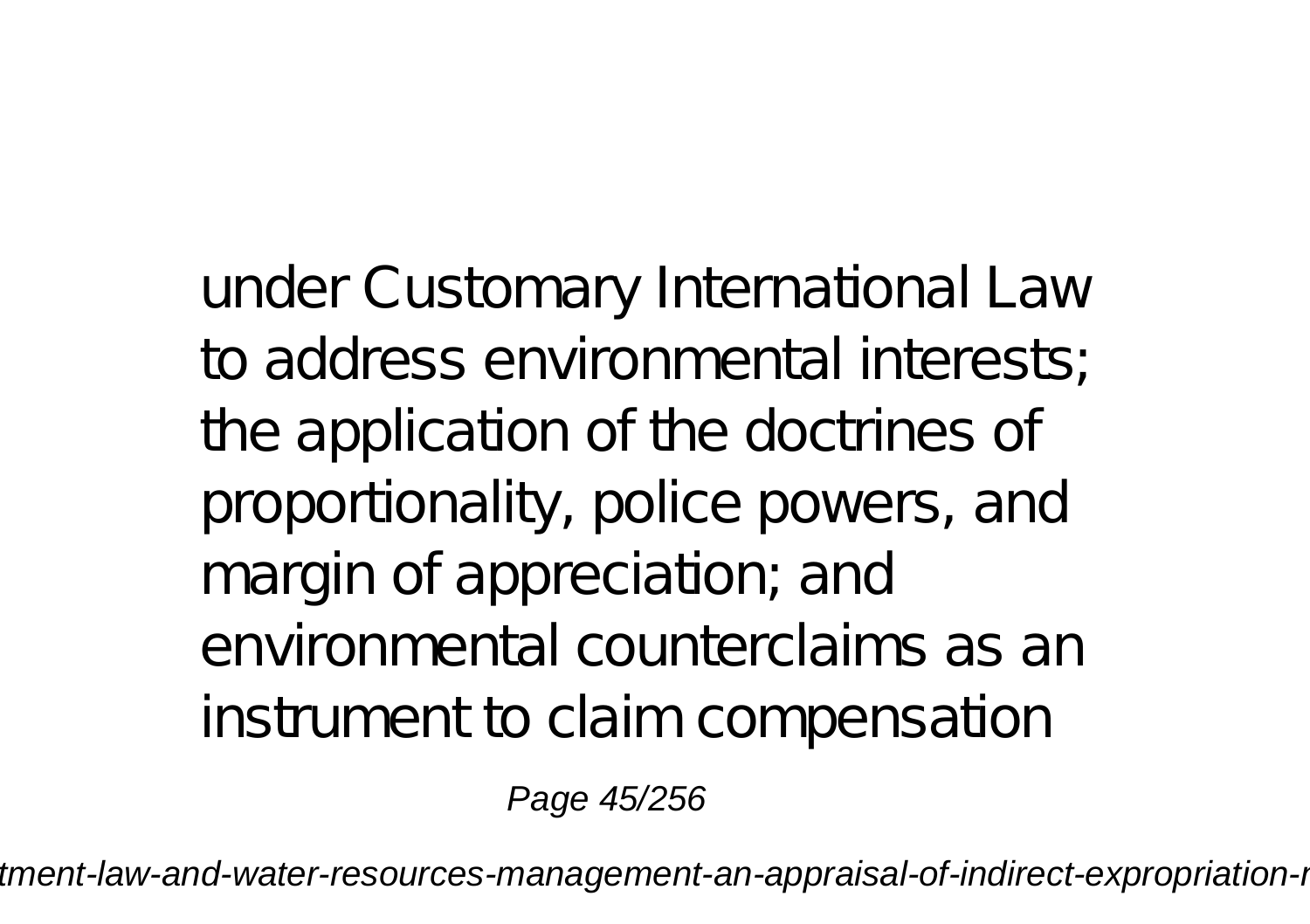under Customary International Law to address environmental interests; the application of the doctrines of proportionality, police powers, and margin of appreciation; and environmental counterclaims as an instrument to claim compensation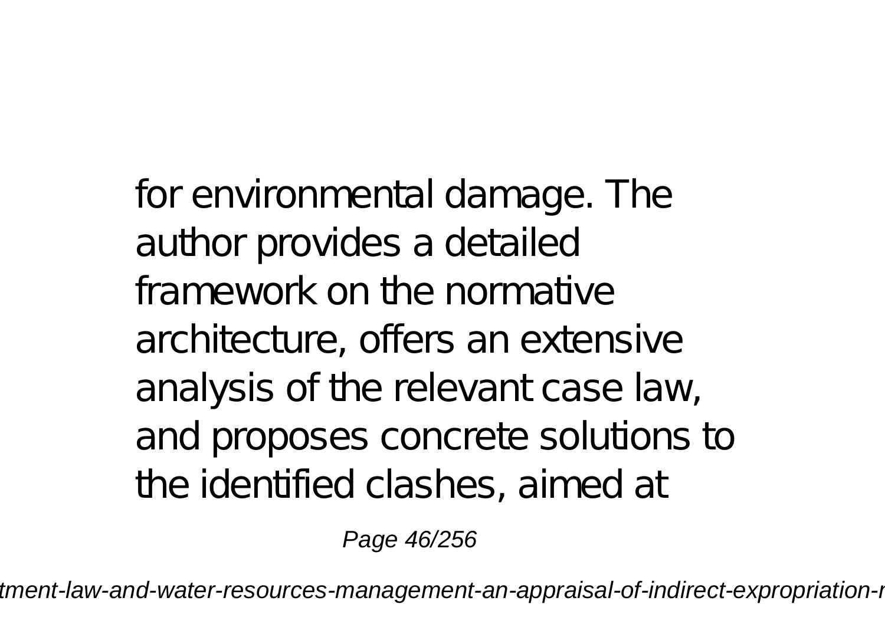for environmental damage. The author provides a detailed framework on the normative architecture, offers an extensive analysis of the relevant case law, and proposes concrete solutions to the identified clashes, aimed at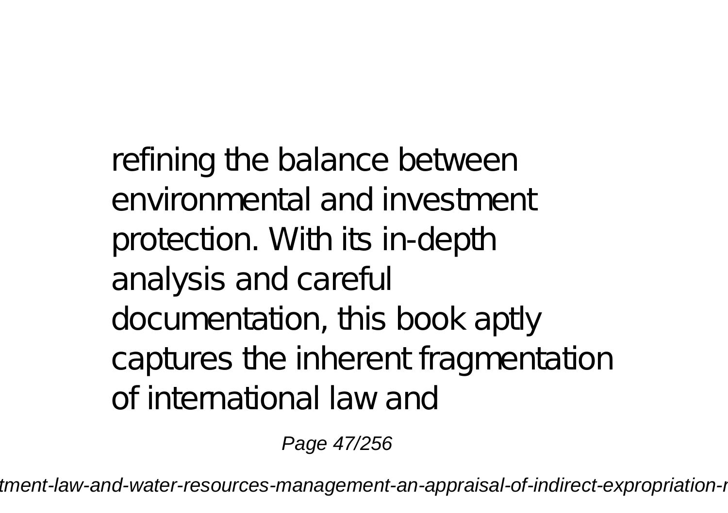refining the balance between environmental and investment protection. With its in-depth analysis and careful documentation, this book aptly captures the inherent fragmentation of international law and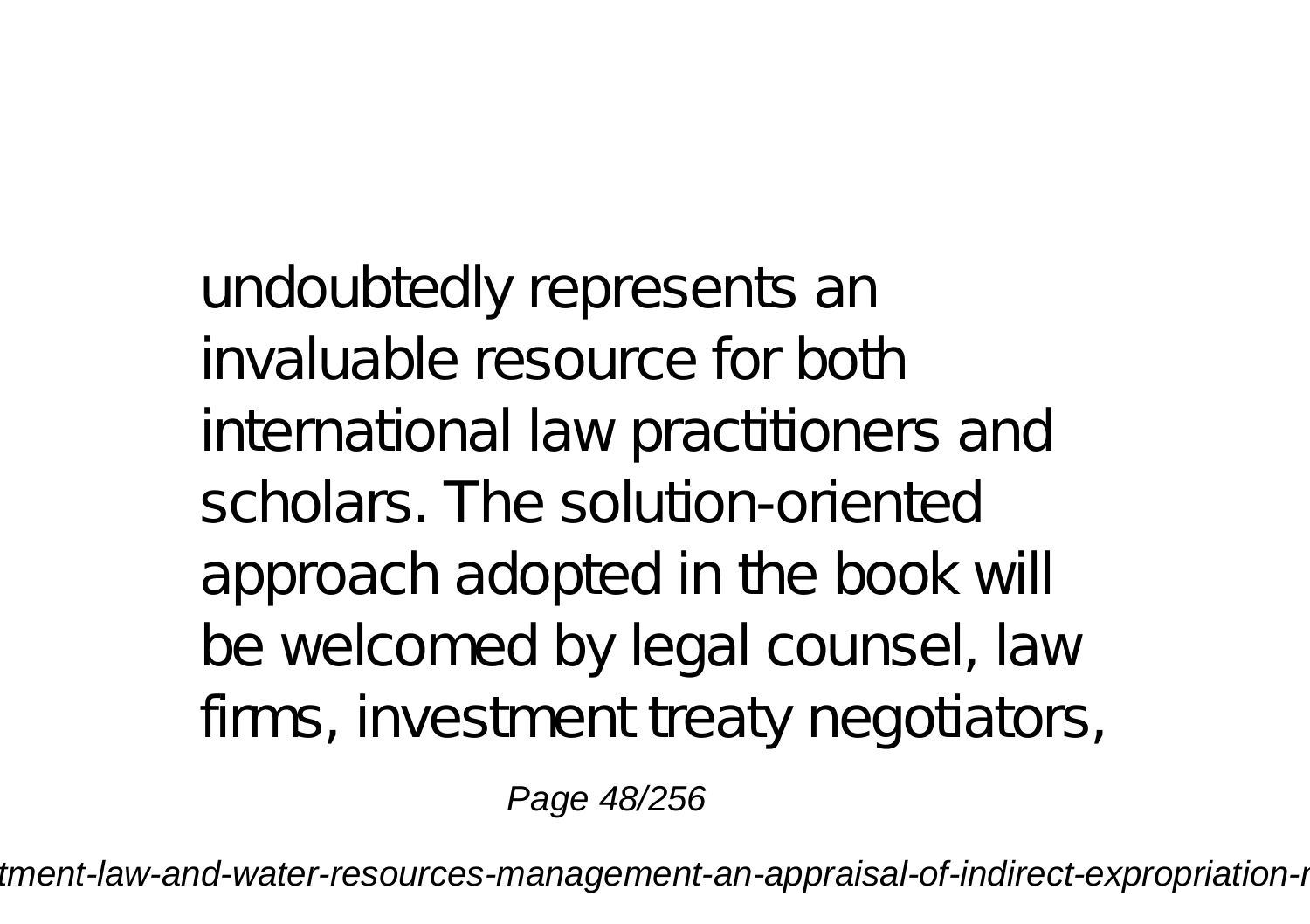undoubtedly represents an invaluable resource for both international law practitioners and scholars. The solution-oriented approach adopted in the book will be welcomed by legal counsel, law firms, investment treaty negotiators,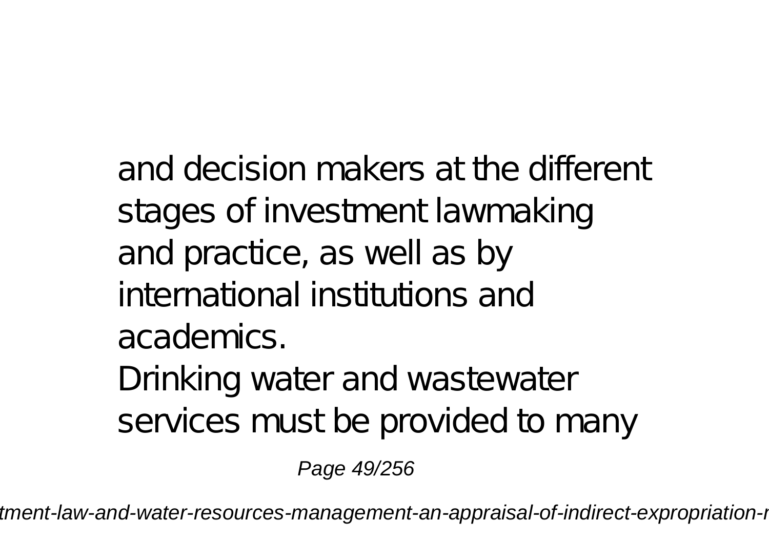and decision makers at the different stages of investment lawmaking and practice, as well as by international institutions and academics.

Drinking water and wastewater services must be provided to many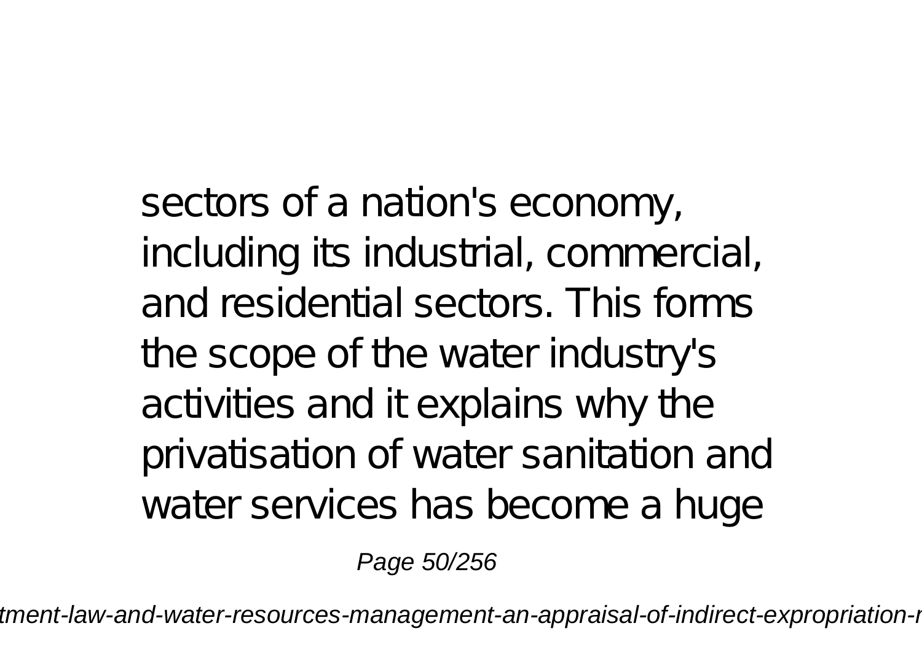sectors of a nation's economy, including its industrial, commercial, and residential sectors. This forms the scope of the water industry's activities and it explains why the privatisation of water sanitation and water services has become a huge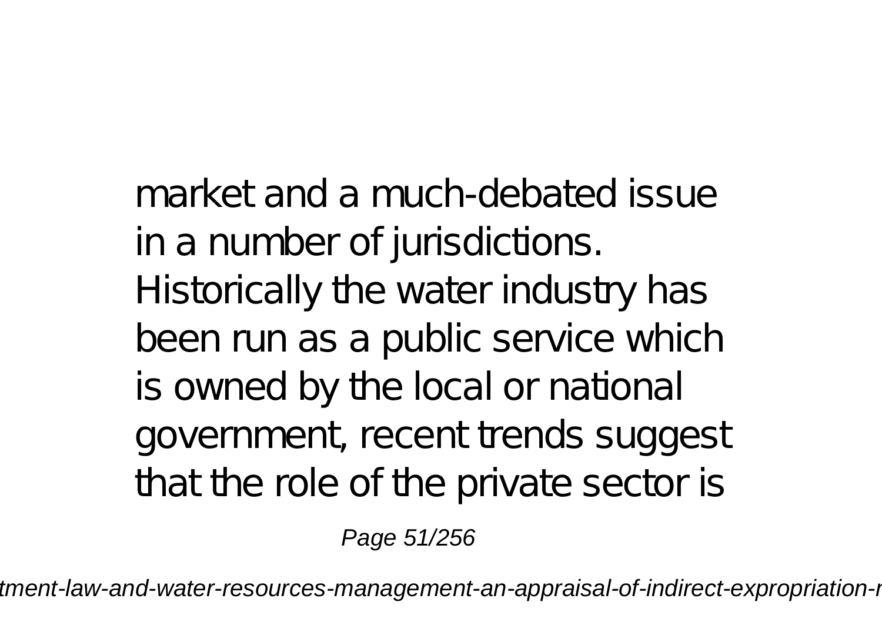market and a much-debated issue in a number of jurisdictions. Historically the water industry has been run as a public service which is owned by the local or national government, recent trends suggest that the role of the private sector is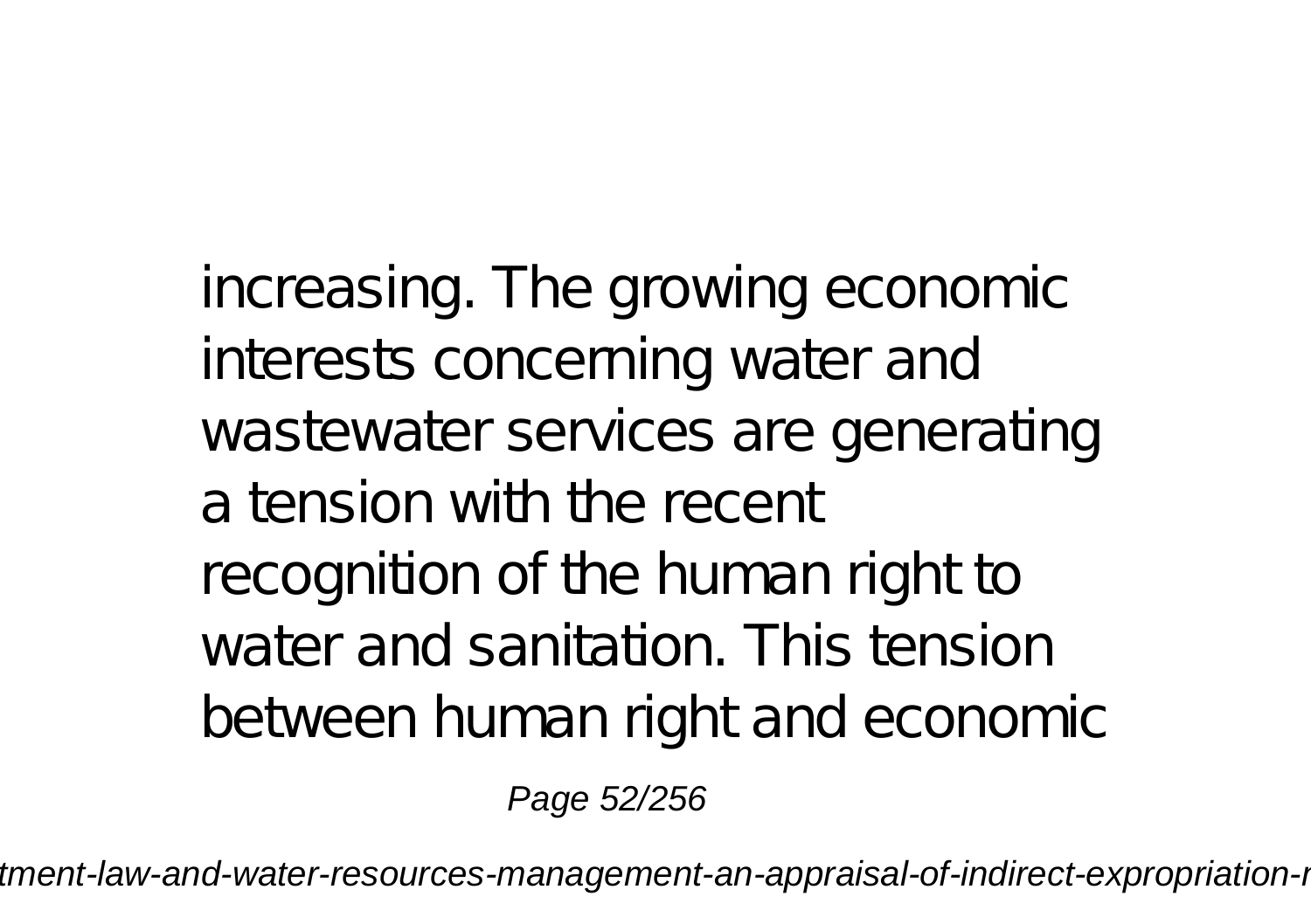increasing. The growing economic interests concerning water and wastewater services are generating a tension with the recent recognition of the human right to water and sanitation. This tension between human right and economic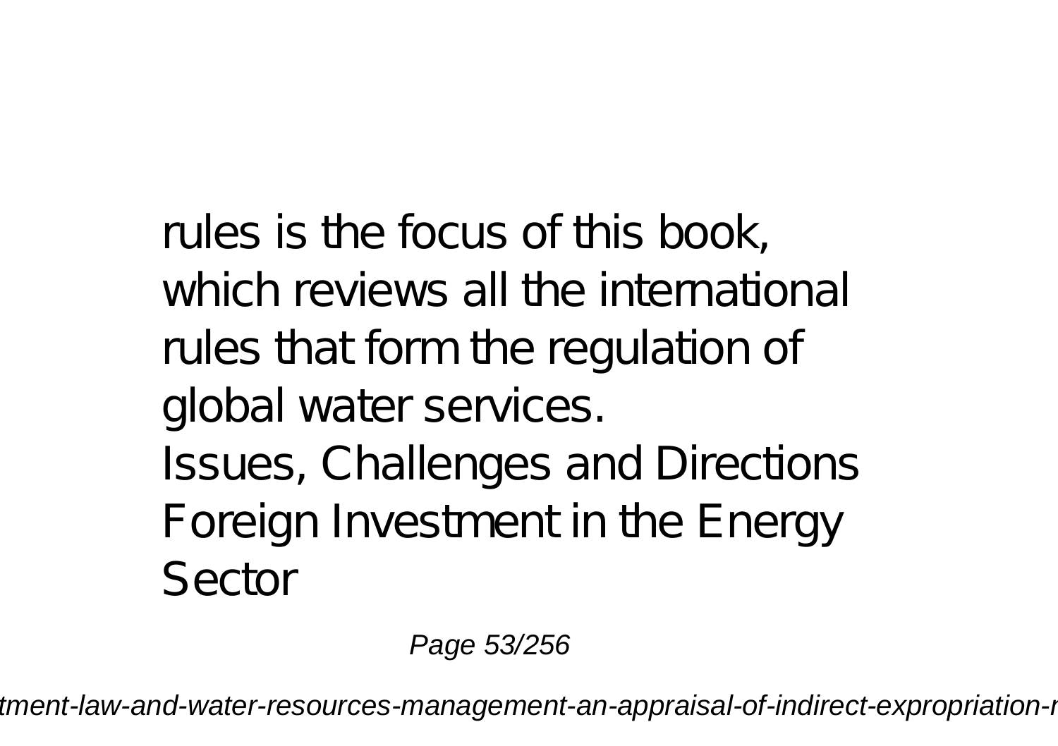rules is the focus of this book, which reviews all the international rules that form the regulation of global water services.

Issues, Challenges and Directions

Foreign Investment in the Energy Sector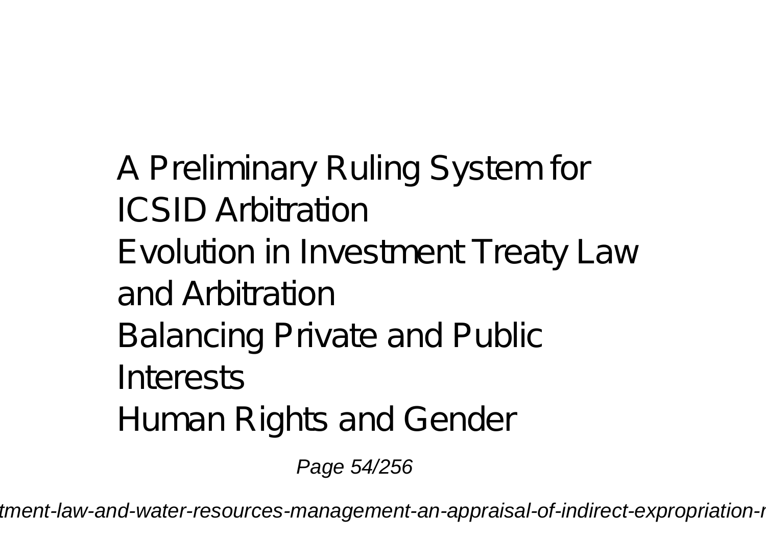A Preliminary Ruling System for ICSID Arbitration

Evolution in Investment Treaty Law and Arbitration

Balancing Private and Public Interests

Human Rights and Gender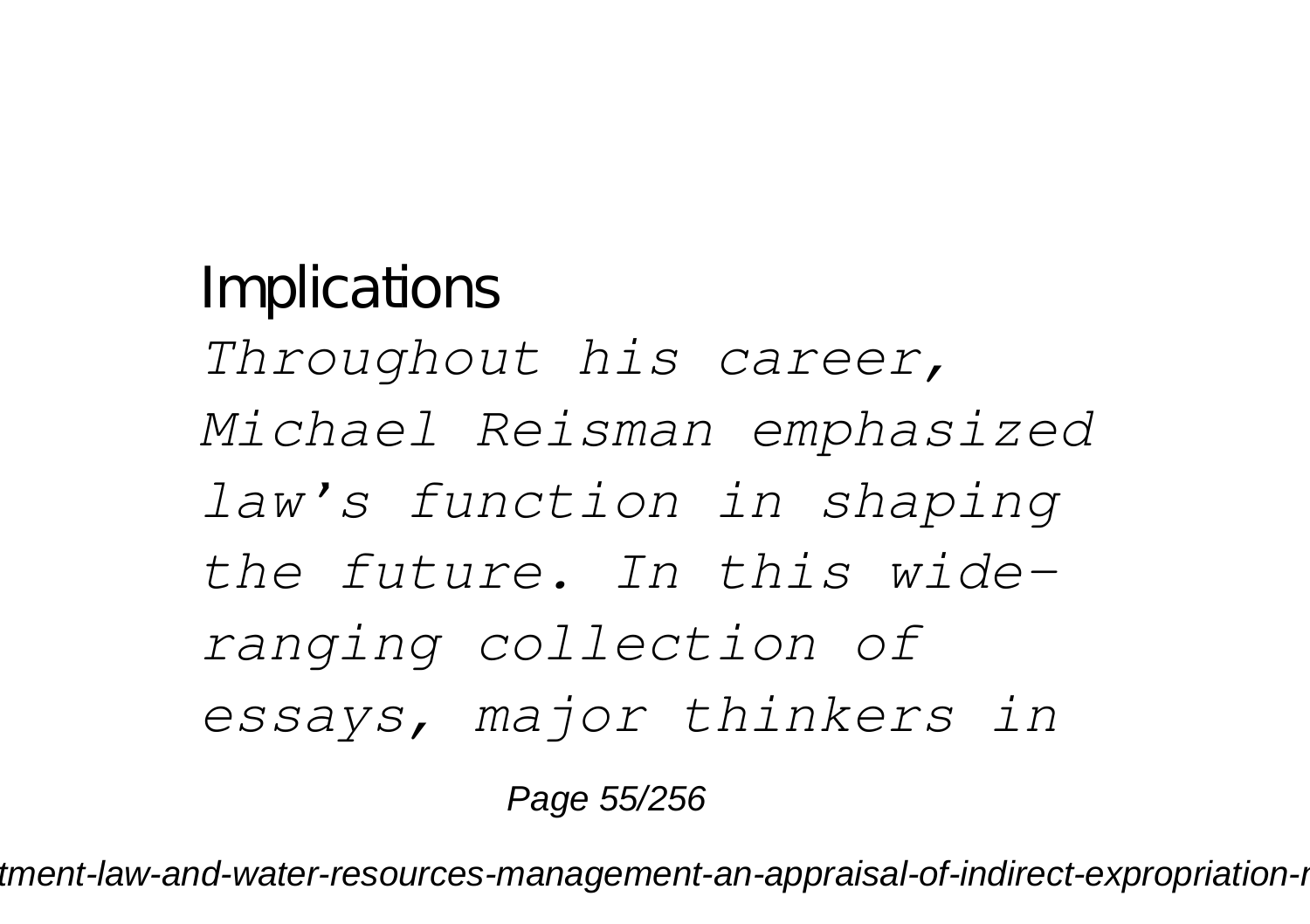Implications

*Throughout his career, Michael Reisman emphasized law's function in shaping the future. In this wide-ranging collection of essays, major thinkers in*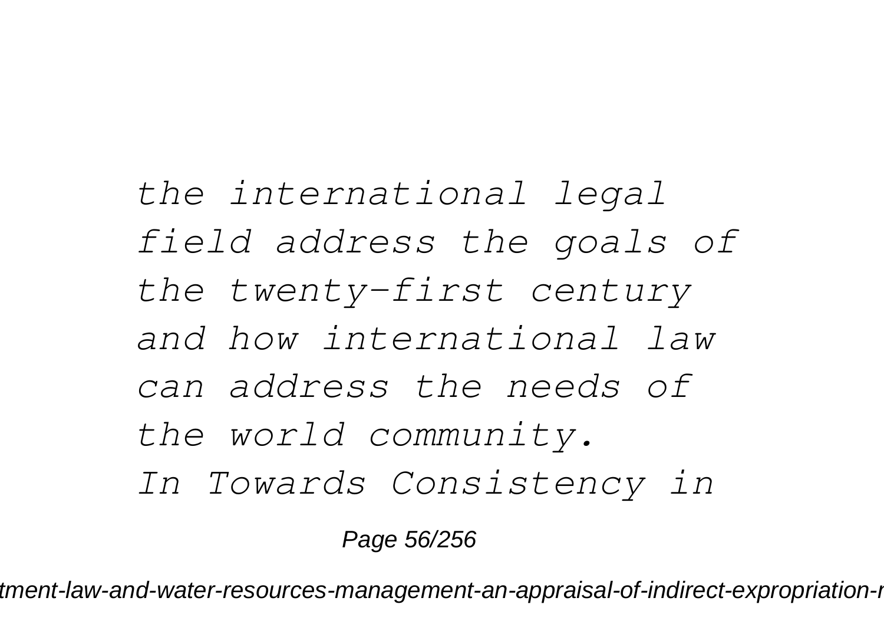*the international legal field address the goals of the twenty-first century and how international law can address the needs of the world community.*

*In Towards Consistency in*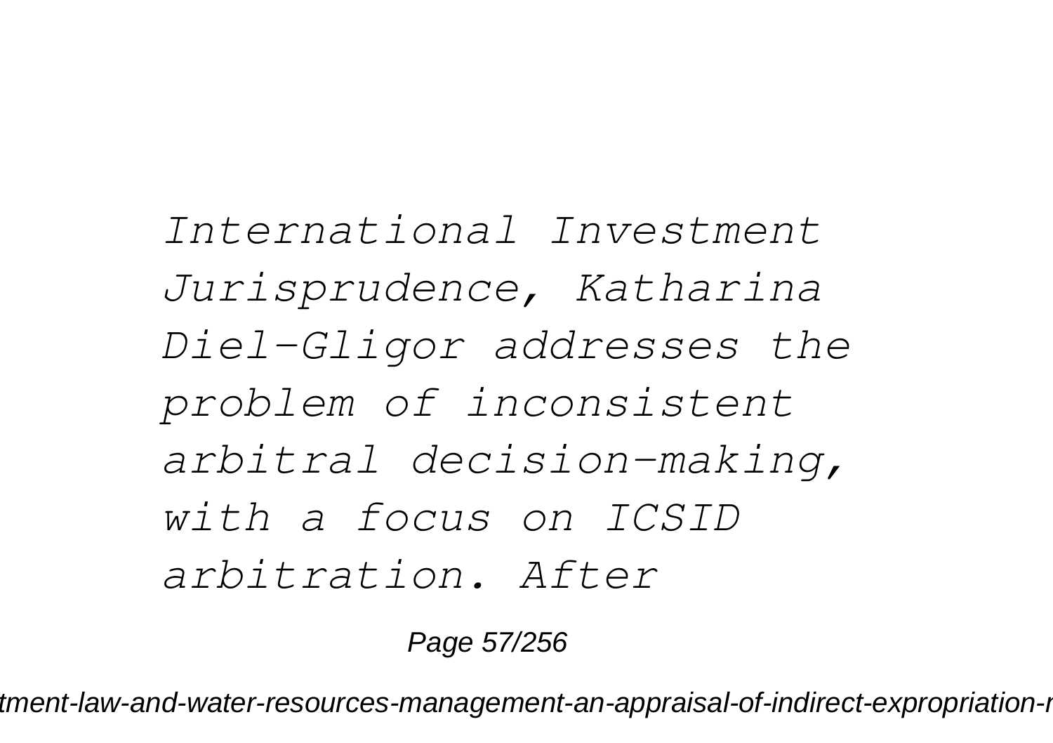*International Investment Jurisprudence, Katharina Diel-Gligor addresses the problem of inconsistent arbitral decision-making, with a focus on ICSID arbitration. After*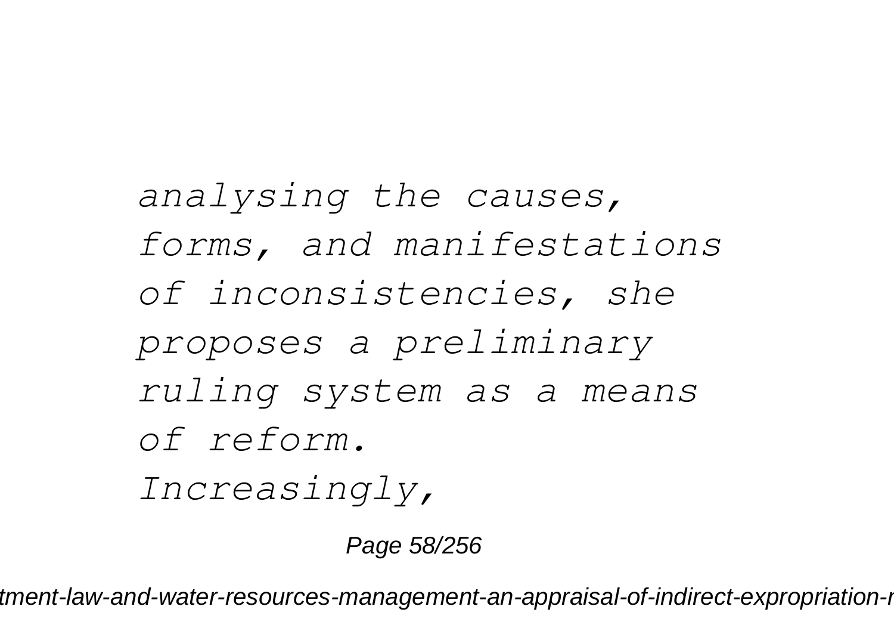*analysing the causes, forms, and manifestations of inconsistencies, she proposes a preliminary ruling system as a means of reform.*

*Increasingly,*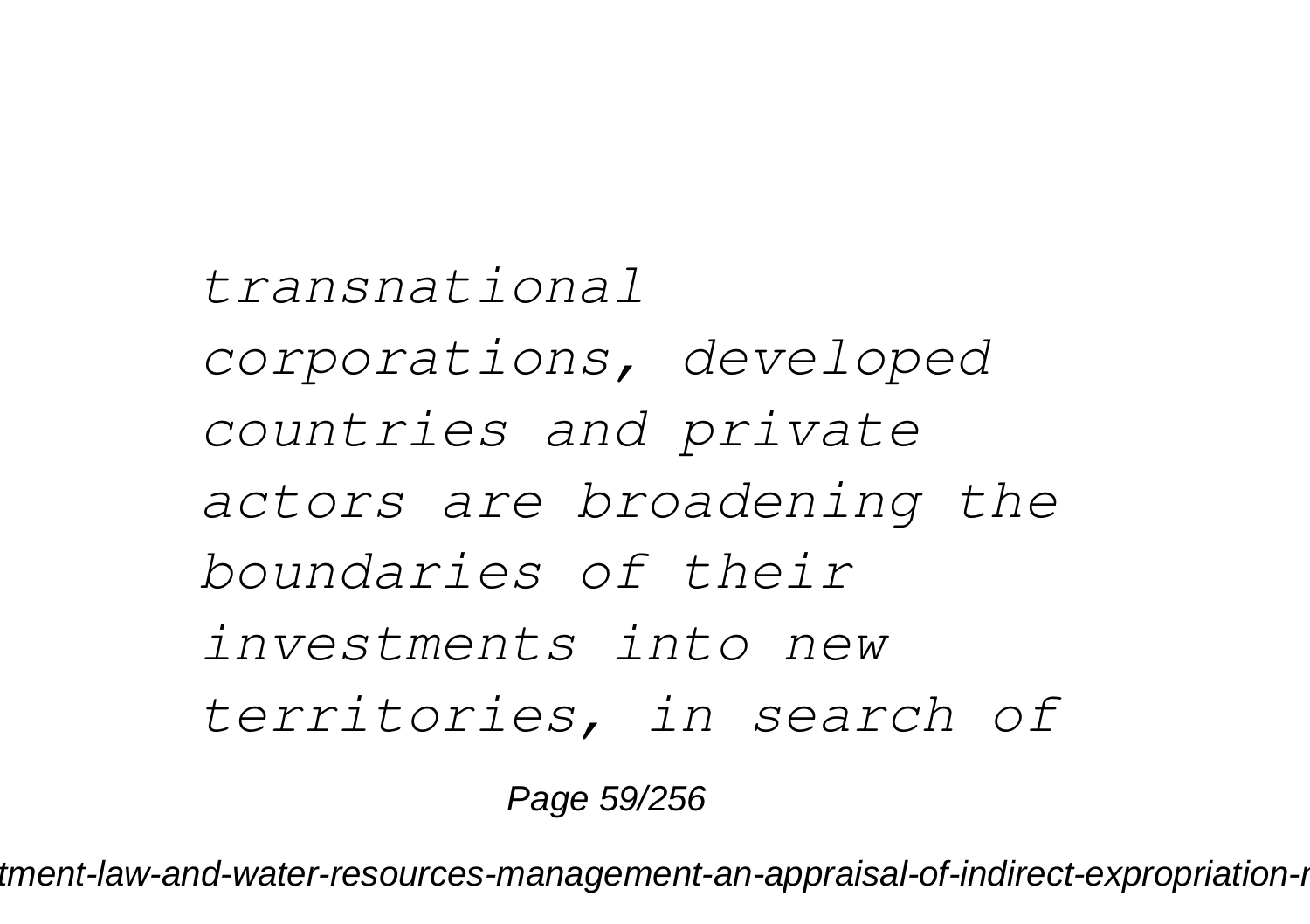*transnational corporations, developed countries and private actors are broadening the boundaries of their investments into new territories, in search of*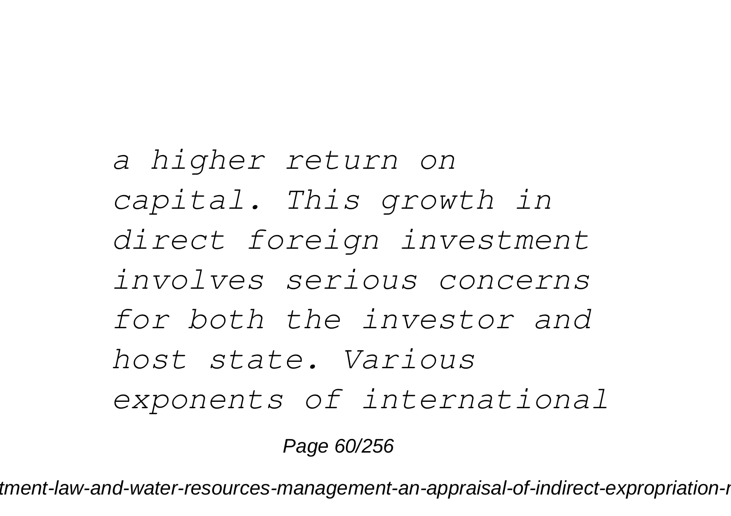*a higher return on capital. This growth in direct foreign investment involves serious concerns for both the investor and host state. Various exponents of international*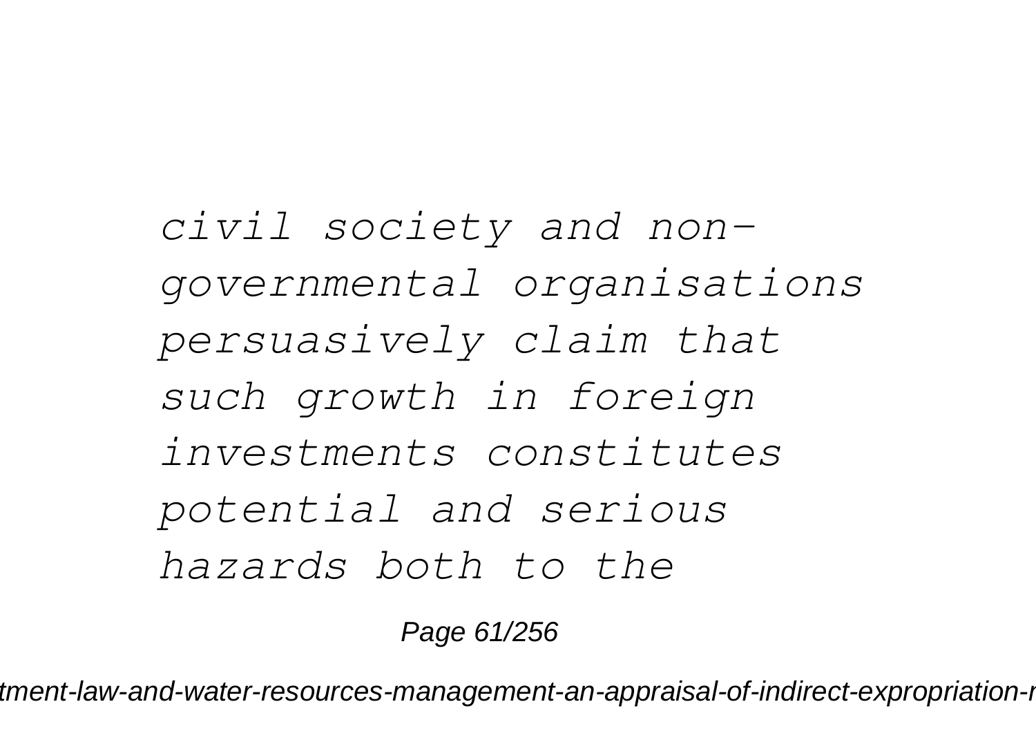*civil society and non-governmental organisations persuasively claim that such growth in foreign investments constitutes potential and serious hazards both to the*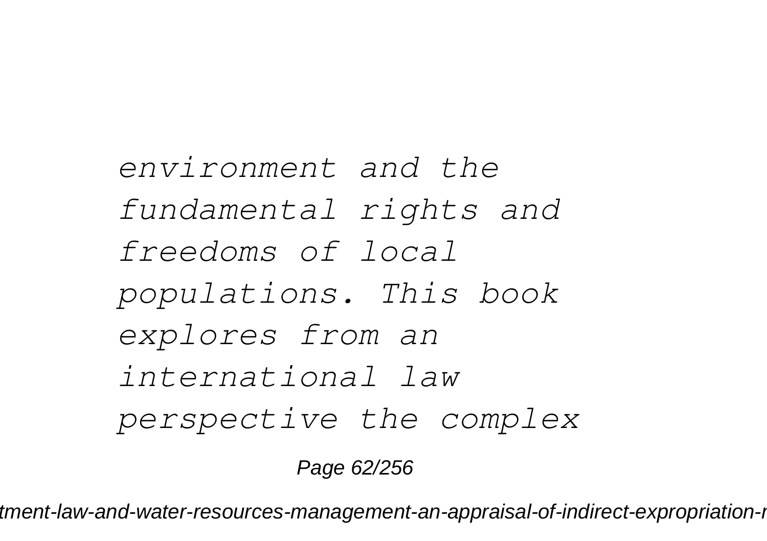*environment and the fundamental rights and freedoms of local populations. This book explores from an international law perspective the complex*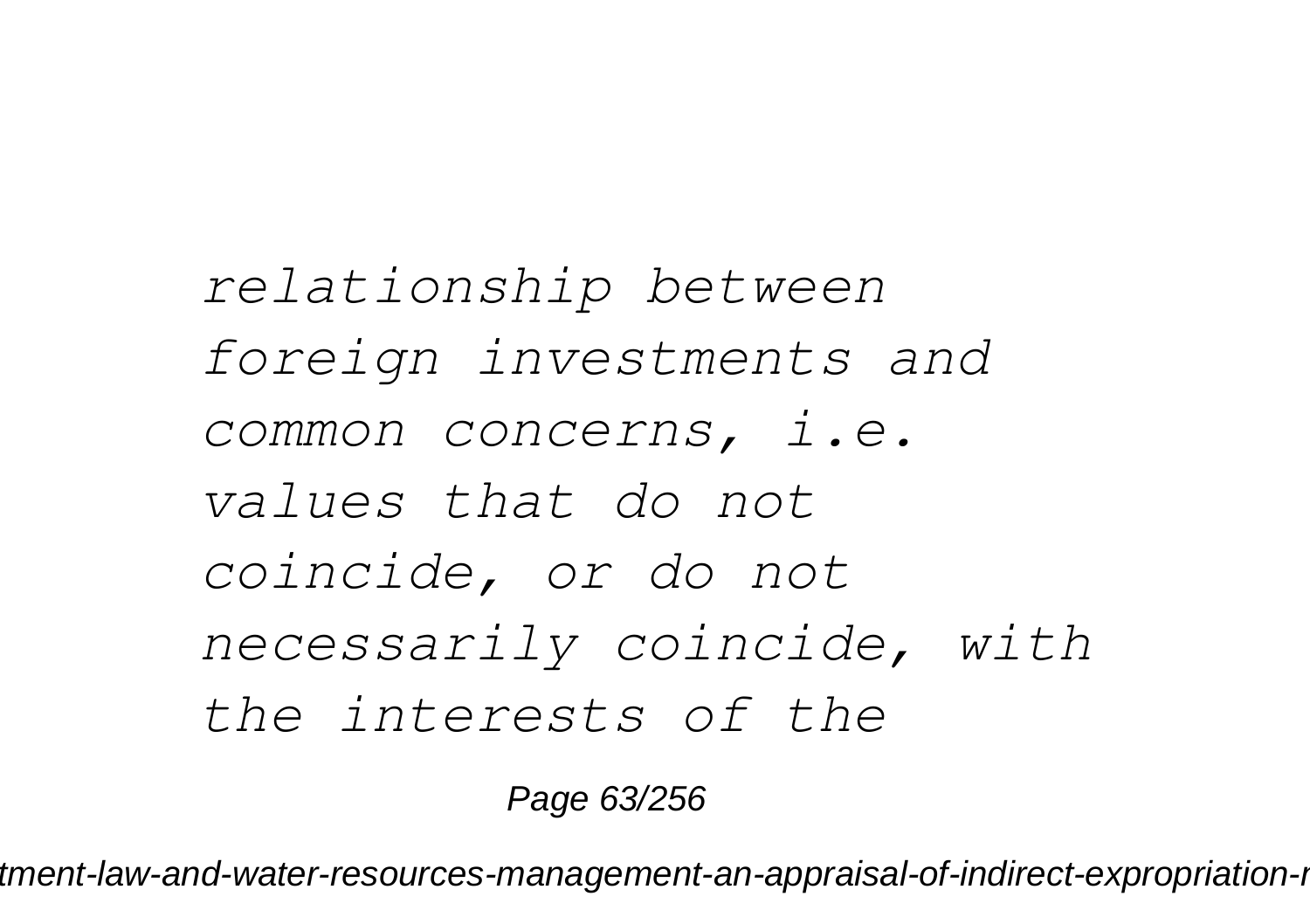*relationship between foreign investments and common concerns, i.e. values that do not coincide, or do not necessarily coincide, with the interests of the*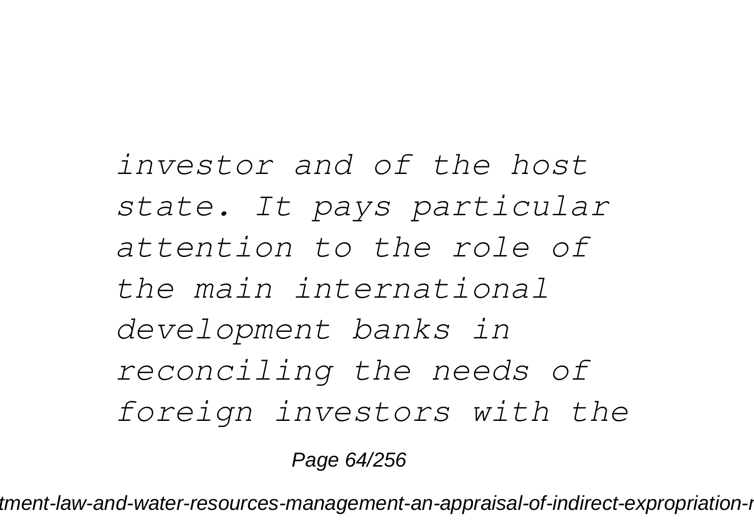*investor and of the host state. It pays particular attention to the role of the main international development banks in reconciling the needs of foreign investors with the*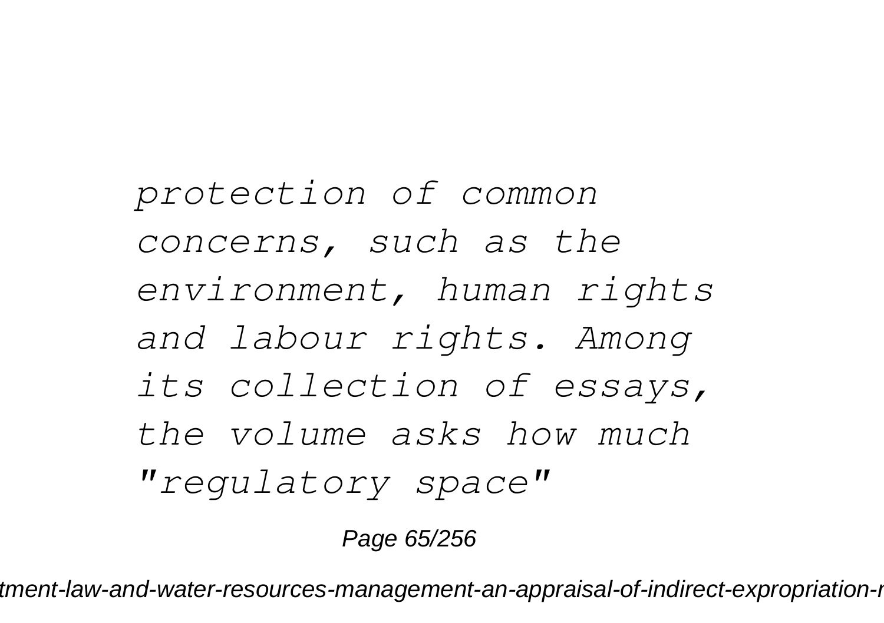*protection of common concerns, such as the environment, human rights and labour rights. Among its collection of essays, the volume asks how much "regulatory space"*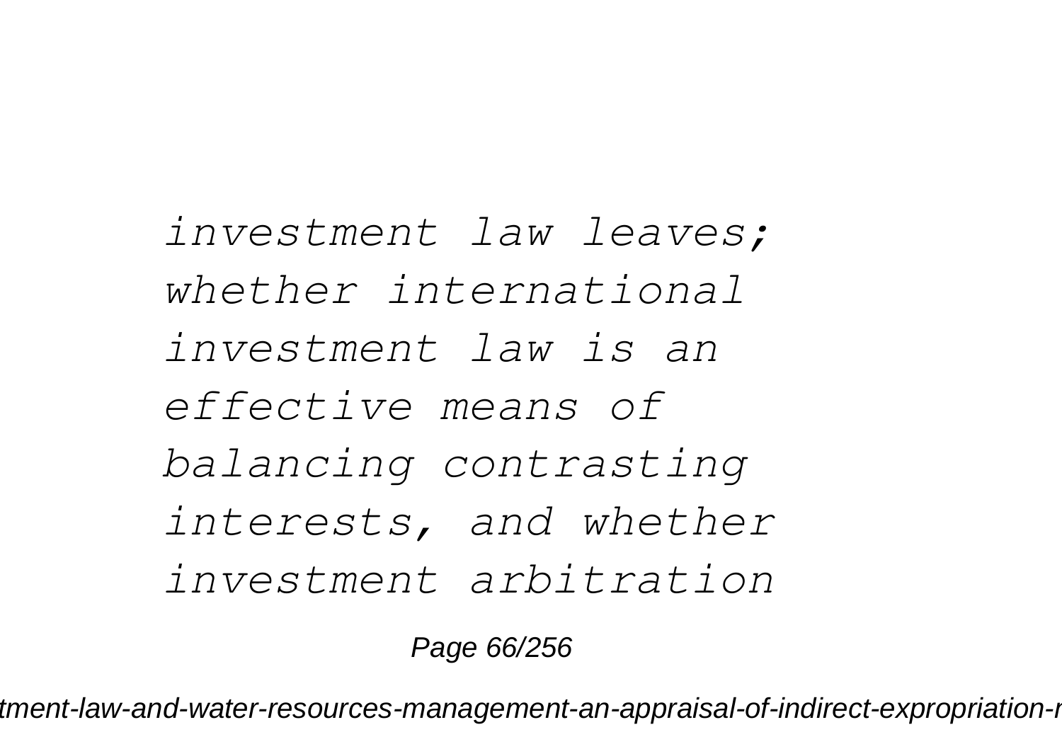*investment law leaves; whether international investment law is an effective means of balancing contrasting interests, and whether investment arbitration*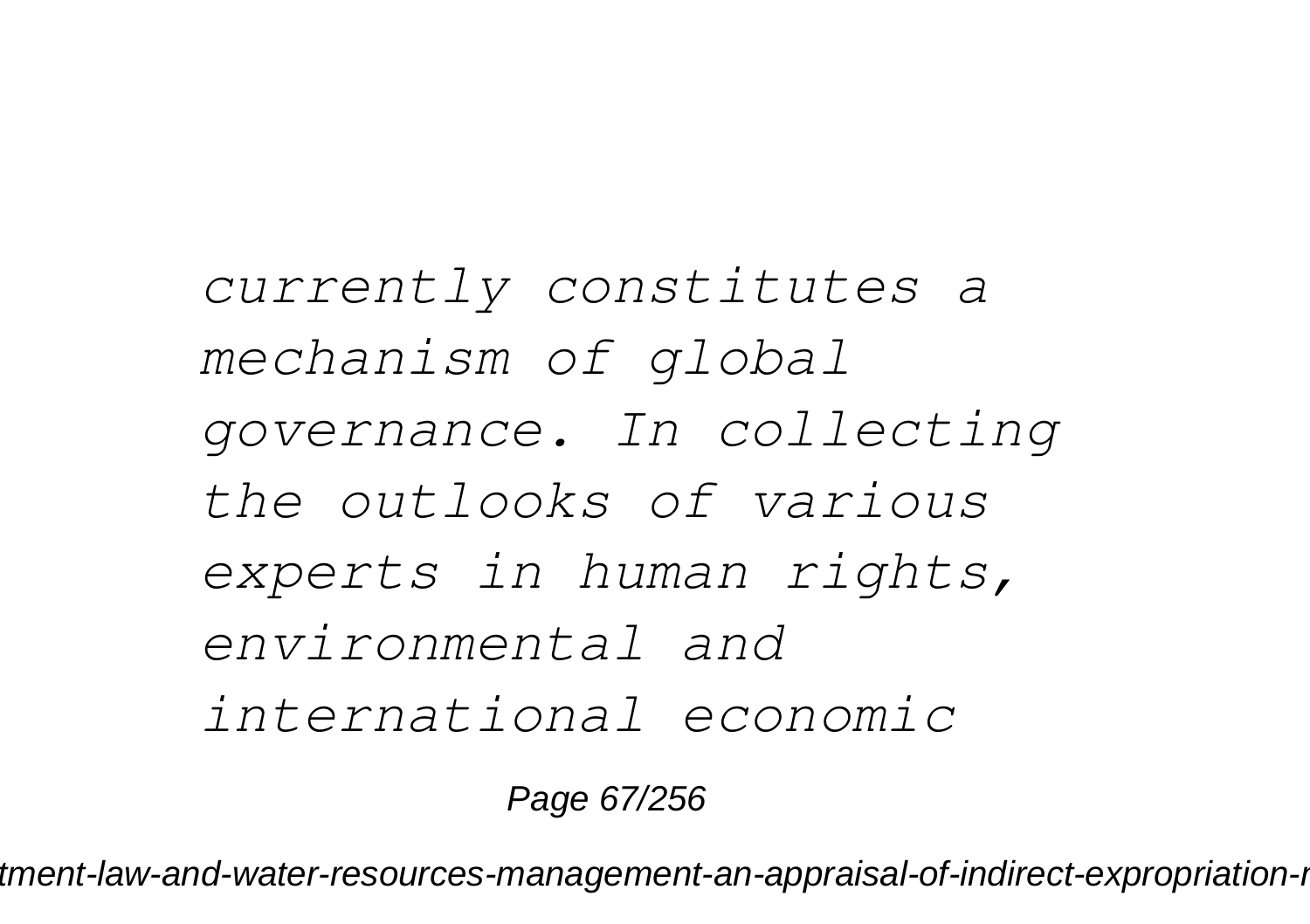*currently constitutes a mechanism of global governance. In collecting the outlooks of various experts in human rights, environmental and international economic*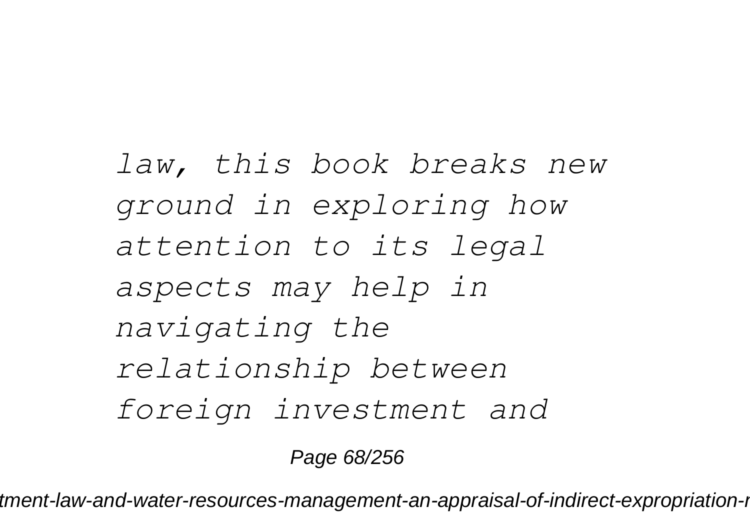*law, this book breaks new ground in exploring how attention to its legal aspects may help in navigating the relationship between foreign investment and*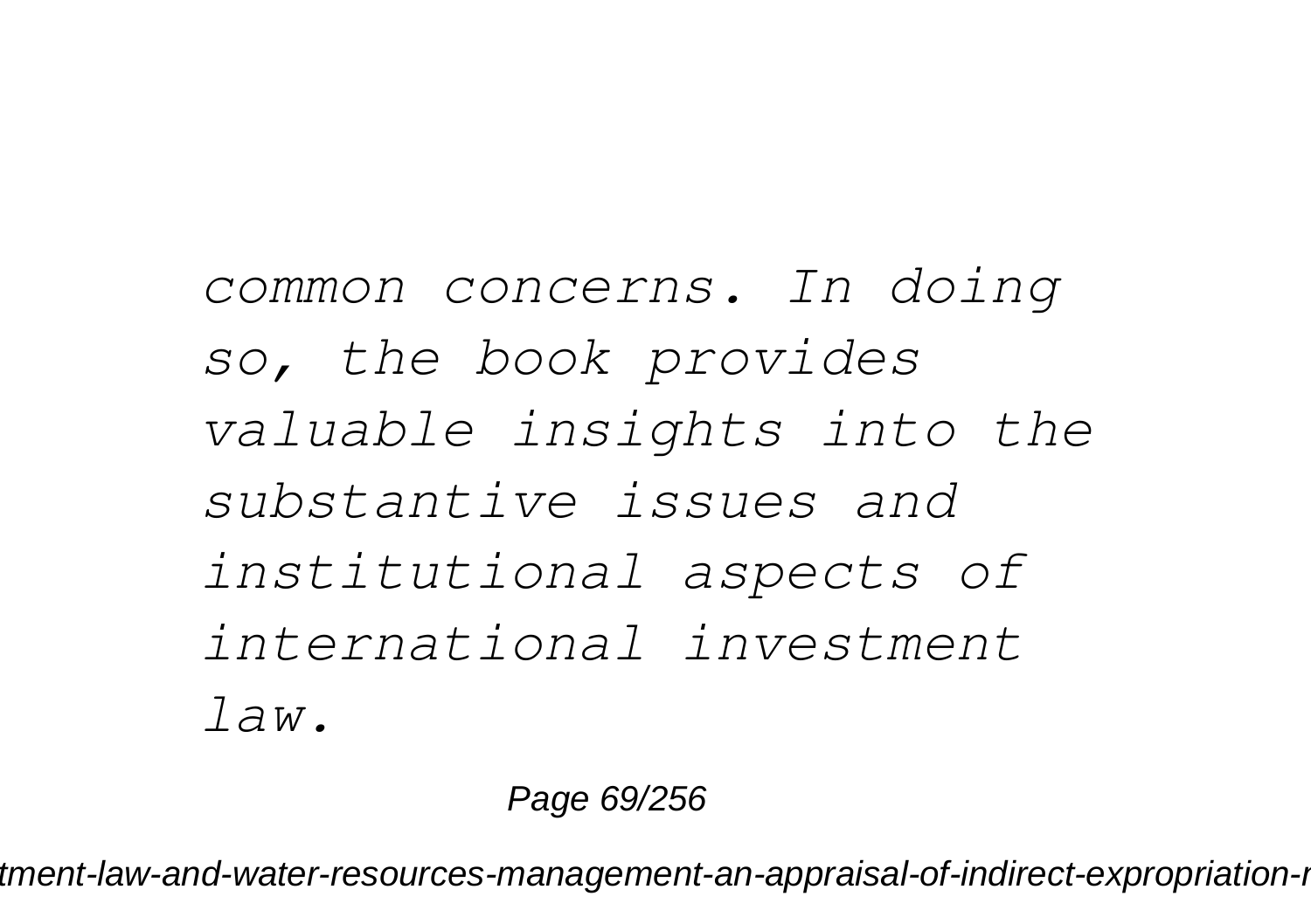*common concerns. In doing so, the book provides valuable insights into the substantive issues and institutional aspects of international investment law.*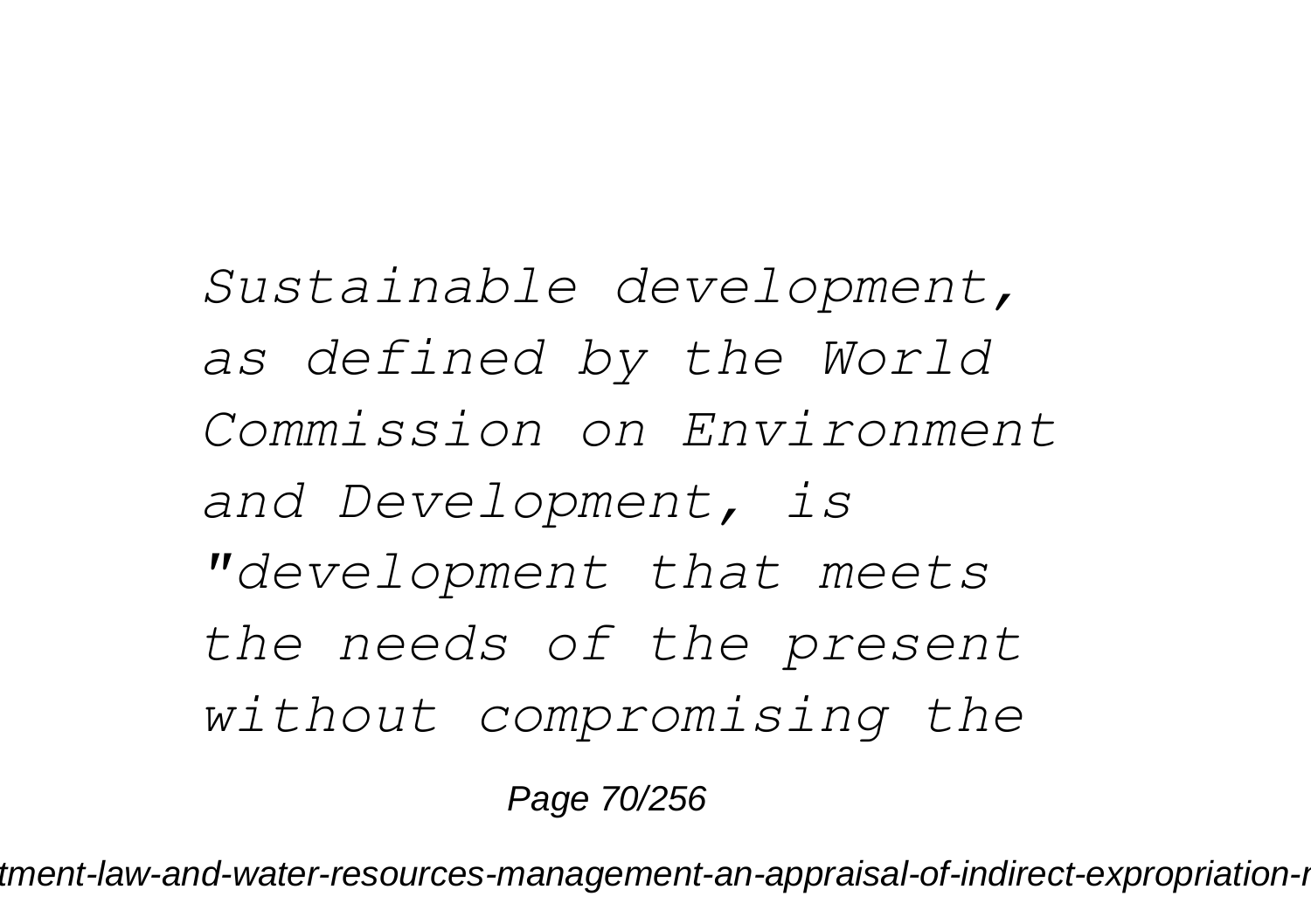*Sustainable development, as defined by the World Commission on Environment and Development, is "development that meets the needs of the present without compromising the*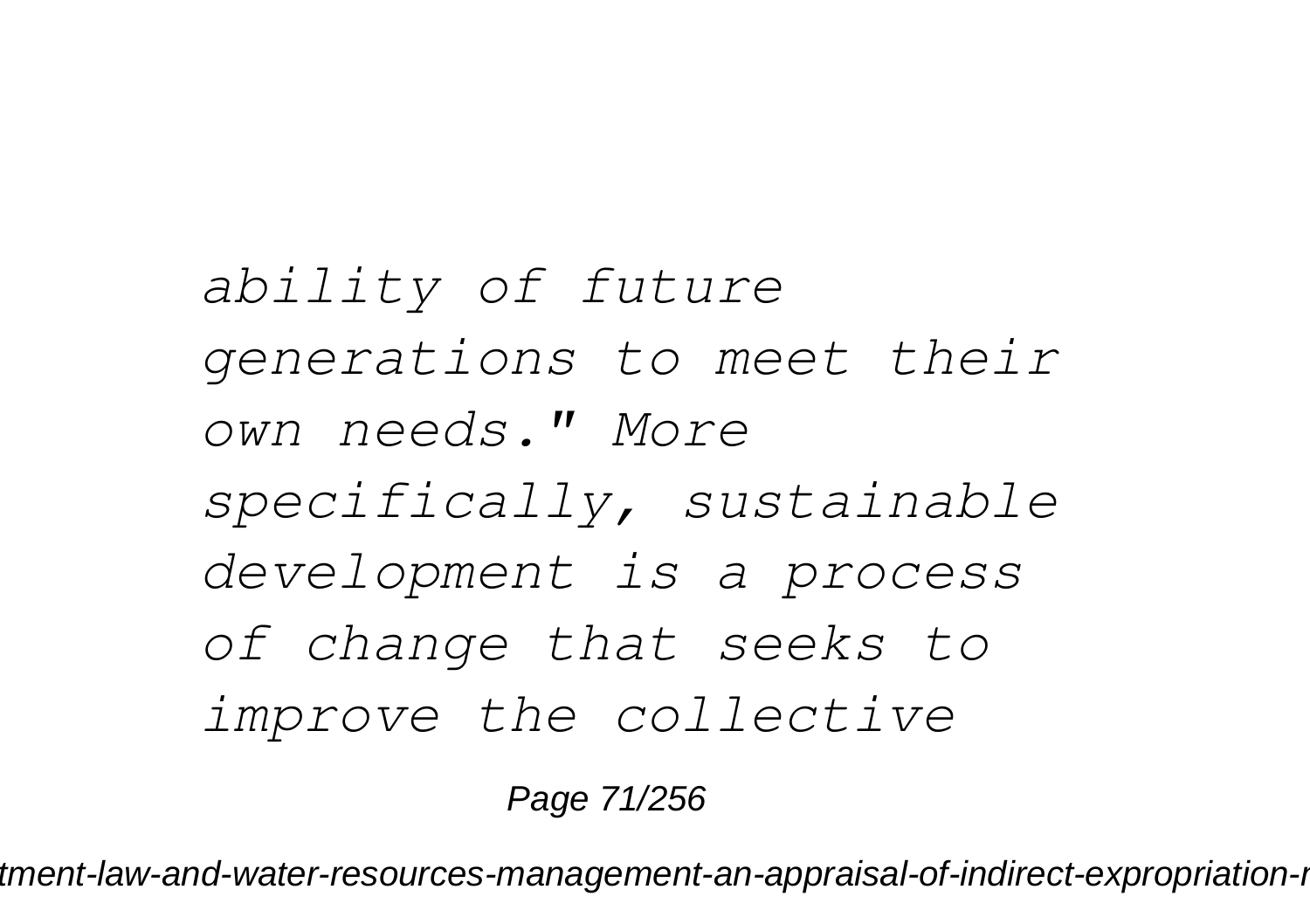*ability of future generations to meet their own needs." More specifically, sustainable development is a process of change that seeks to improve the collective*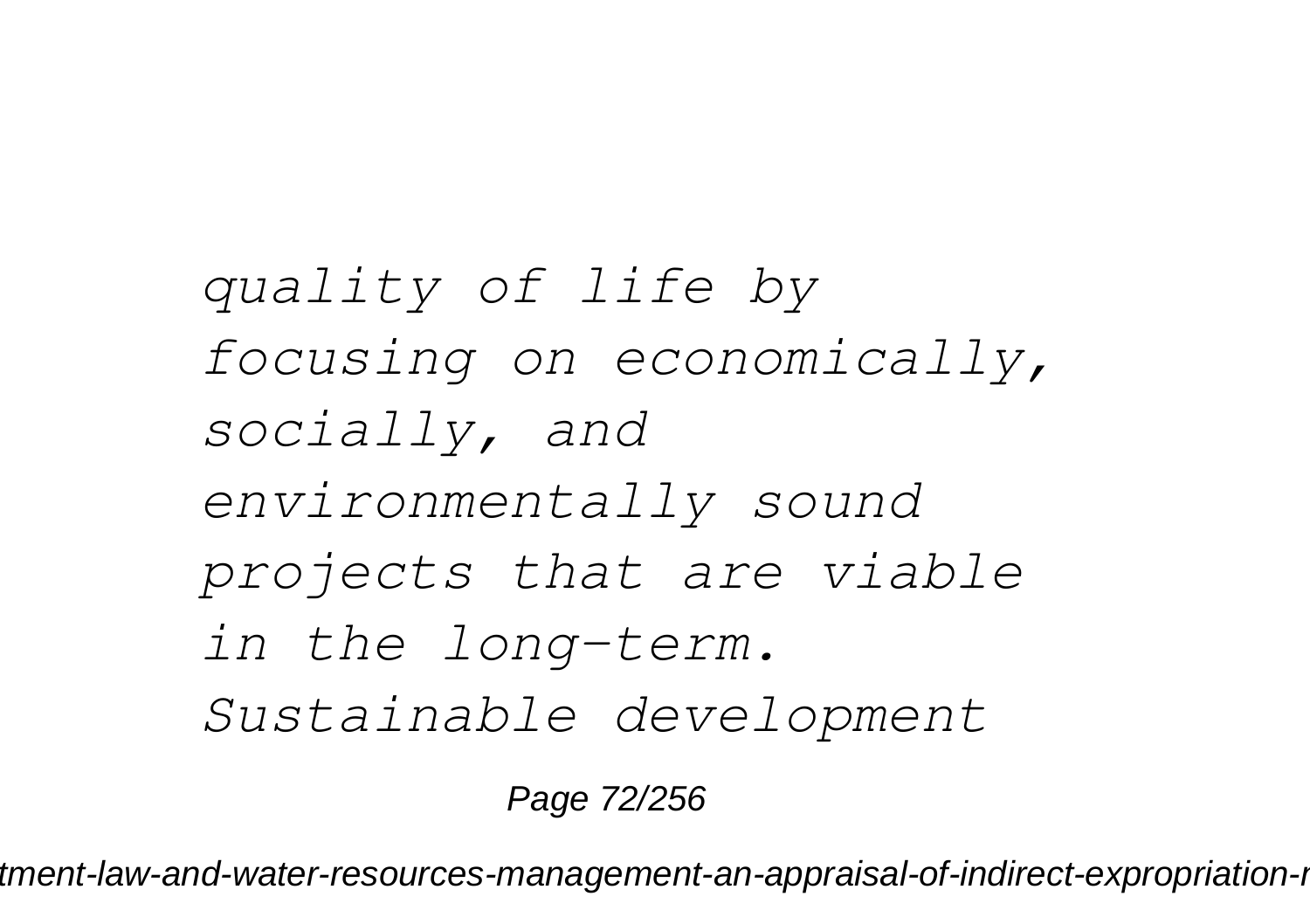*quality of life by focusing on economically, socially, and environmentally sound projects that are viable in the long-term. Sustainable development*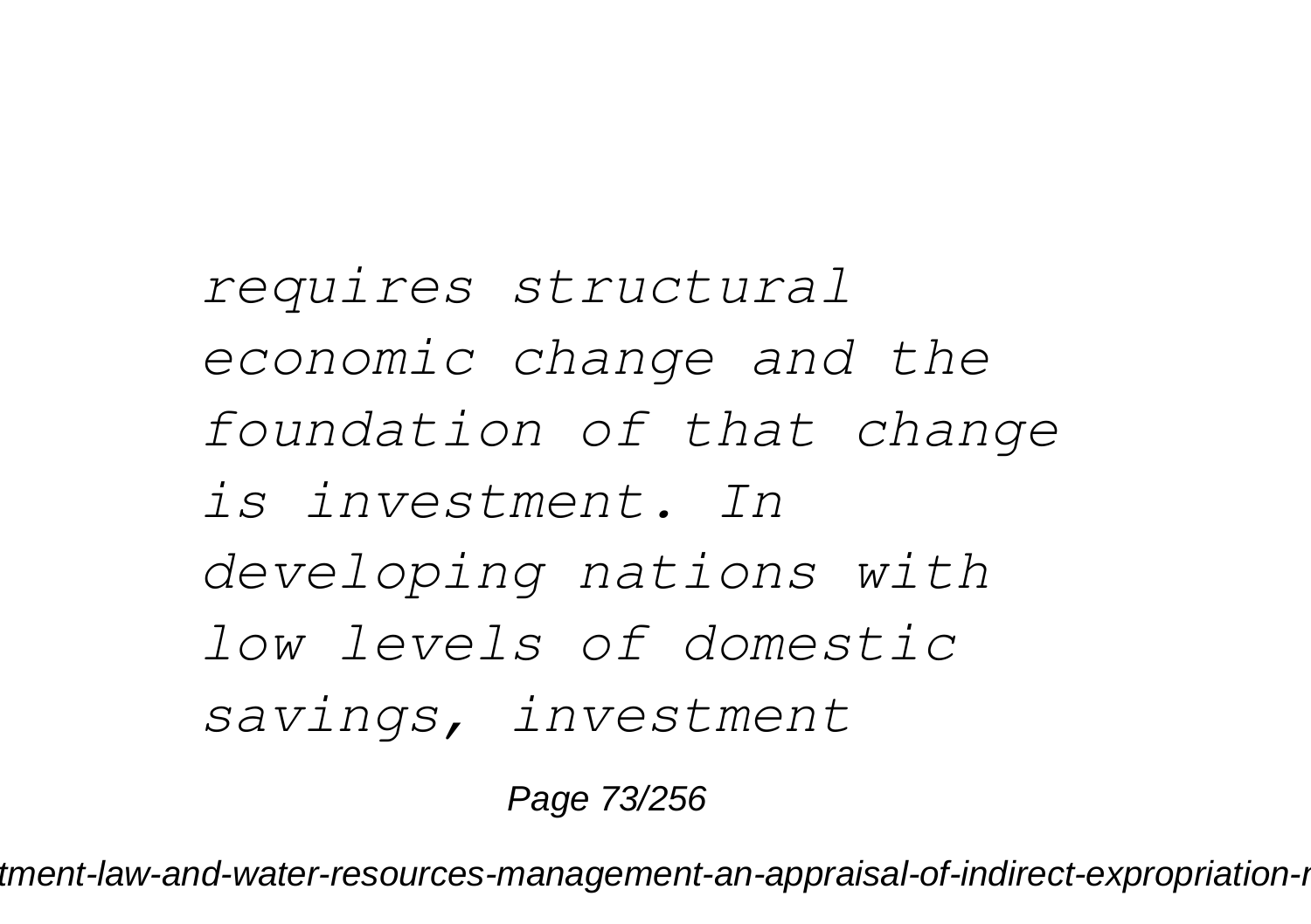*requires structural economic change and the foundation of that change is investment. In developing nations with low levels of domestic savings, investment*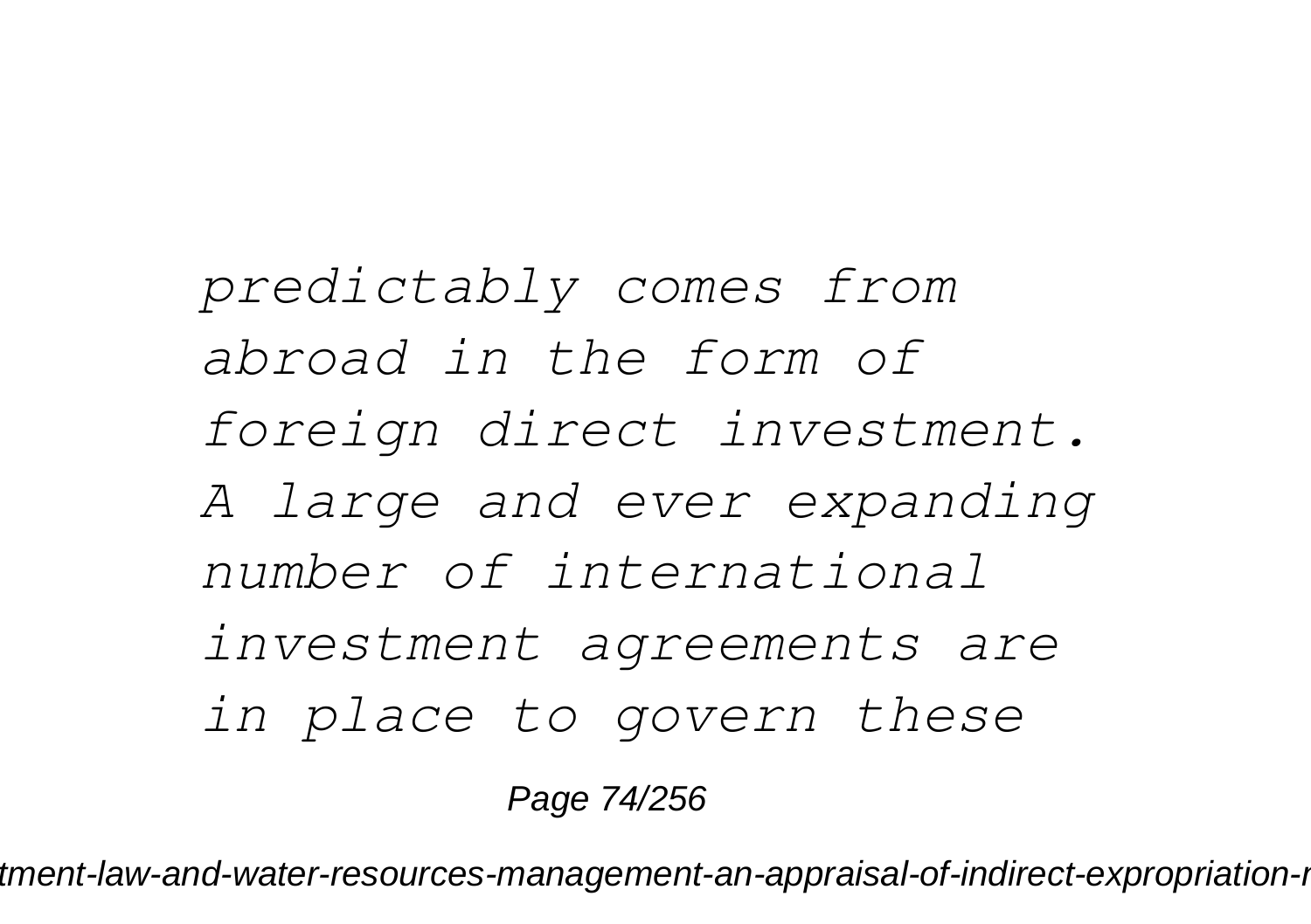*predictably comes from abroad in the form of foreign direct investment. A large and ever expanding number of international investment agreements are in place to govern these*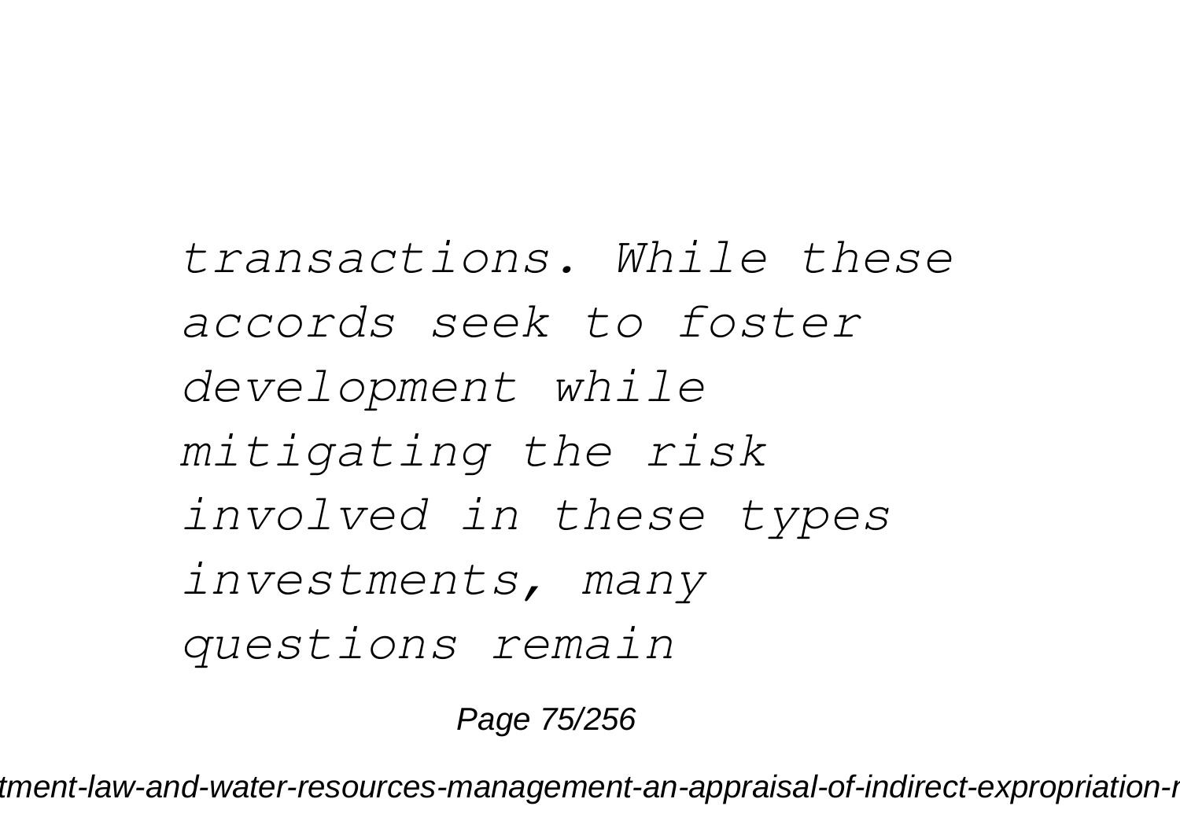*transactions. While these accords seek to foster development while mitigating the risk involved in these types investments, many questions remain*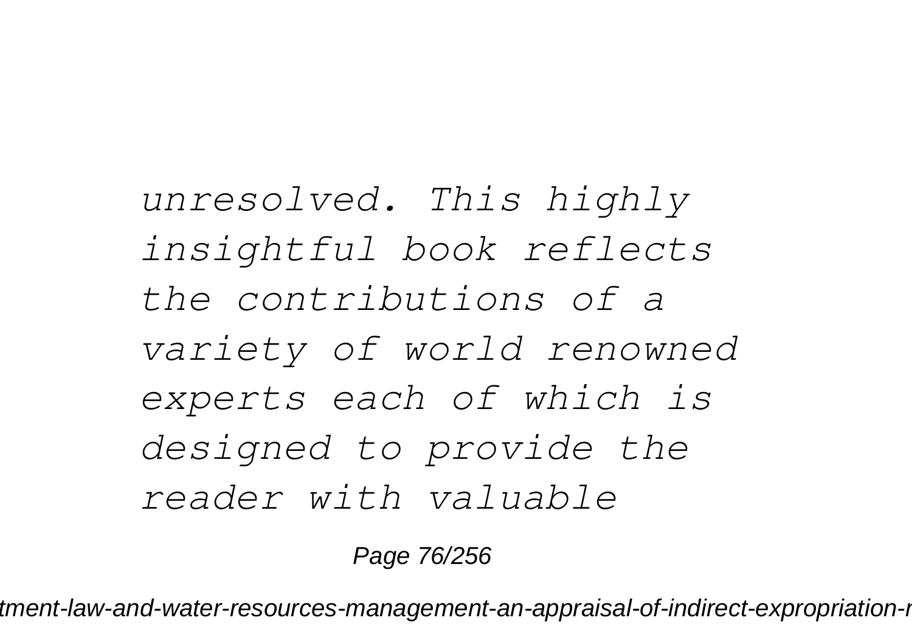*unresolved. This highly insightful book reflects the contributions of a variety of world renowned experts each of which is designed to provide the reader with valuable*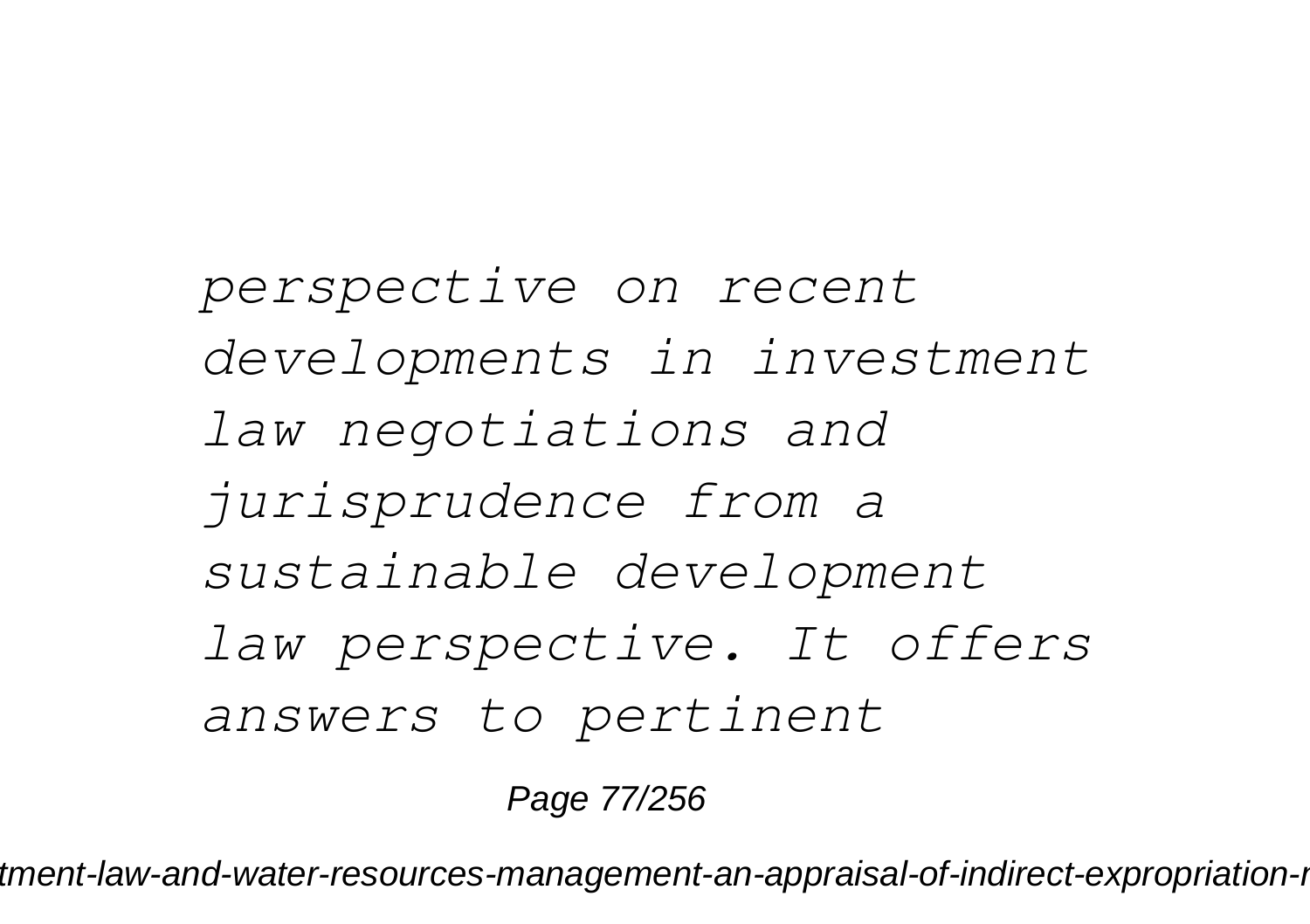*perspective on recent developments in investment law negotiations and jurisprudence from a sustainable development law perspective. It offers answers to pertinent*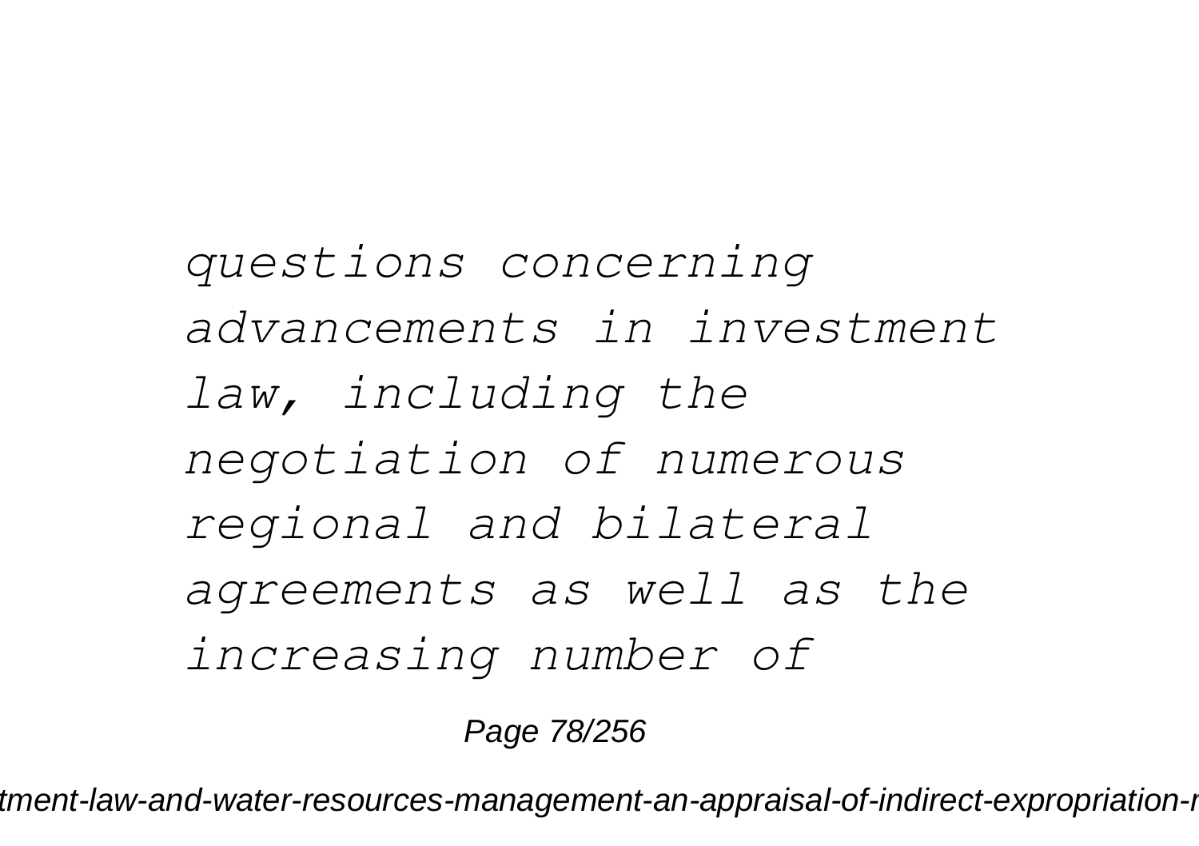*questions concerning advancements in investment law, including the negotiation of numerous regional and bilateral agreements as well as the increasing number of*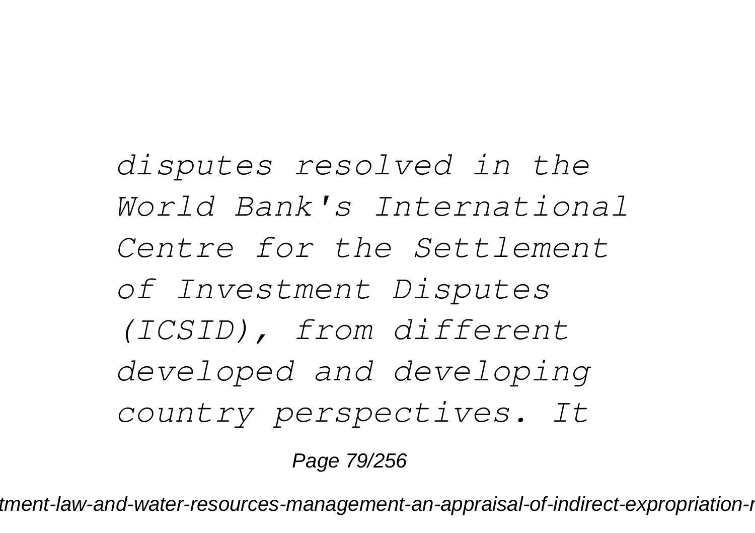*disputes resolved in the World Bank's International Centre for the Settlement of Investment Disputes (ICSID), from different developed and developing country perspectives. It*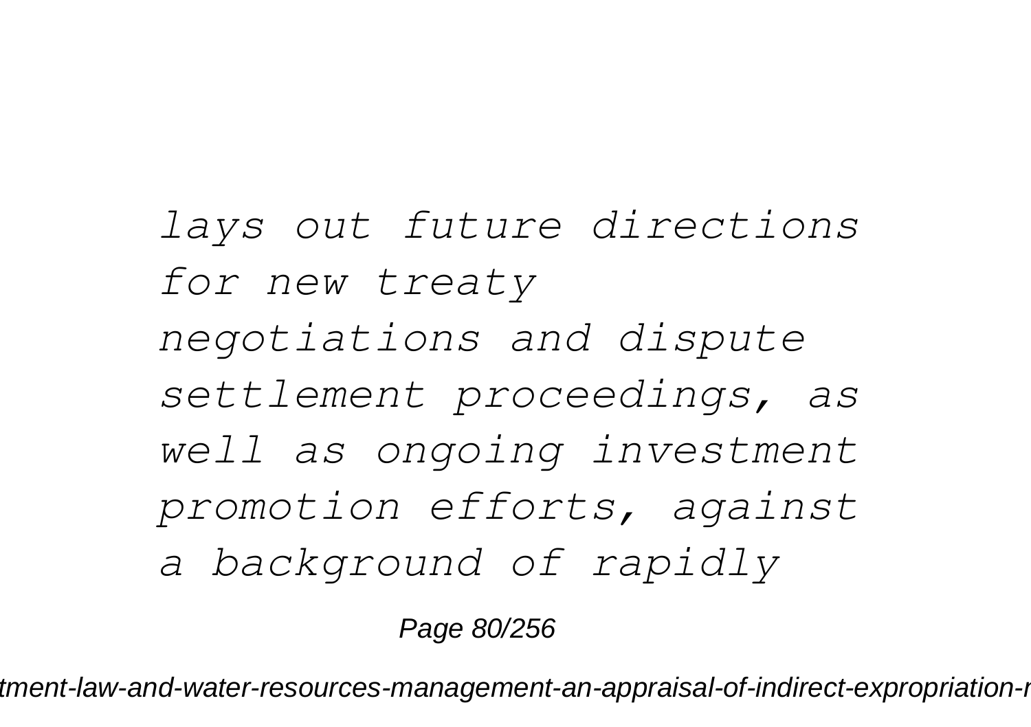*lays out future directions for new treaty negotiations and dispute settlement proceedings, as well as ongoing investment promotion efforts, against a background of rapidly*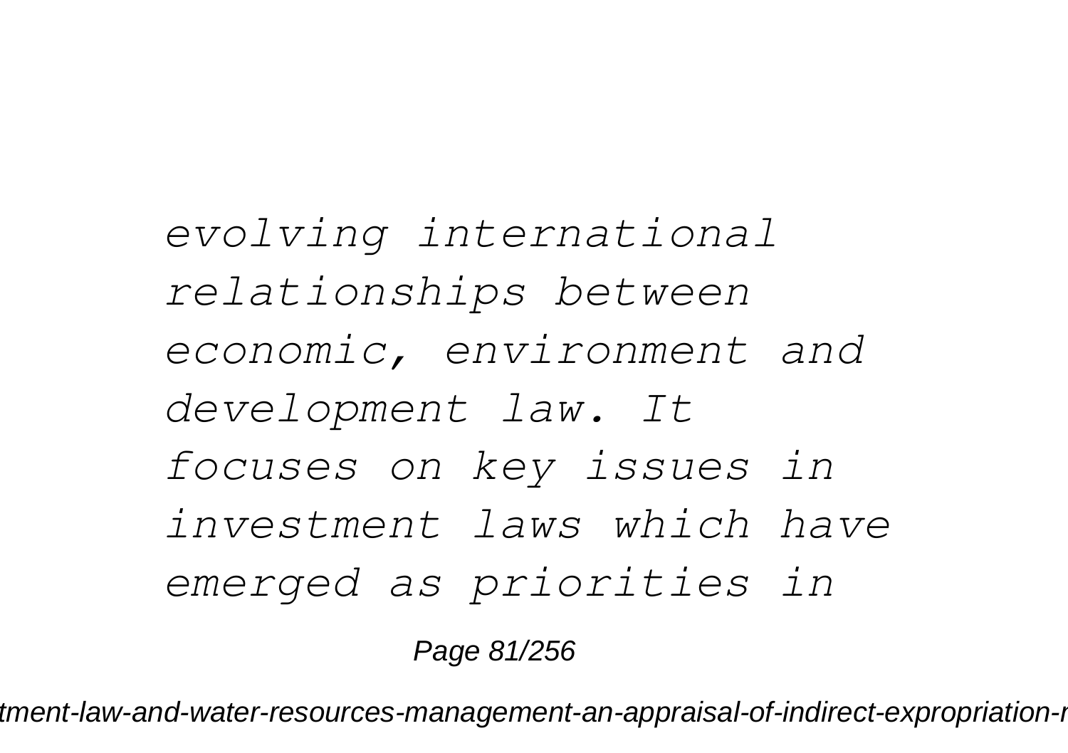*evolving international relationships between economic, environment and development law. It focuses on key issues in investment laws which have emerged as priorities in*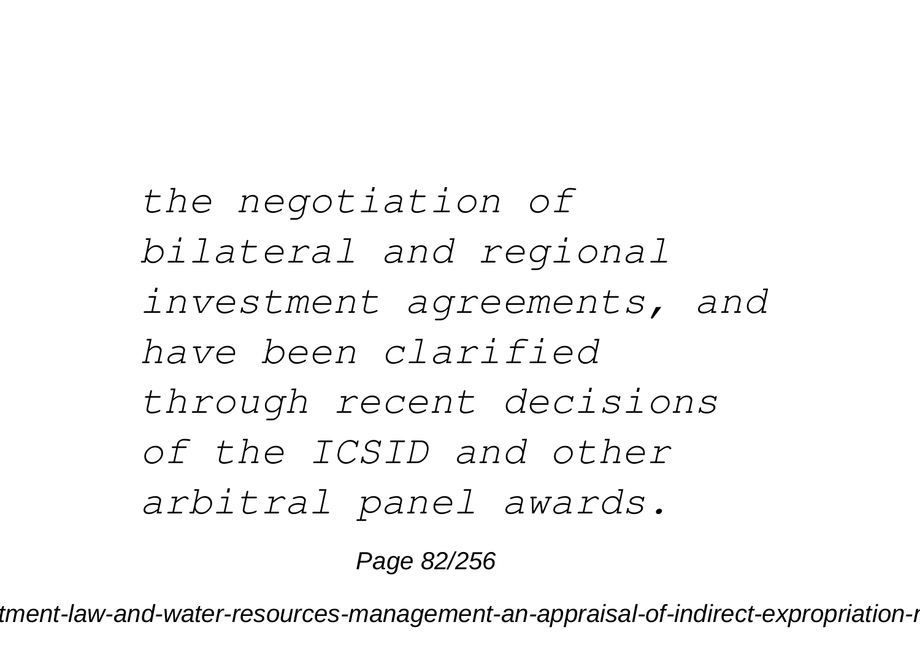*the negotiation of bilateral and regional investment agreements, and have been clarified through recent decisions of the ICSID and other arbitral panel awards.*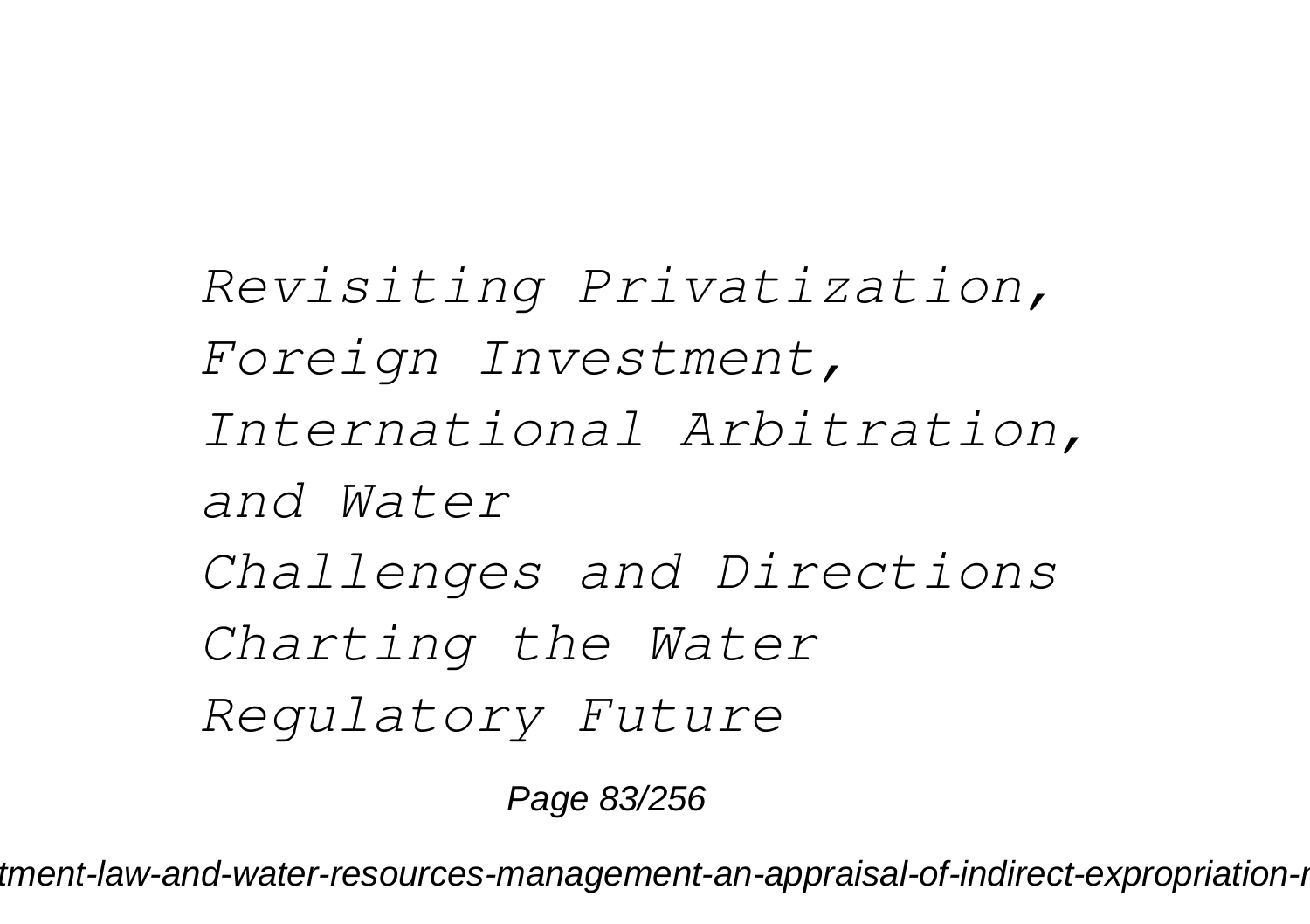*Revisiting Privatization, Foreign Investment, International Arbitration, and Water*

*Challenges and Directions*

*Charting the Water Regulatory Future*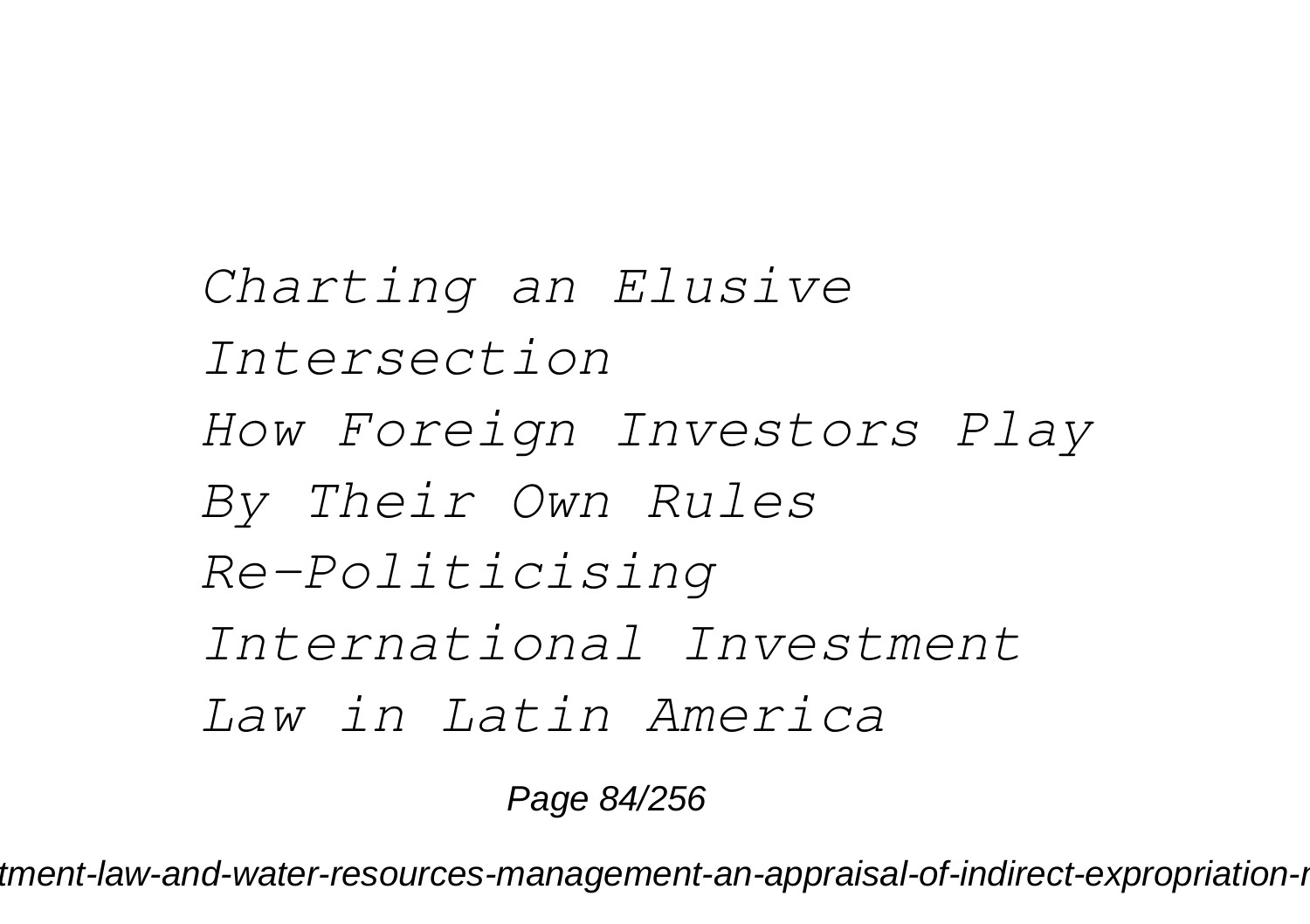*Charting an Elusive Intersection*

*How Foreign Investors Play By Their Own Rules*

*Re-Politicising International Investment Law in Latin America*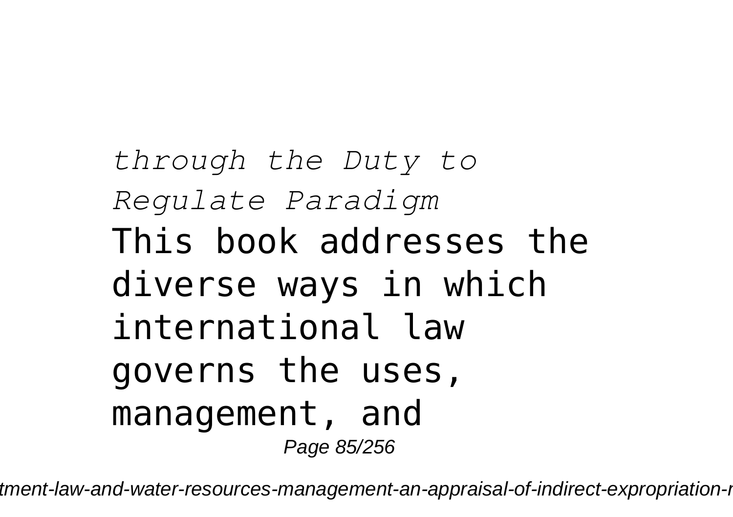*through the Duty to Regulate Paradigm*

This book addresses the diverse ways in which international law governs the uses, management, and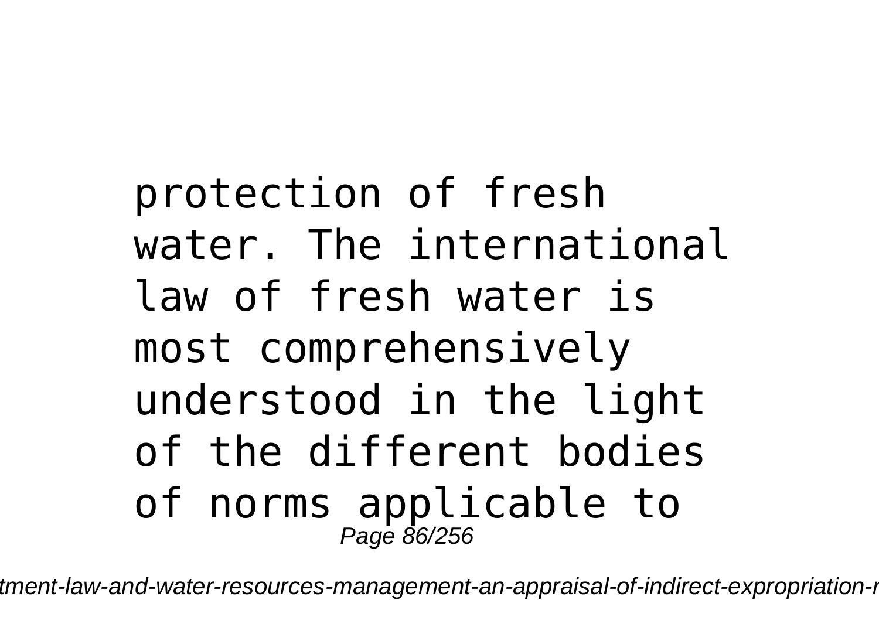protection of fresh water. The international law of fresh water is most comprehensively understood in the light of the different bodies of norms applicable to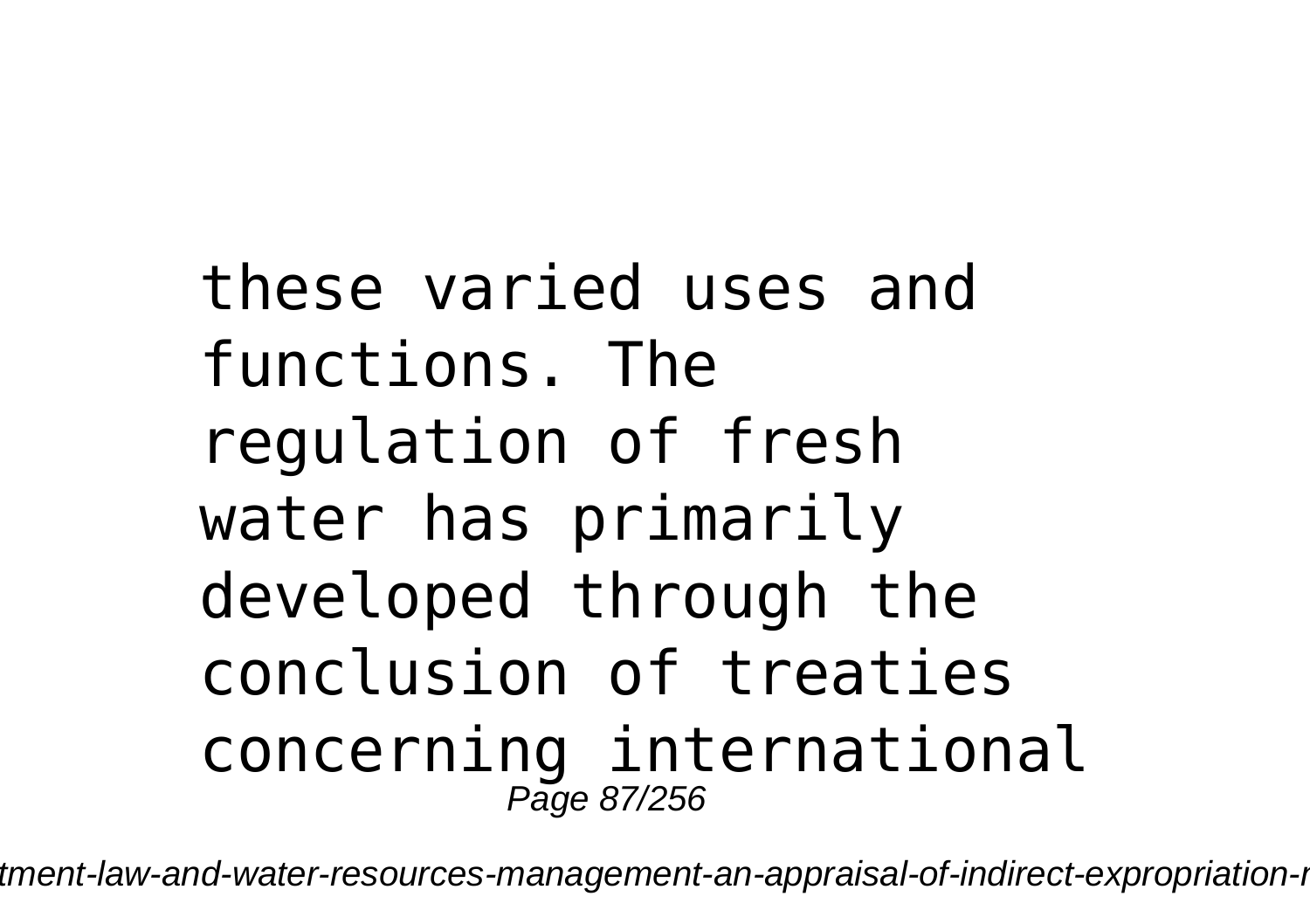these varied uses and functions. The regulation of fresh water has primarily developed through the conclusion of treaties concerning international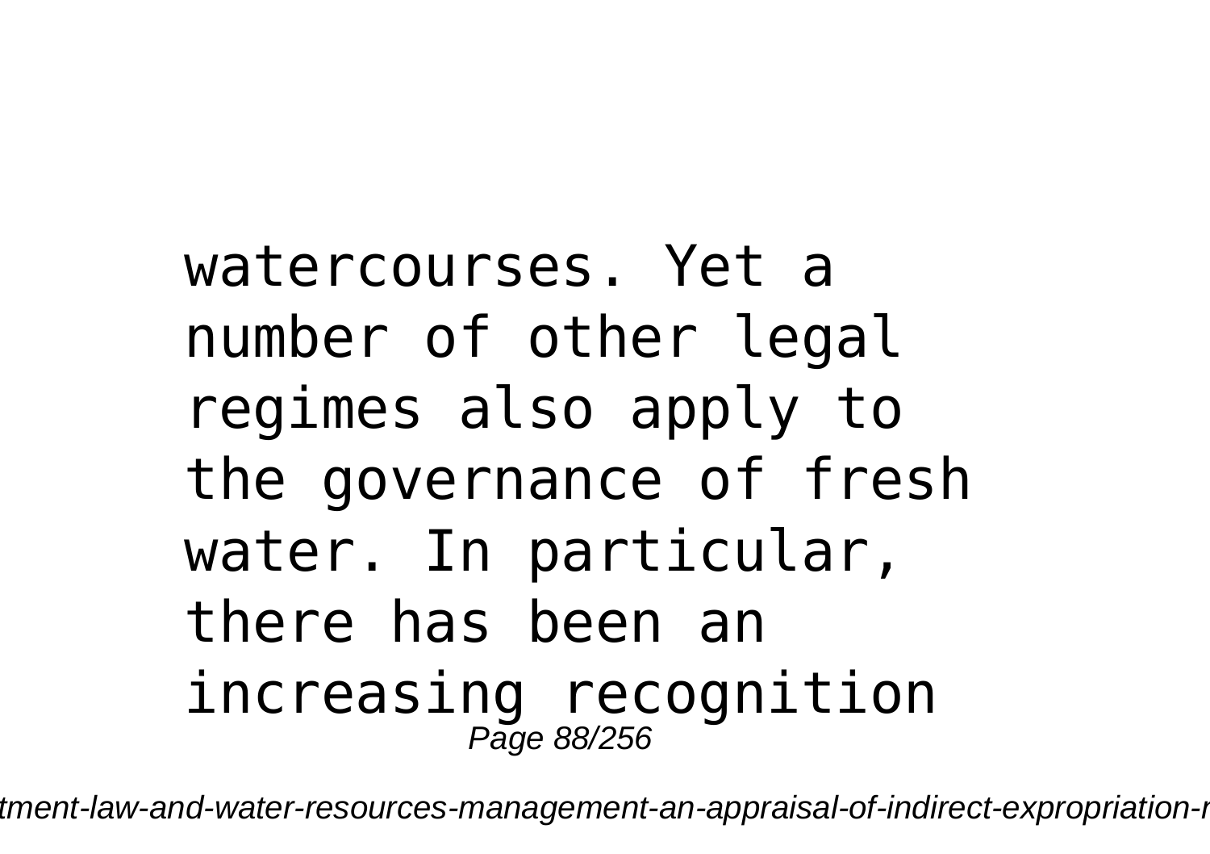watercourses. Yet a number of other legal regimes also apply to the governance of fresh water. In particular, there has been an increasing recognition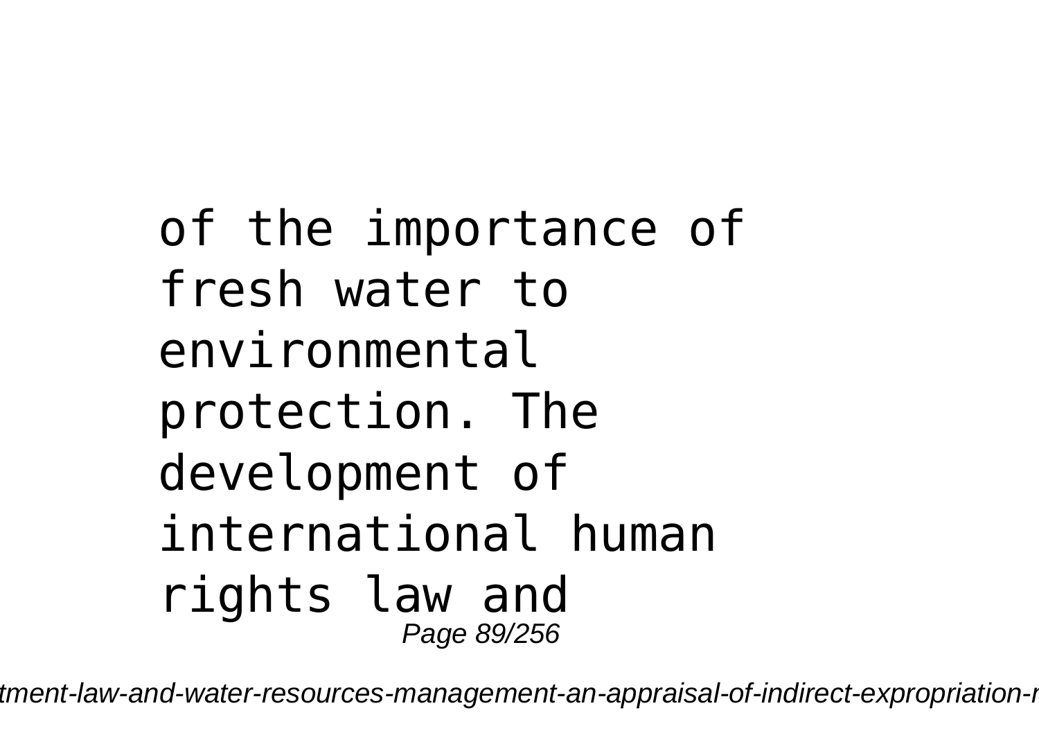of the importance of fresh water to environmental protection. The development of international human rights law and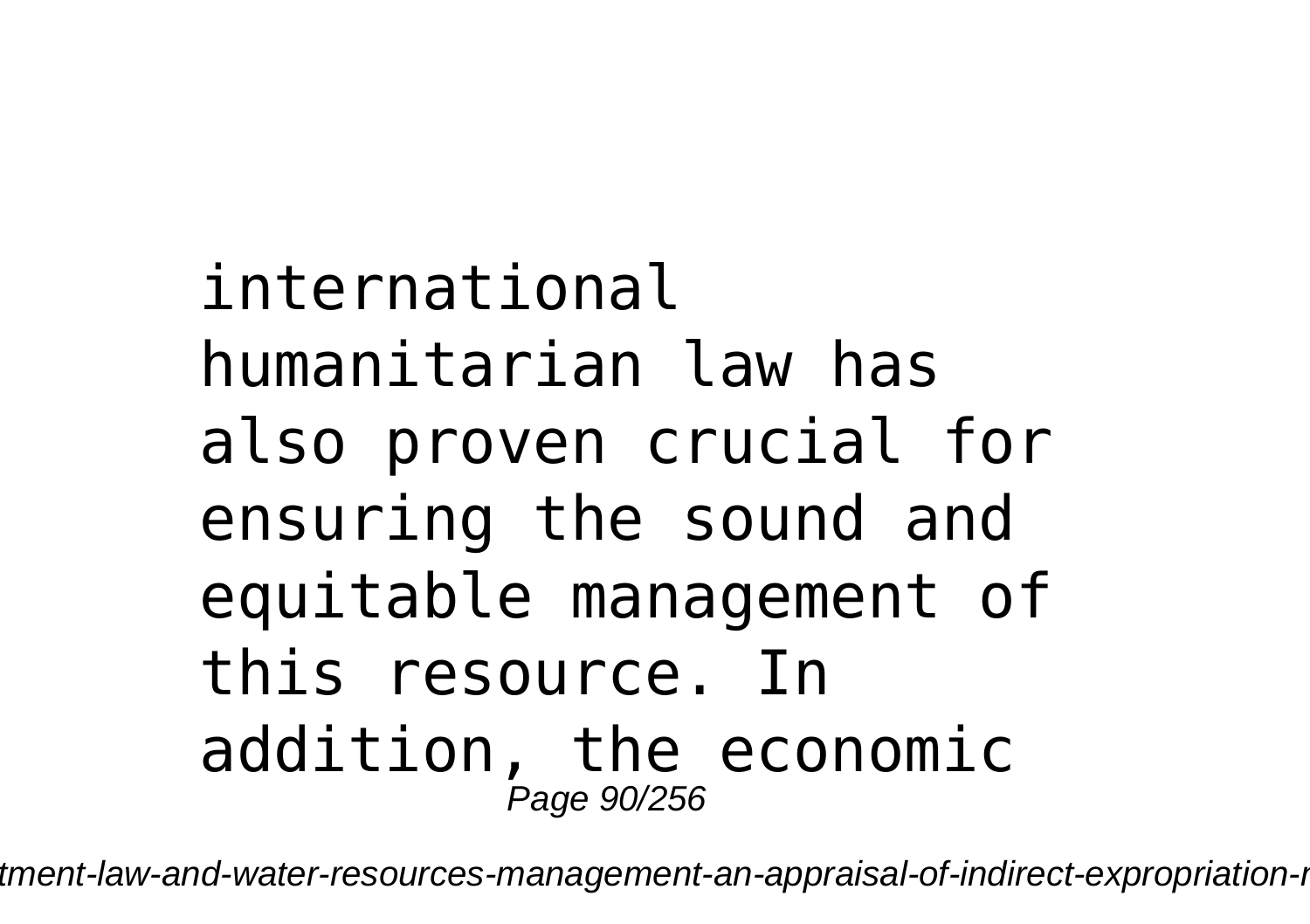international humanitarian law has also proven crucial for ensuring the sound and equitable management of this resource. In addition, the economic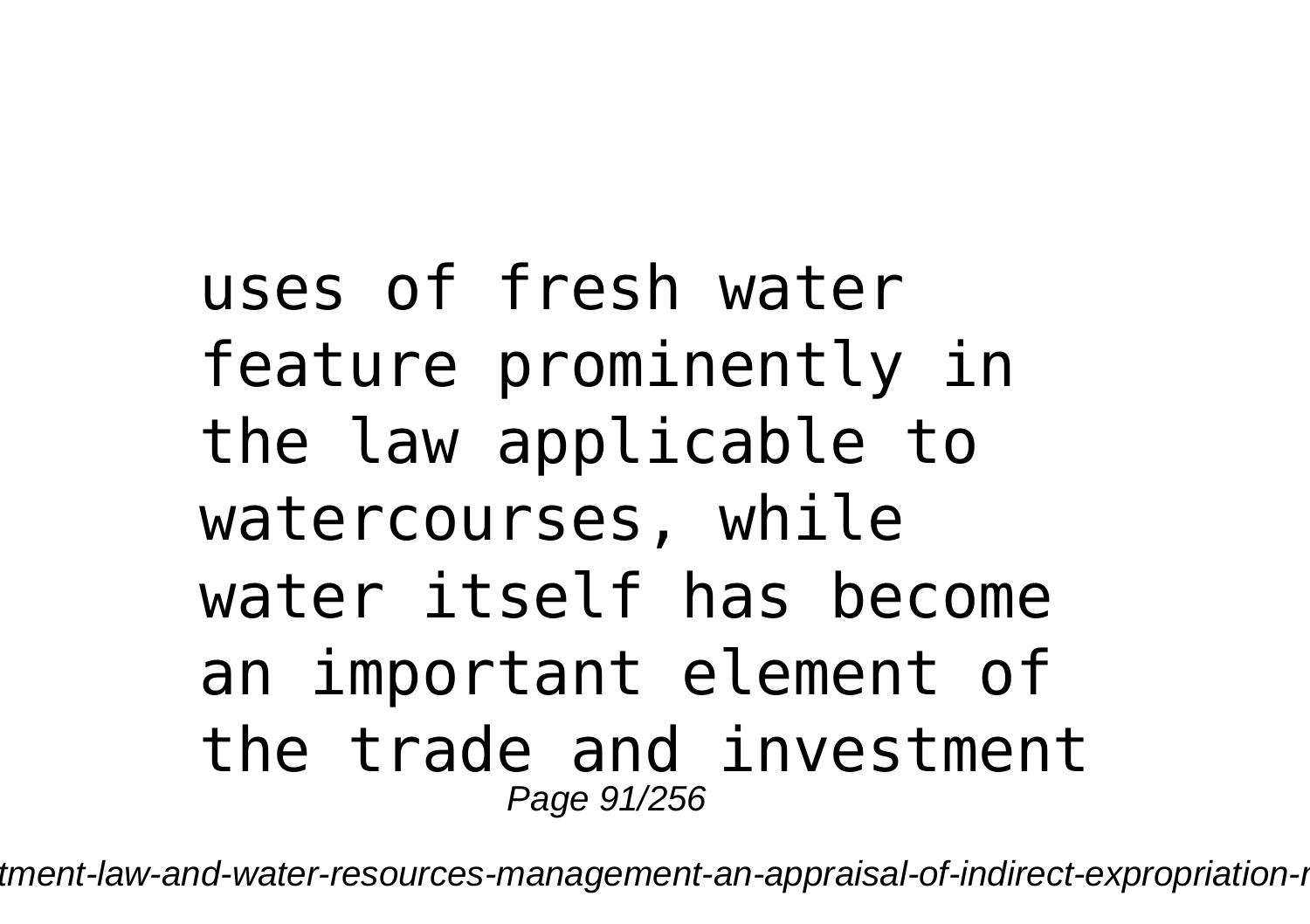uses of fresh water feature prominently in the law applicable to watercourses, while water itself has become an important element of the trade and investment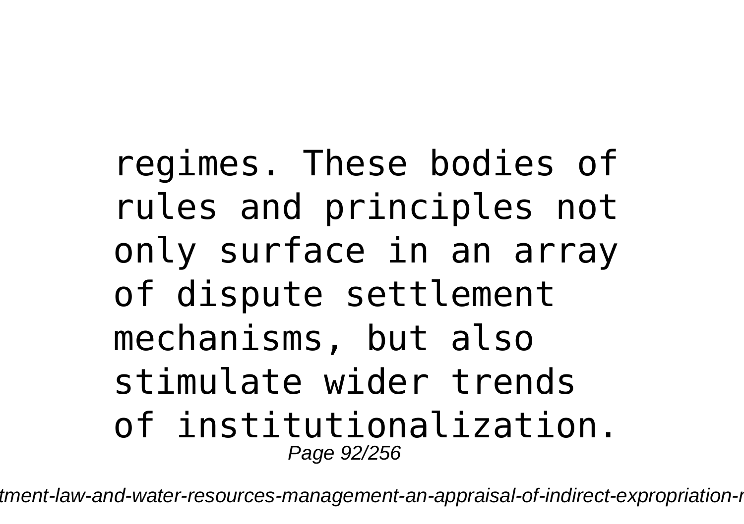regimes. These bodies of rules and principles not only surface in an array of dispute settlement mechanisms, but also stimulate wider trends of institutionalization.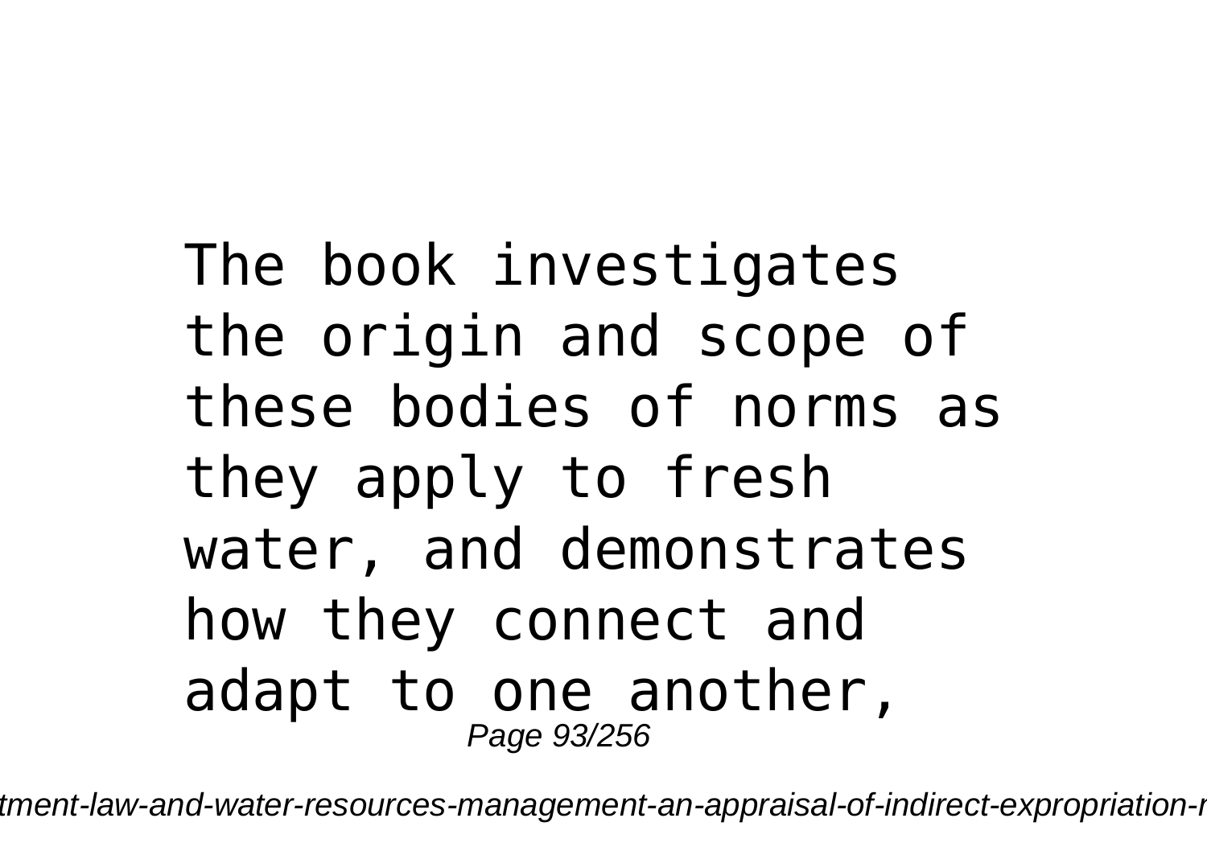The book investigates the origin and scope of these bodies of norms as they apply to fresh water, and demonstrates how they connect and adapt to one another,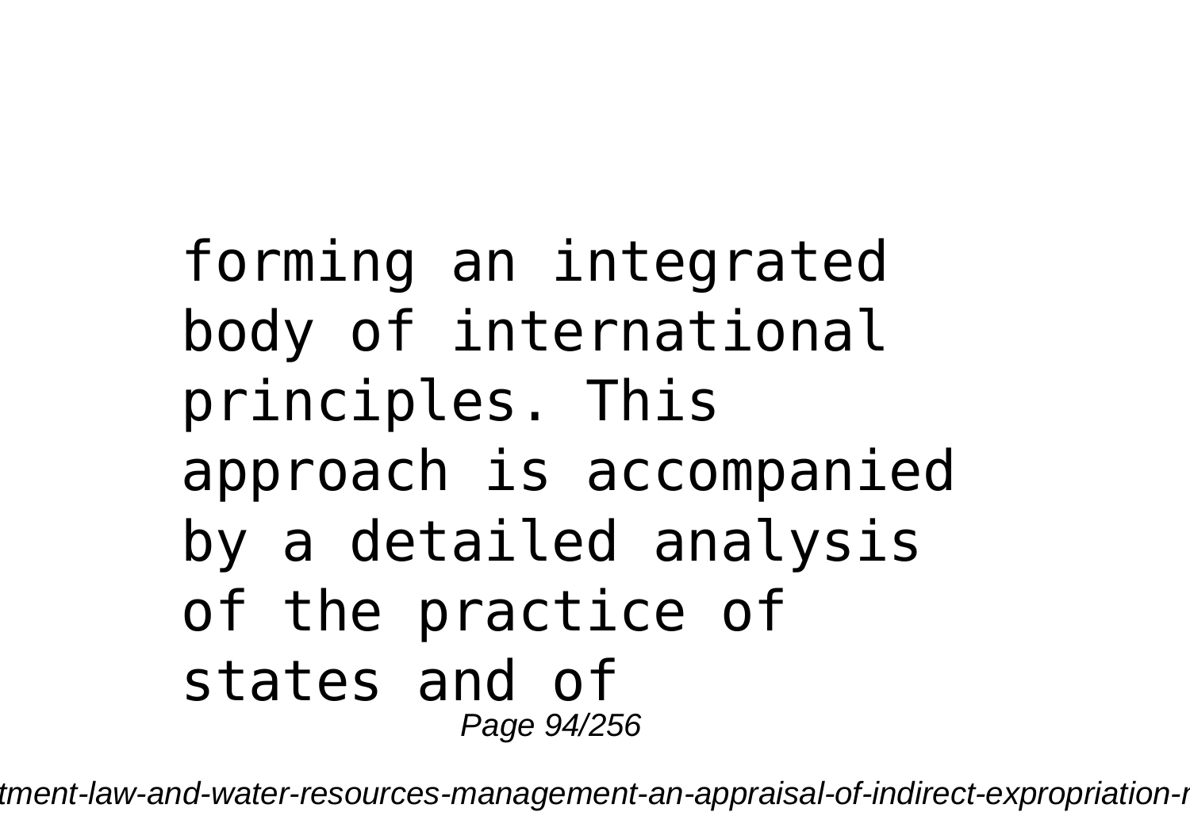forming an integrated body of international principles. This approach is accompanied by a detailed analysis of the practice of states and of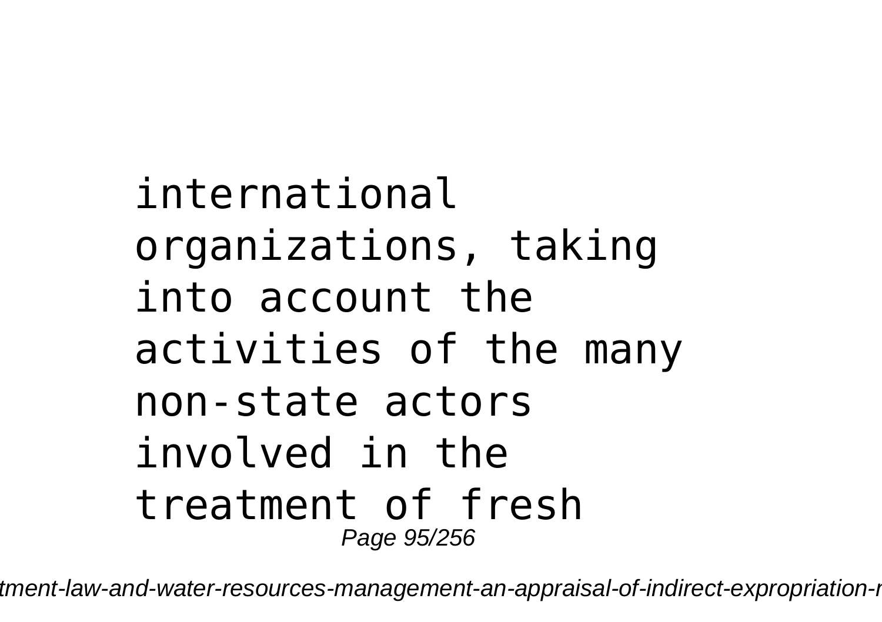international organizations, taking into account the activities of the many non-state actors involved in the treatment of fresh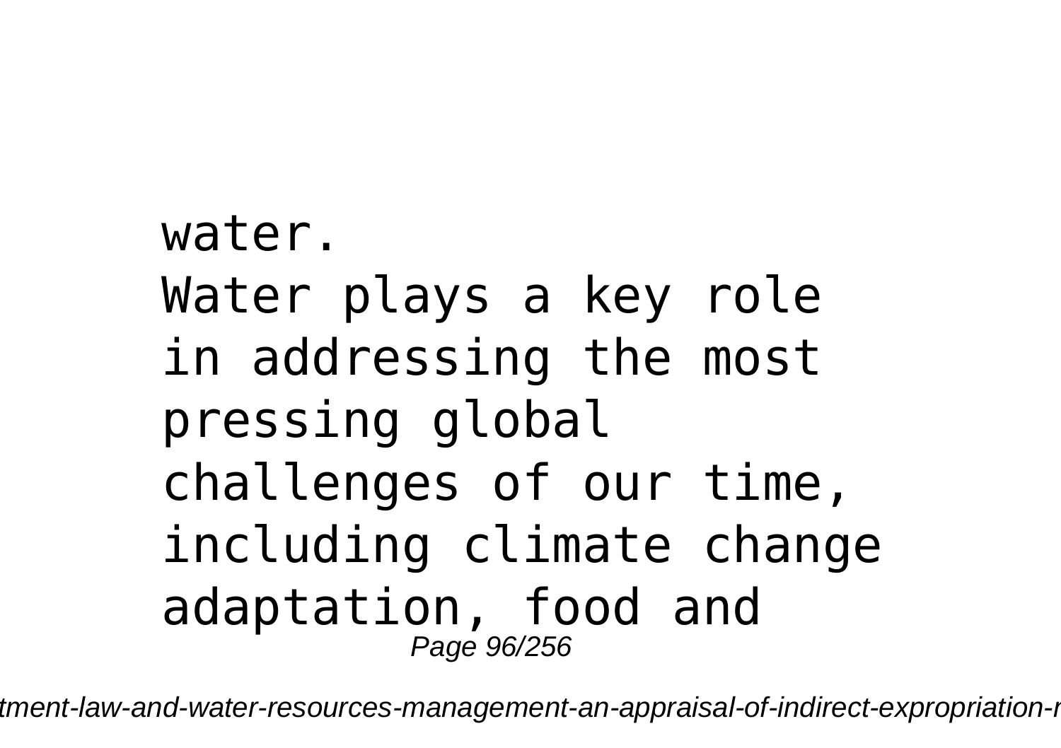water.
Water plays a key role in addressing the most pressing global challenges of our time, including climate change adaptation, food and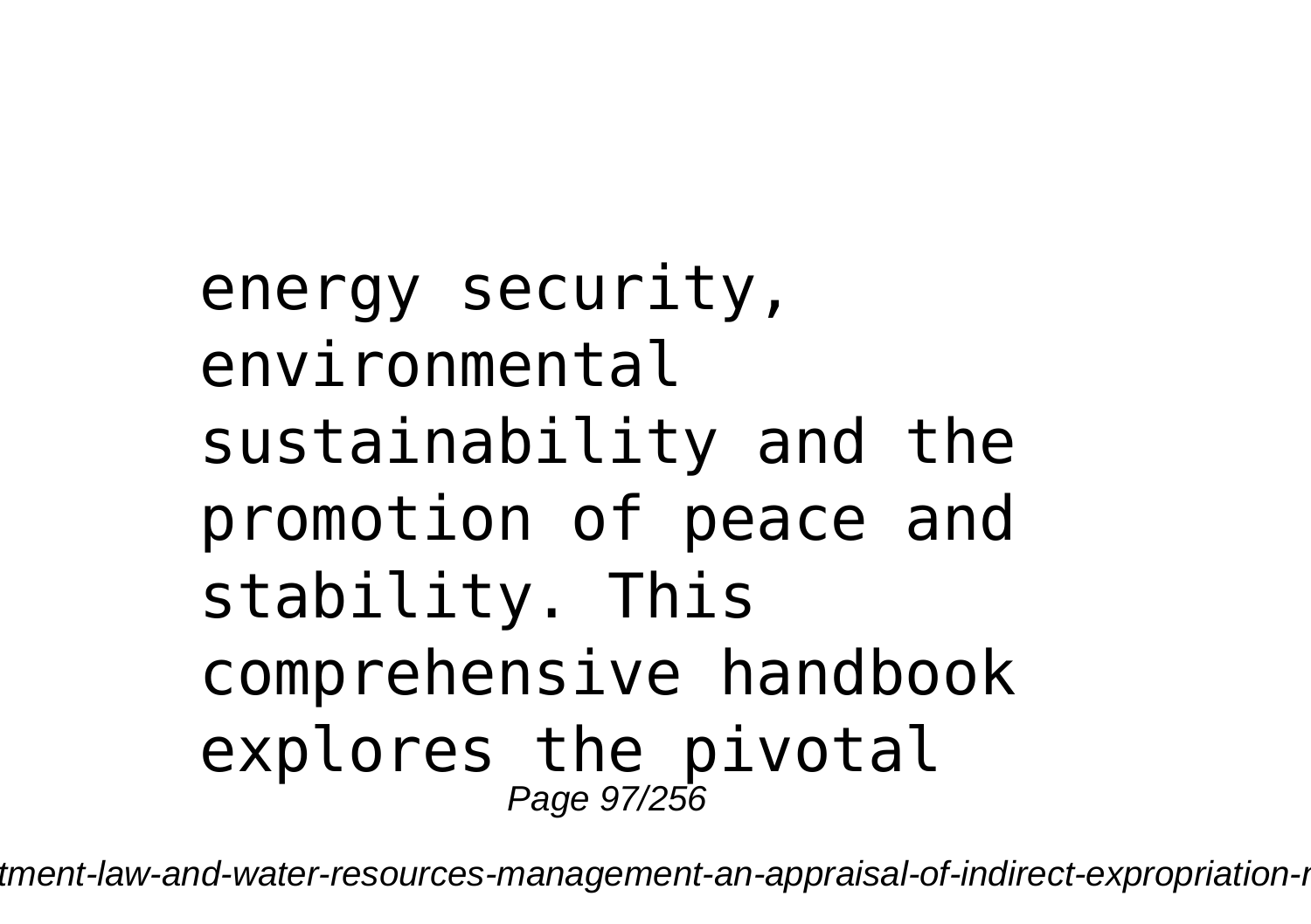energy security, environmental sustainability and the promotion of peace and stability. This comprehensive handbook explores the pivotal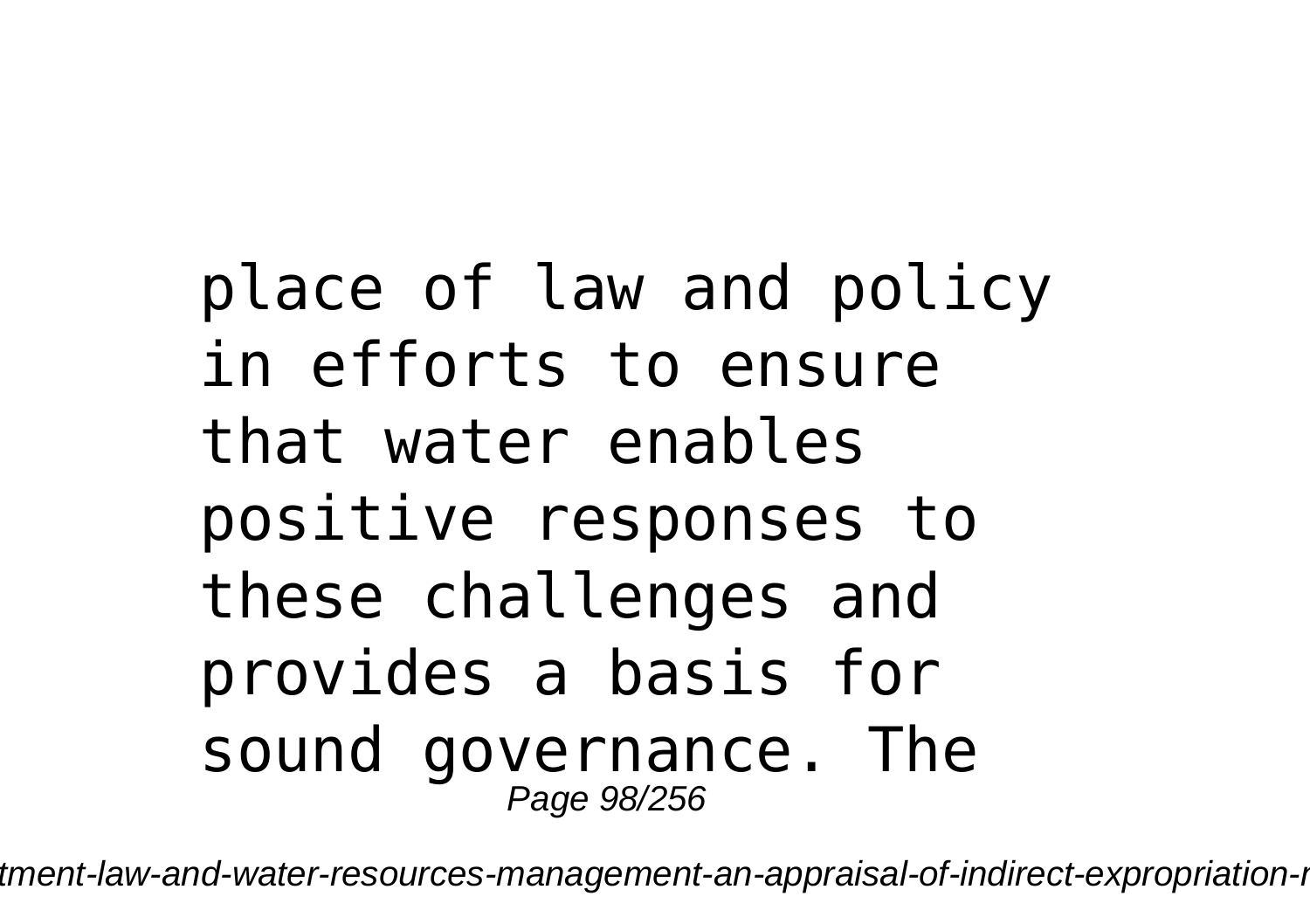place of law and policy in efforts to ensure that water enables positive responses to these challenges and provides a basis for sound governance. The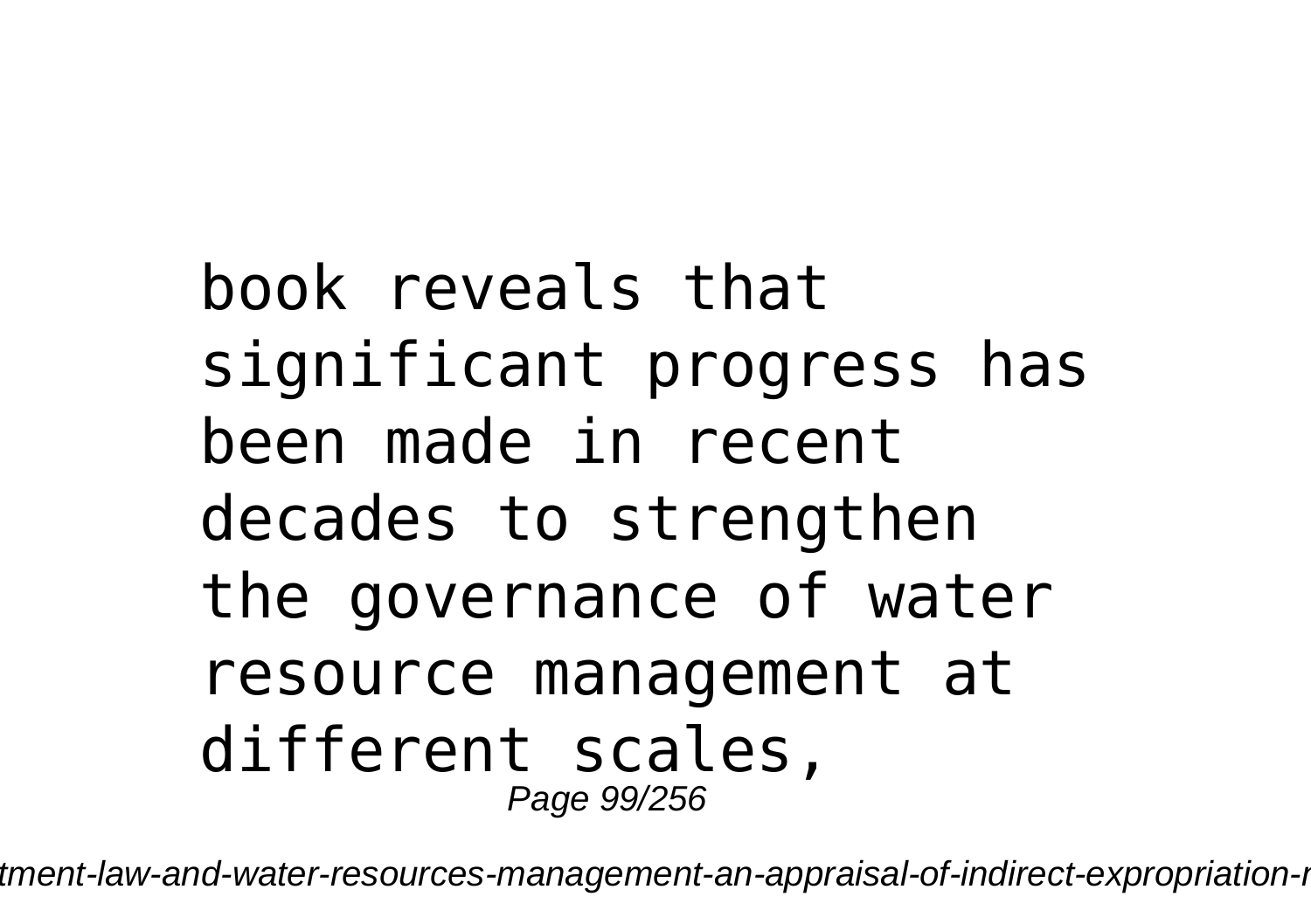book reveals that significant progress has been made in recent decades to strengthen the governance of water resource management at different scales,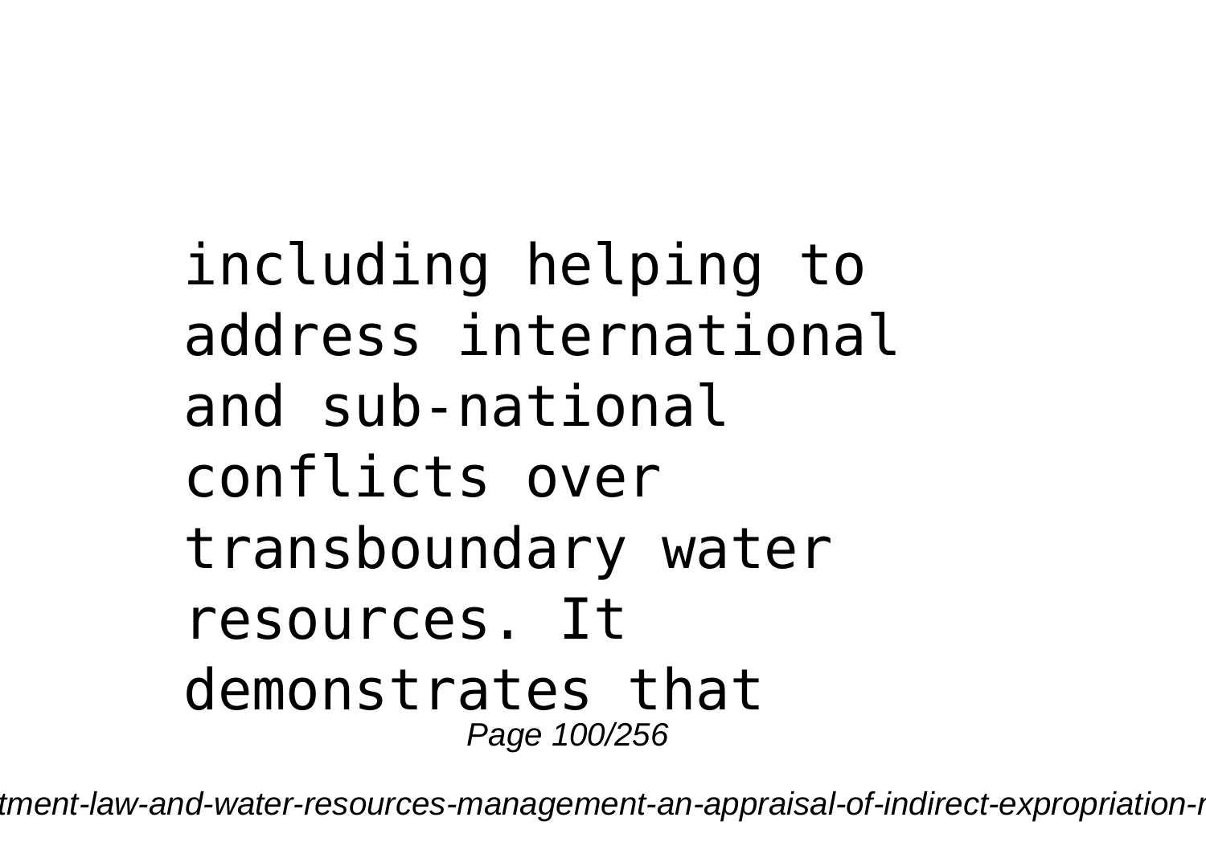including helping to address international and sub-national conflicts over transboundary water resources. It demonstrates that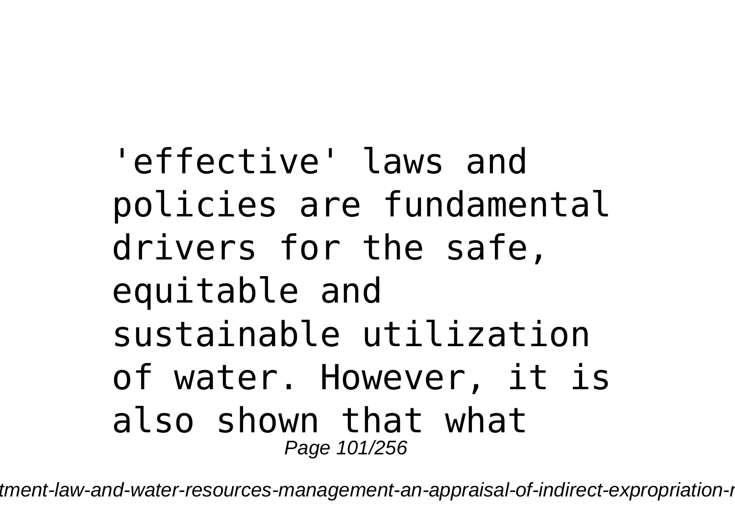'effective' laws and policies are fundamental drivers for the safe, equitable and sustainable utilization of water. However, it is also shown that what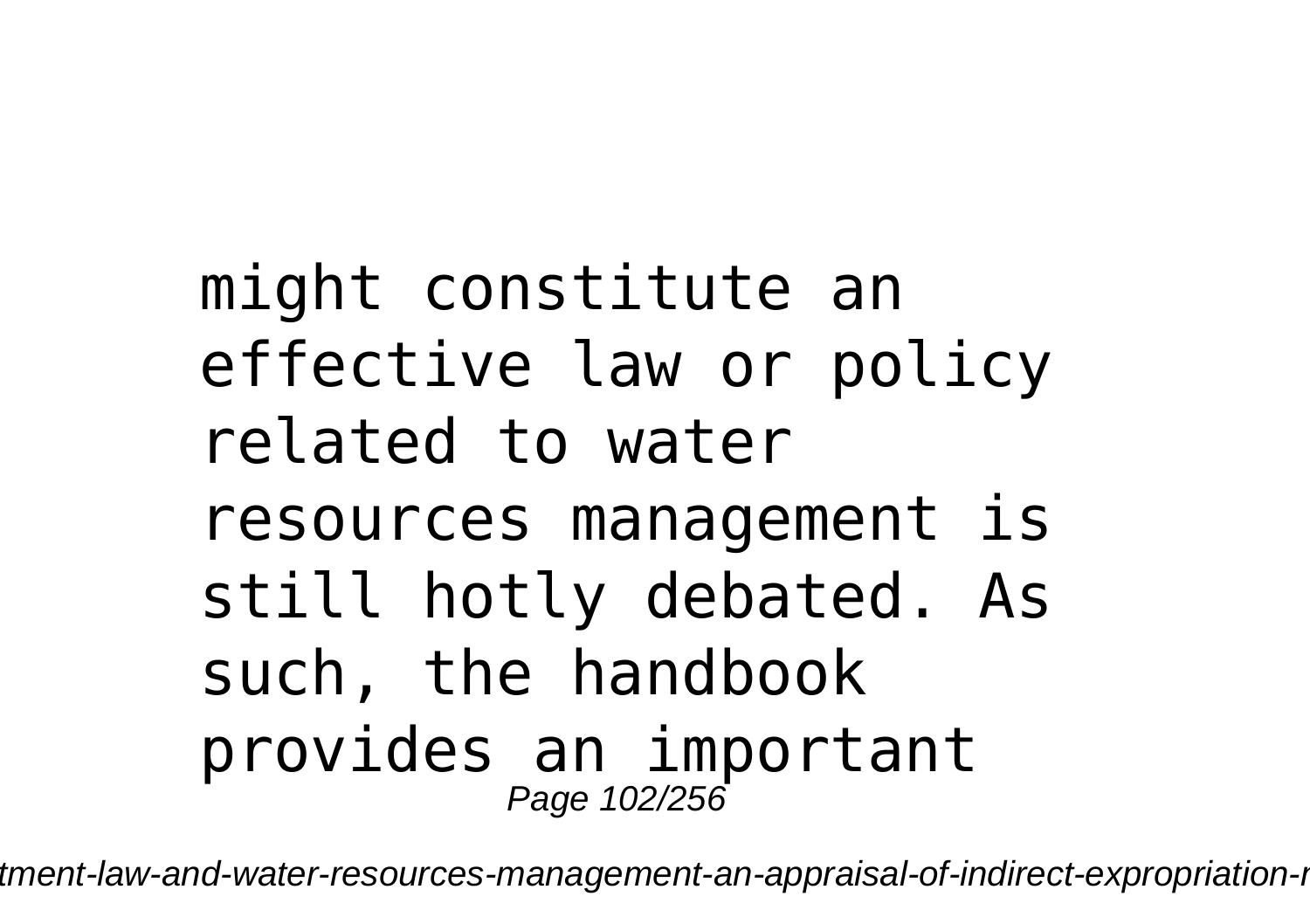might constitute an effective law or policy related to water resources management is still hotly debated. As such, the handbook provides an important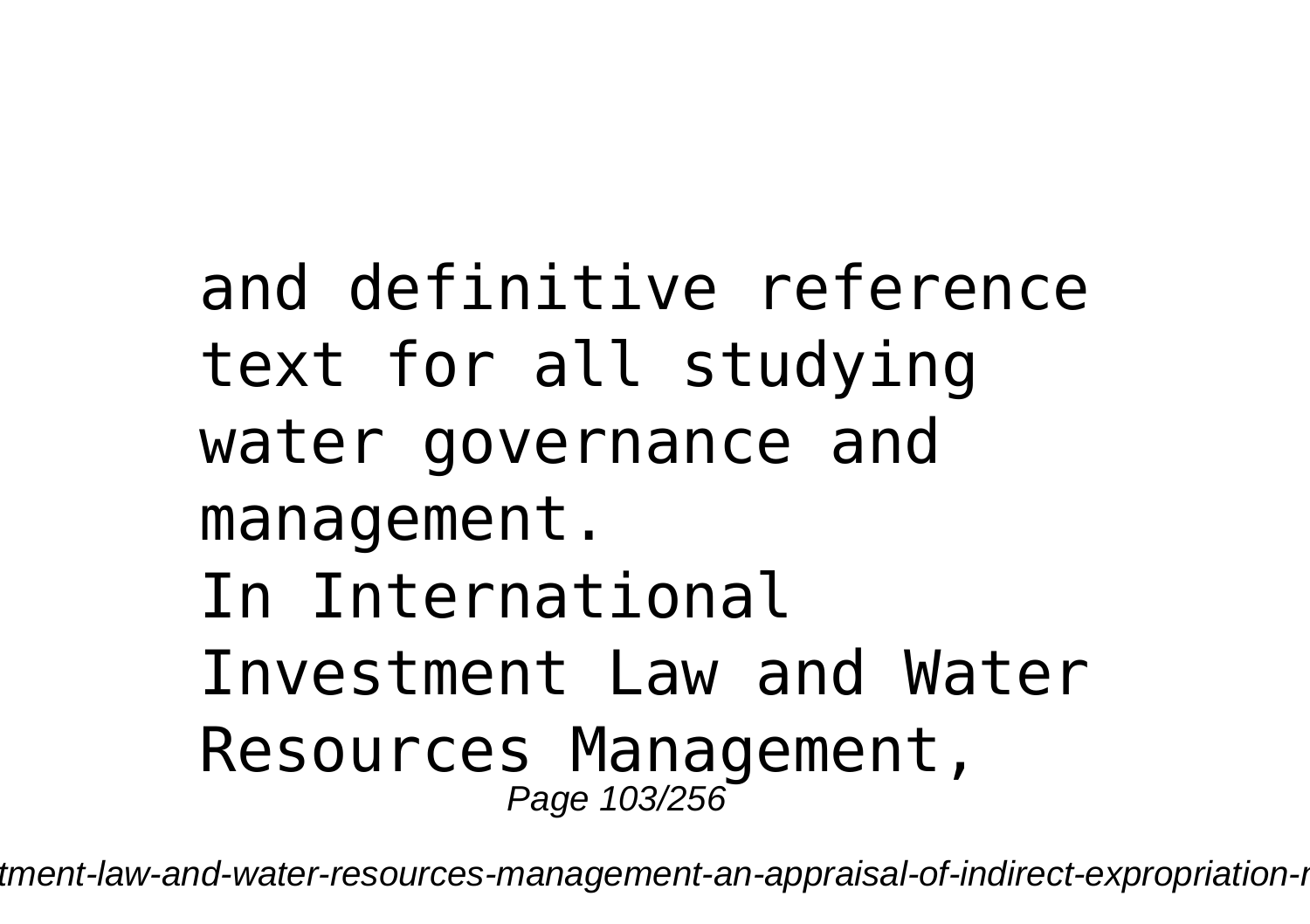and definitive reference text for all studying water governance and management.

In International Investment Law and Water Resources Management,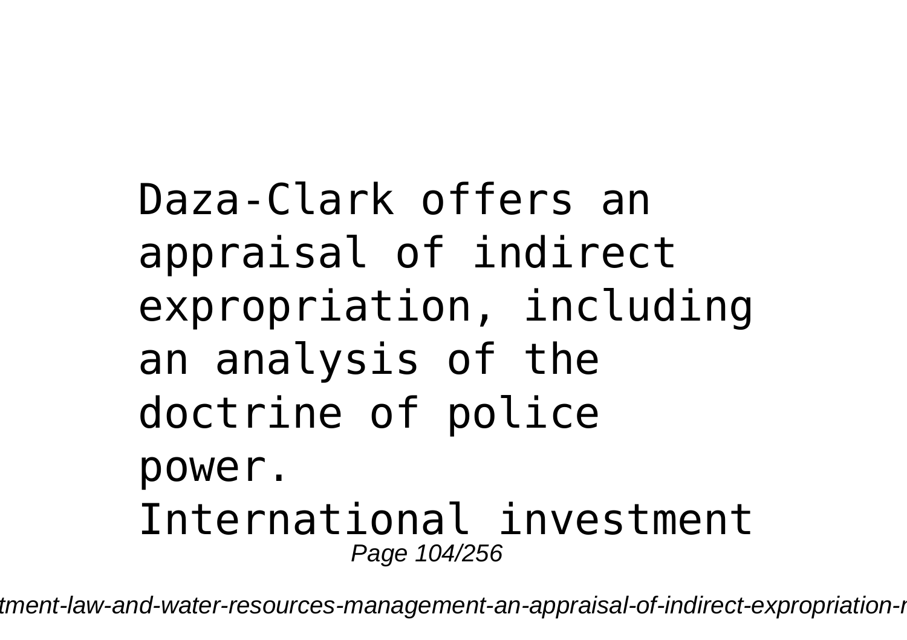Daza-Clark offers an appraisal of indirect expropriation, including an analysis of the doctrine of police power.

International investment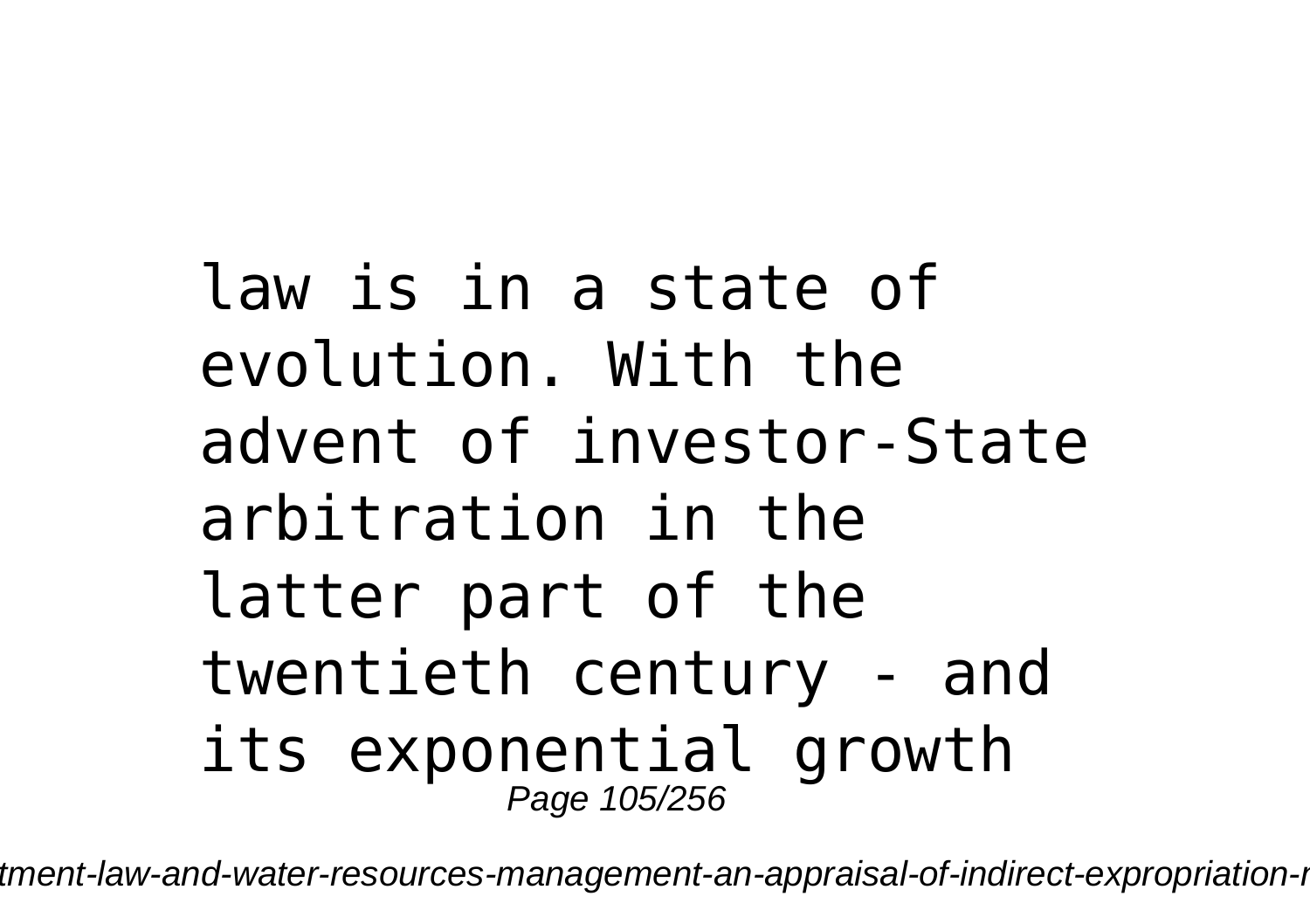law is in a state of evolution. With the advent of investor-State arbitration in the latter part of the twentieth century - and its exponential growth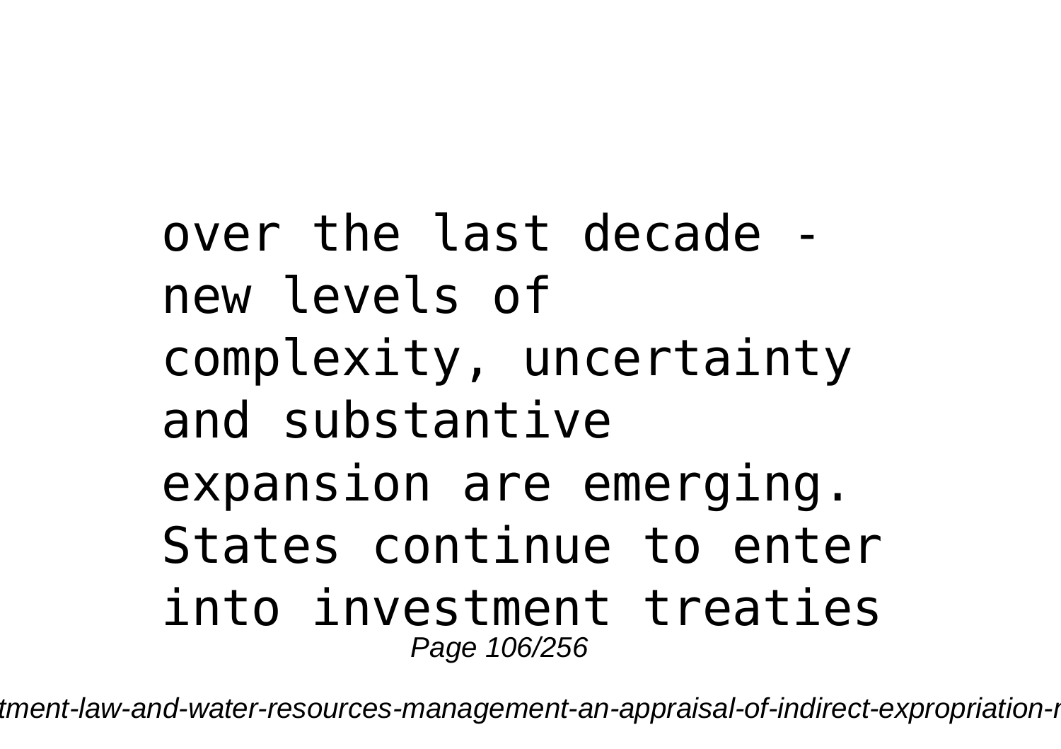over the last decade - new levels of complexity, uncertainty and substantive expansion are emerging. States continue to enter into investment treaties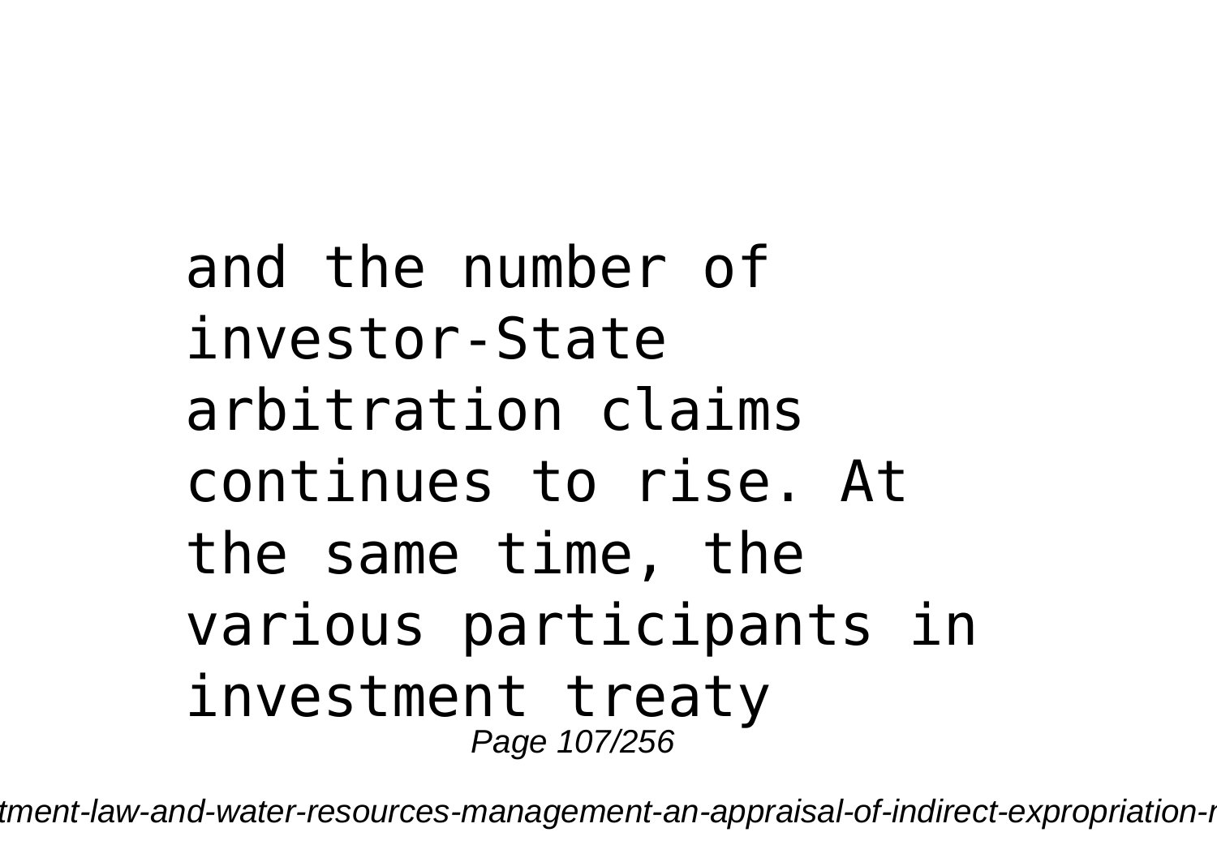and the number of investor-State arbitration claims continues to rise. At the same time, the various participants in investment treaty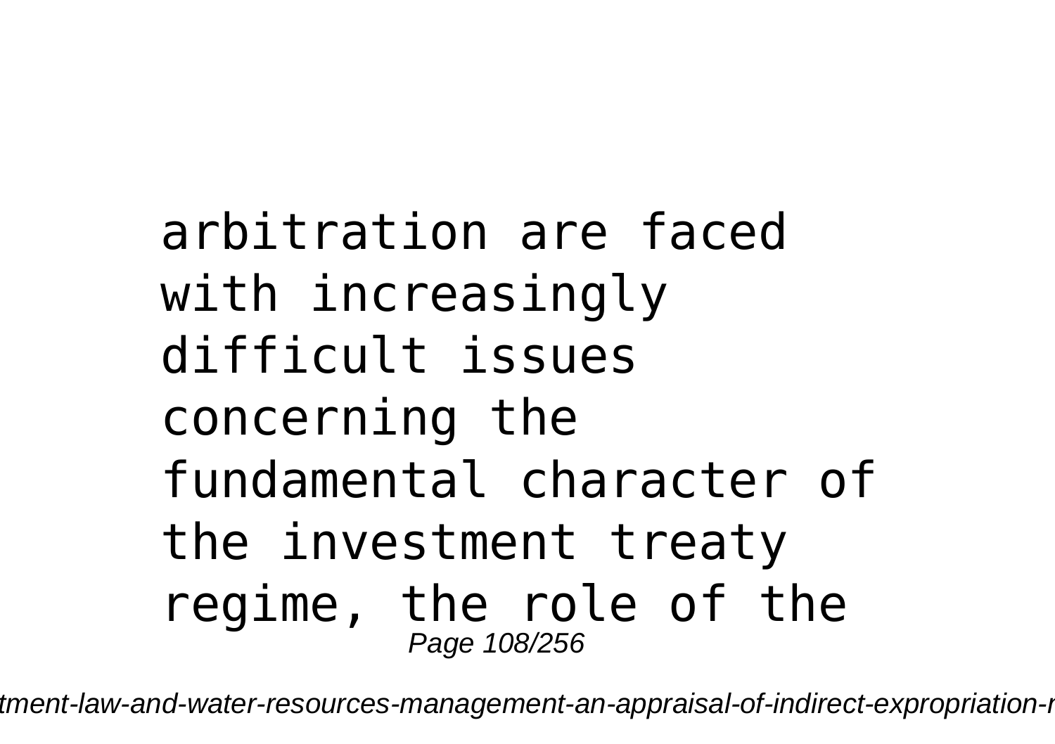arbitration are faced with increasingly difficult issues concerning the fundamental character of the investment treaty regime, the role of the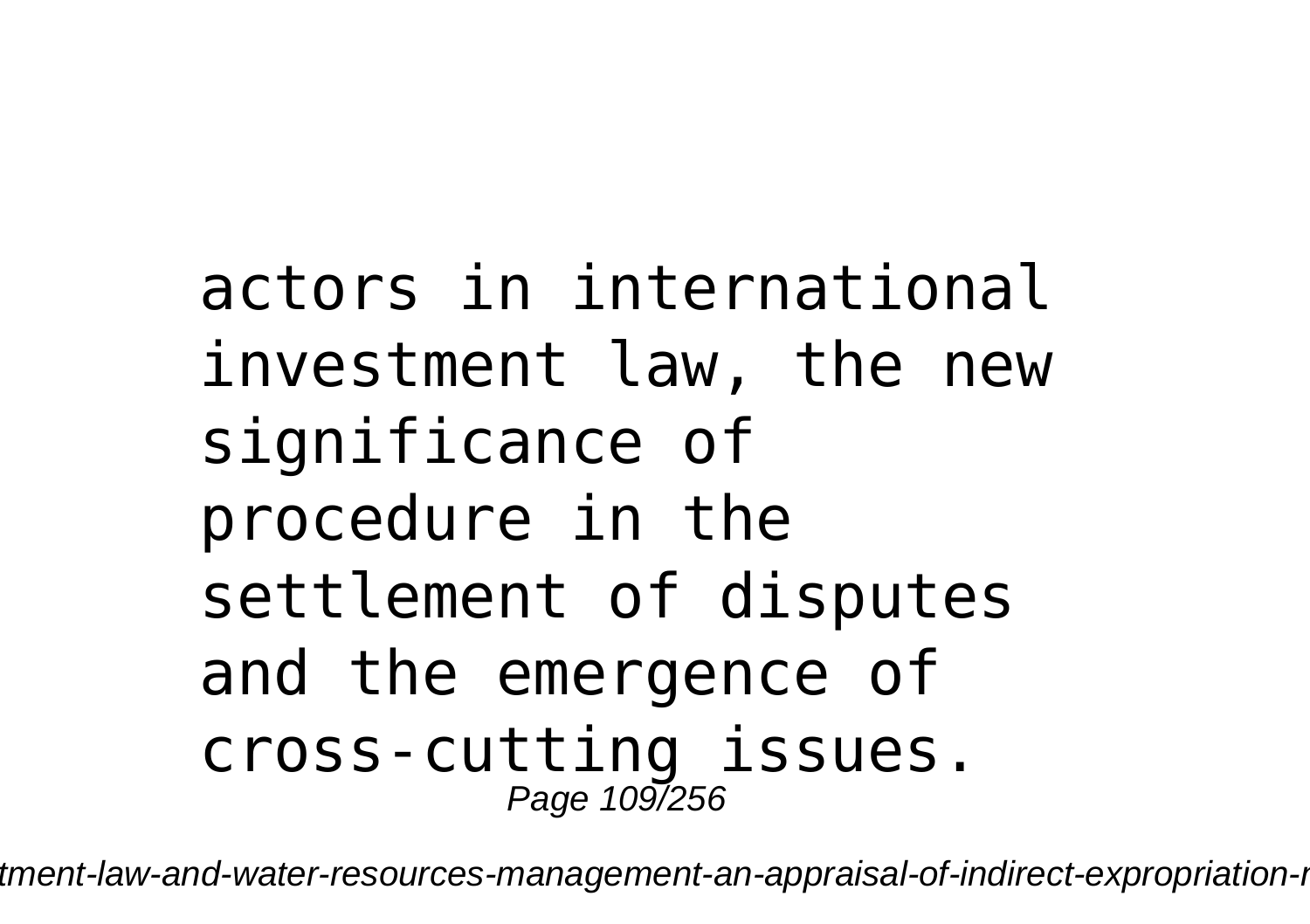actors in international investment law, the new significance of procedure in the settlement of disputes and the emergence of cross-cutting issues.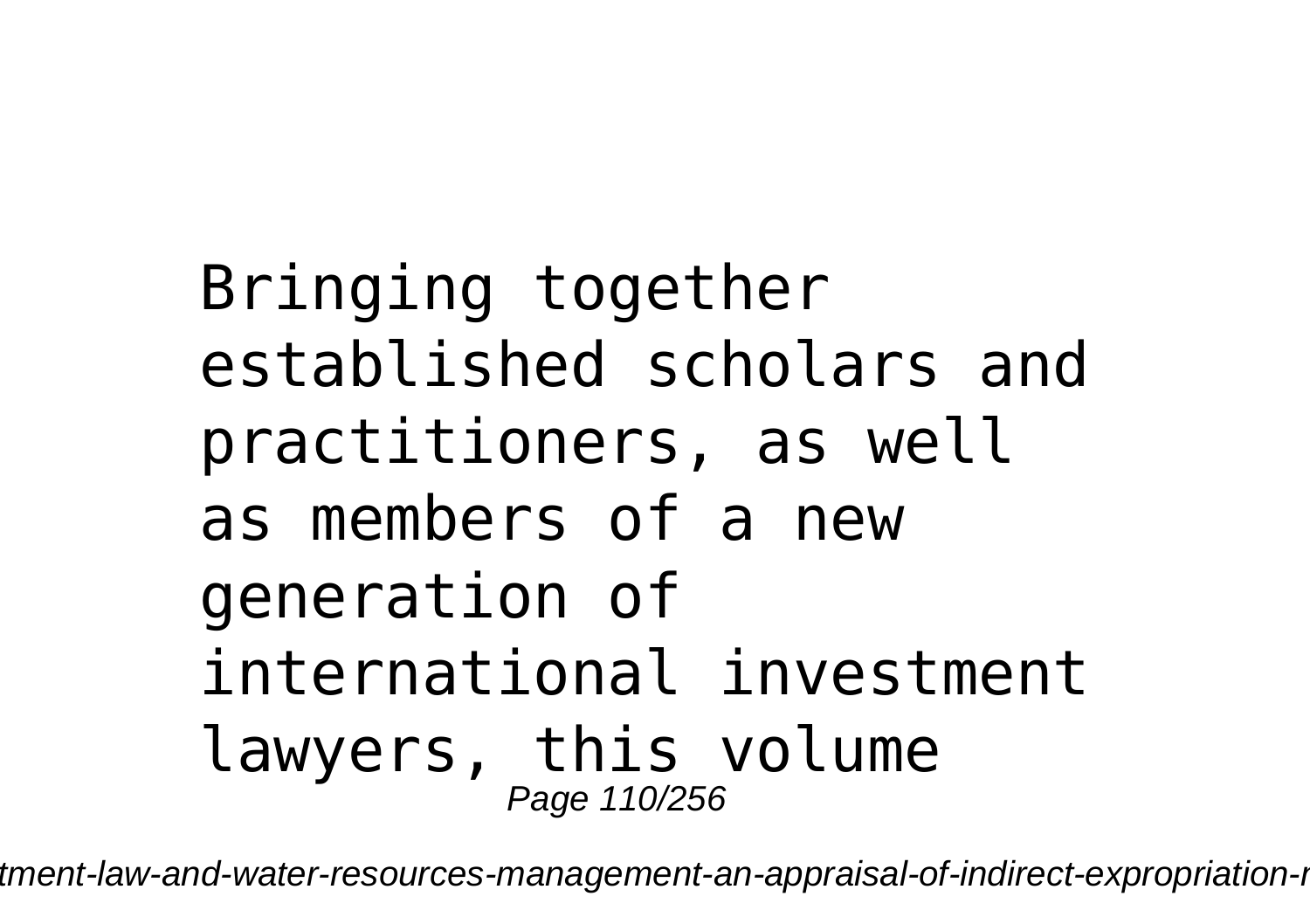Bringing together established scholars and practitioners, as well as members of a new generation of international investment lawyers, this volume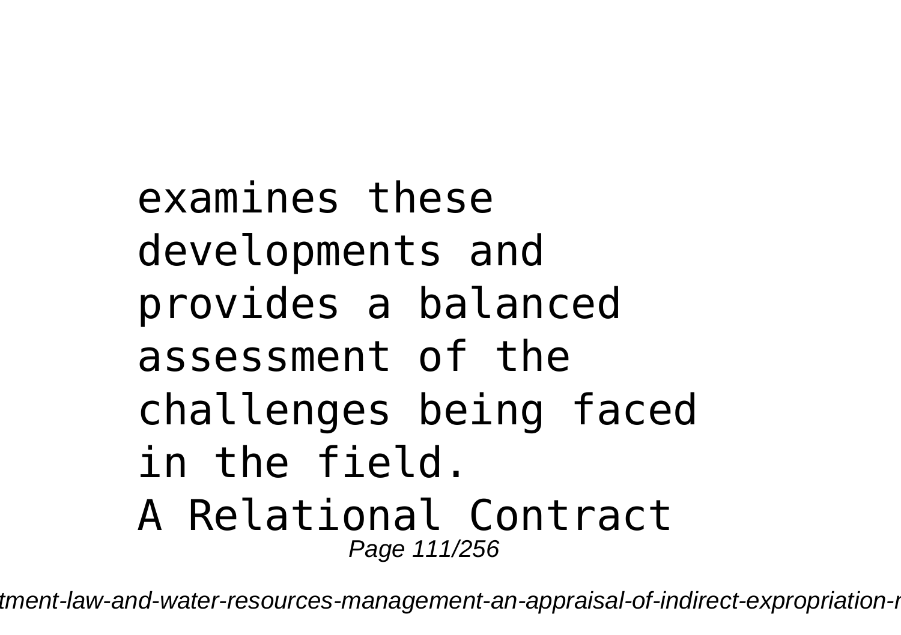examines these developments and provides a balanced assessment of the challenges being faced in the field.

A Relational Contract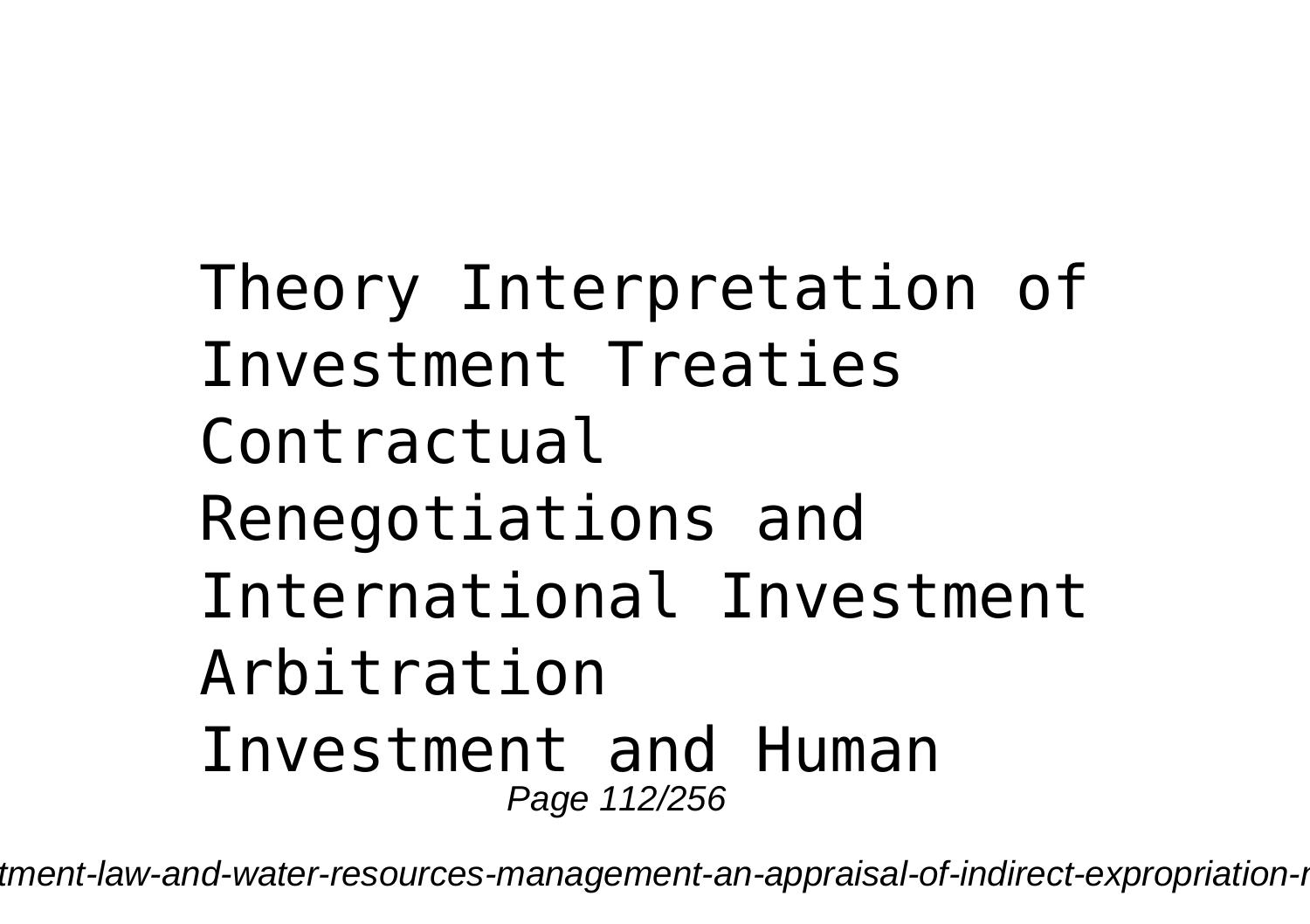Theory Interpretation of Investment Treaties
Contractual Renegotiations and International Investment Arbitration
Investment and Human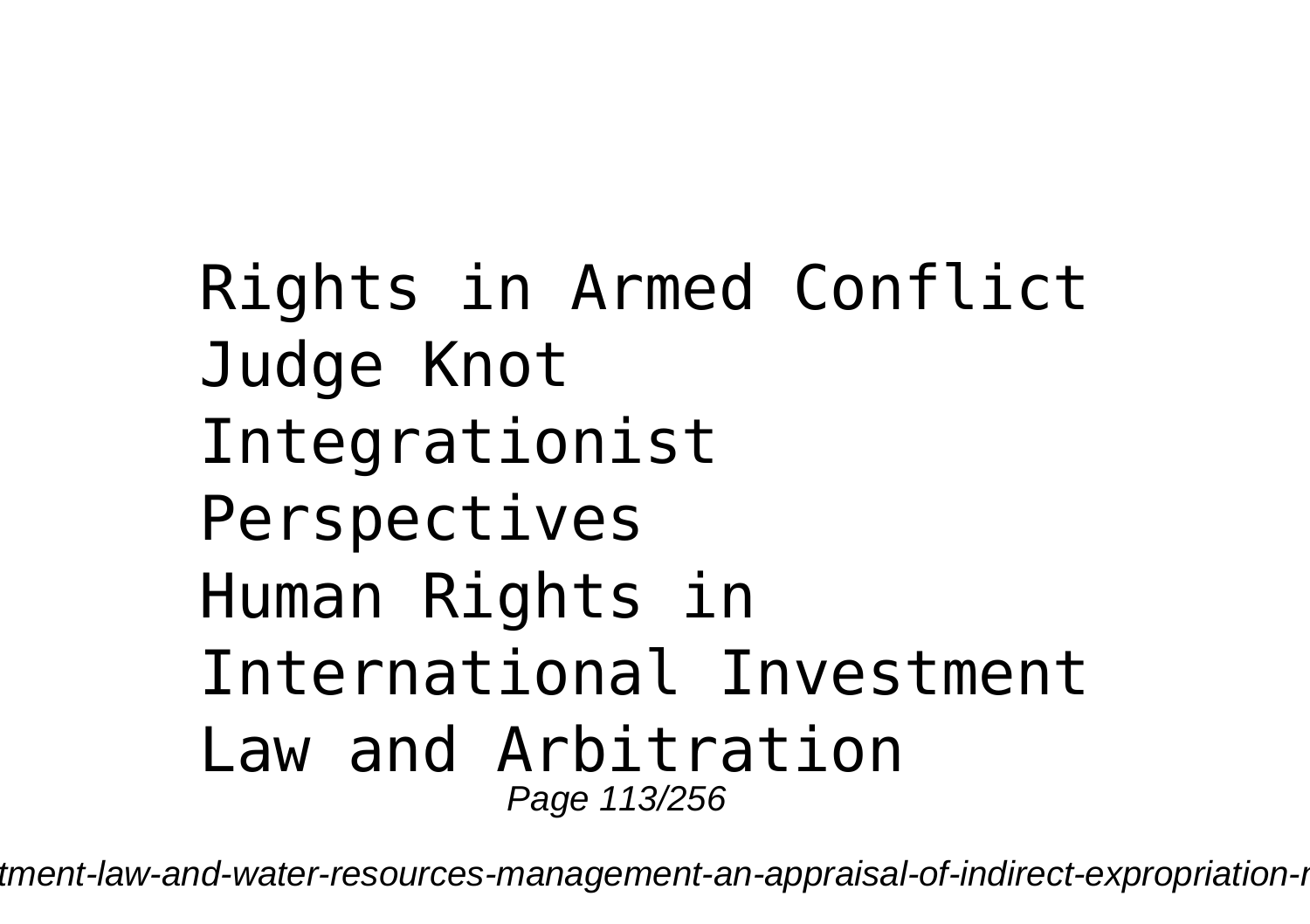Rights in Armed Conflict
Judge Knot
Integrationist
Perspectives
Human Rights in
International Investment
Law and Arbitration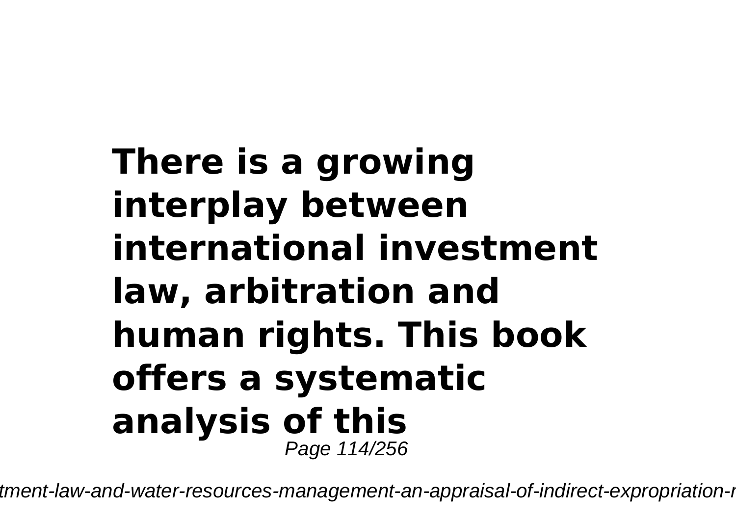**There is a growing interplay between international investment law, arbitration and human rights. This book offers a systematic analysis of this**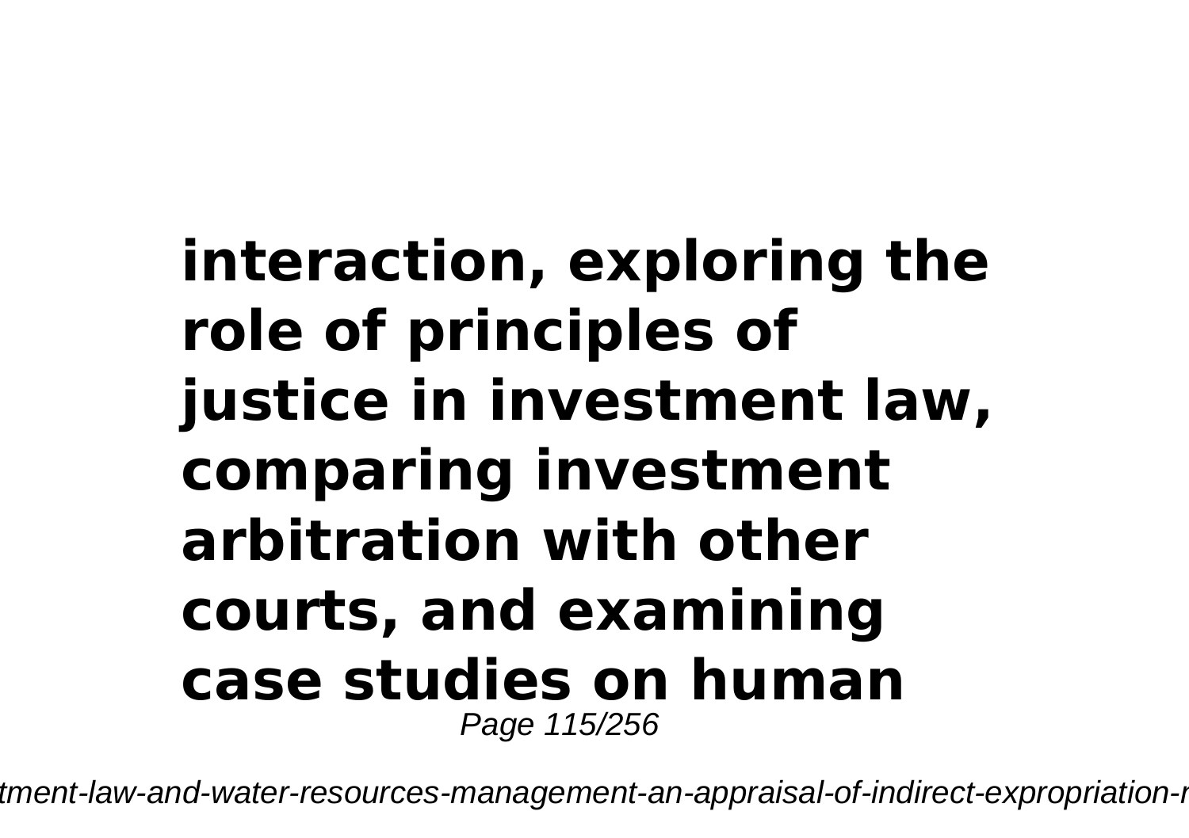**interaction, exploring the role of principles of justice in investment law, comparing investment arbitration with other courts, and examining case studies on human**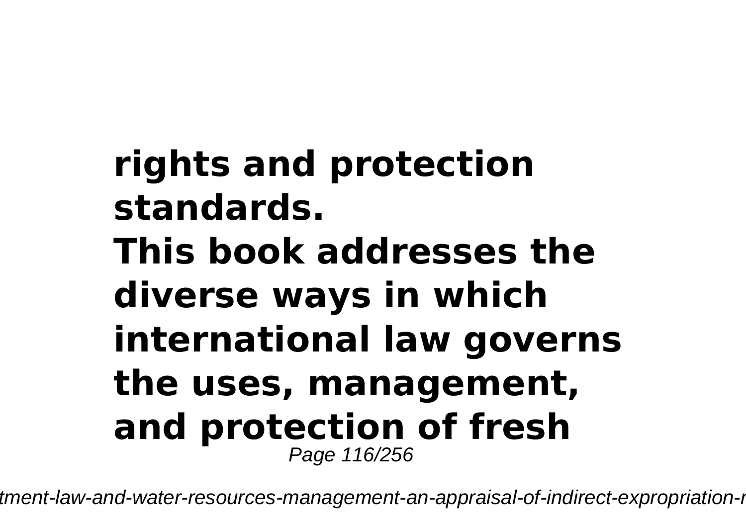**rights and protection standards.**
**This book addresses the diverse ways in which international law governs the uses, management, and protection of fresh**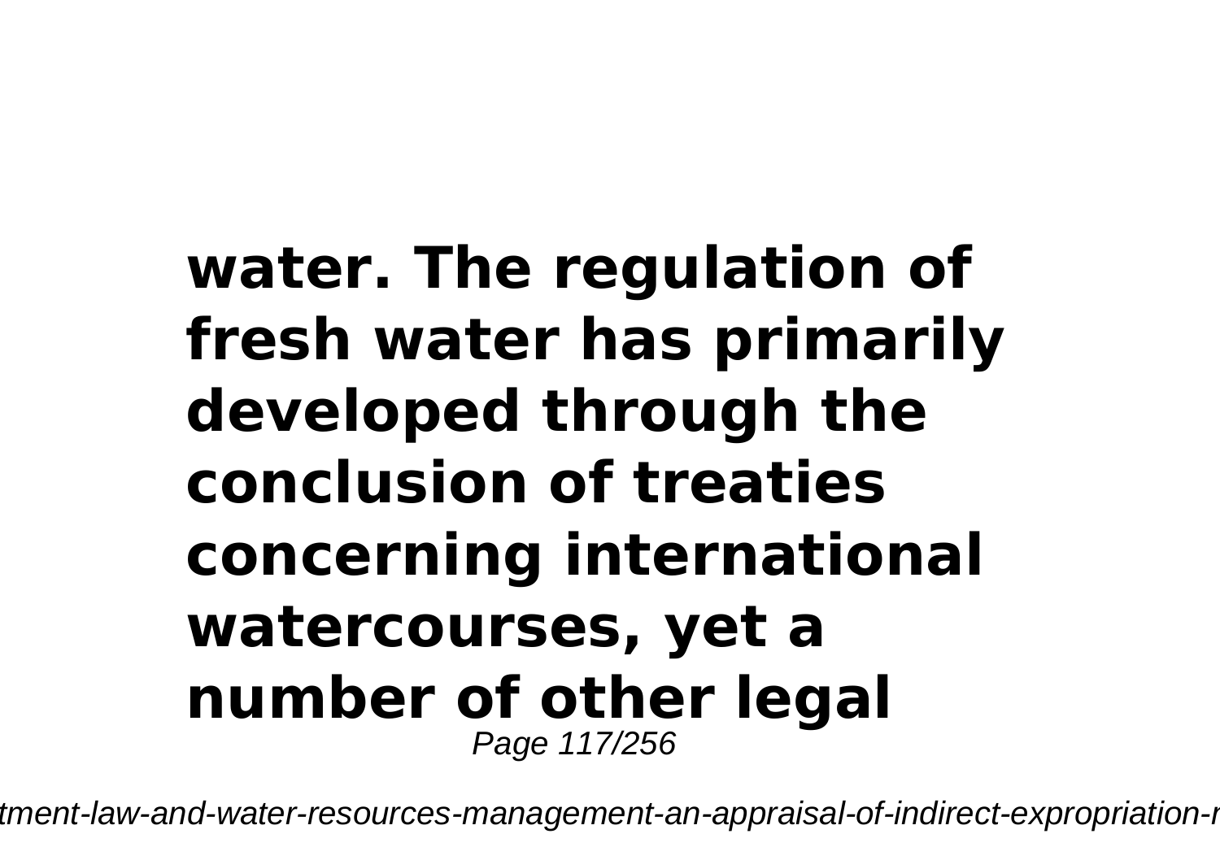**water. The regulation of fresh water has primarily developed through the conclusion of treaties concerning international watercourses, yet a number of other legal**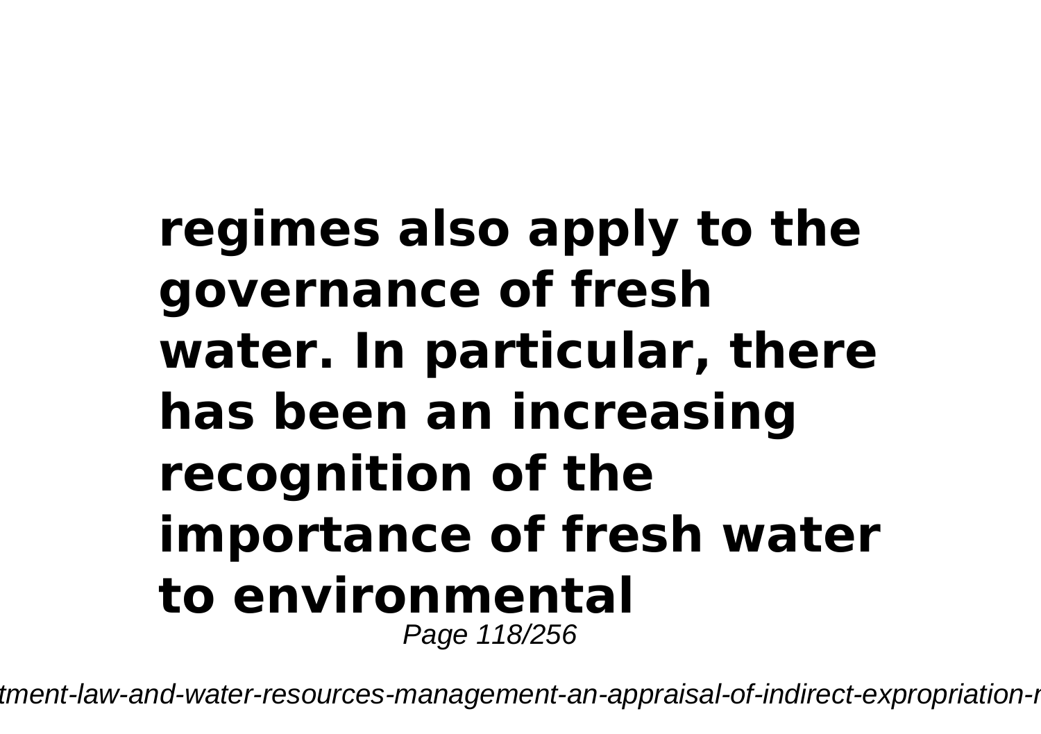**regimes also apply to the governance of fresh water. In particular, there has been an increasing recognition of the importance of fresh water to environmental**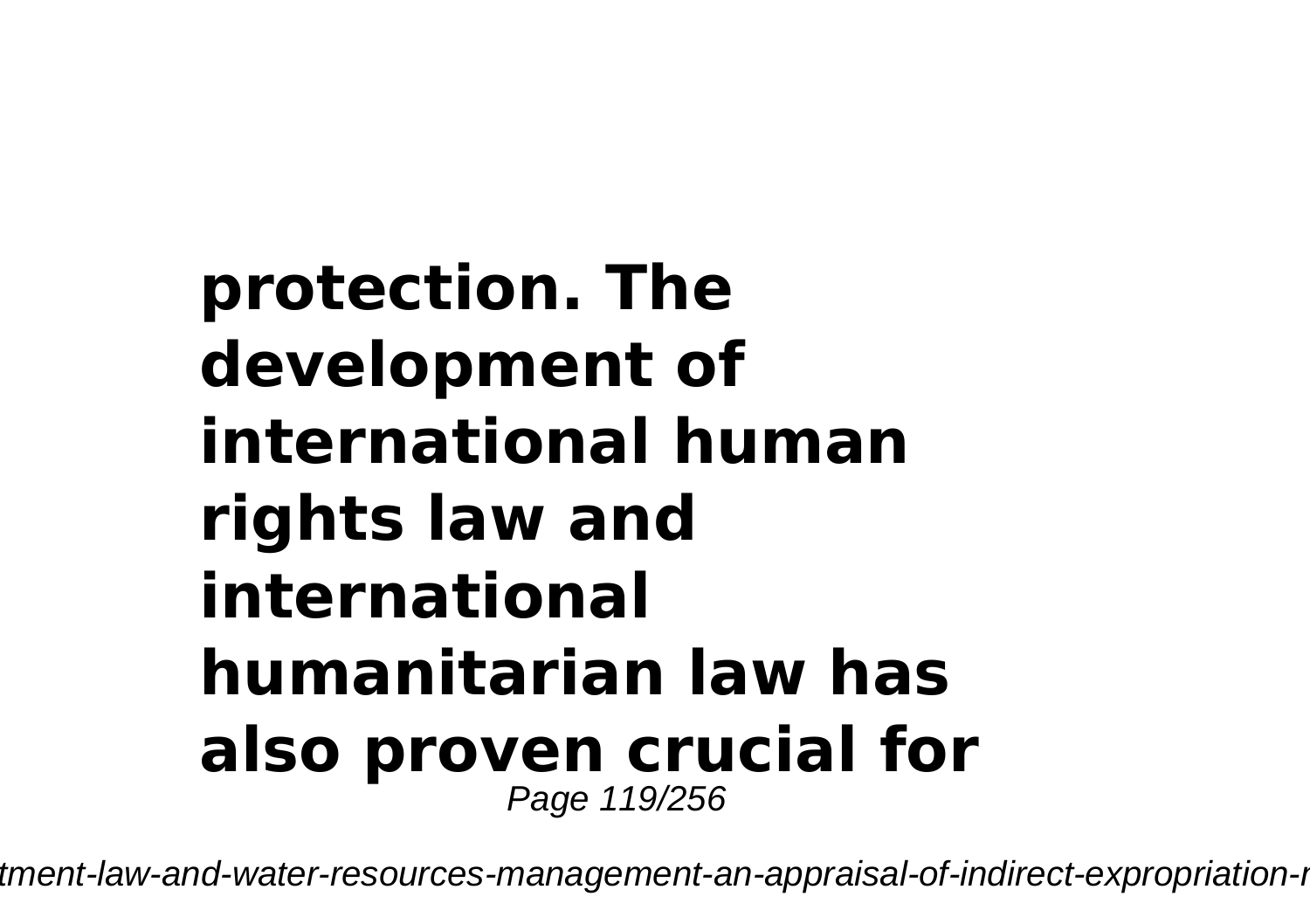**protection. The development of international human rights law and international humanitarian law has also proven crucial for**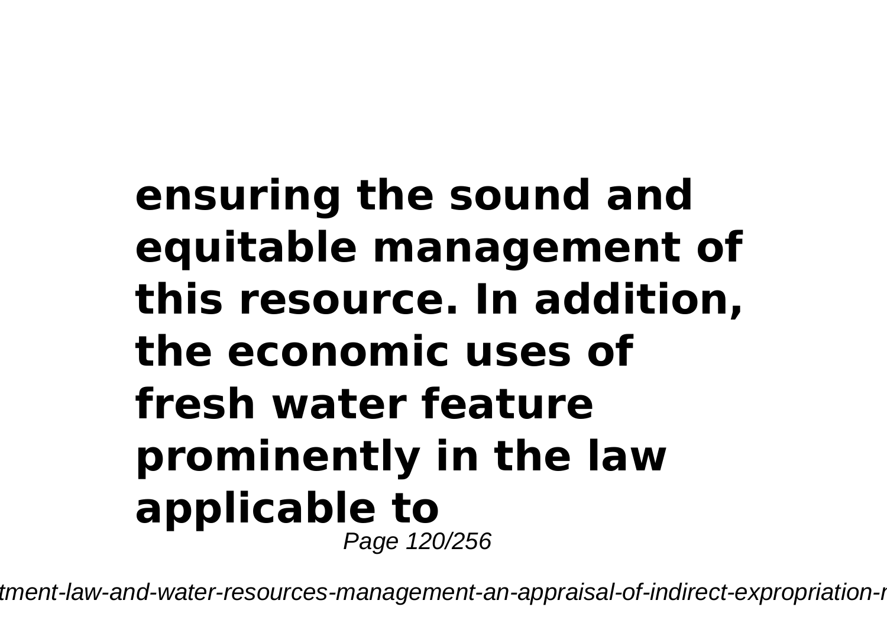**ensuring the sound and equitable management of this resource. In addition, the economic uses of fresh water feature prominently in the law applicable to**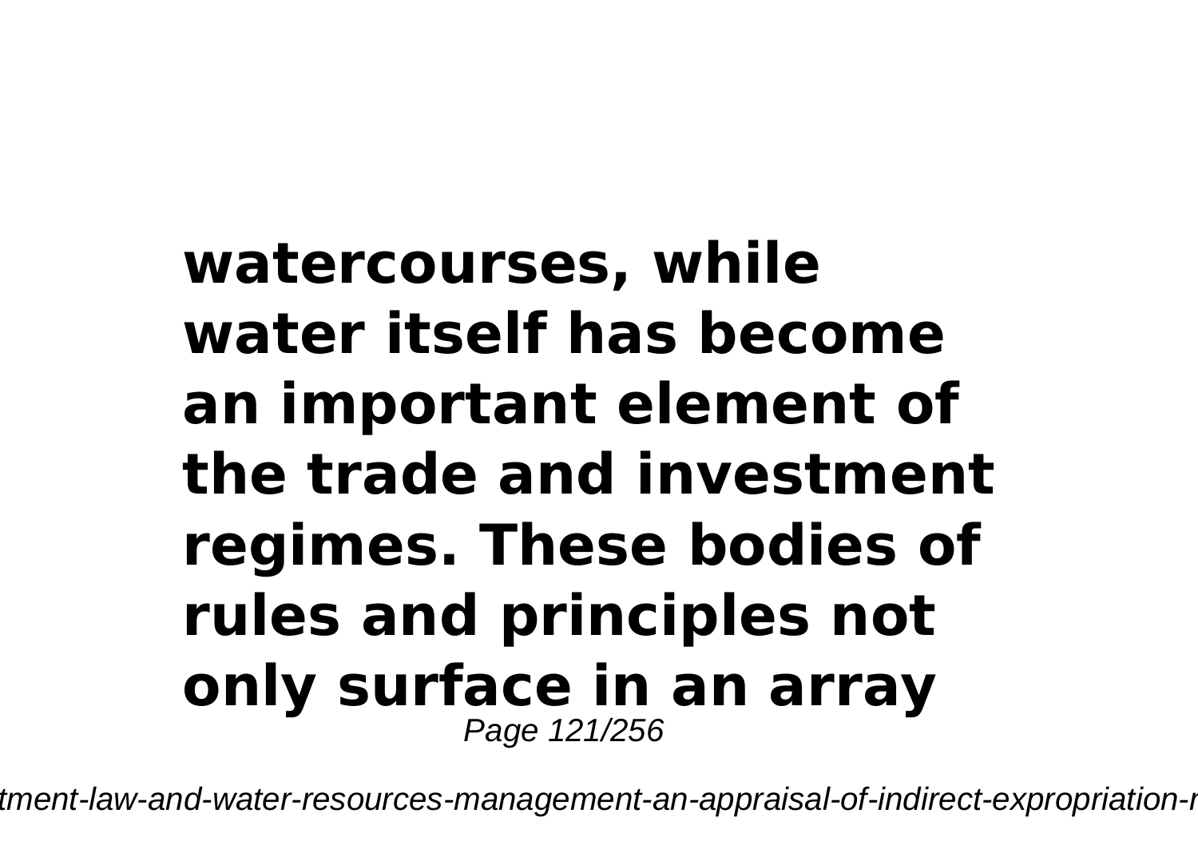**watercourses, while water itself has become an important element of the trade and investment regimes. These bodies of rules and principles not only surface in an array**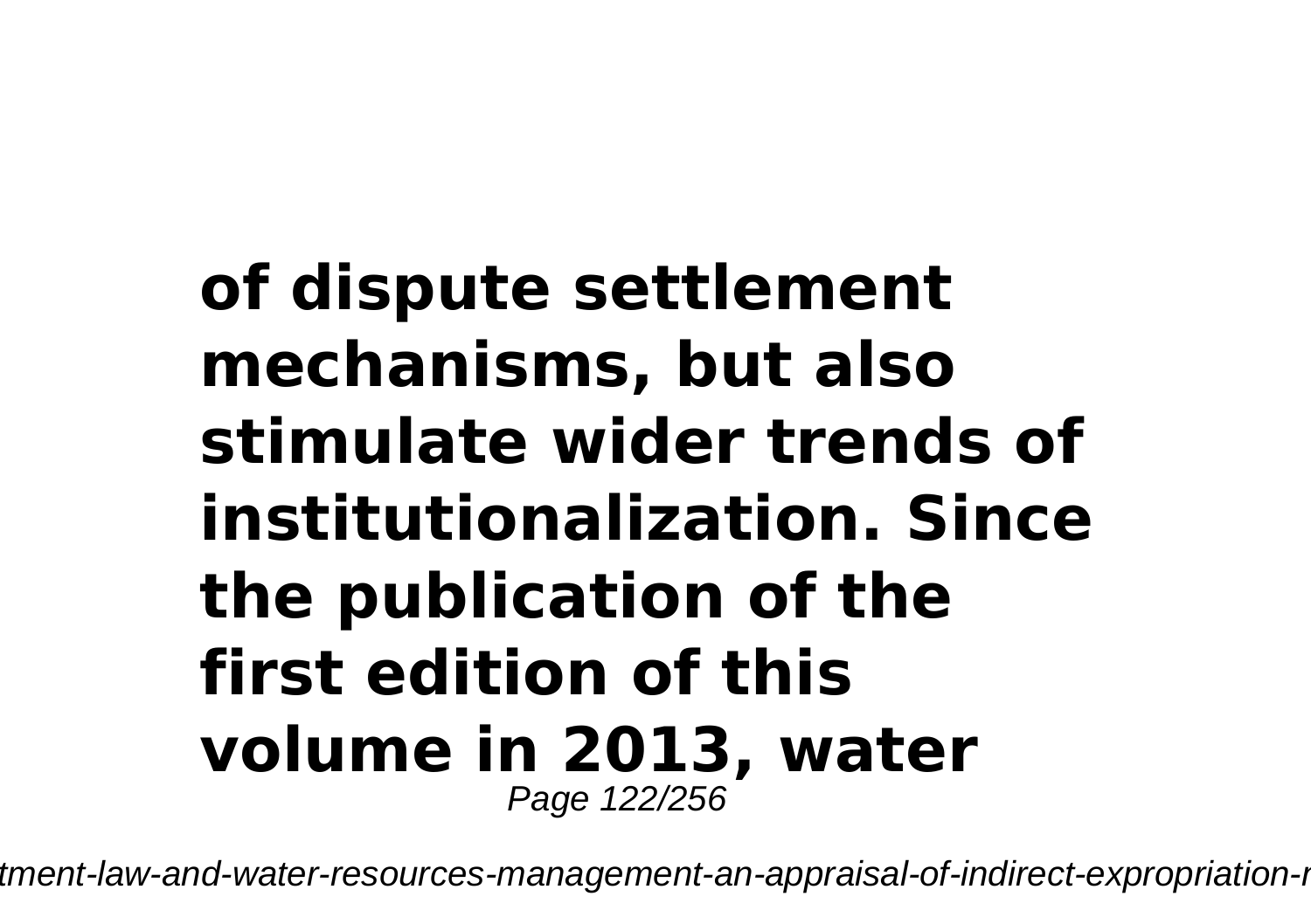**of dispute settlement mechanisms, but also stimulate wider trends of institutionalization. Since the publication of the first edition of this volume in 2013, water**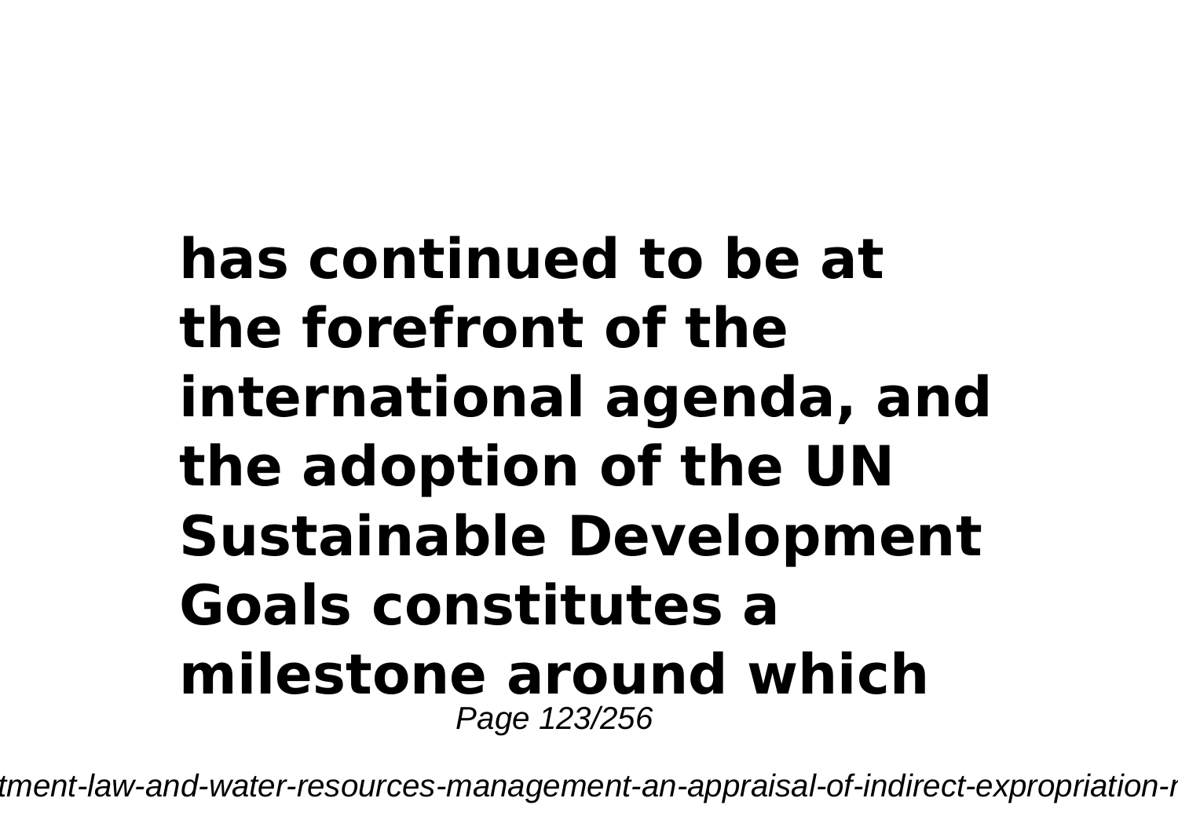**has continued to be at the forefront of the international agenda, and the adoption of the UN Sustainable Development Goals constitutes a milestone around which**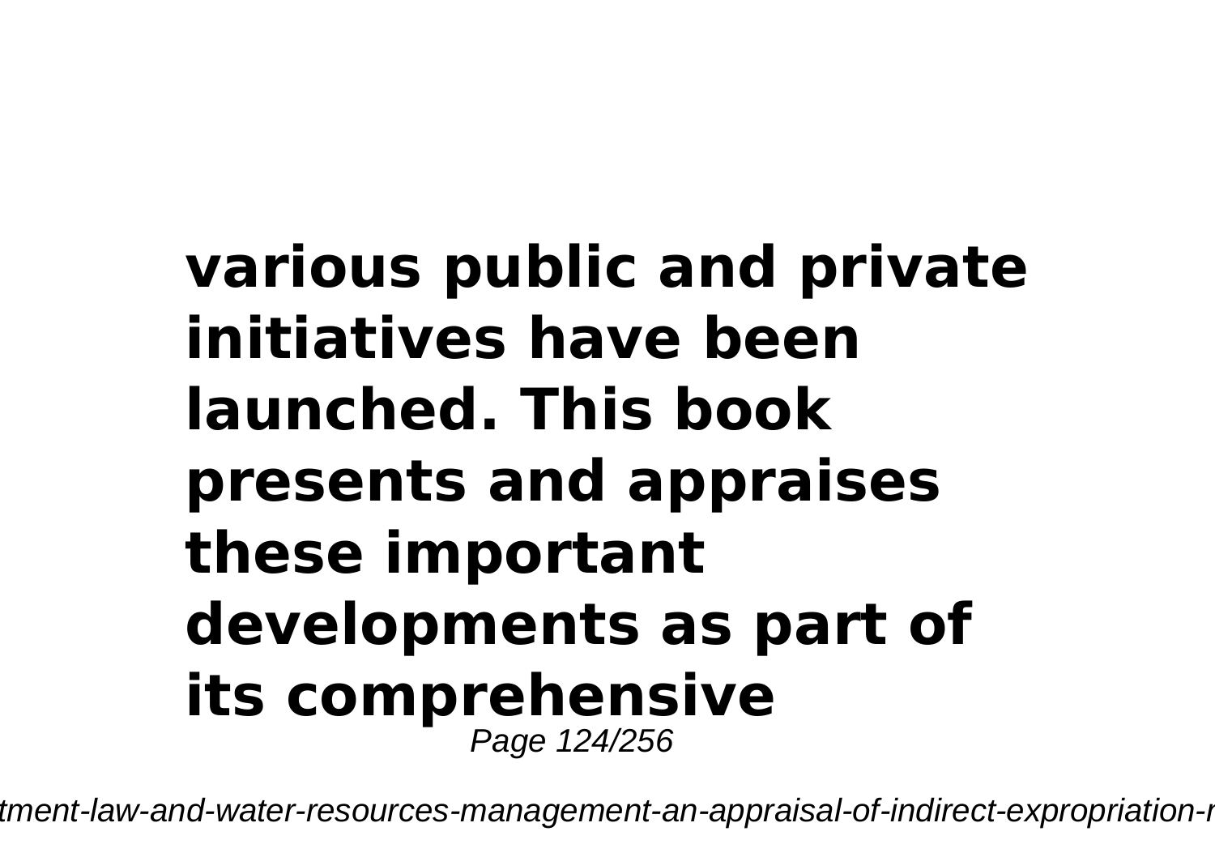**various public and private initiatives have been launched. This book presents and appraises these important developments as part of its comprehensive**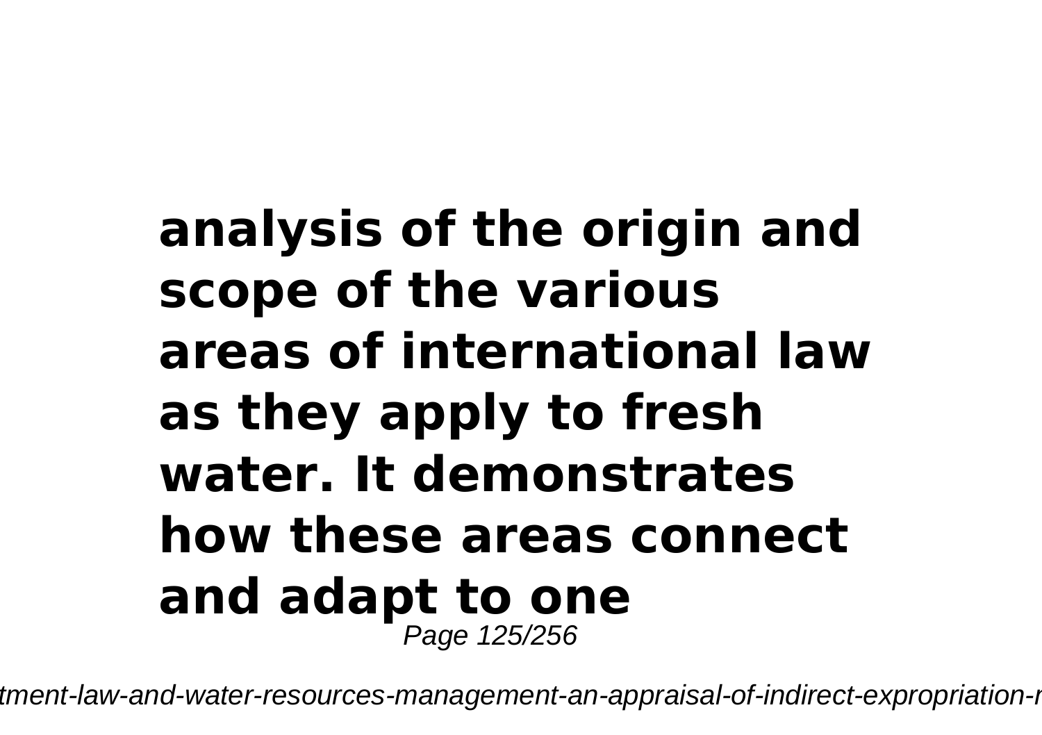**analysis of the origin and scope of the various areas of international law as they apply to fresh water. It demonstrates how these areas connect and adapt to one**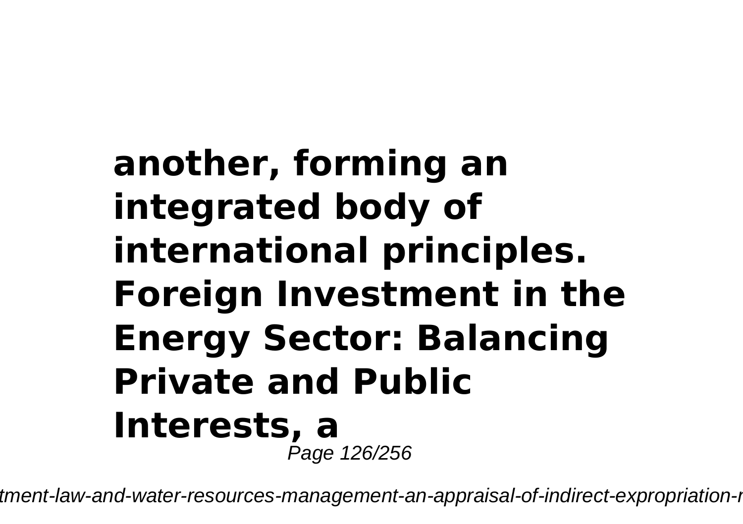**another, forming an integrated body of international principles. Foreign Investment in the Energy Sector: Balancing Private and Public Interests, a**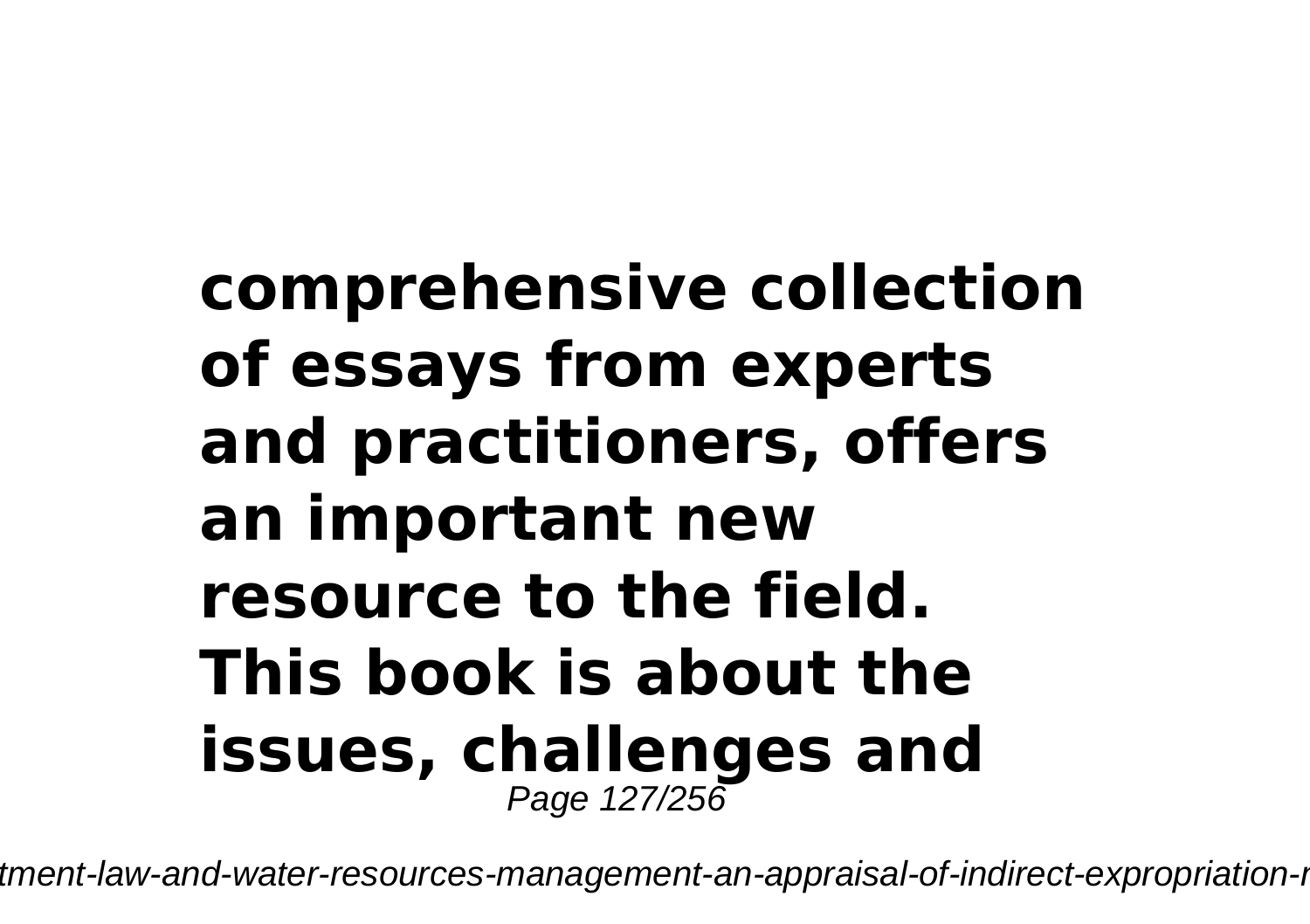**comprehensive collection of essays from experts and practitioners, offers an important new resource to the field. This book is about the issues, challenges and**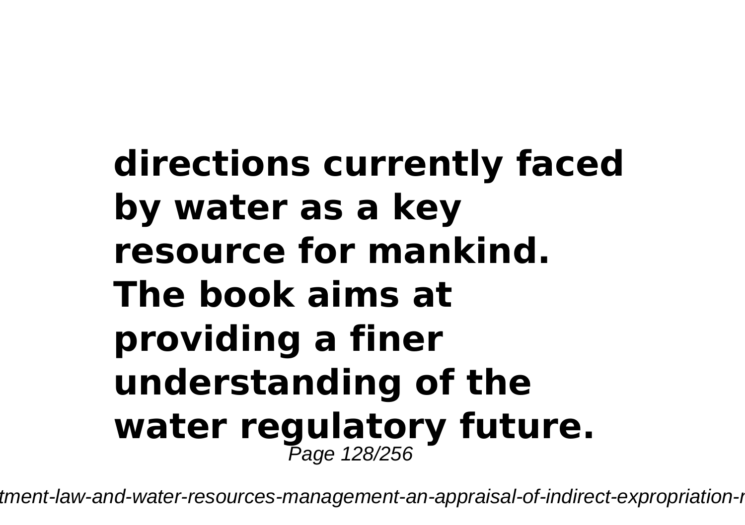**directions currently faced by water as a key resource for mankind. The book aims at providing a finer understanding of the water regulatory future.**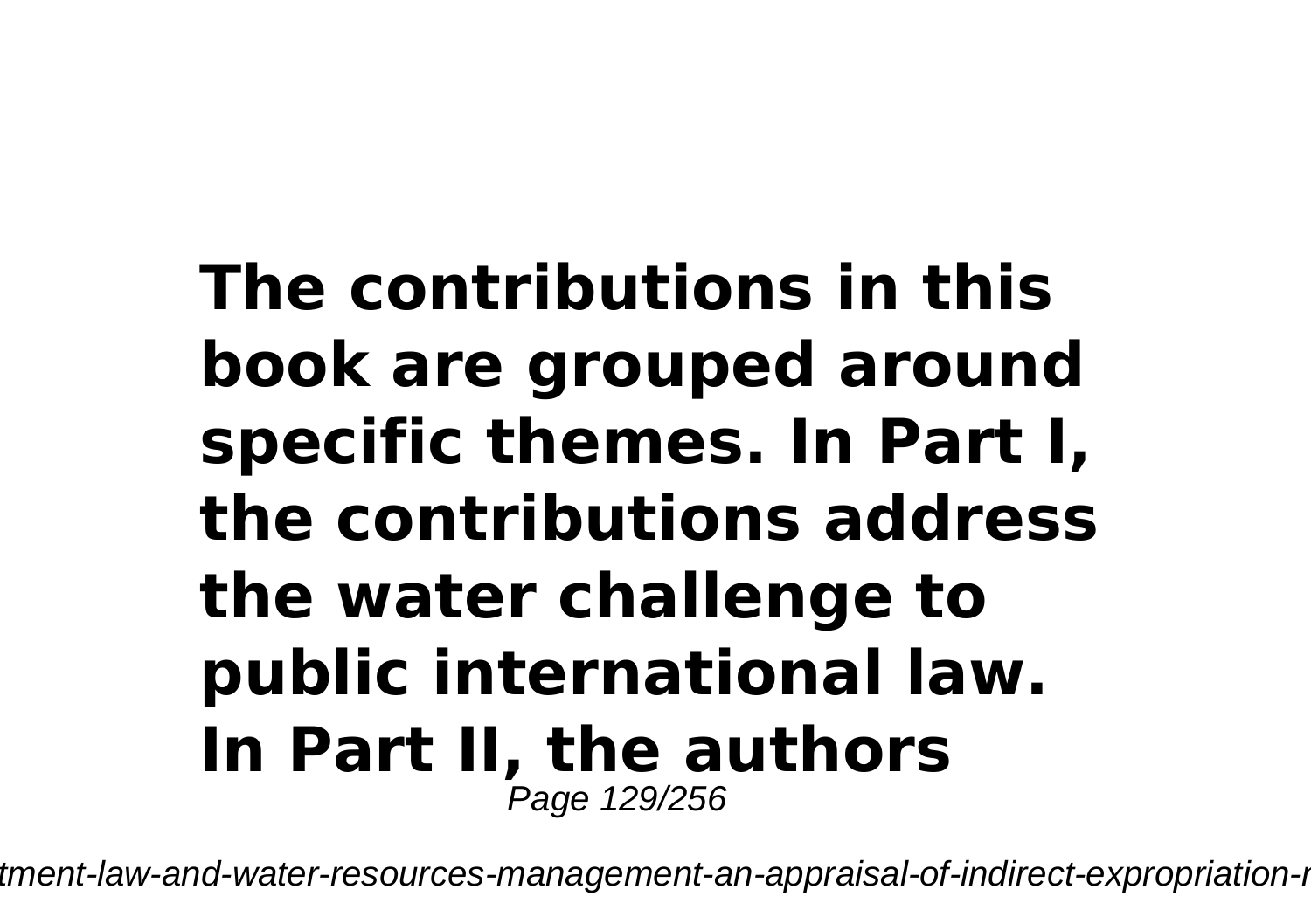**The contributions in this book are grouped around specific themes. In Part I, the contributions address the water challenge to public international law. In Part II, the authors**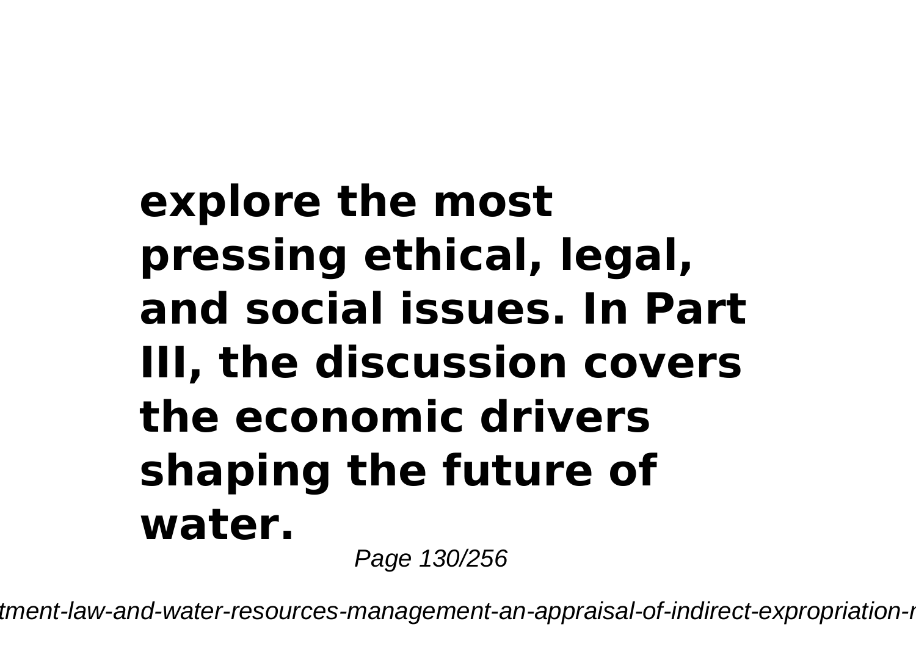**explore the most pressing ethical, legal, and social issues. In Part III, the discussion covers the economic drivers shaping the future of water.**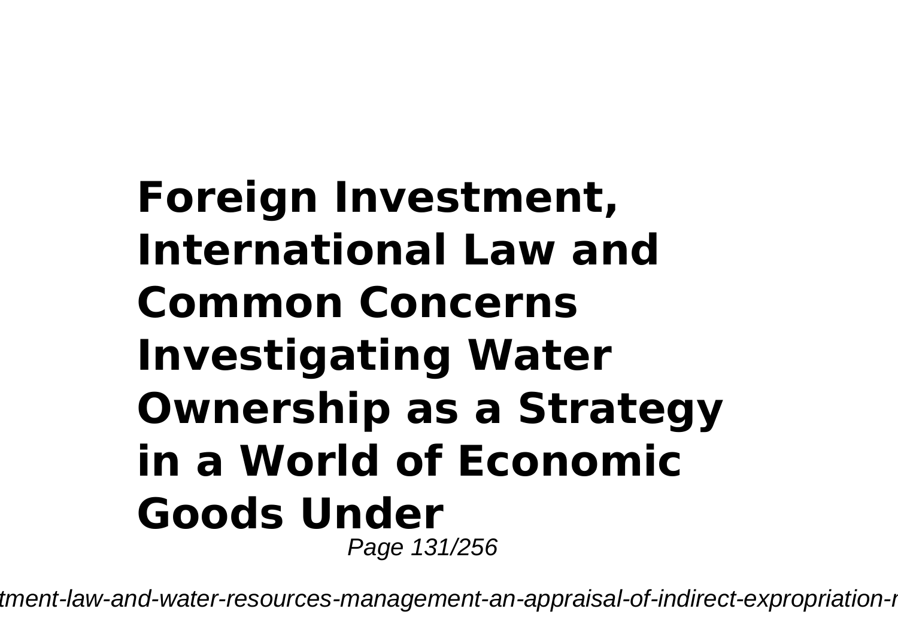**Foreign Investment, International Law and Common Concerns Investigating Water Ownership as a Strategy in a World of Economic Goods Under**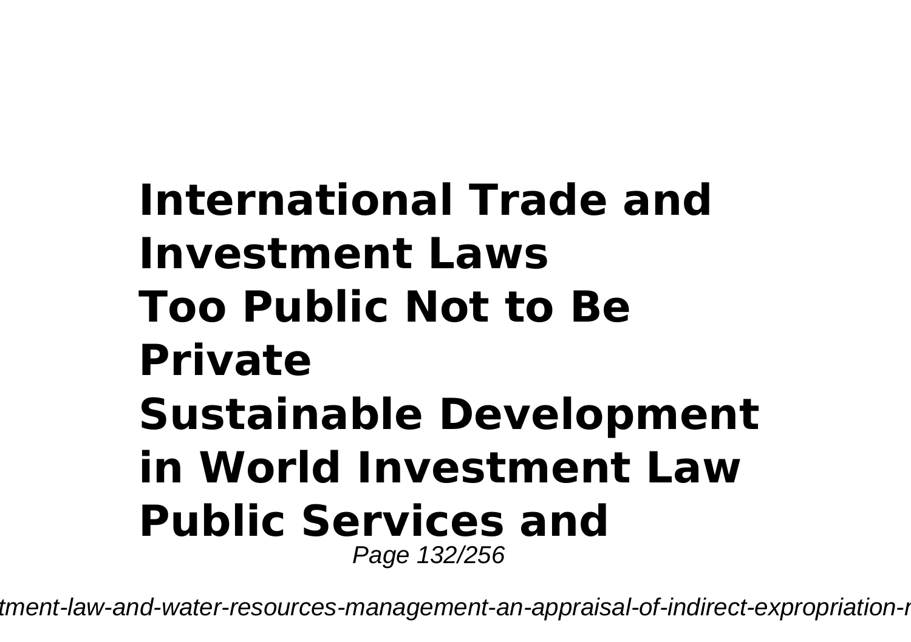**International Trade and Investment Laws**
**Too Public Not to Be Private**
**Sustainable Development in World Investment Law**
**Public Services and**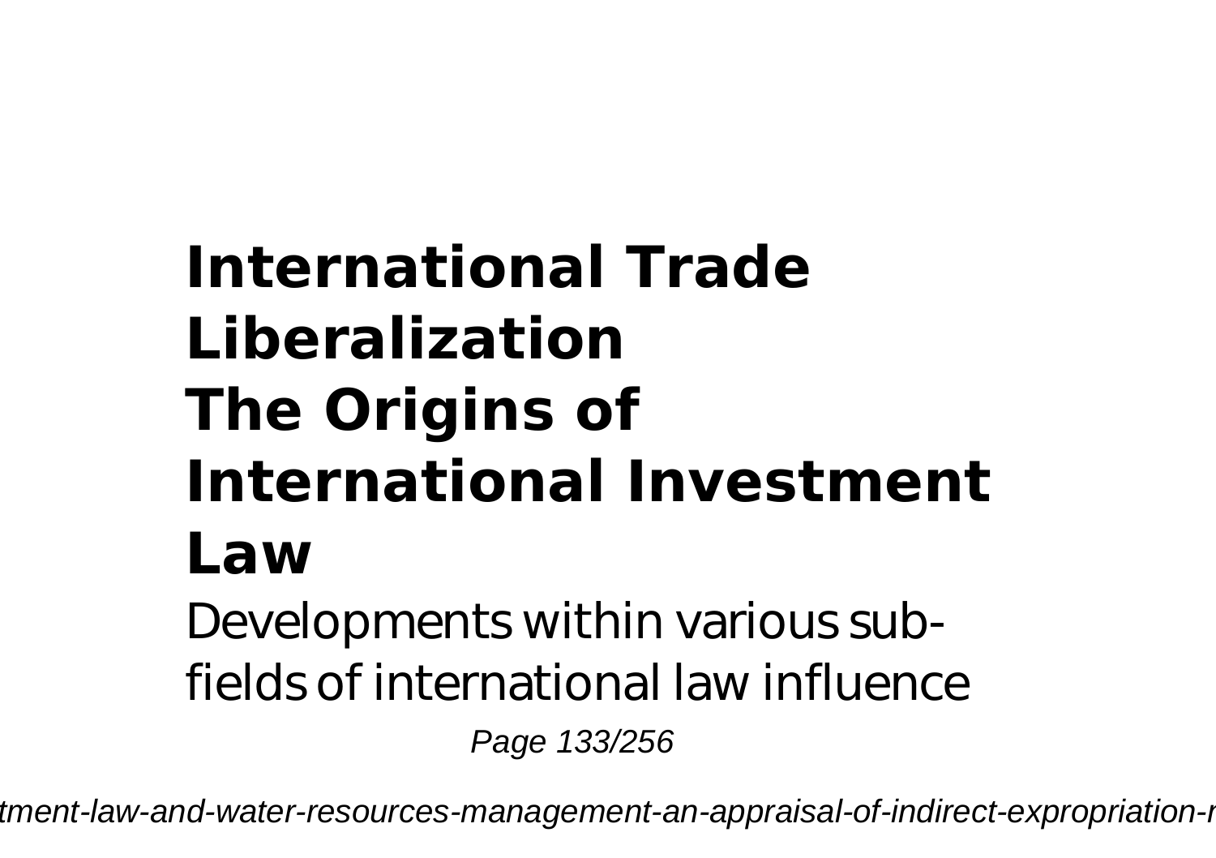## International Trade Liberalization

## The Origins of International Investment Law

Developments within various sub-fields of international law influence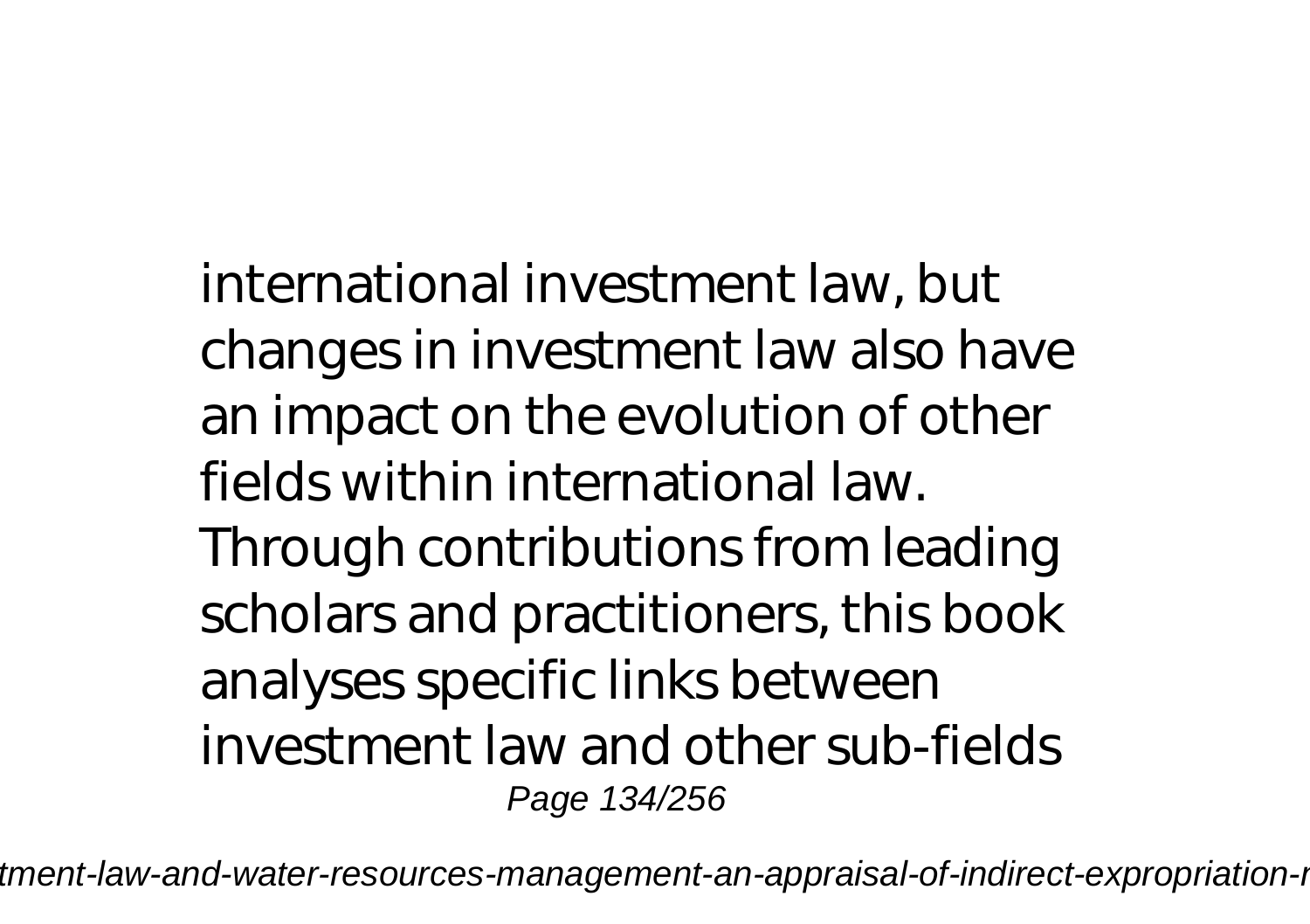international investment law, but changes in investment law also have an impact on the evolution of other fields within international law. Through contributions from leading scholars and practitioners, this book analyses specific links between investment law and other sub-fields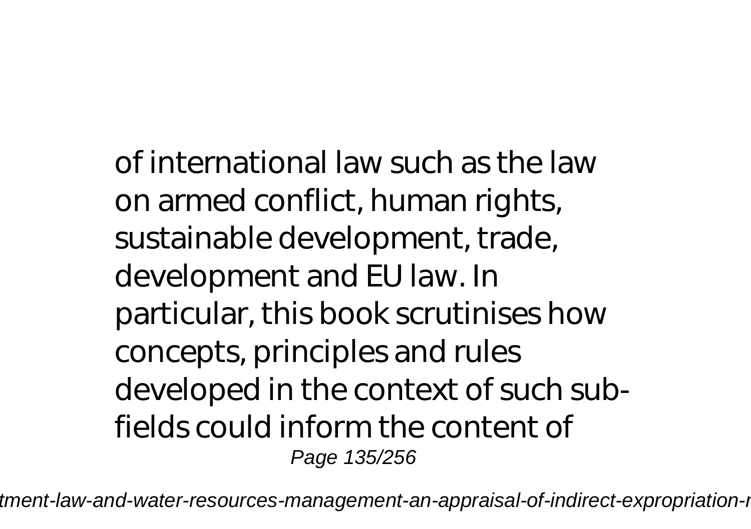of international law such as the law on armed conflict, human rights, sustainable development, trade, development and EU law. In particular, this book scrutinises how concepts, principles and rules developed in the context of such sub-fields could inform the content of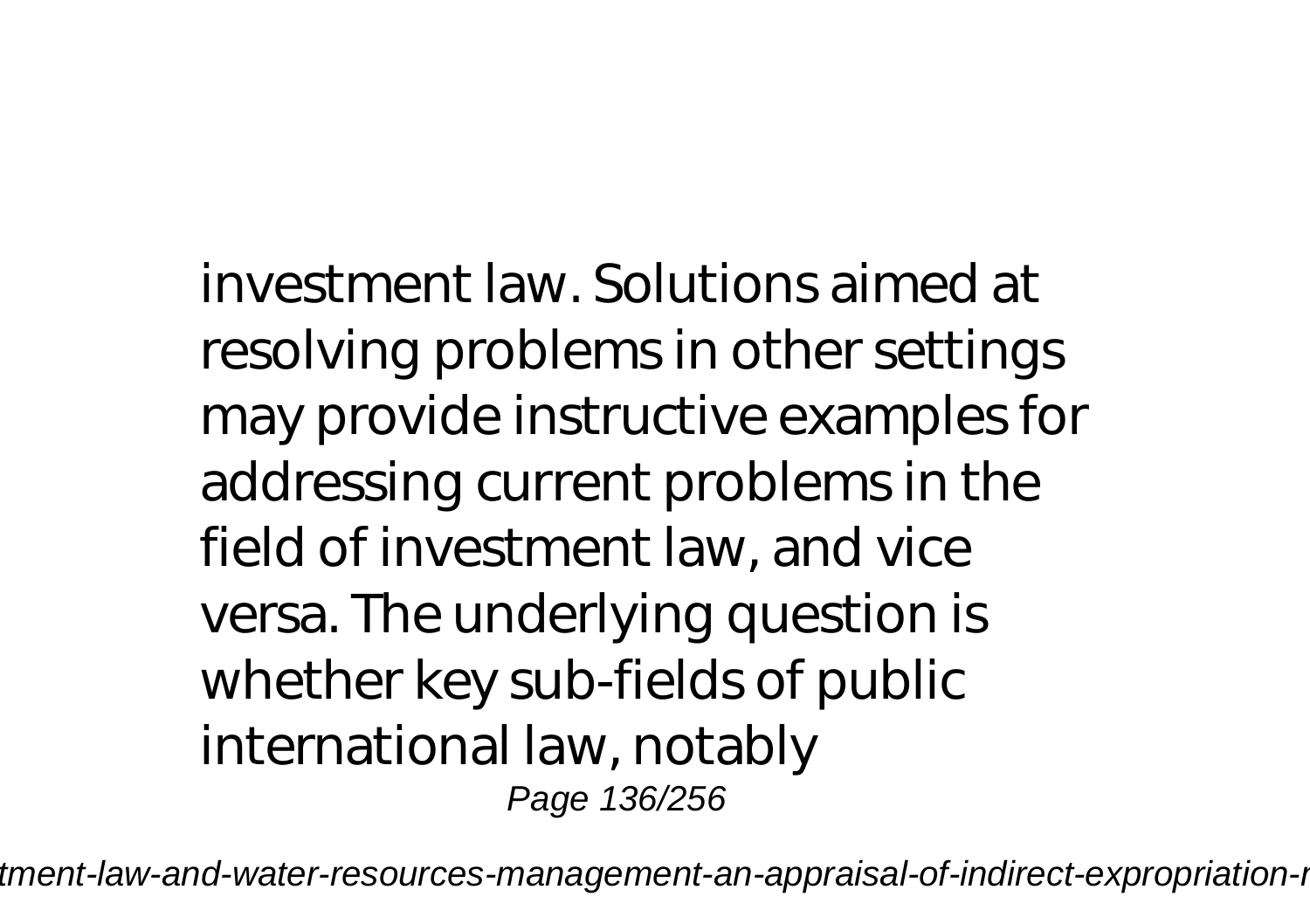investment law. Solutions aimed at resolving problems in other settings may provide instructive examples for addressing current problems in the field of investment law, and vice versa. The underlying question is whether key sub-fields of public international law, notably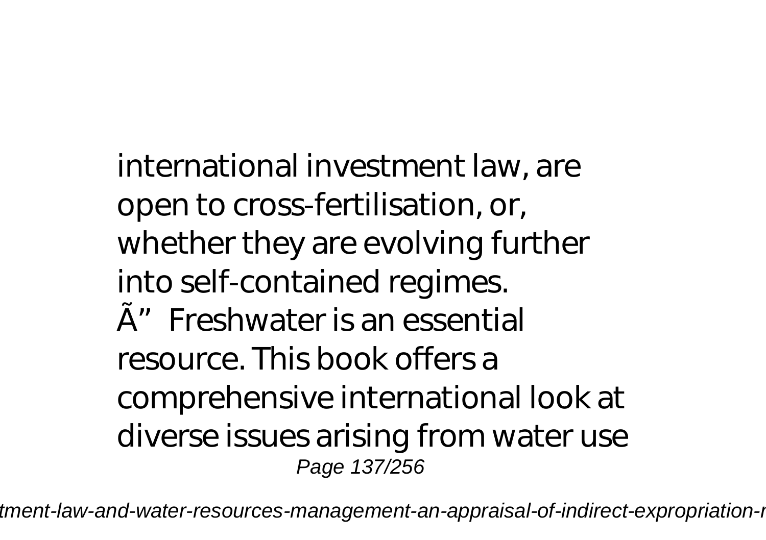international investment law, are open to cross-fertilisation, or, whether they are evolving further into self-contained regimes.

Ã" Freshwater is an essential resource. This book offers a comprehensive international look at diverse issues arising from water use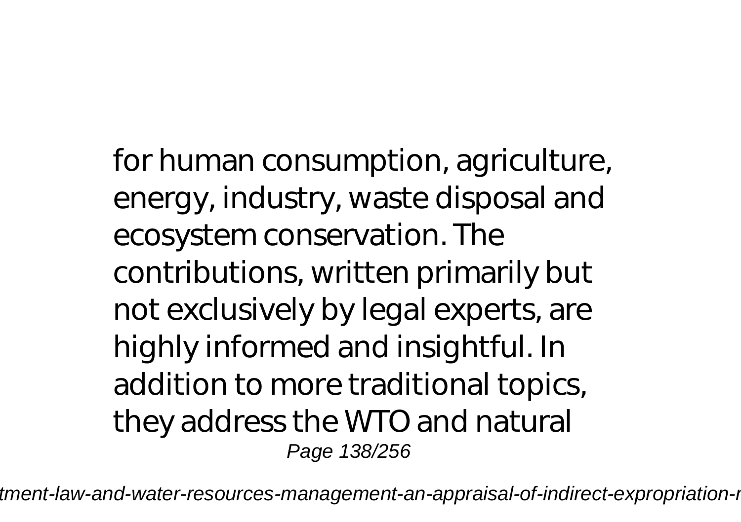for human consumption, agriculture, energy, industry, waste disposal and ecosystem conservation. The contributions, written primarily but not exclusively by legal experts, are highly informed and insightful. In addition to more traditional topics, they address the WTO and natural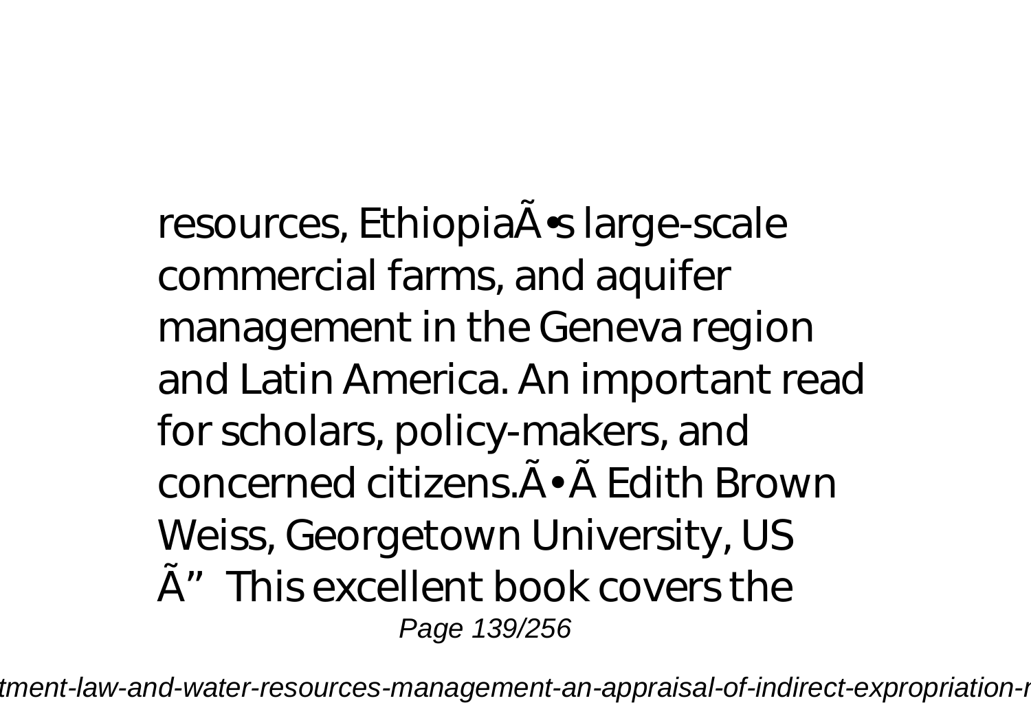resources, EthiopiaÃ•s large-scale commercial farms, and aquifer management in the Geneva region and Latin America. An important read for scholars, policy-makers, and concerned citizens.Ã• Ã Edith Brown Weiss, Georgetown University, US Ã" This excellent book covers the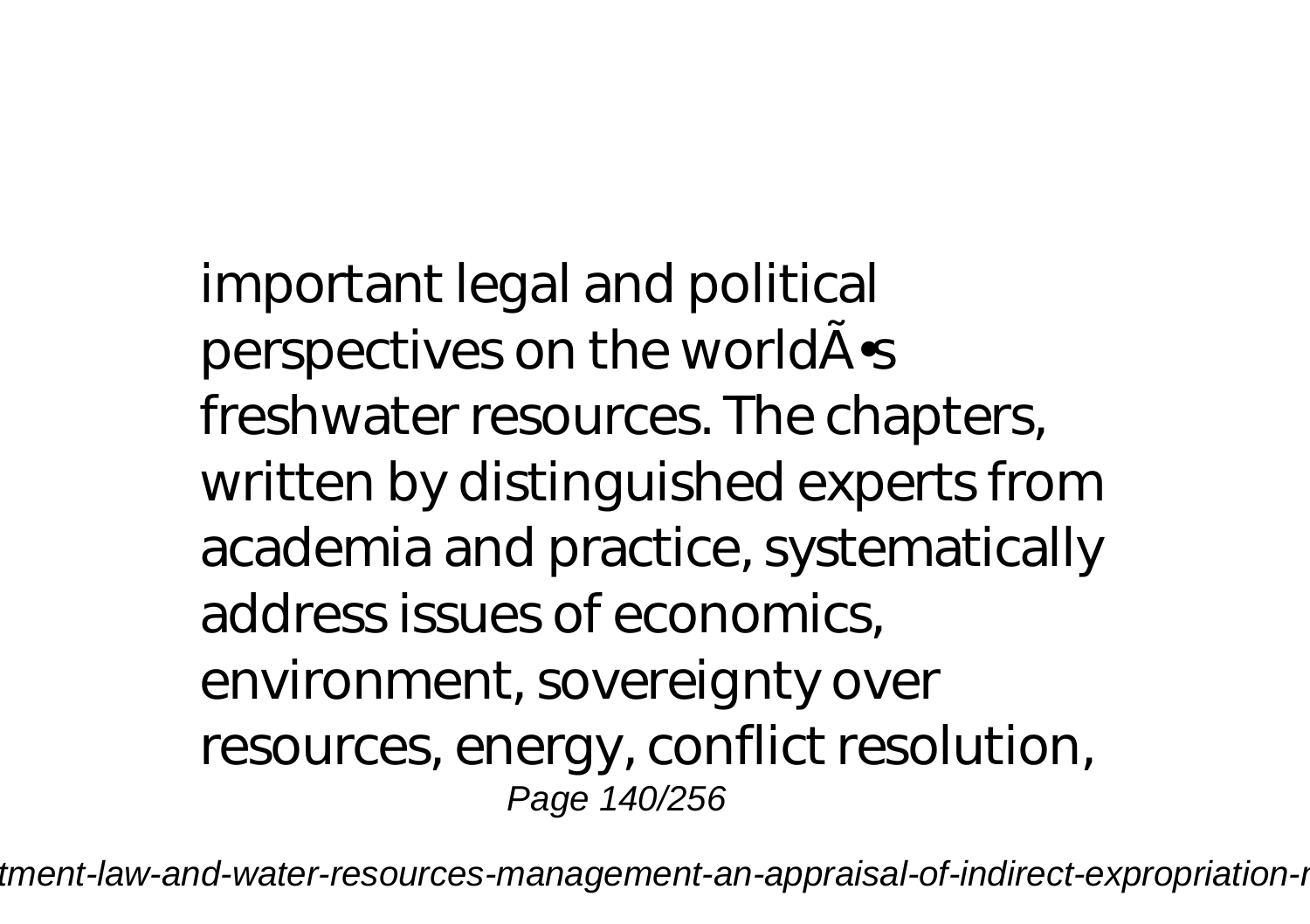important legal and political perspectives on the worldÃ•s freshwater resources. The chapters, written by distinguished experts from academia and practice, systematically address issues of economics, environment, sovereignty over resources, energy, conflict resolution,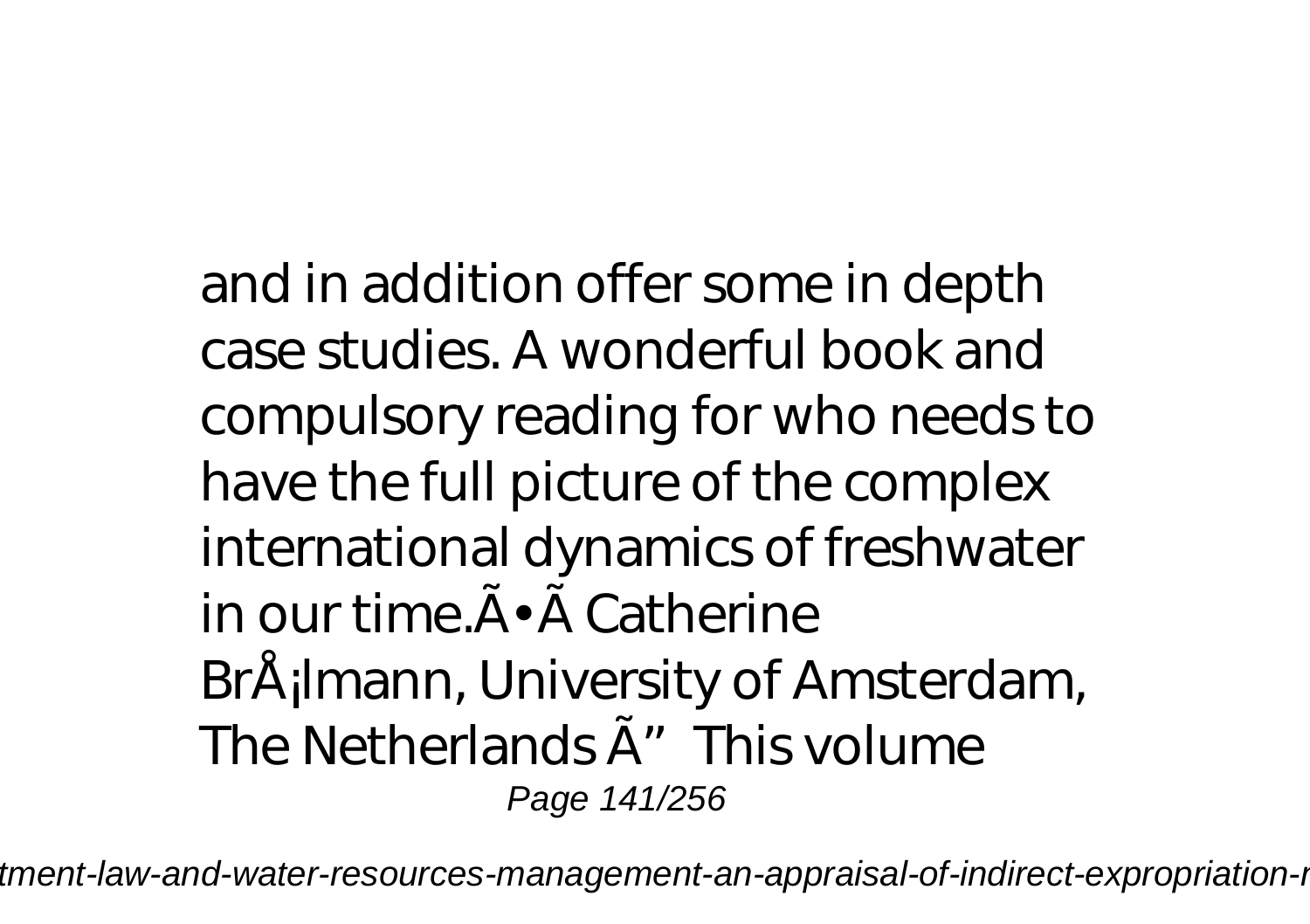and in addition offer some in depth case studies. A wonderful book and compulsory reading for who needs to have the full picture of the complex international dynamics of freshwater in our time.Ã• Ã Catherine BrÅ¡lmann, University of Amsterdam, The Netherlands Ã” This volume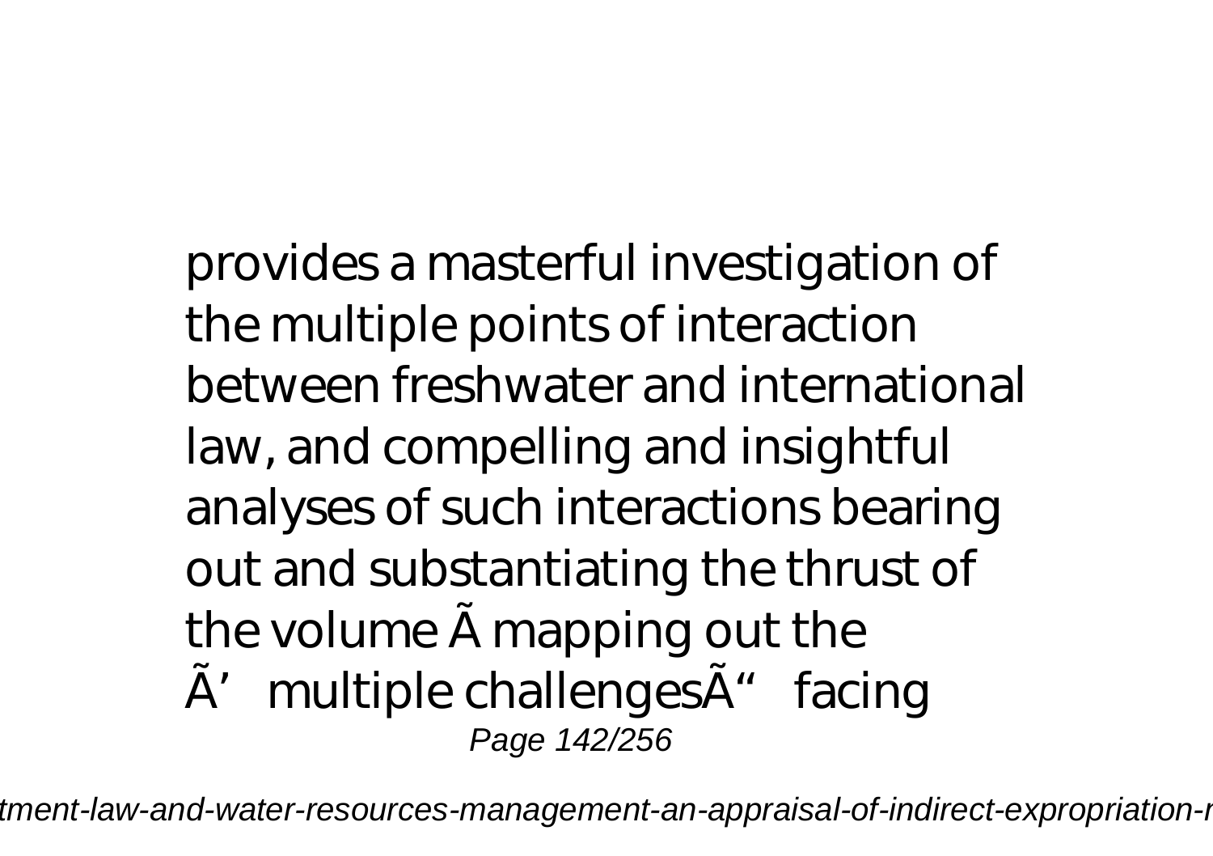provides a masterful investigation of the multiple points of interaction between freshwater and international law, and compelling and insightful analyses of such interactions bearing out and substantiating the thrust of the volume Ã mapping out the Ã' multiple challengesÃ" facing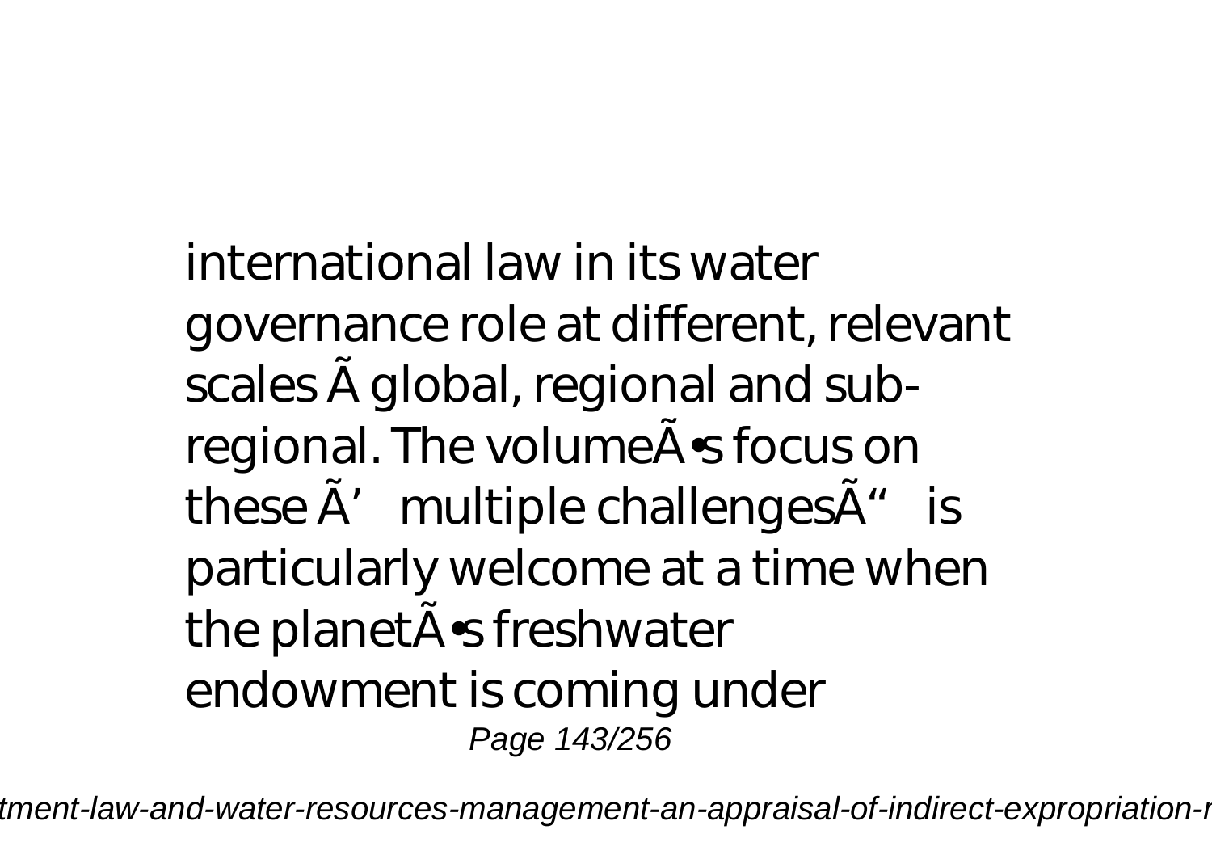international law in its water governance role at different, relevant scales Ã global, regional and sub-regional. The volumeÃ•s focus on these Ã' multiple challengesÃ" is particularly welcome at a time when the planetÃ•s freshwater endowment is coming under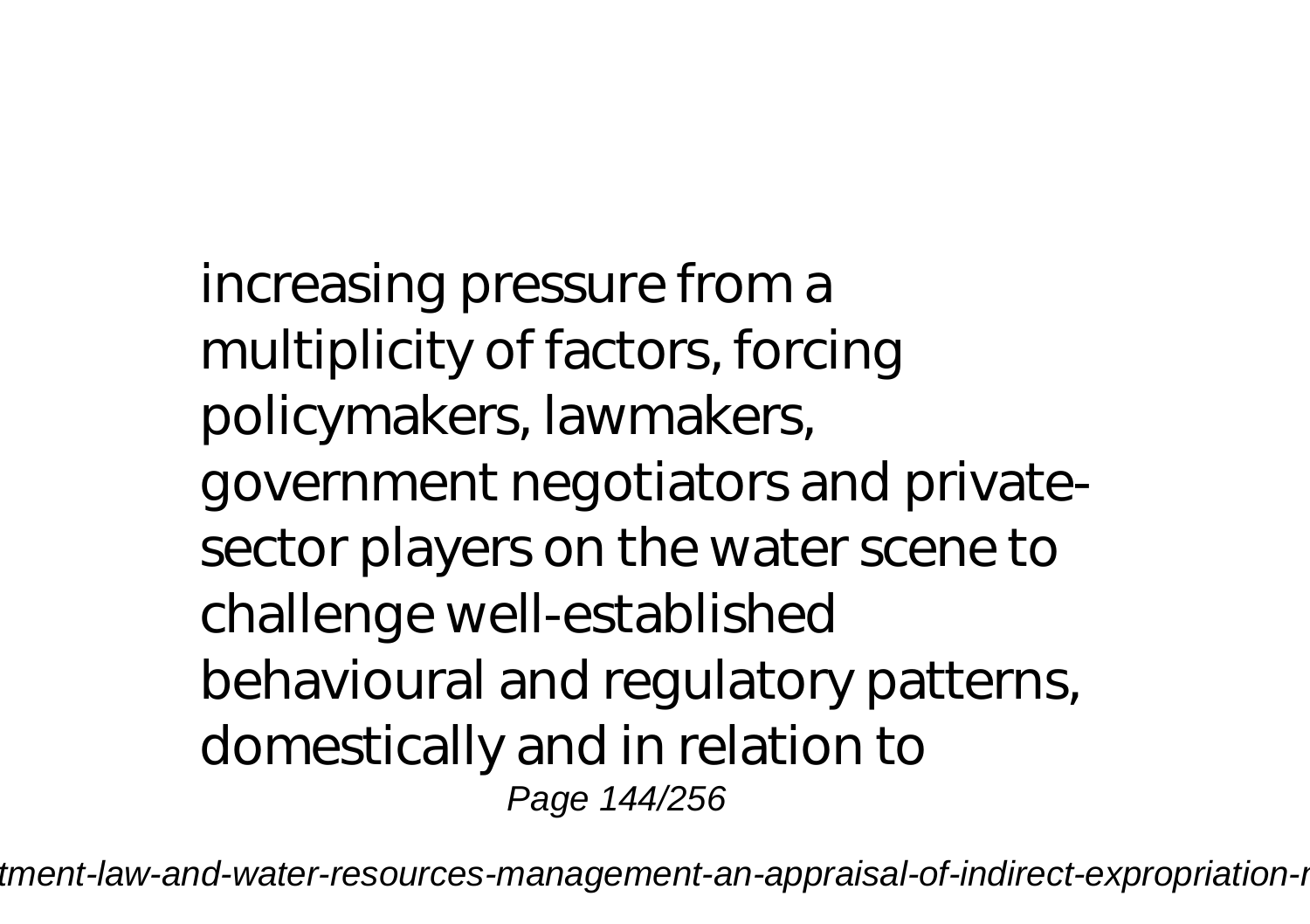increasing pressure from a multiplicity of factors, forcing policymakers, lawmakers, government negotiators and private-sector players on the water scene to challenge well-established behavioural and regulatory patterns, domestically and in relation to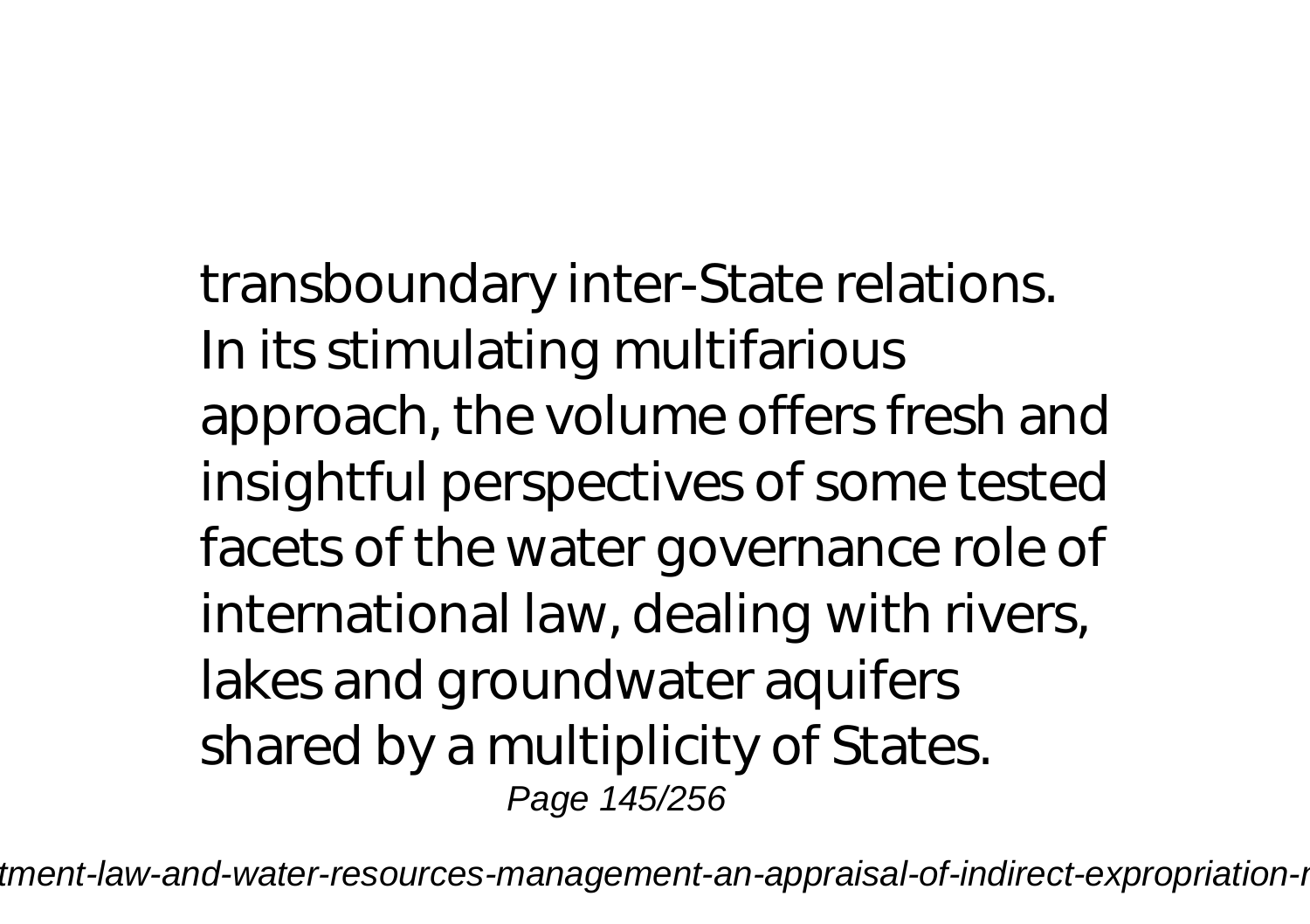transboundary inter-State relations. In its stimulating multifarious approach, the volume offers fresh and insightful perspectives of some tested facets of the water governance role of international law, dealing with rivers, lakes and groundwater aquifers shared by a multiplicity of States.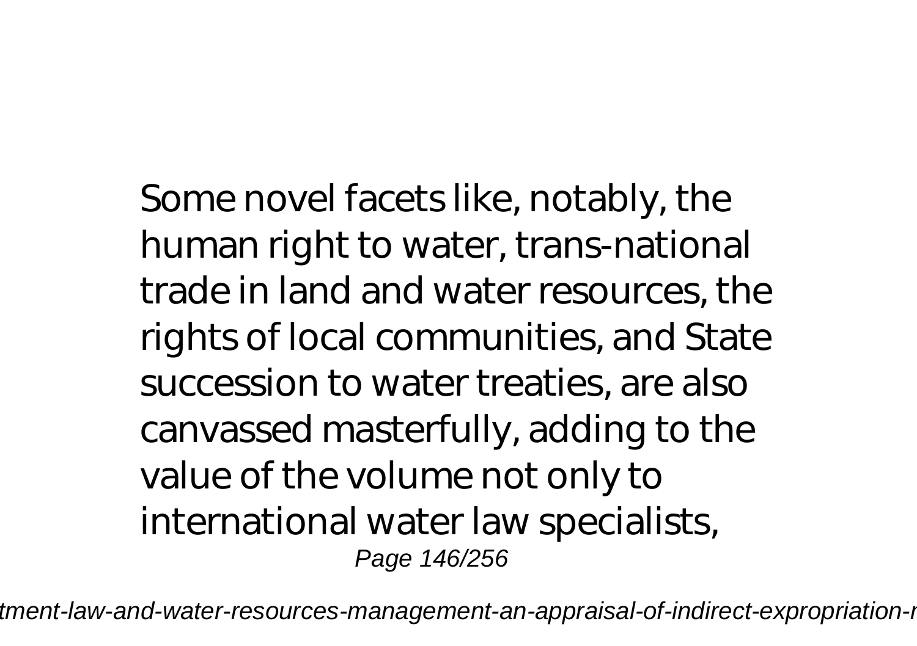Some novel facets like, notably, the human right to water, trans-national trade in land and water resources, the rights of local communities, and State succession to water treaties, are also canvassed masterfully, adding to the value of the volume not only to international water law specialists,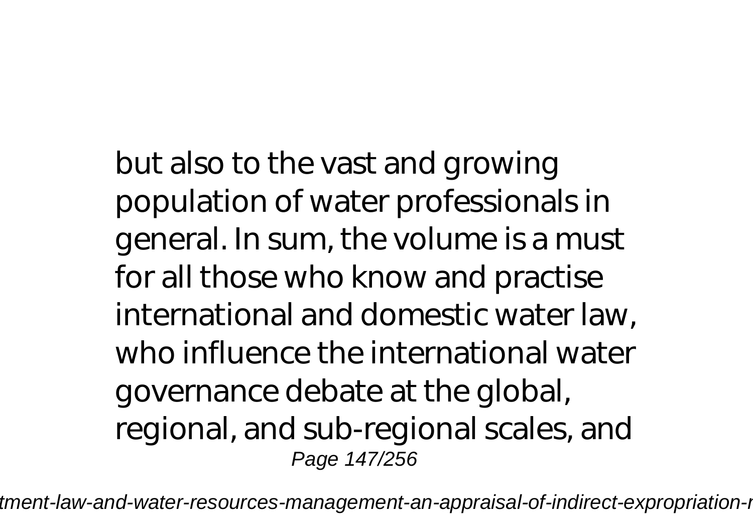but also to the vast and growing population of water professionals in general. In sum, the volume is a must for all those who know and practise international and domestic water law, who influence the international water governance debate at the global, regional, and sub-regional scales, and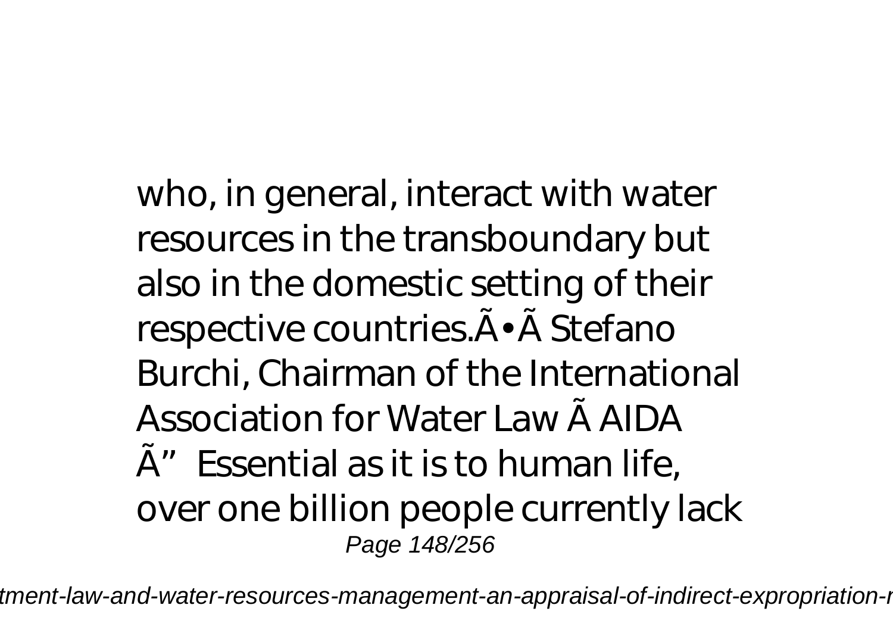who, in general, interact with water resources in the transboundary but also in the domestic setting of their respective countries.Ã• Ã Stefano Burchi, Chairman of the International Association for Water Law Ã AIDA Ã" Essential as it is to human life, over one billion people currently lack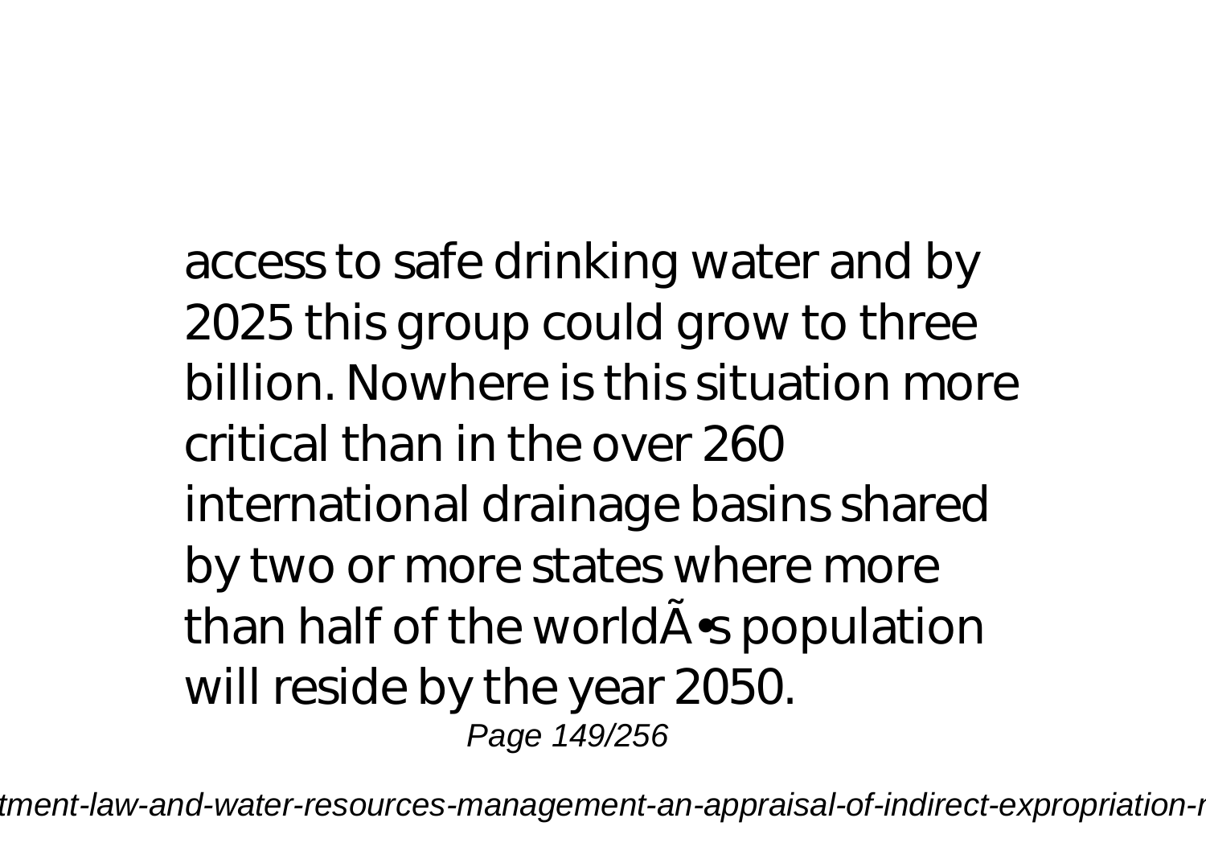access to safe drinking water and by 2025 this group could grow to three billion. Nowhere is this situation more critical than in the over 260 international drainage basins shared by two or more states where more than half of the worldÃ•s population will reside by the year 2050.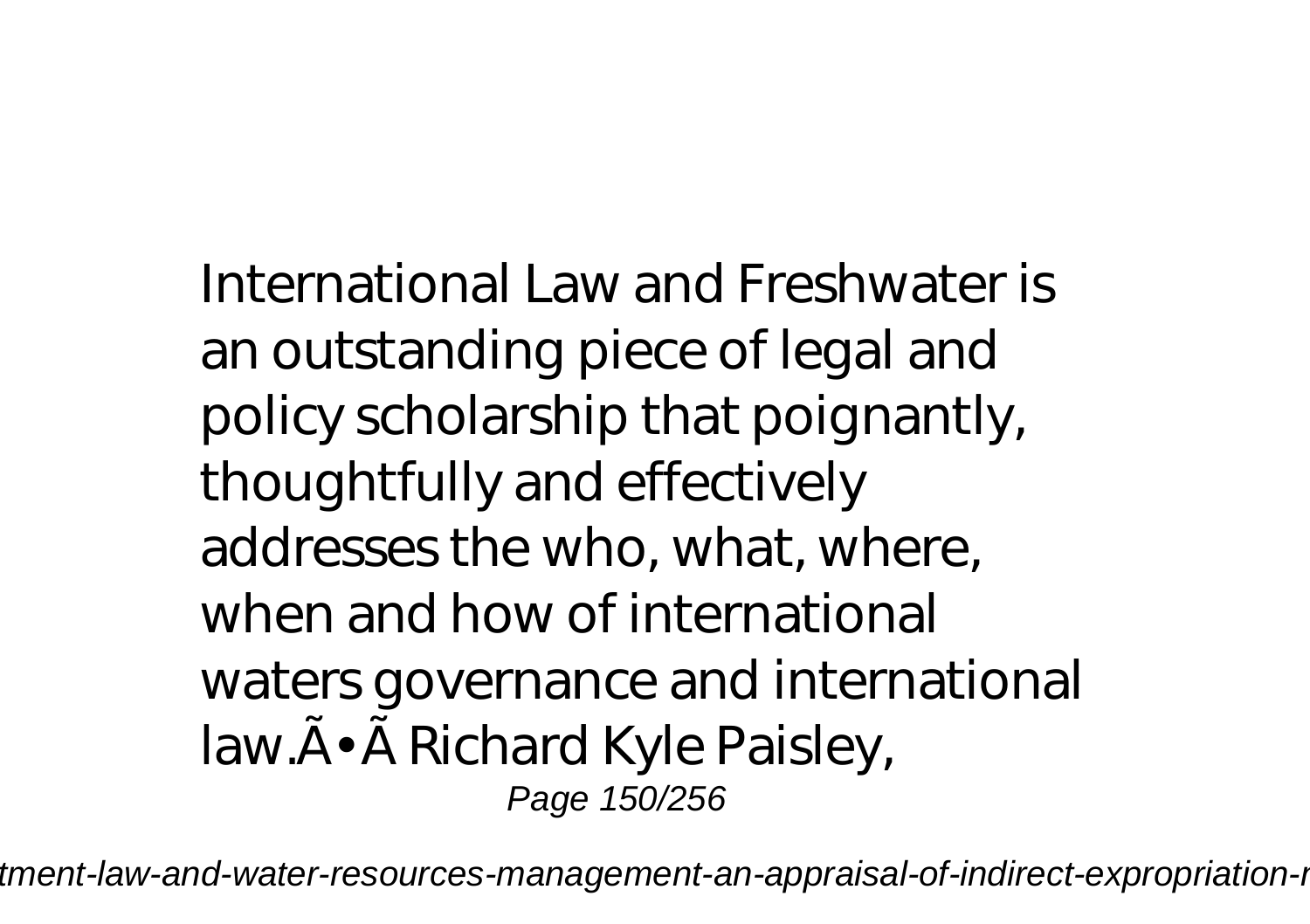International Law and Freshwater is an outstanding piece of legal and policy scholarship that poignantly, thoughtfully and effectively addresses the who, what, where, when and how of international waters governance and international law.Ã•Ã Richard Kyle Paisley,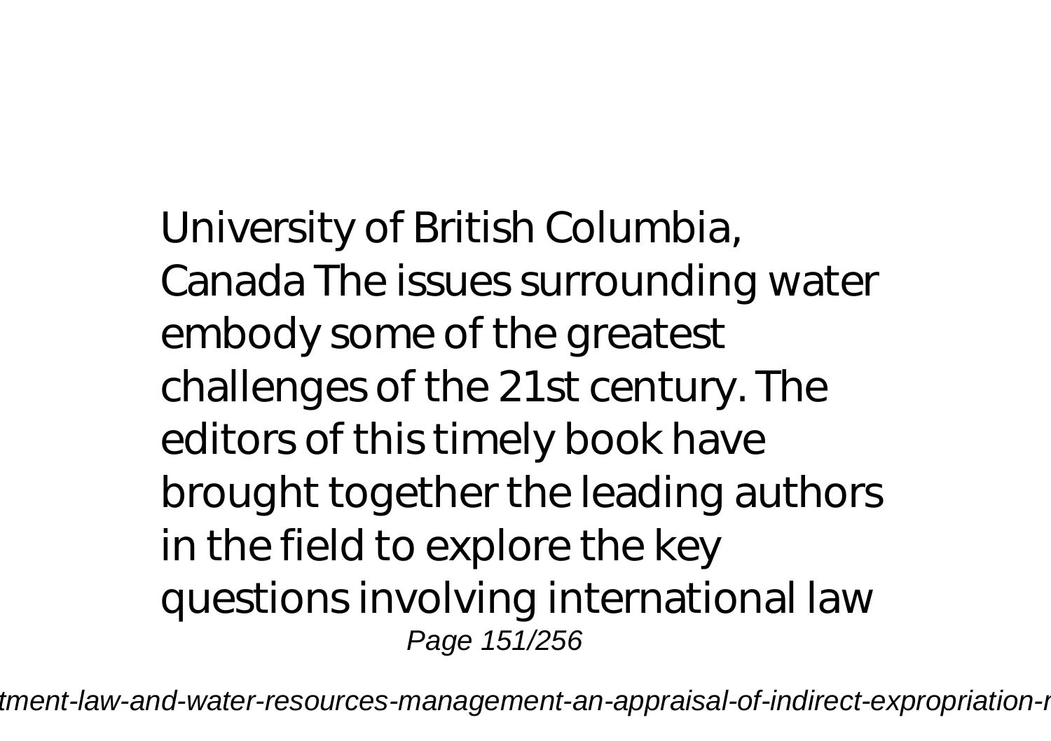University of British Columbia, Canada The issues surrounding water embody some of the greatest challenges of the 21st century. The editors of this timely book have brought together the leading authors in the field to explore the key questions involving international law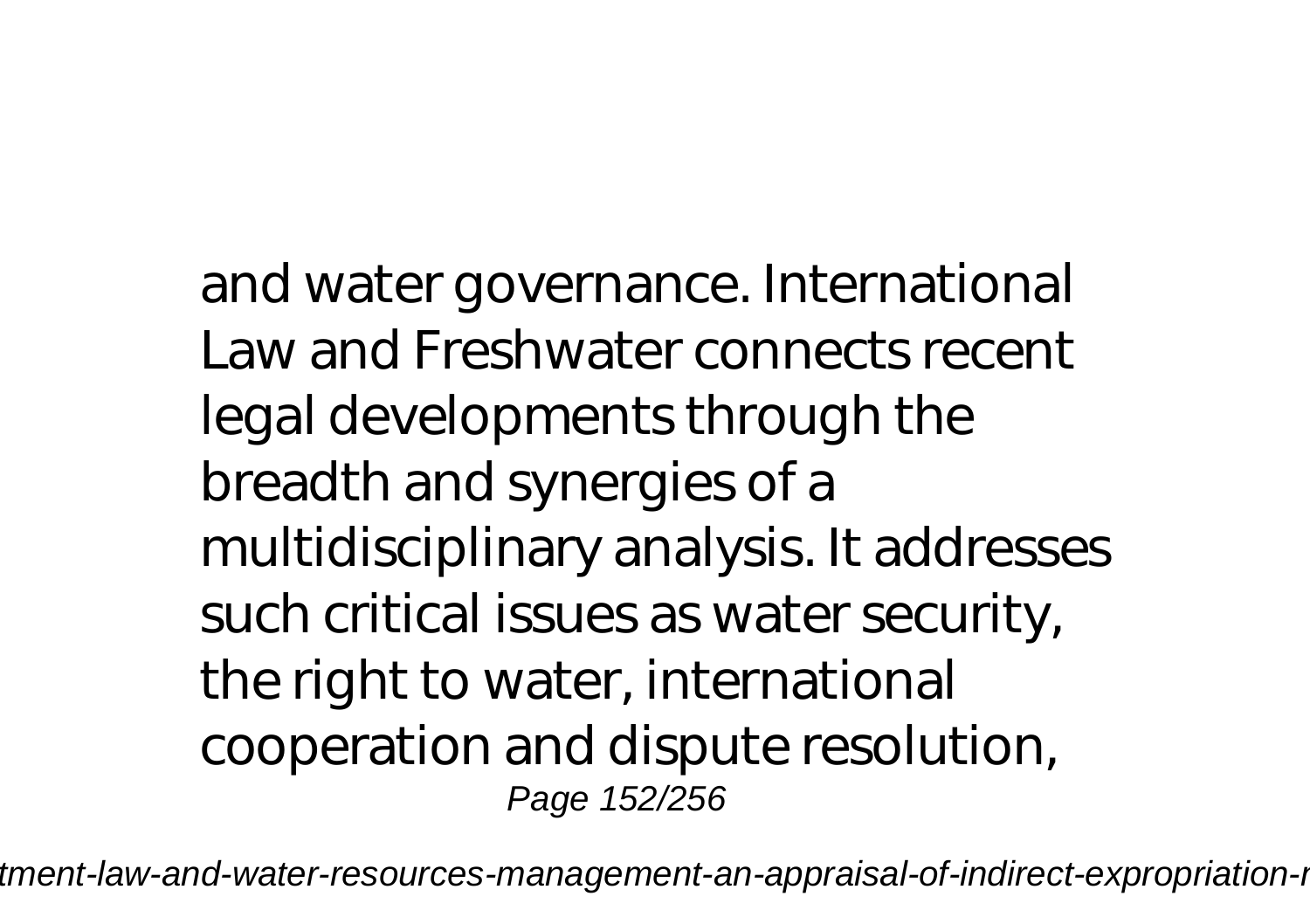and water governance. International Law and Freshwater connects recent legal developments through the breadth and synergies of a multidisciplinary analysis. It addresses such critical issues as water security, the right to water, international cooperation and dispute resolution,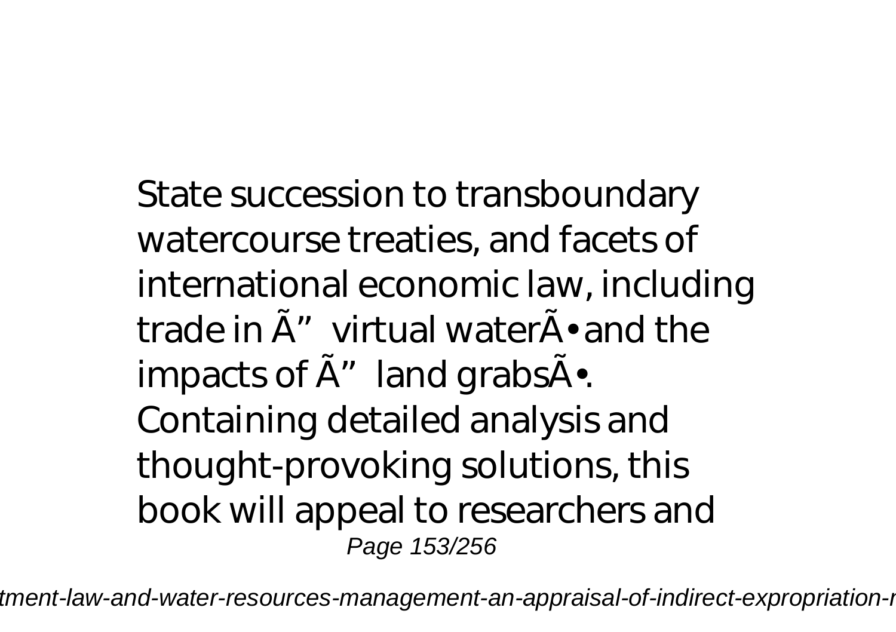State succession to transboundary watercourse treaties, and facets of international economic law, including trade in Ã" virtual waterÃ• and the impacts of Ã" land grabsÃ•. Containing detailed analysis and thought-provoking solutions, this book will appeal to researchers and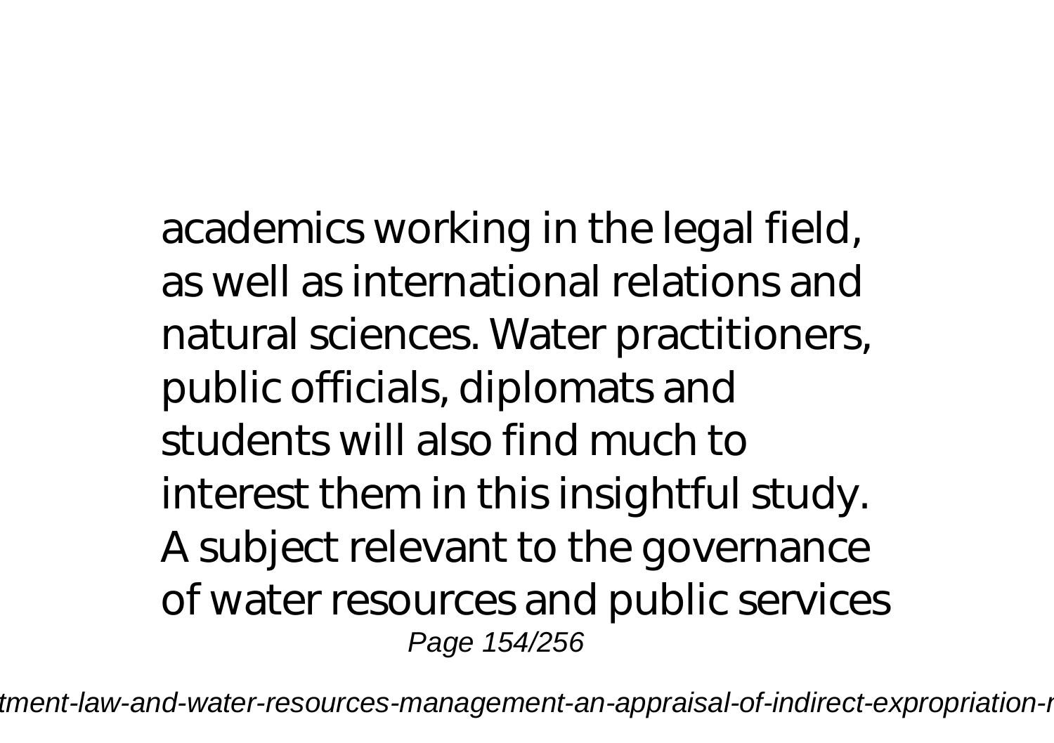academics working in the legal field, as well as international relations and natural sciences. Water practitioners, public officials, diplomats and students will also find much to interest them in this insightful study. A subject relevant to the governance of water resources and public services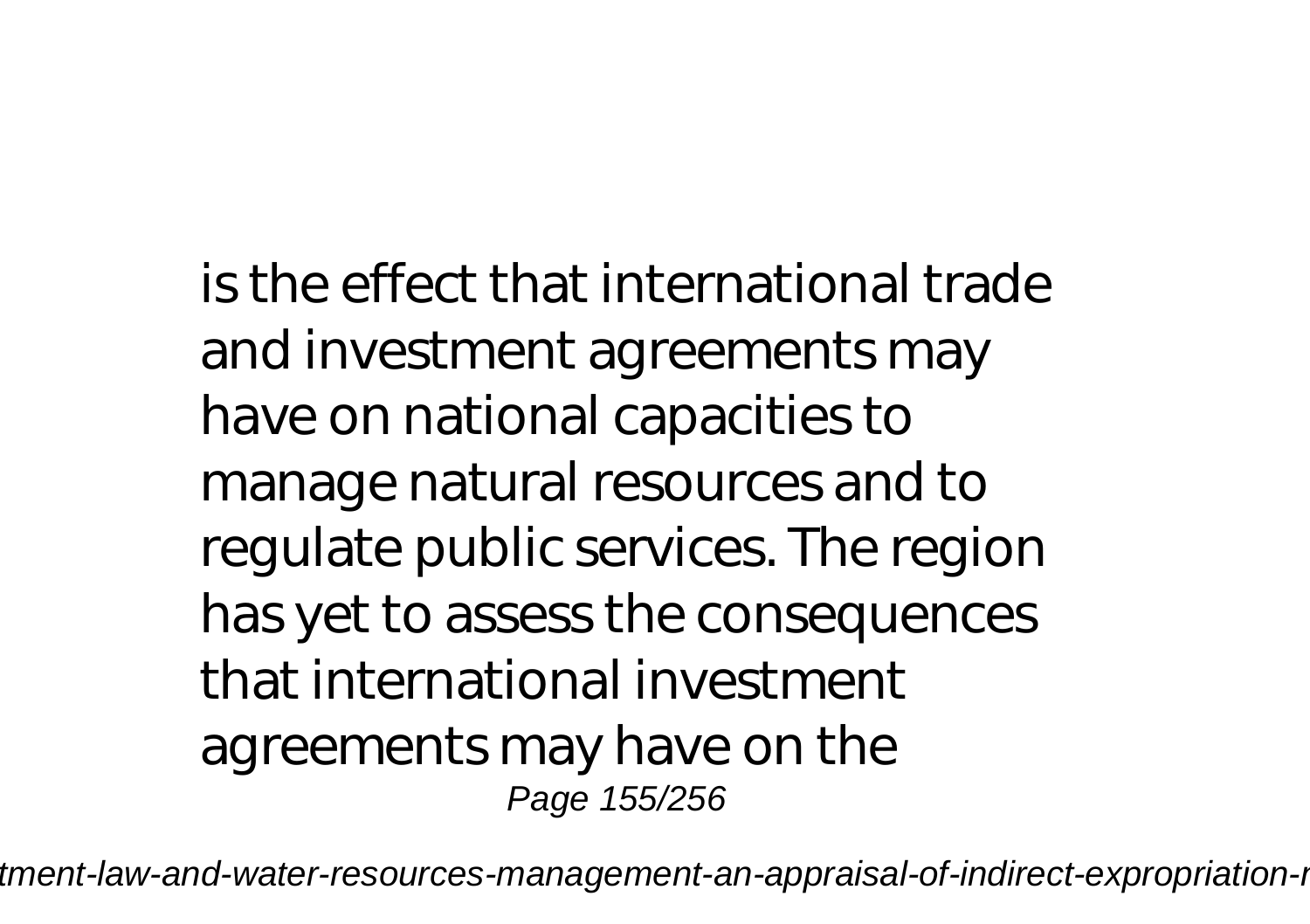is the effect that international trade and investment agreements may have on national capacities to manage natural resources and to regulate public services. The region has yet to assess the consequences that international investment agreements may have on the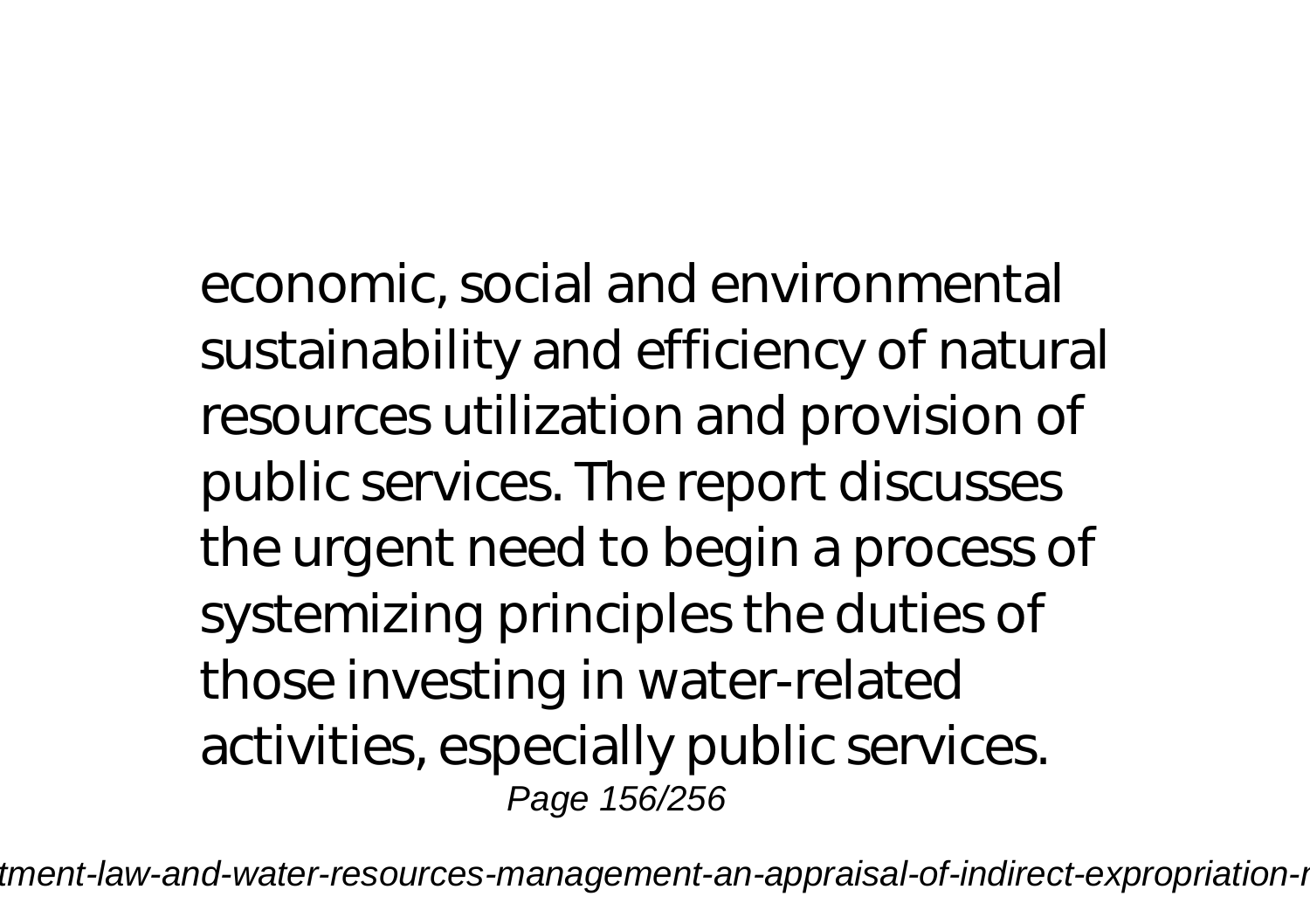economic, social and environmental sustainability and efficiency of natural resources utilization and provision of public services. The report discusses the urgent need to begin a process of systemizing principles the duties of those investing in water-related activities, especially public services.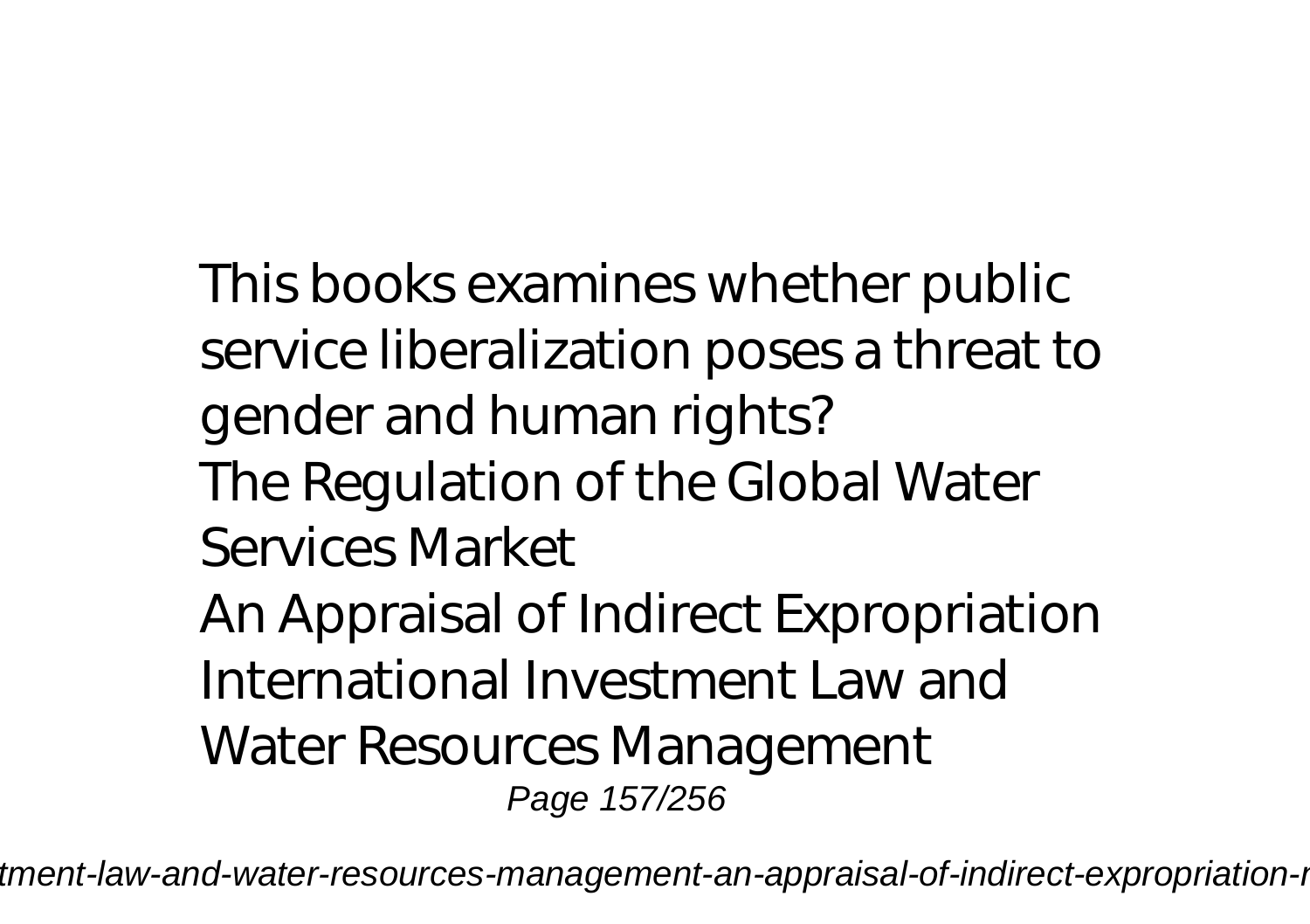This books examines whether public service liberalization poses a threat to gender and human rights?

The Regulation of the Global Water Services Market

An Appraisal of Indirect Expropriation

International Investment Law and Water Resources Management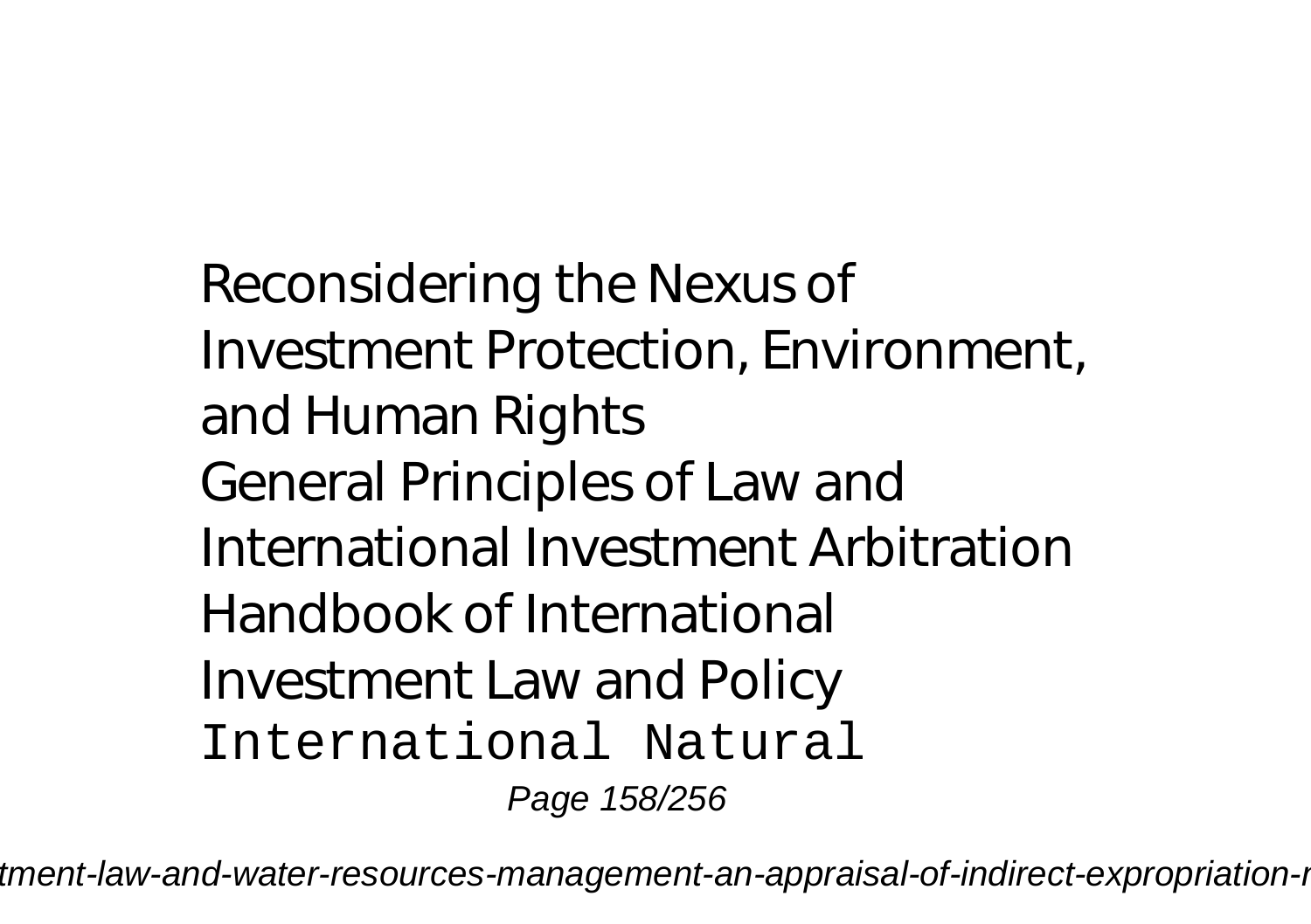Reconsidering the Nexus of Investment Protection, Environment, and Human Rights
General Principles of Law and International Investment Arbitration
Handbook of International Investment Law and Policy
International Natural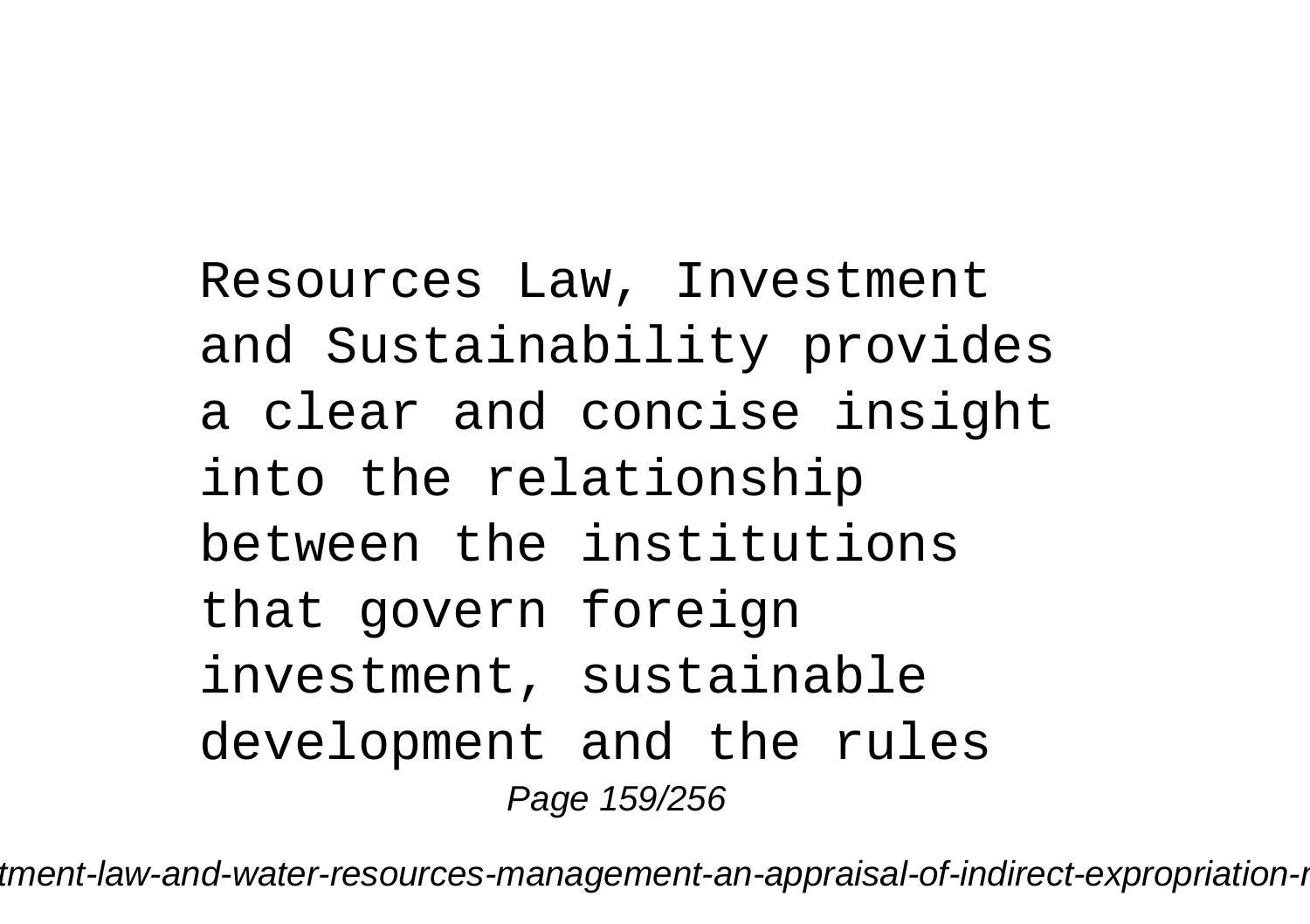Resources Law, Investment and Sustainability provides a clear and concise insight into the relationship between the institutions that govern foreign investment, sustainable development and the rules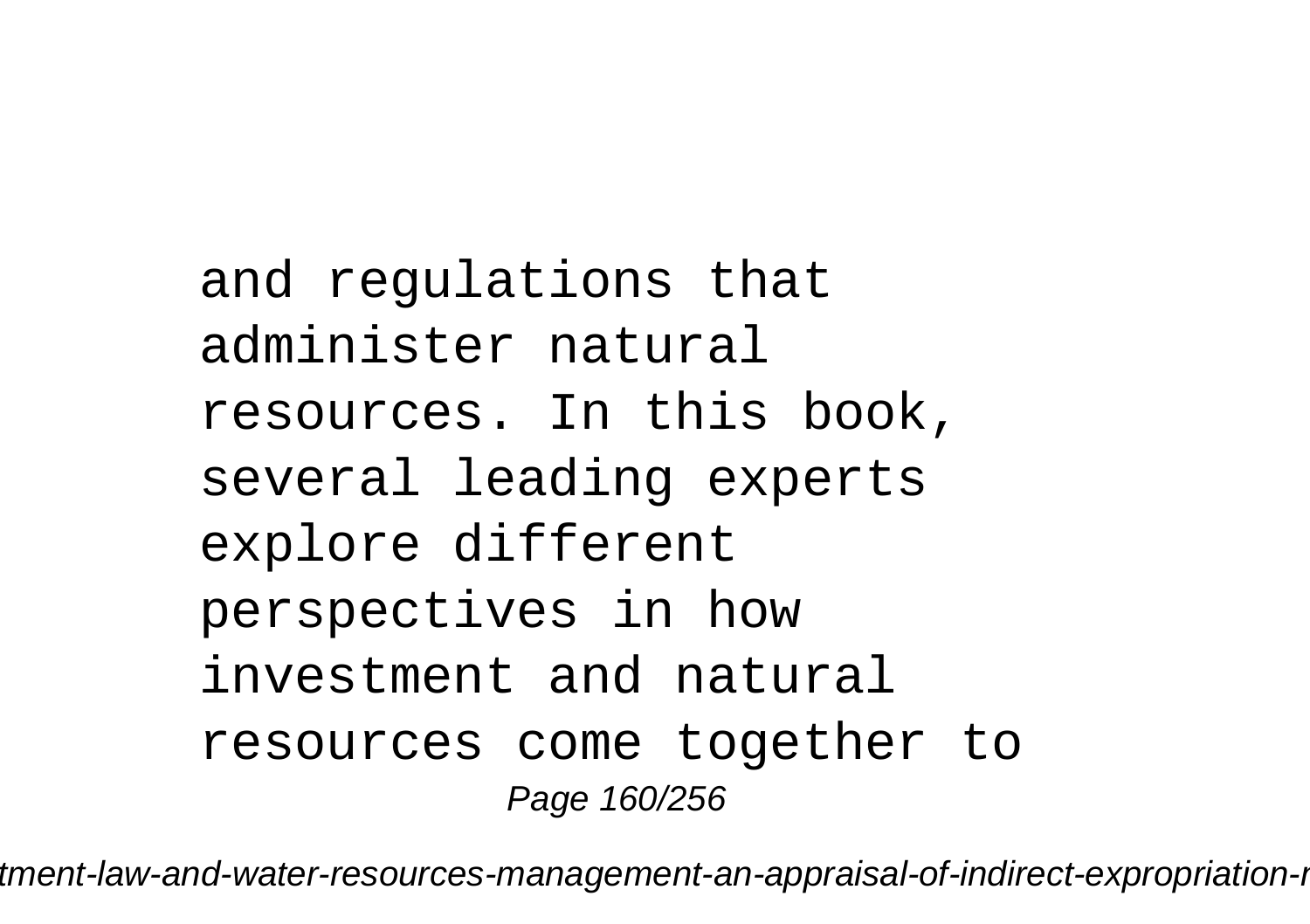and regulations that administer natural resources. In this book, several leading experts explore different perspectives in how investment and natural resources come together to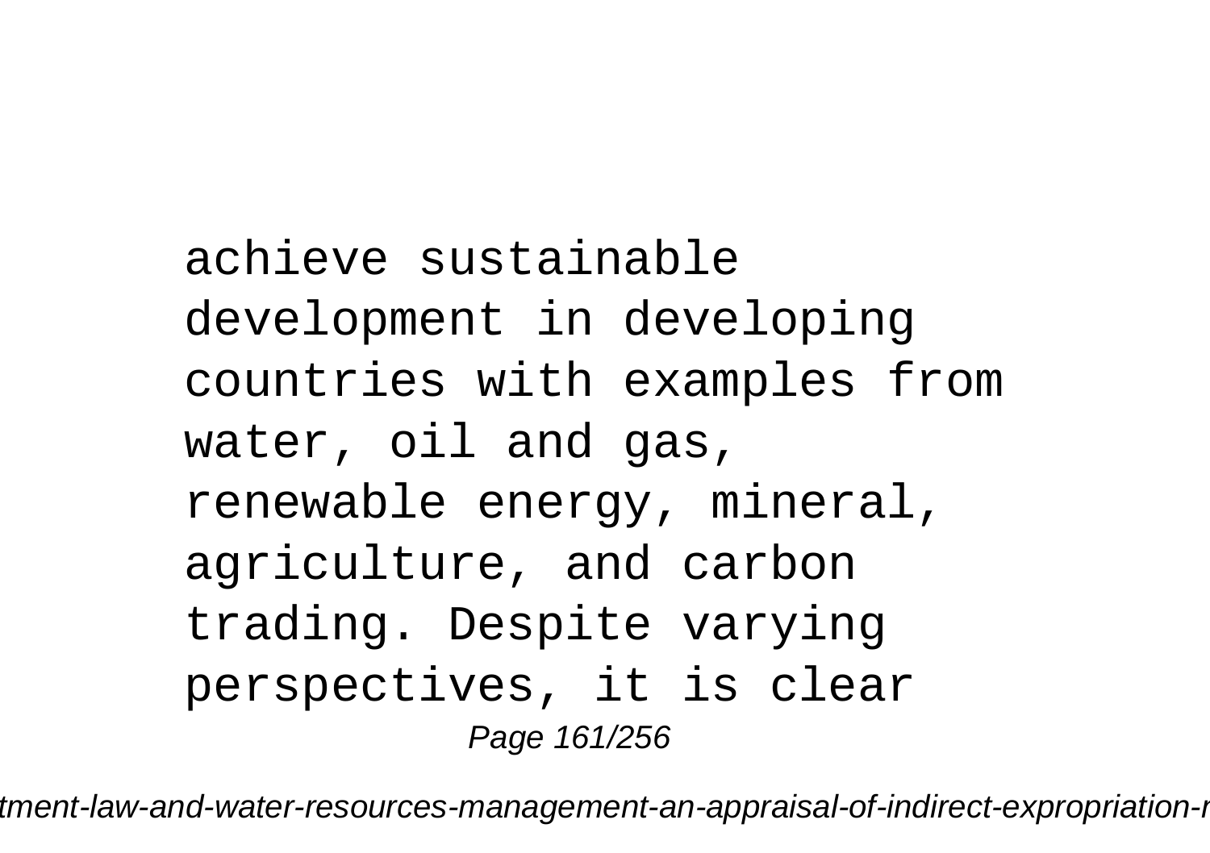achieve sustainable development in developing countries with examples from water, oil and gas, renewable energy, mineral, agriculture, and carbon trading. Despite varying perspectives, it is clear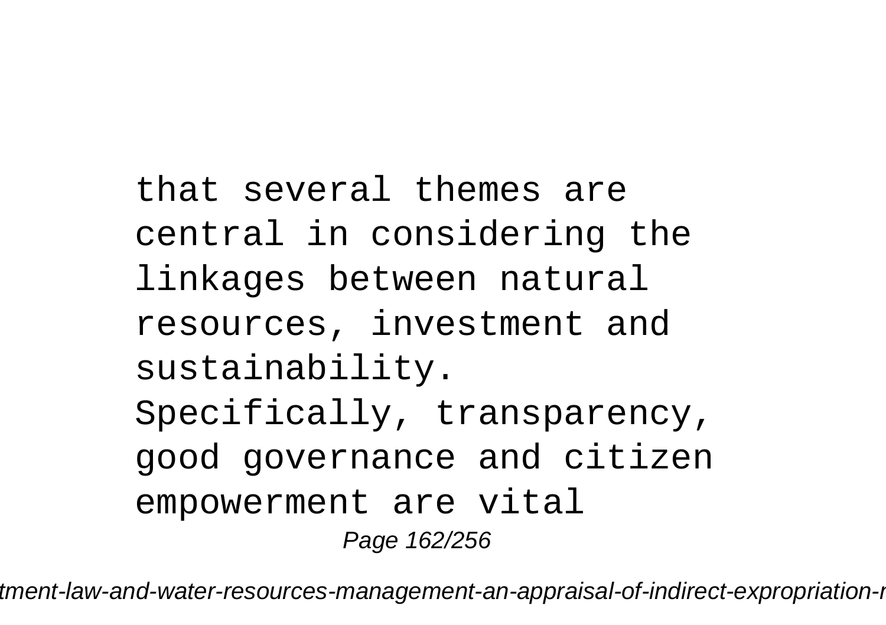that several themes are central in considering the linkages between natural resources, investment and sustainability. Specifically, transparency, good governance and citizen empowerment are vital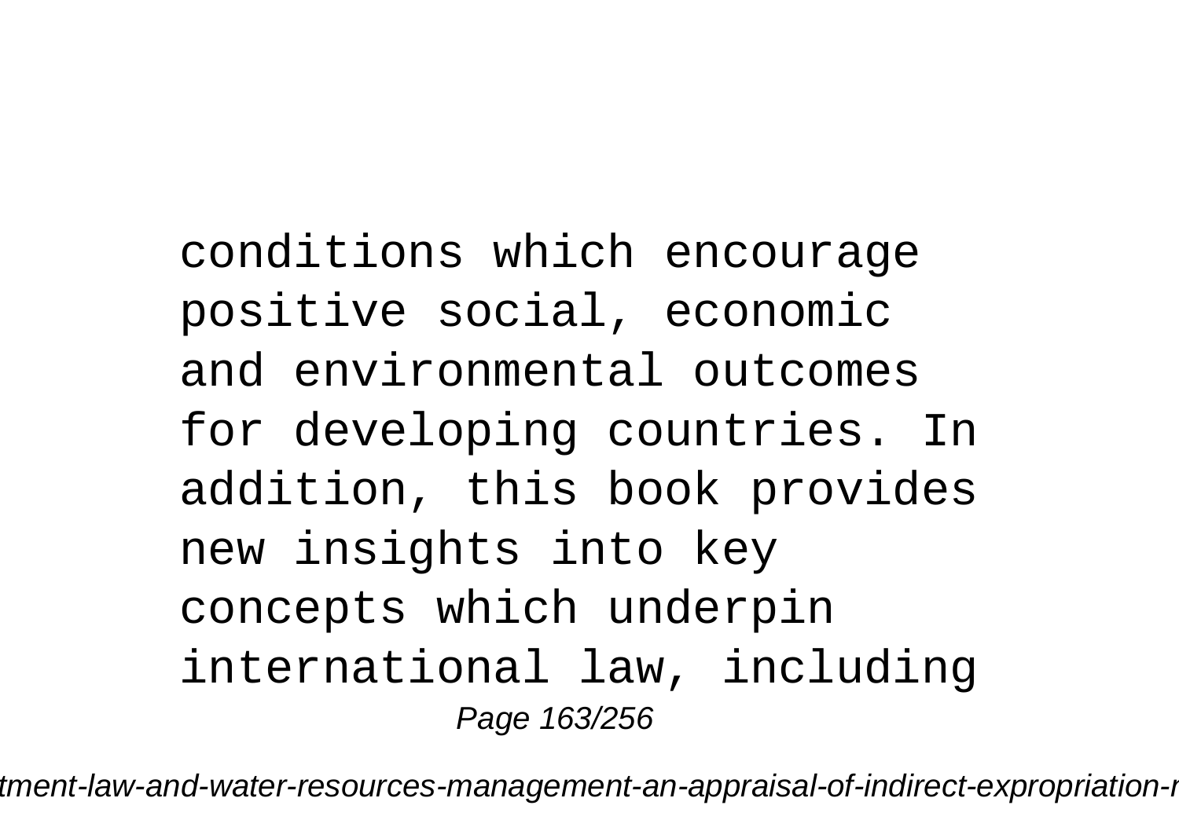conditions which encourage positive social, economic and environmental outcomes for developing countries. In addition, this book provides new insights into key concepts which underpin international law, including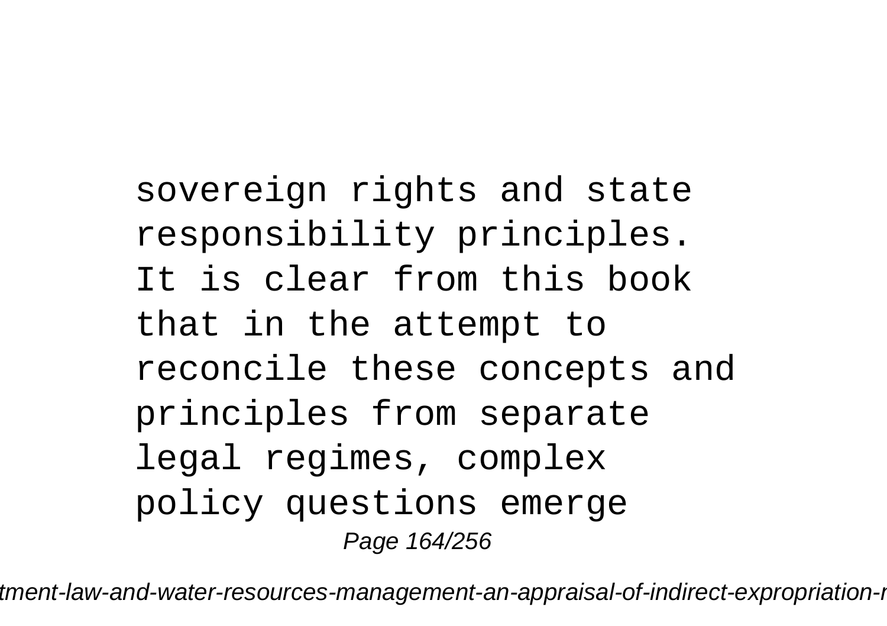sovereign rights and state responsibility principles. It is clear from this book that in the attempt to reconcile these concepts and principles from separate legal regimes, complex policy questions emerge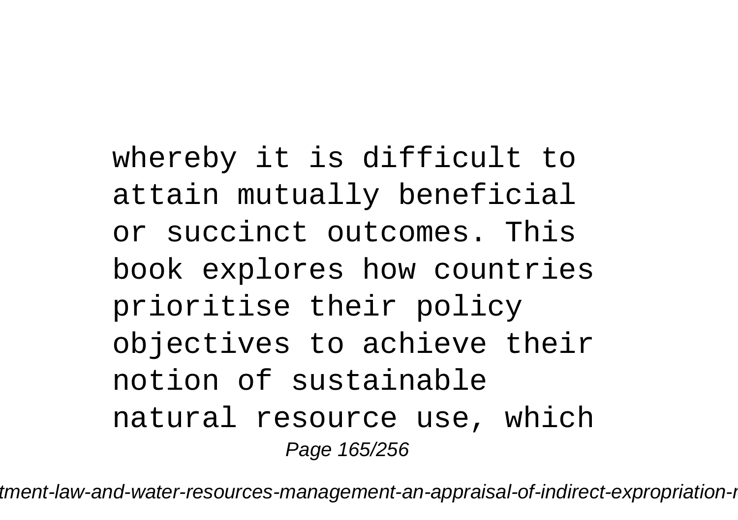whereby it is difficult to attain mutually beneficial or succinct outcomes. This book explores how countries prioritise their policy objectives to achieve their notion of sustainable natural resource use, which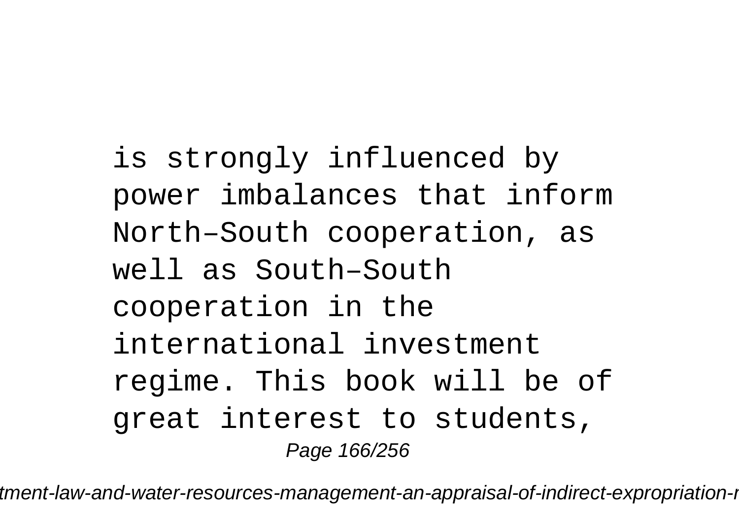is strongly influenced by power imbalances that inform North–South cooperation, as well as South–South cooperation in the international investment regime. This book will be of great interest to students,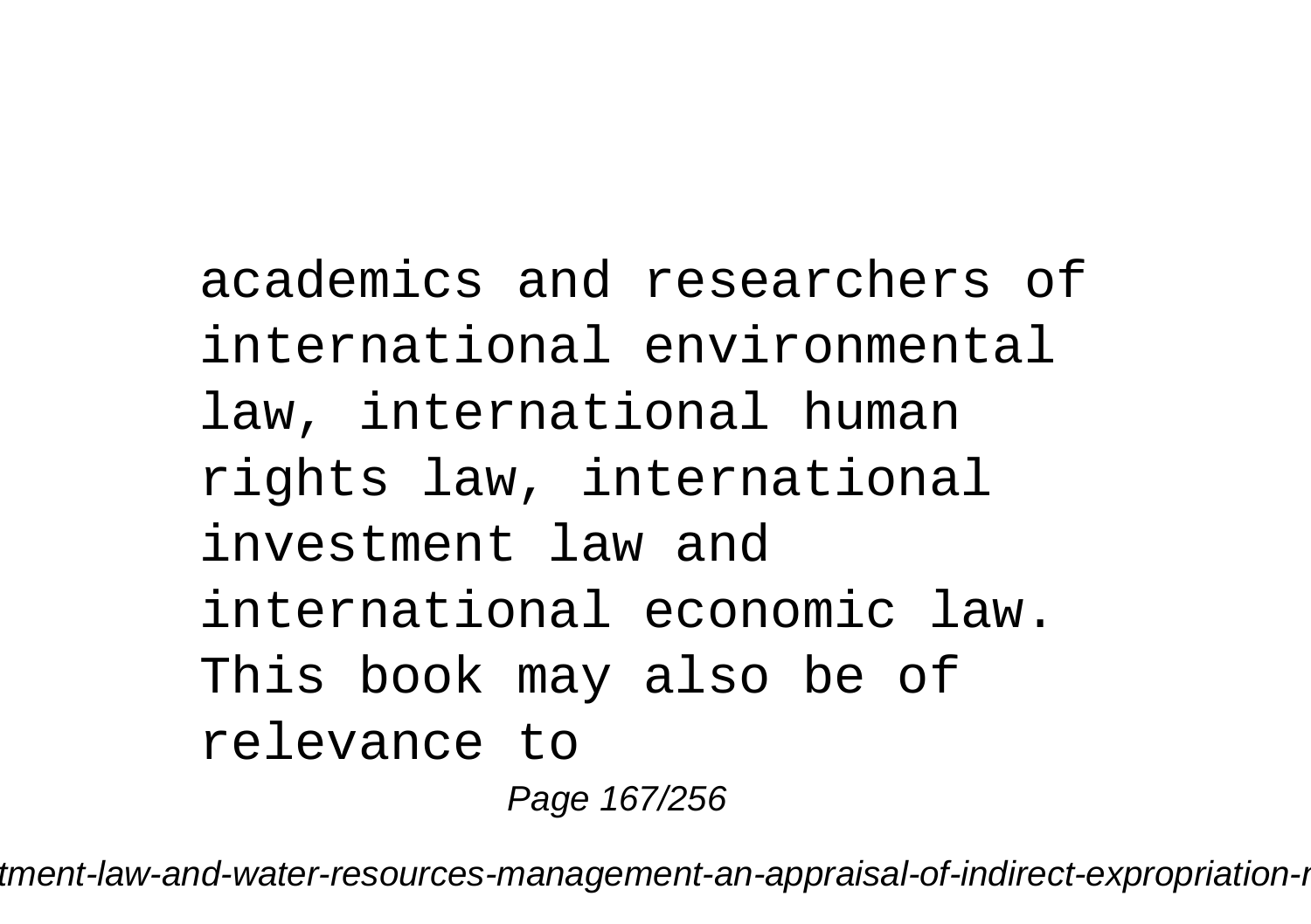academics and researchers of international environmental law, international human rights law, international investment law and international economic law. This book may also be of relevance to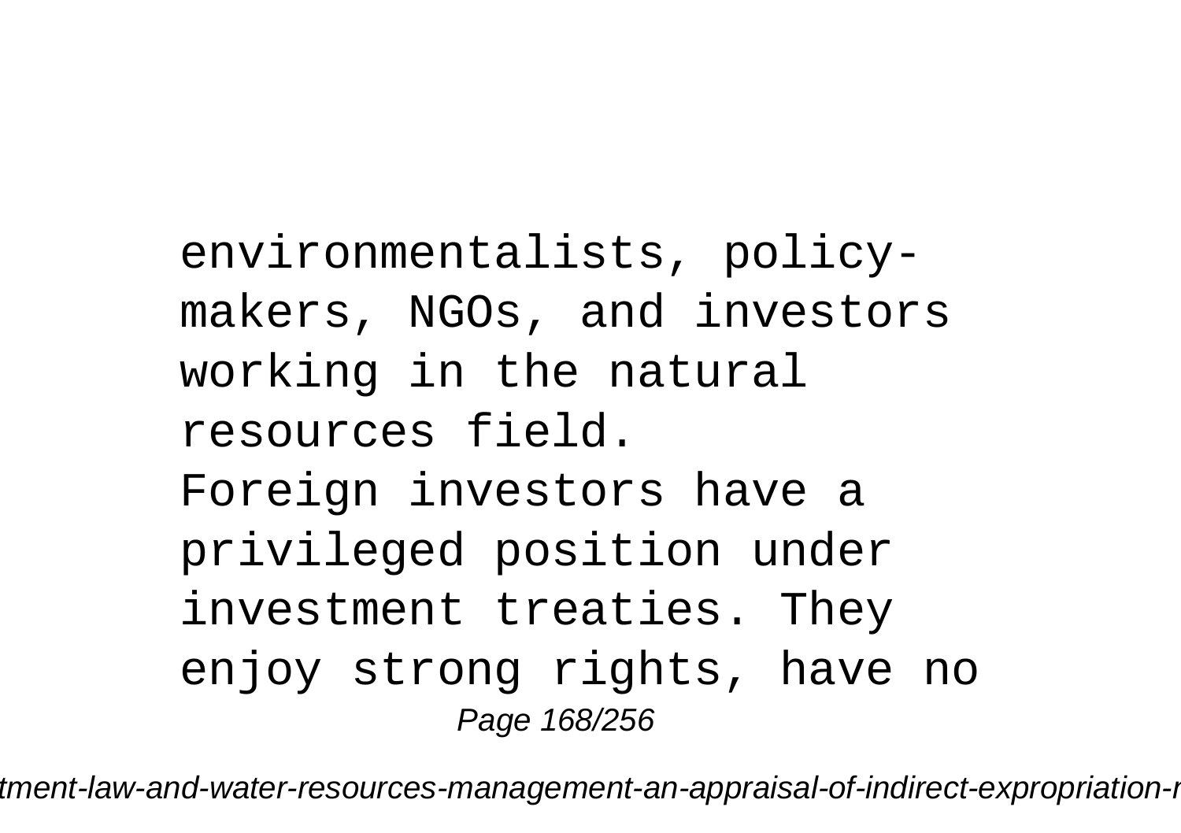environmentalists, policy-makers, NGOs, and investors working in the natural resources field.

Foreign investors have a privileged position under investment treaties. They enjoy strong rights, have no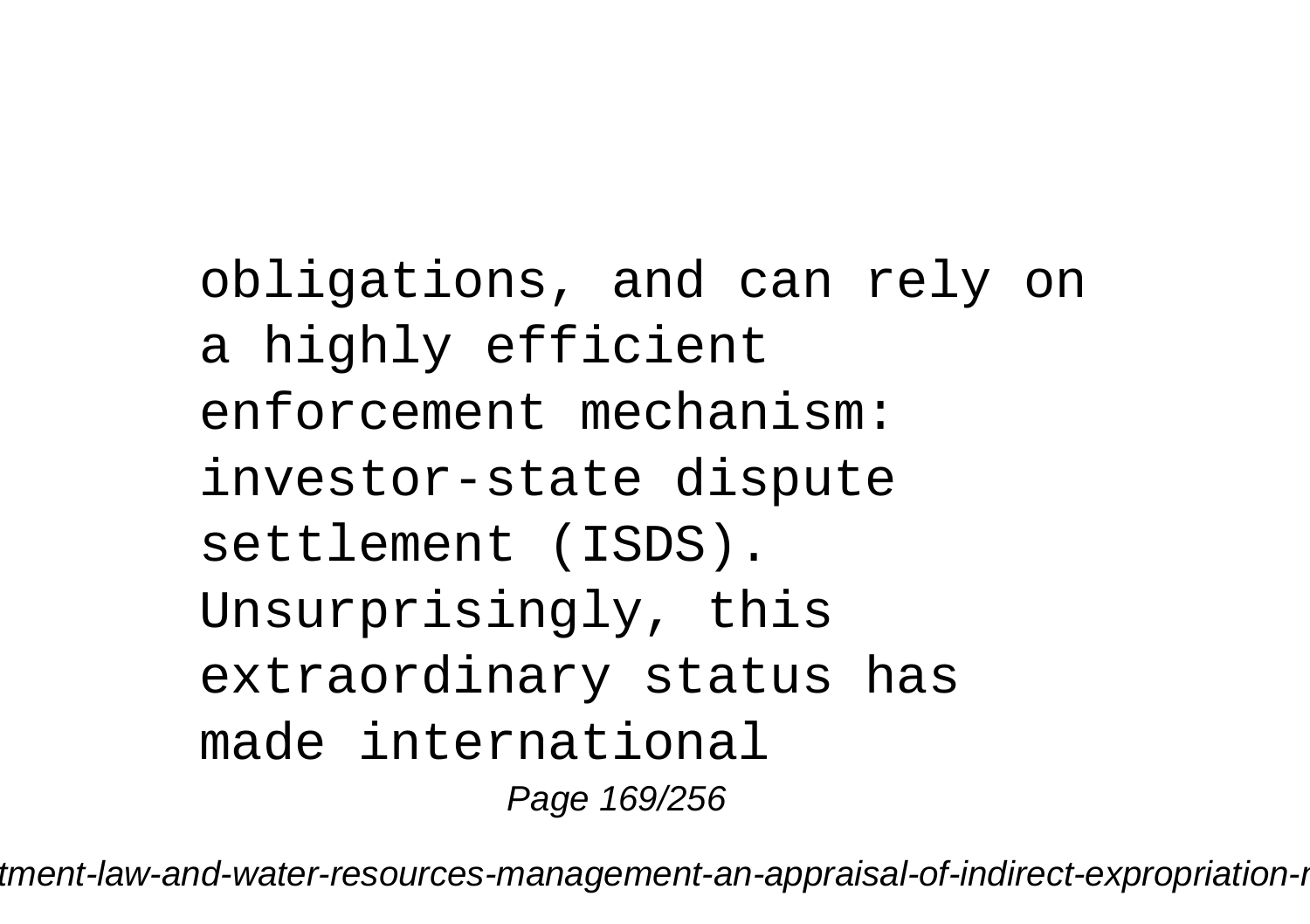obligations, and can rely on a highly efficient enforcement mechanism: investor-state dispute settlement (ISDS). Unsurprisingly, this extraordinary status has made international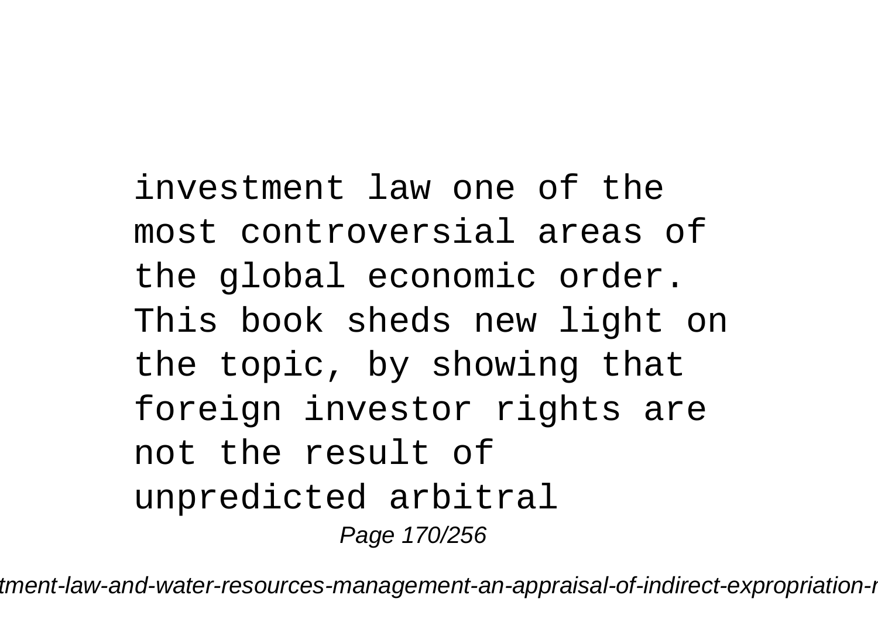investment law one of the most controversial areas of the global economic order. This book sheds new light on the topic, by showing that foreign investor rights are not the result of unpredicted arbitral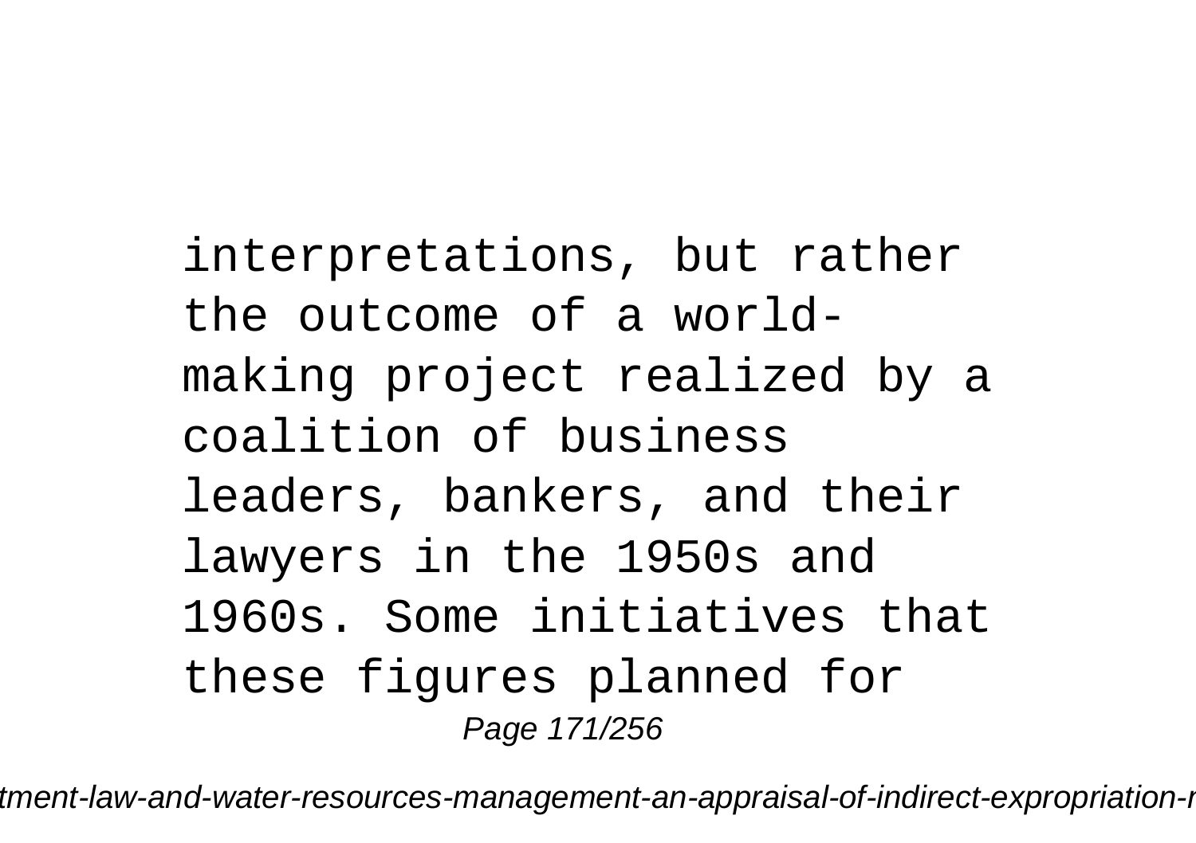interpretations, but rather the outcome of a world-making project realized by a coalition of business leaders, bankers, and their lawyers in the 1950s and 1960s. Some initiatives that these figures planned for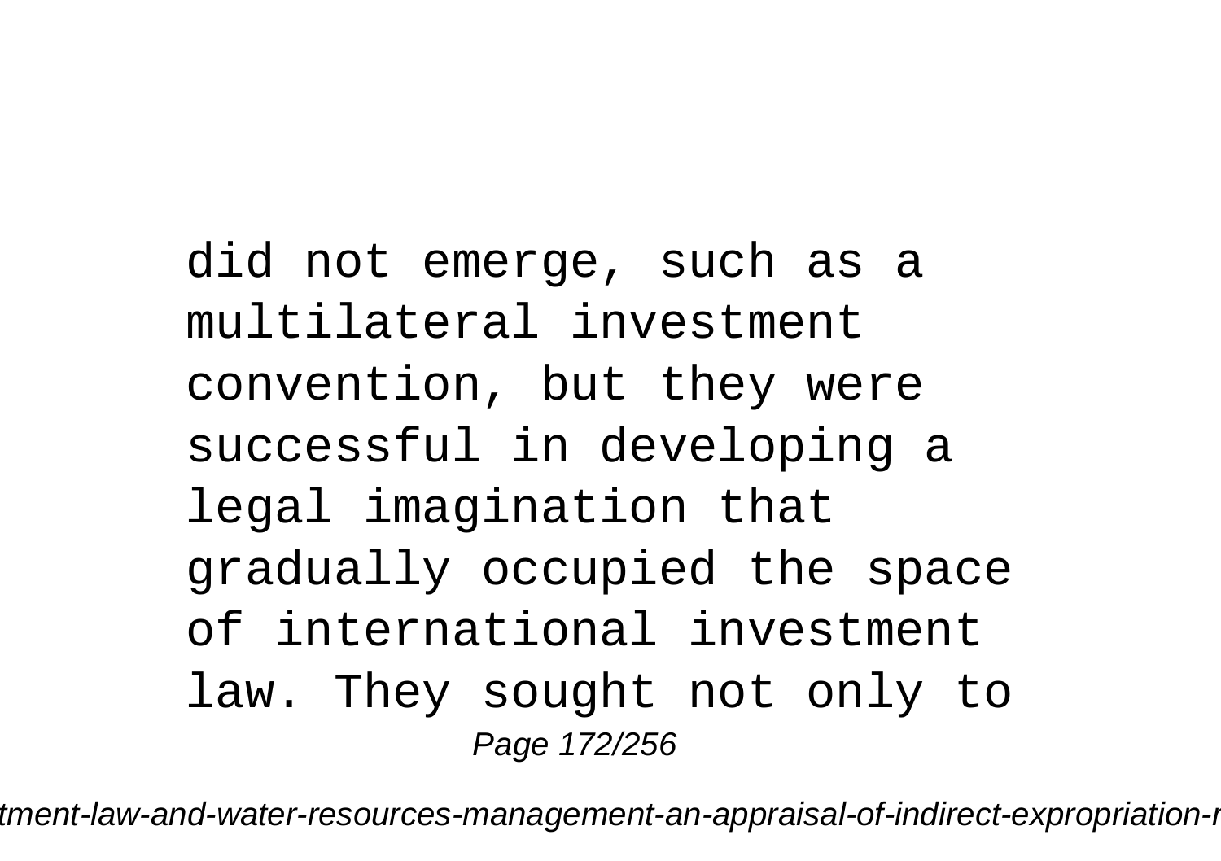did not emerge, such as a multilateral investment convention, but they were successful in developing a legal imagination that gradually occupied the space of international investment law. They sought not only to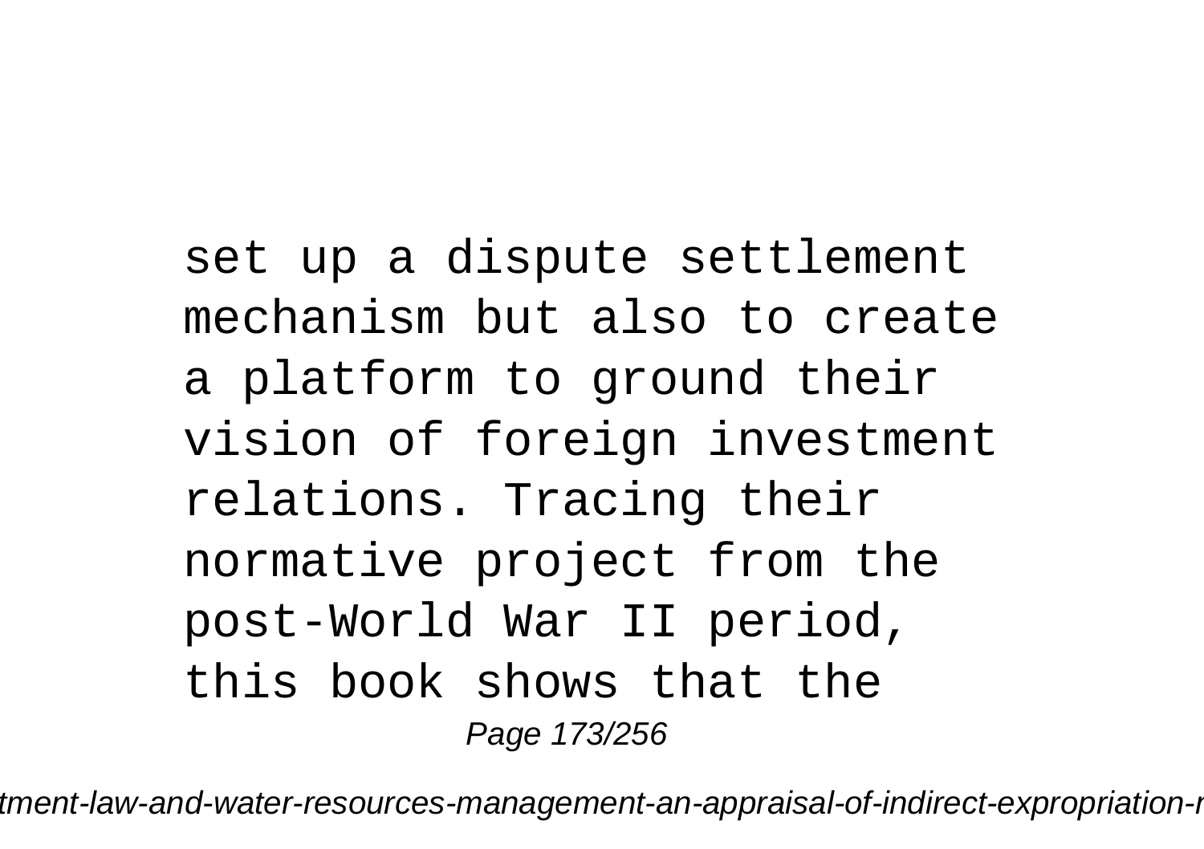set up a dispute settlement mechanism but also to create a platform to ground their vision of foreign investment relations. Tracing their normative project from the post-World War II period, this book shows that the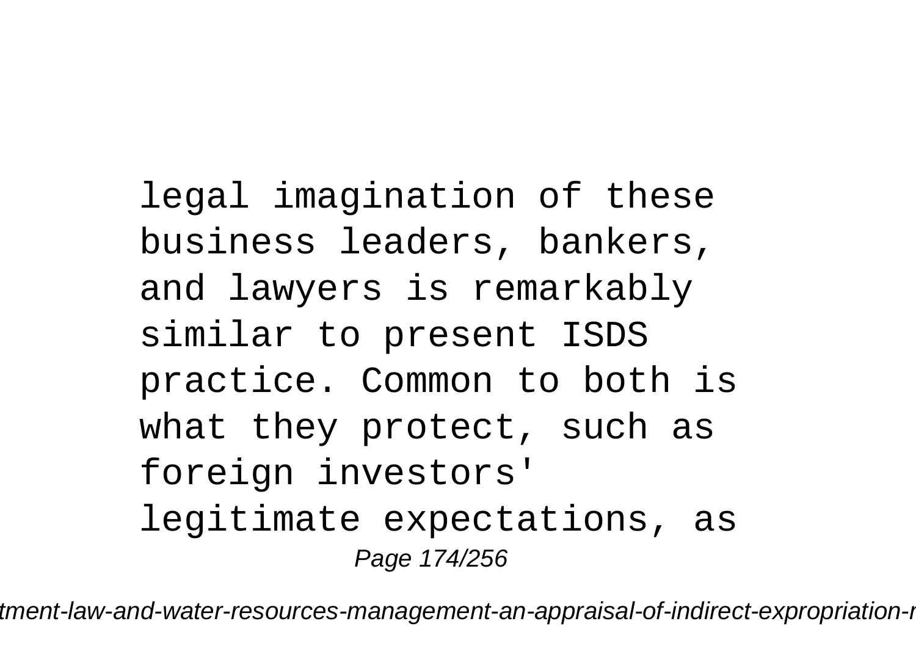legal imagination of these business leaders, bankers, and lawyers is remarkably similar to present ISDS practice. Common to both is what they protect, such as foreign investors' legitimate expectations, as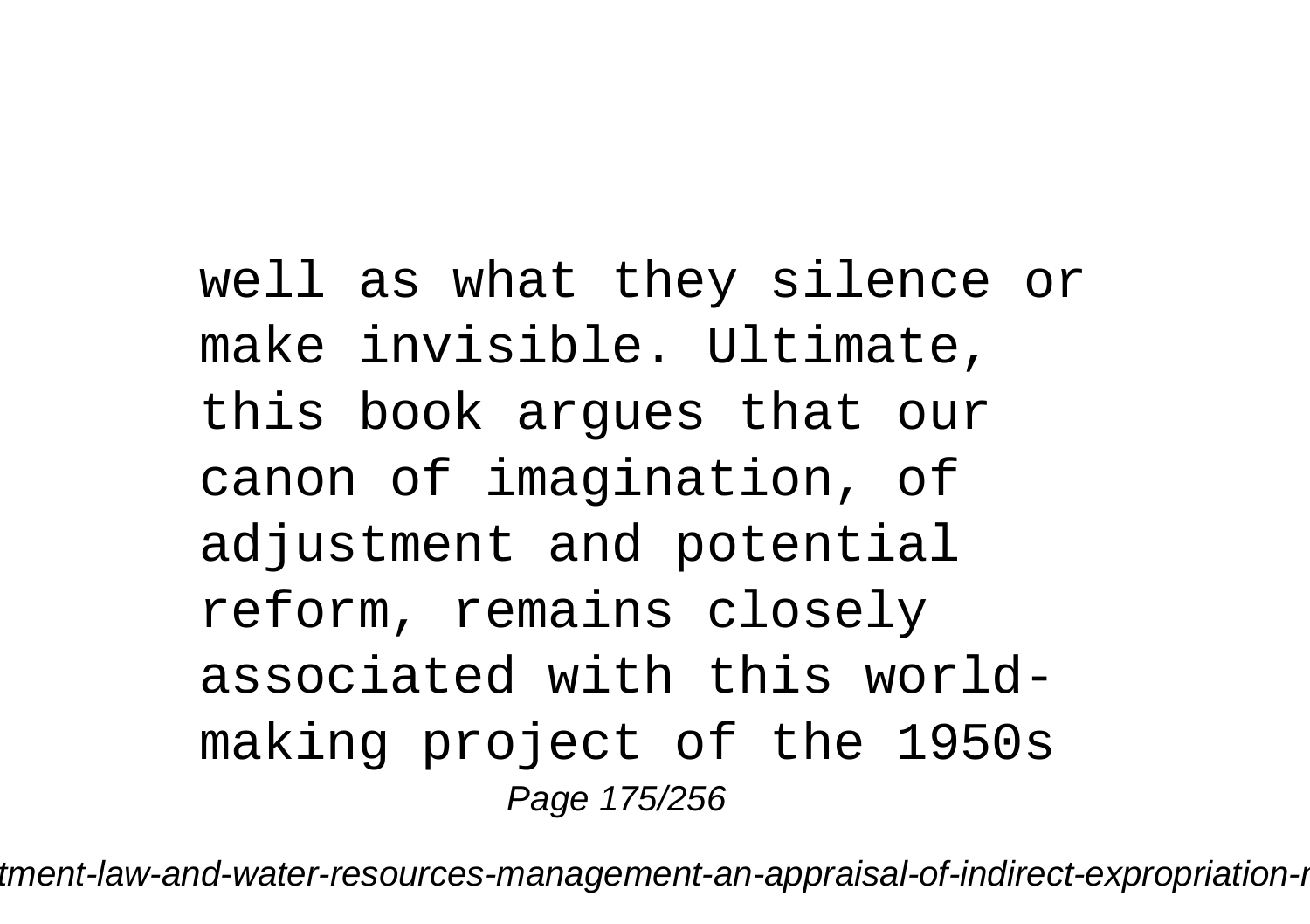well as what they silence or make invisible. Ultimate, this book argues that our canon of imagination, of adjustment and potential reform, remains closely associated with this world-making project of the 1950s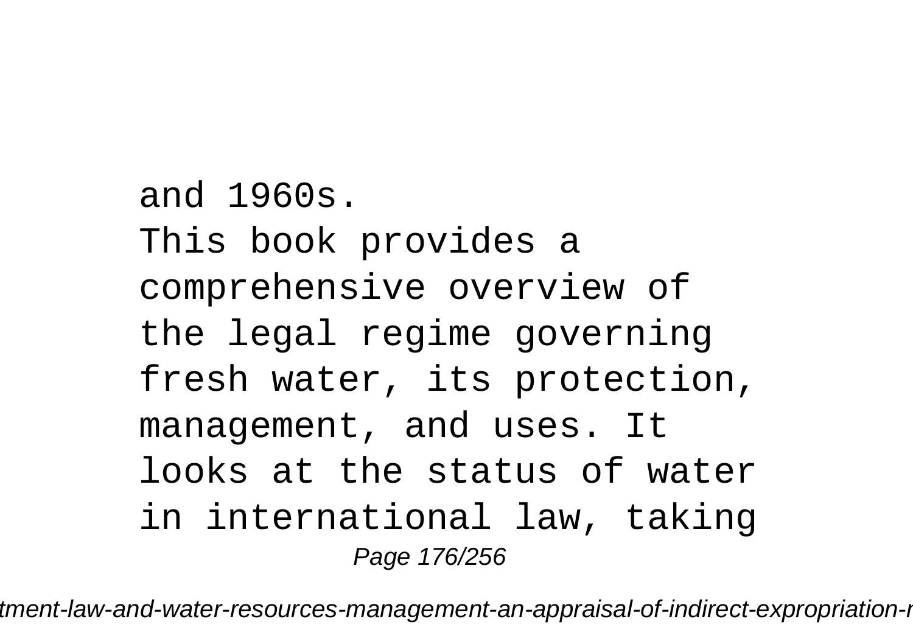and 1960s.

This book provides a comprehensive overview of the legal regime governing fresh water, its protection, management, and uses. It looks at the status of water in international law, taking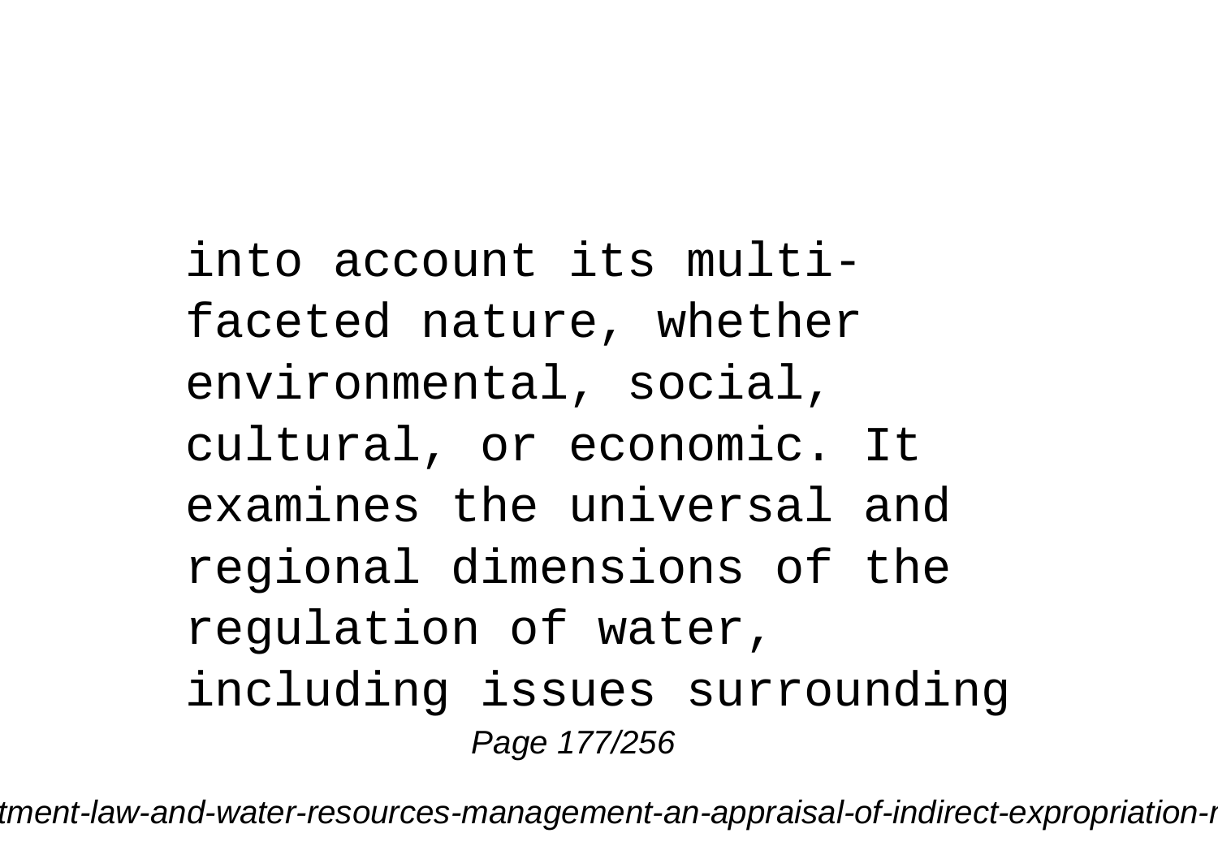into account its multi-faceted nature, whether environmental, social, cultural, or economic. It examines the universal and regional dimensions of the regulation of water, including issues surrounding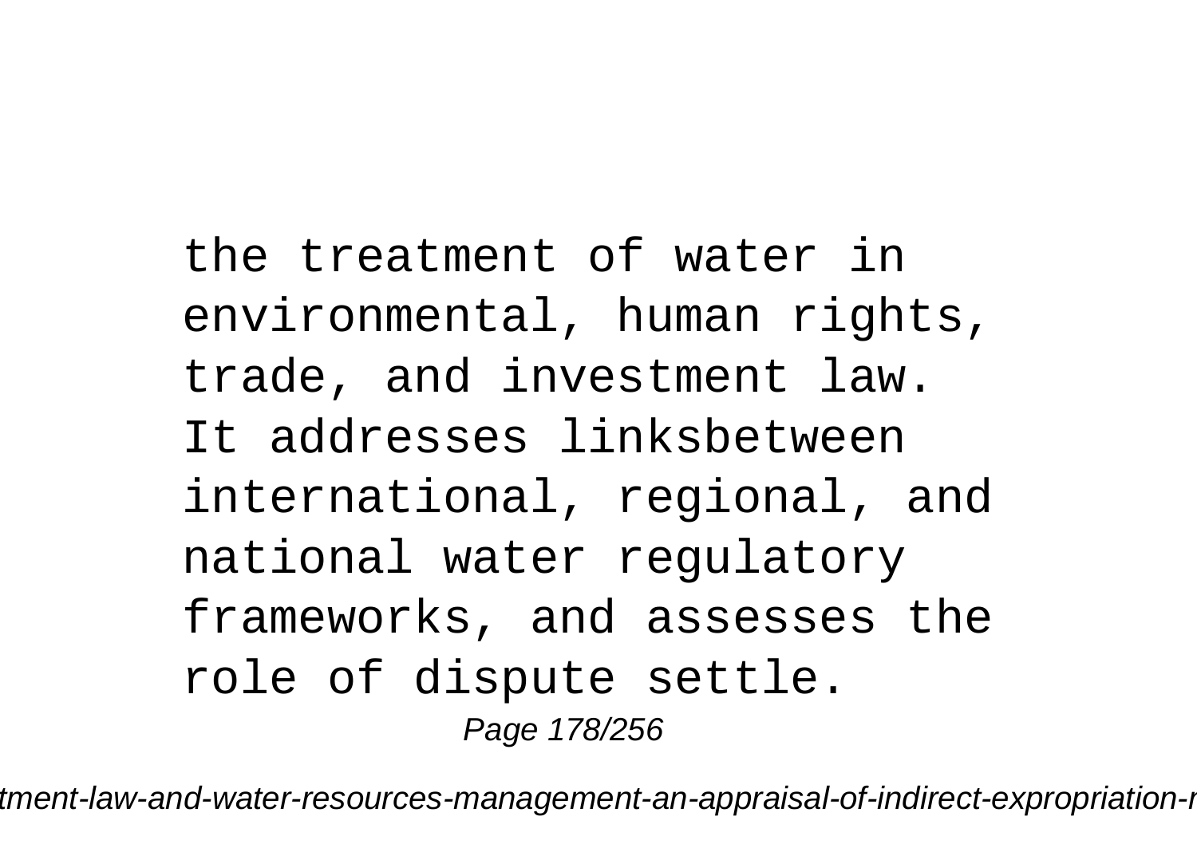the treatment of water in environmental, human rights, trade, and investment law. It addresses linksbetween international, regional, and national water regulatory frameworks, and assesses the role of dispute settle.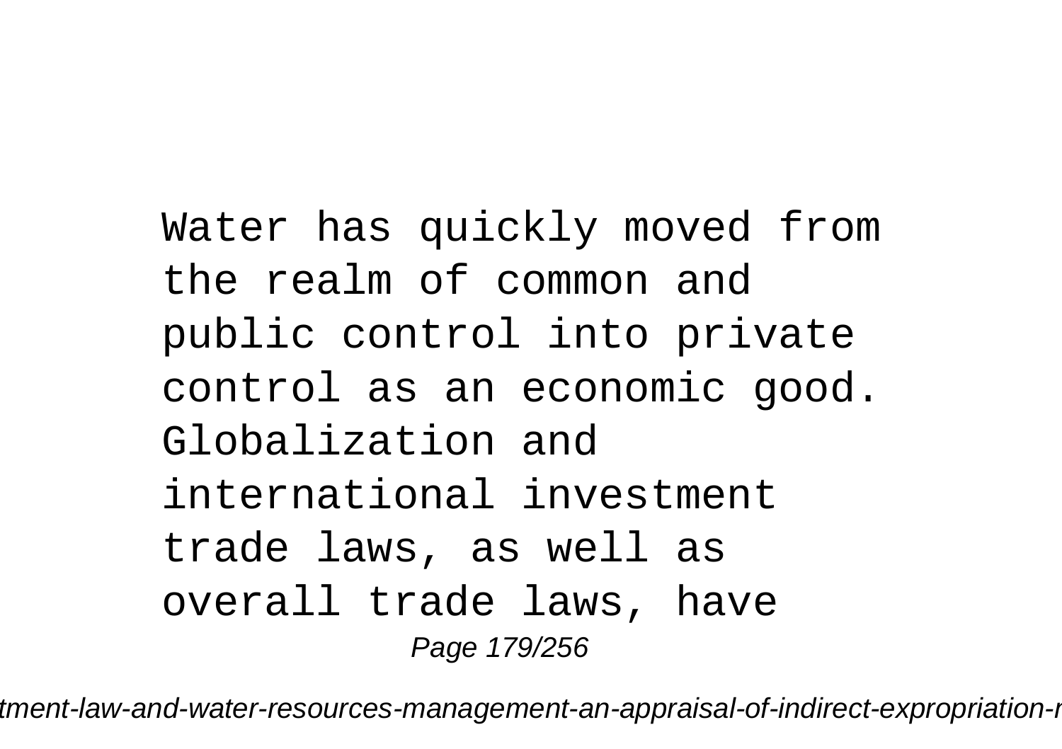Water has quickly moved from the realm of common and public control into private control as an economic good. Globalization and international investment trade laws, as well as overall trade laws, have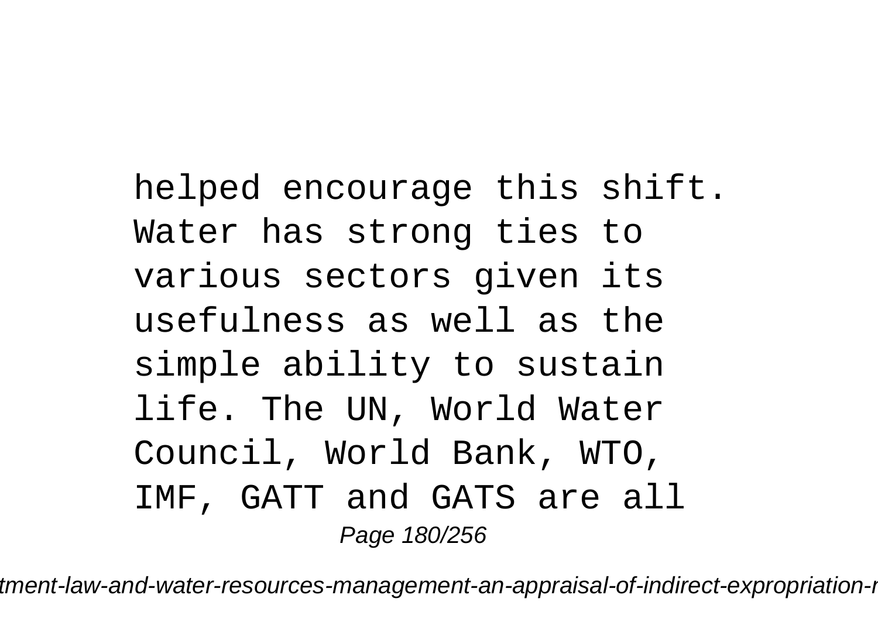helped encourage this shift. Water has strong ties to various sectors given its usefulness as well as the simple ability to sustain life. The UN, World Water Council, World Bank, WTO, IMF, GATT and GATS are all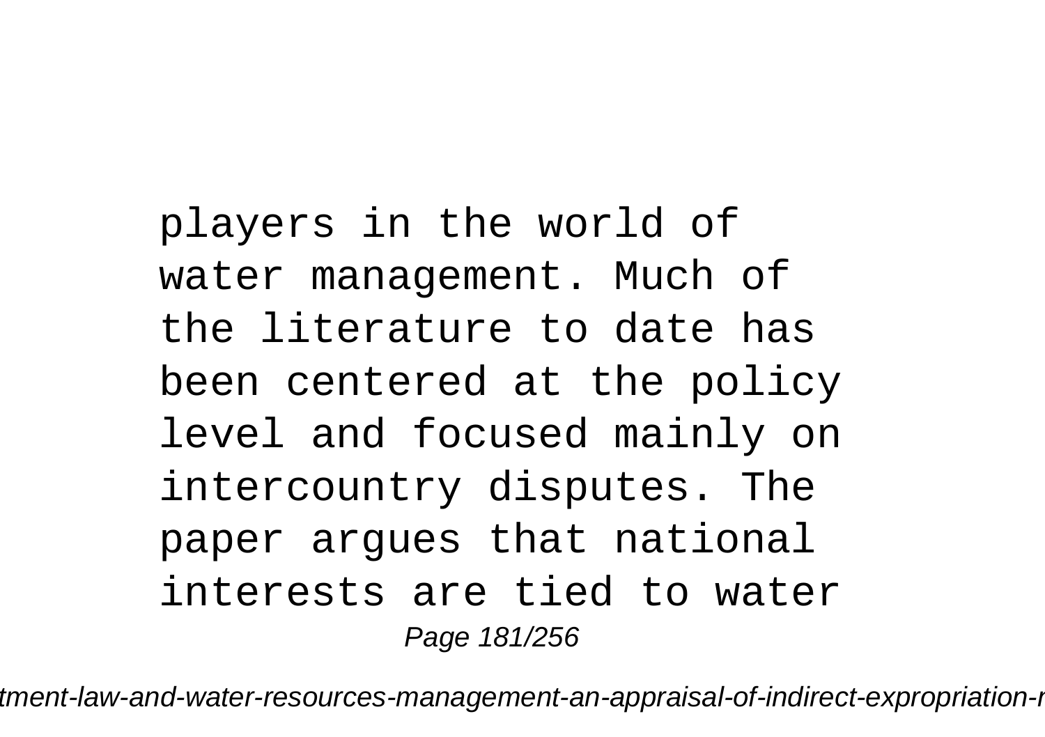players in the world of water management. Much of the literature to date has been centered at the policy level and focused mainly on intercountry disputes. The paper argues that national interests are tied to water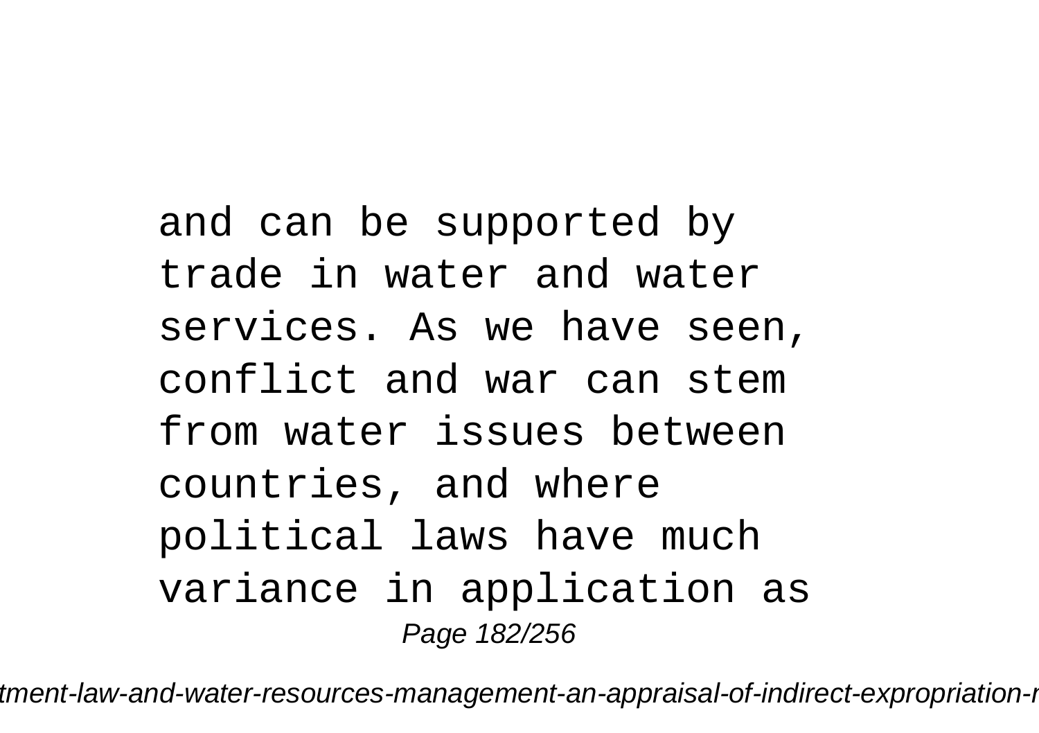and can be supported by trade in water and water services. As we have seen, conflict and war can stem from water issues between countries, and where political laws have much variance in application as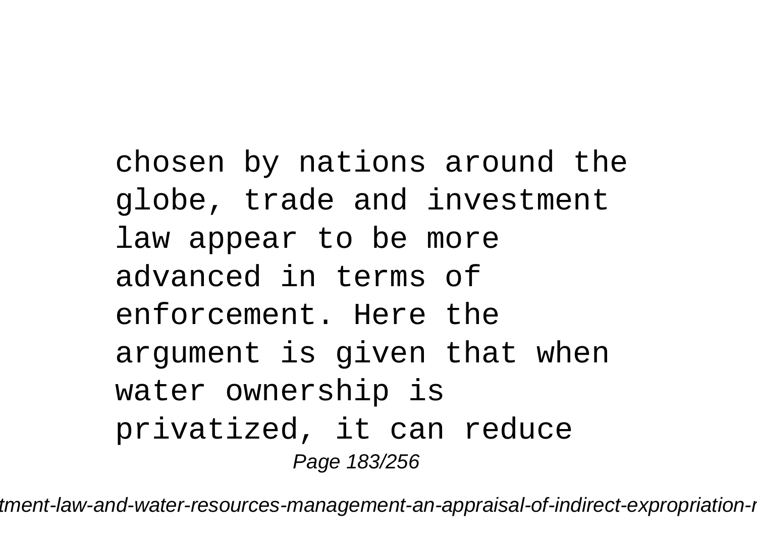chosen by nations around the globe, trade and investment law appear to be more advanced in terms of enforcement. Here the argument is given that when water ownership is privatized, it can reduce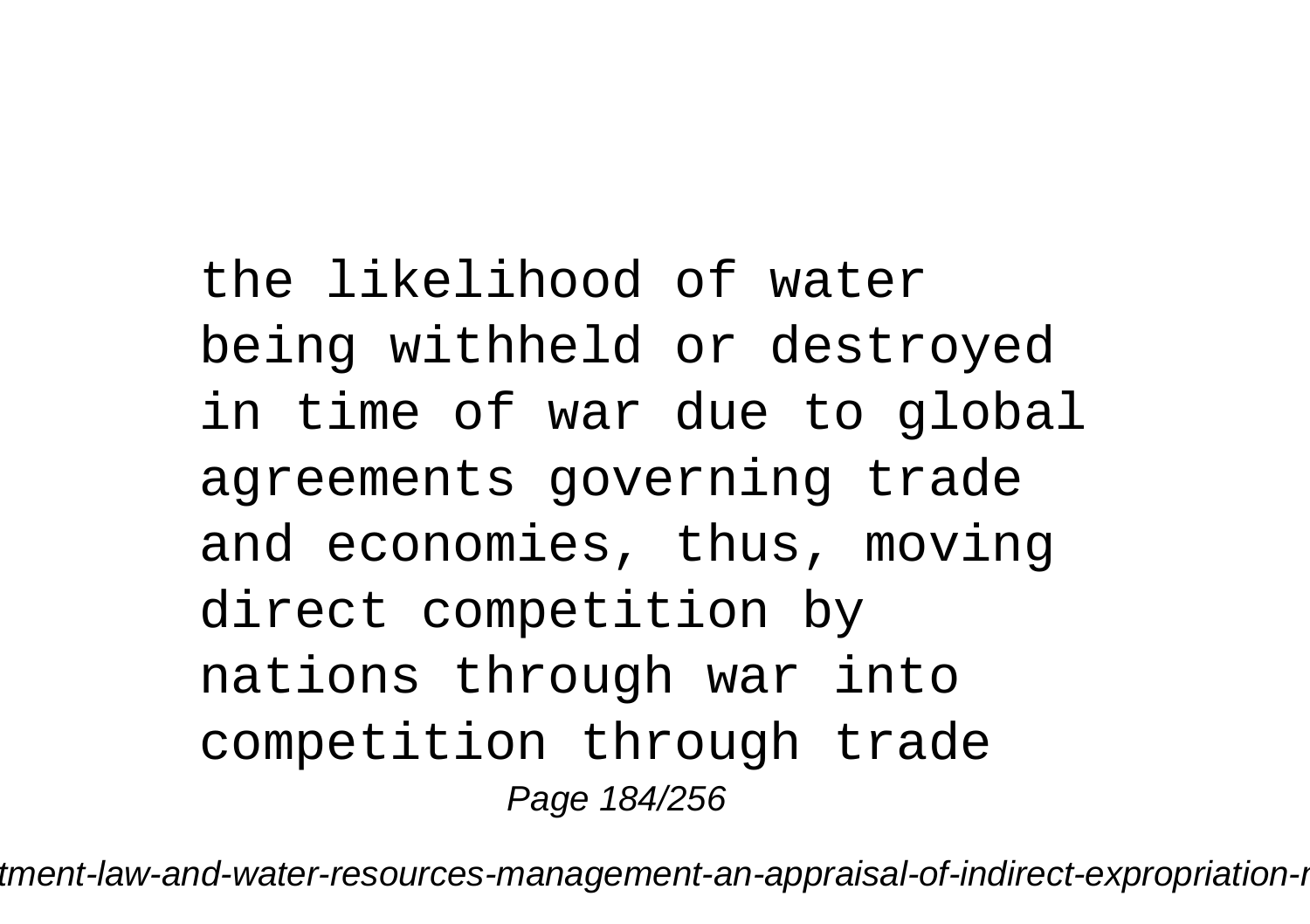the likelihood of water being withheld or destroyed in time of war due to global agreements governing trade and economies, thus, moving direct competition by nations through war into competition through trade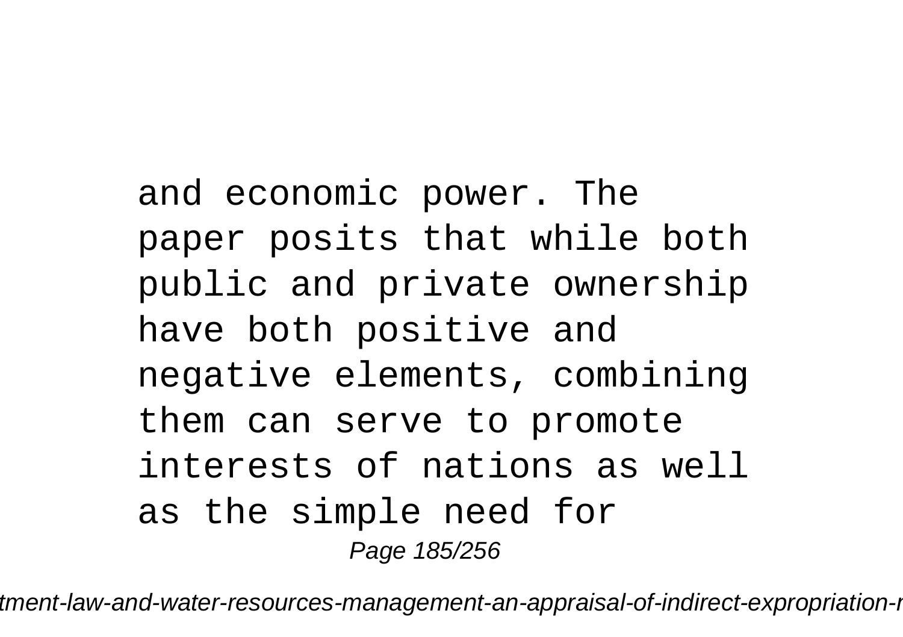and economic power. The paper posits that while both public and private ownership have both positive and negative elements, combining them can serve to promote interests of nations as well as the simple need for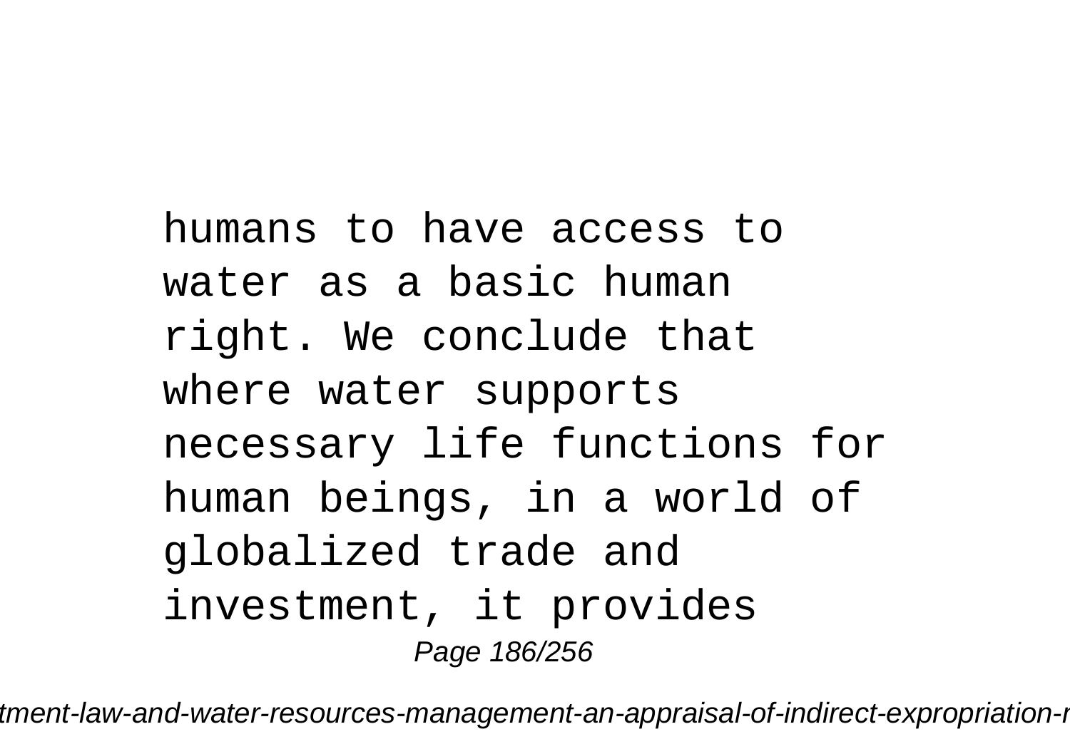humans to have access to water as a basic human right. We conclude that where water supports necessary life functions for human beings, in a world of globalized trade and investment, it provides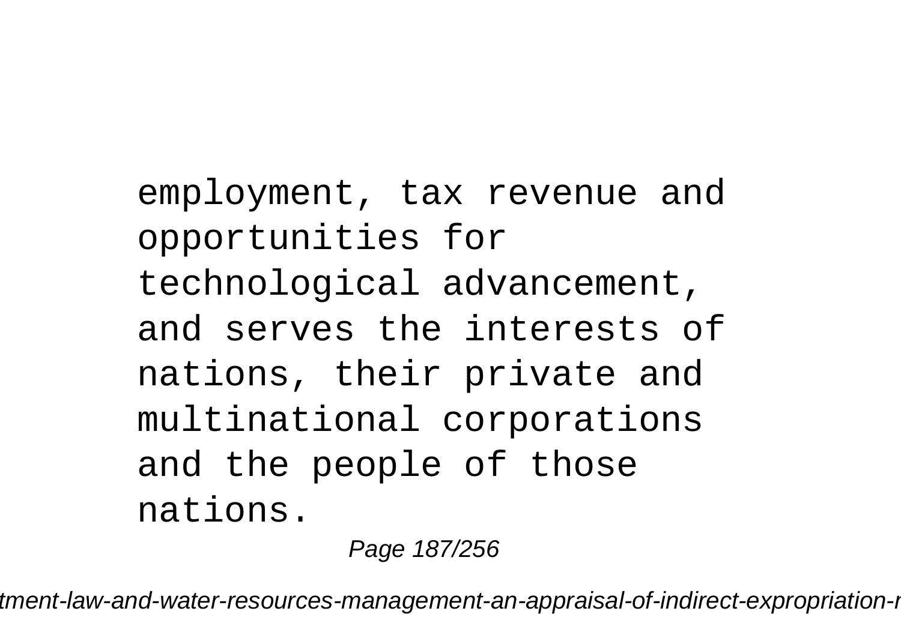employment, tax revenue and opportunities for technological advancement, and serves the interests of nations, their private and multinational corporations and the people of those nations.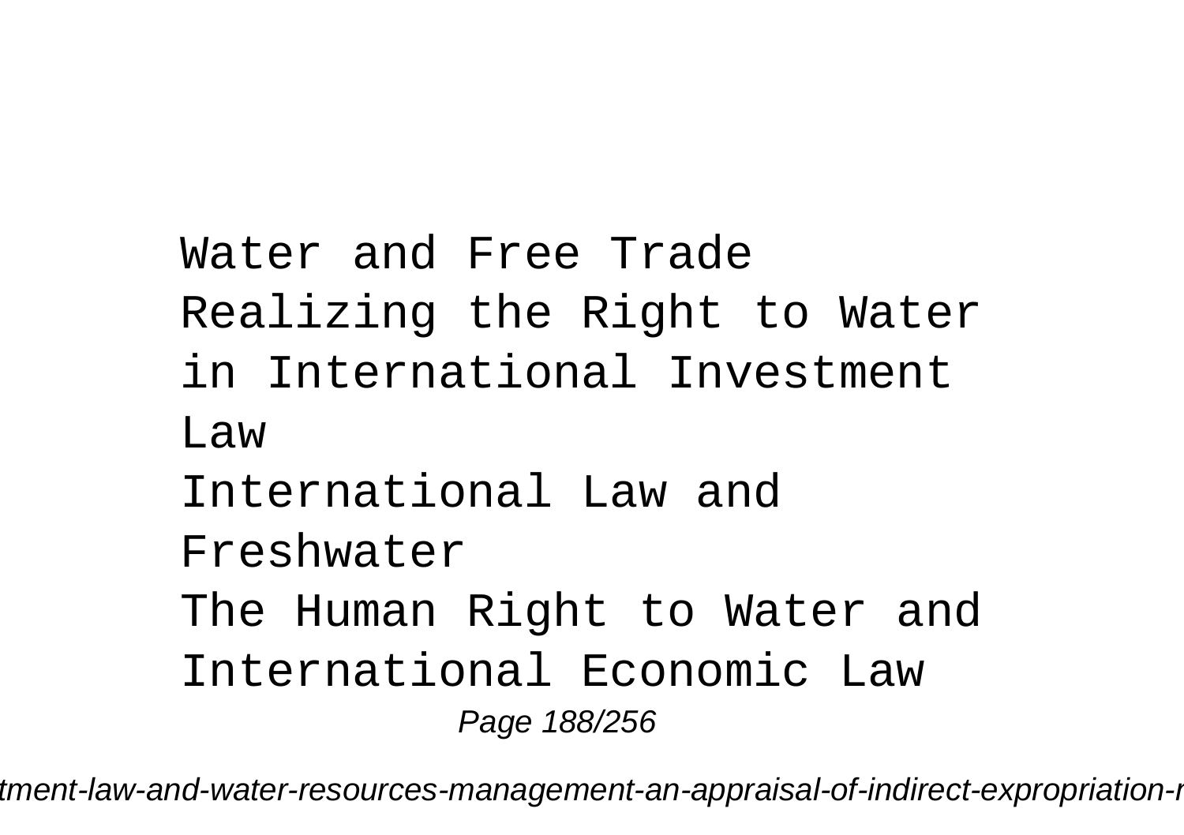Water and Free Trade

Realizing the Right to Water in International Investment Law

International Law and Freshwater

The Human Right to Water and International Economic Law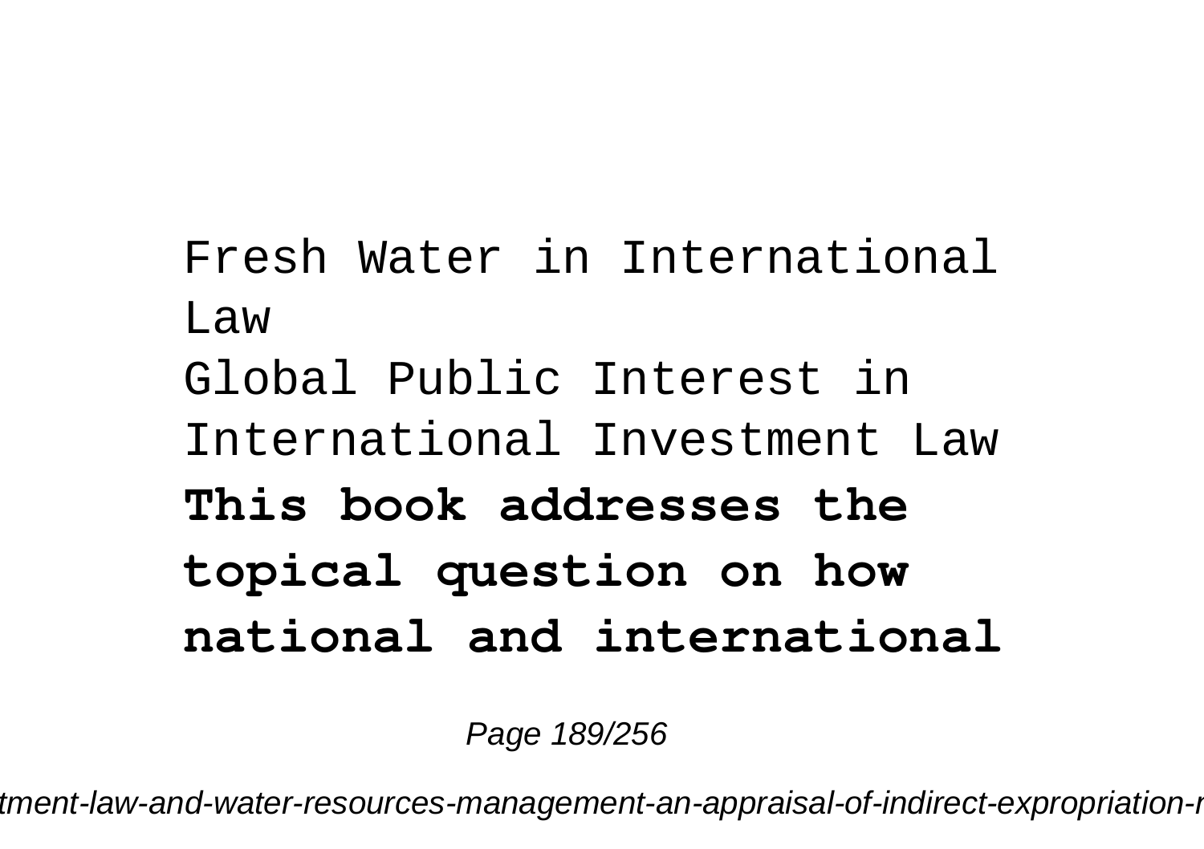Fresh Water in International Law

Global Public Interest in International Investment Law

**This book addresses the topical question on how national and international**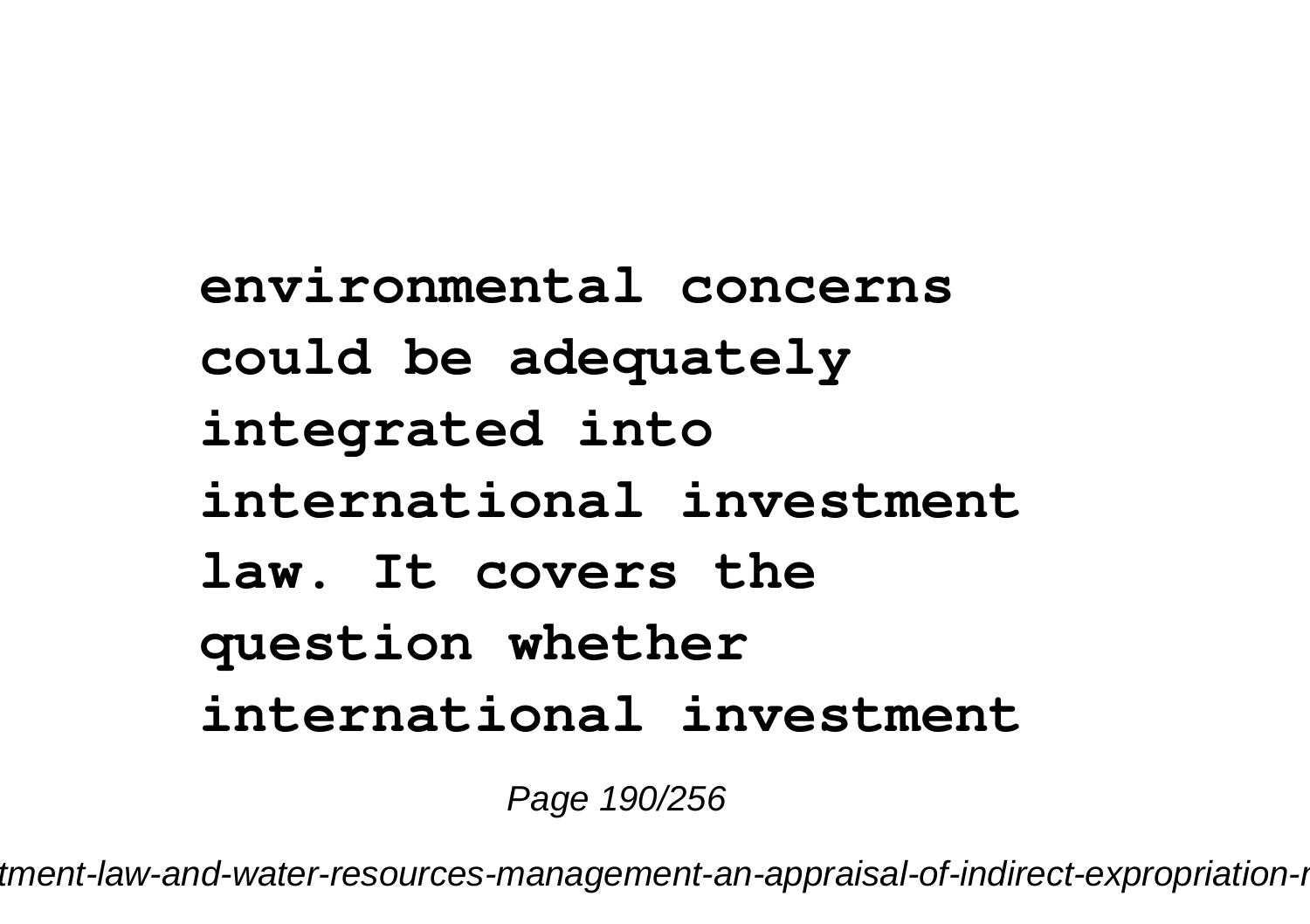**environmental concerns could be adequately integrated into international investment law. It covers the question whether international investment**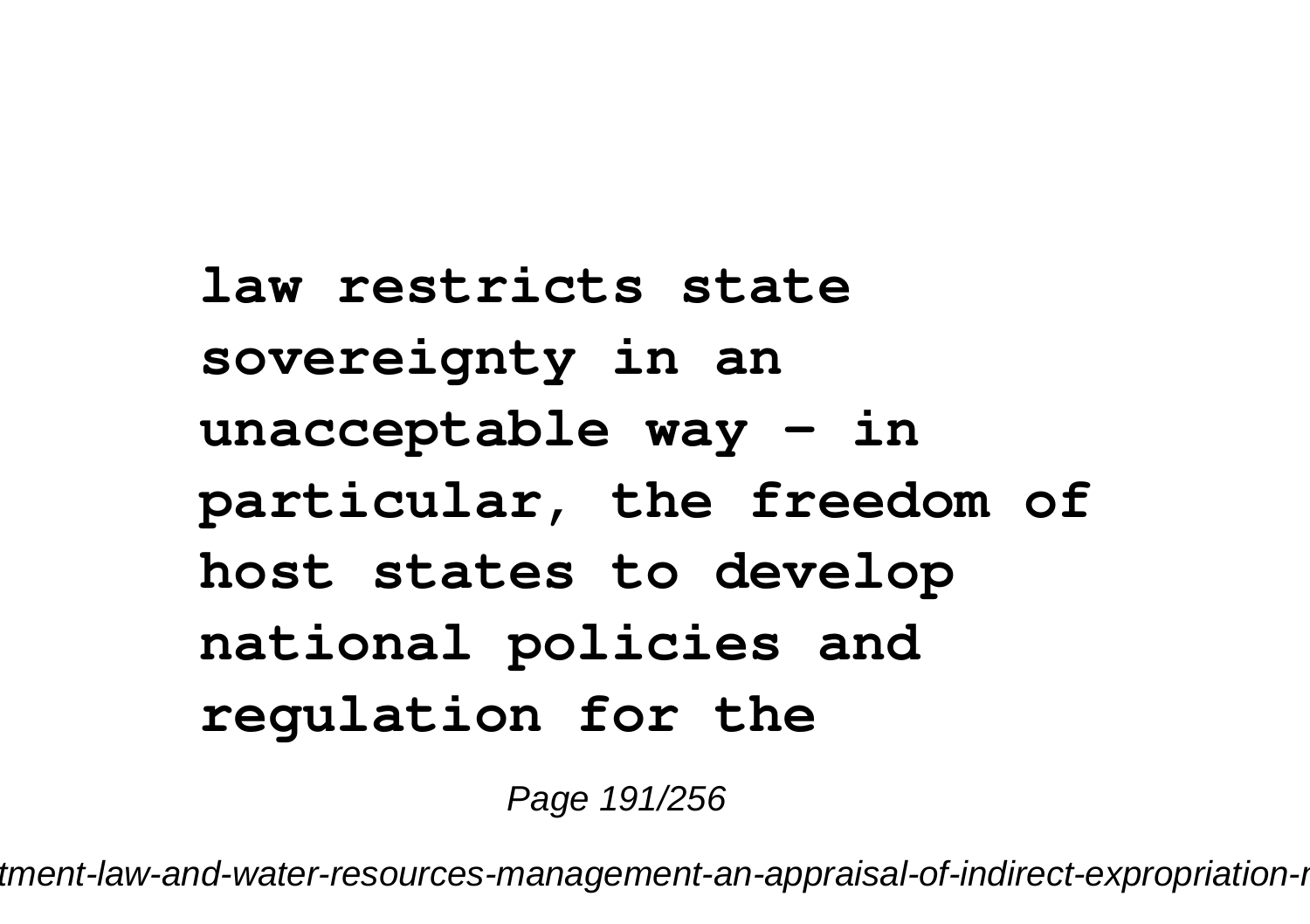**law restricts state sovereignty in an unacceptable way – in particular, the freedom of host states to develop national policies and regulation for the**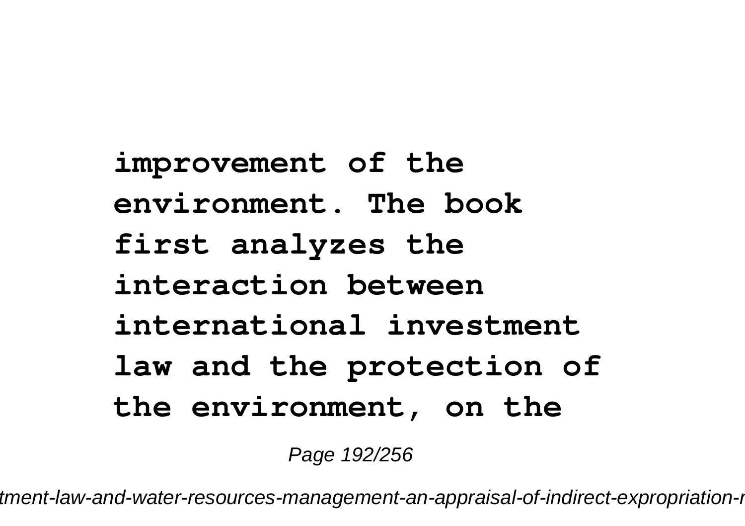**improvement of the environment. The book first analyzes the interaction between international investment law and the protection of the environment, on the**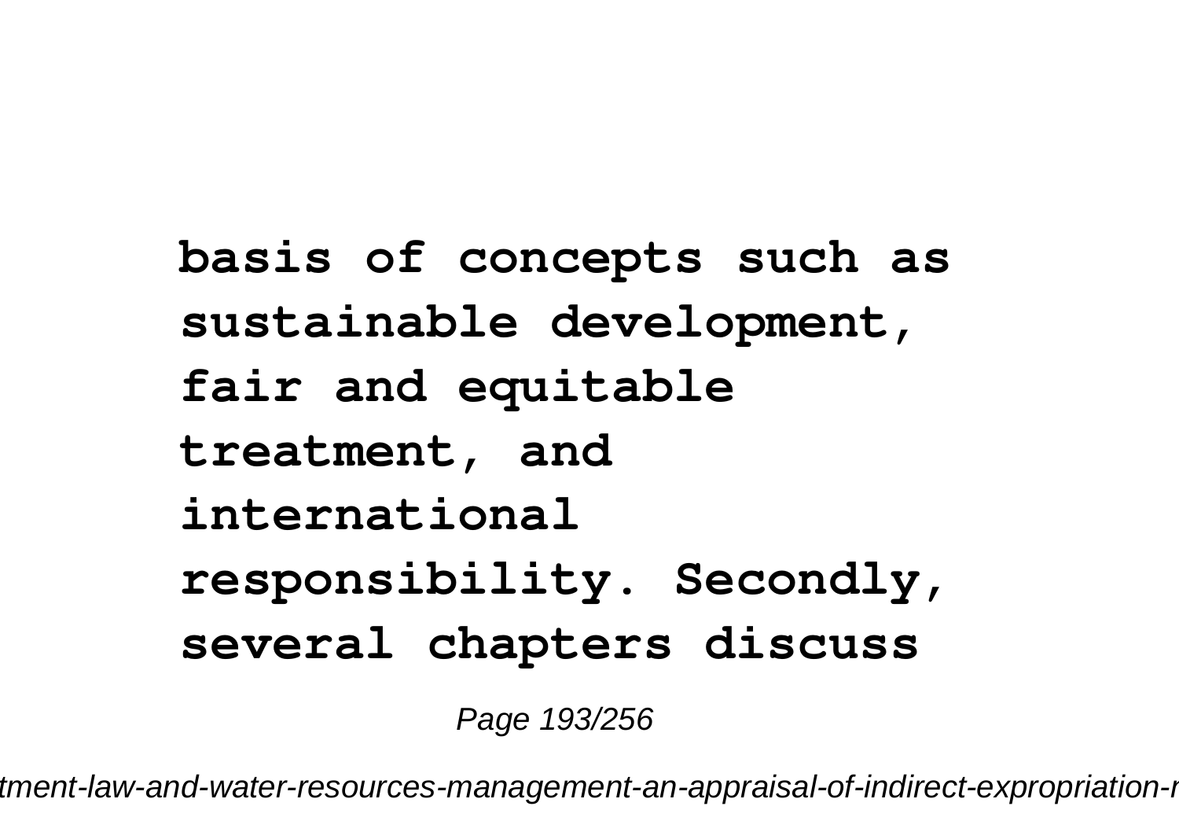**basis of concepts such as sustainable development, fair and equitable treatment, and international responsibility. Secondly, several chapters discuss**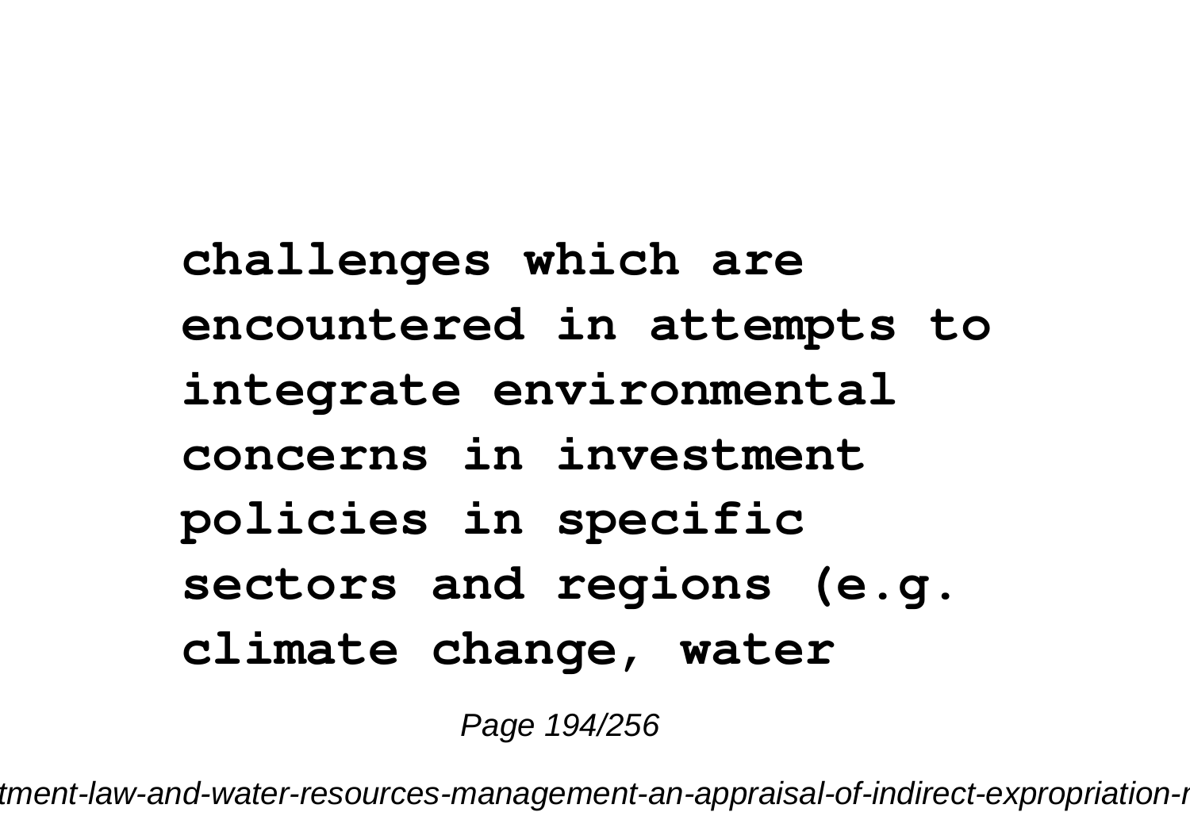**challenges which are encountered in attempts to integrate environmental concerns in investment policies in specific sectors and regions (e.g. climate change, water**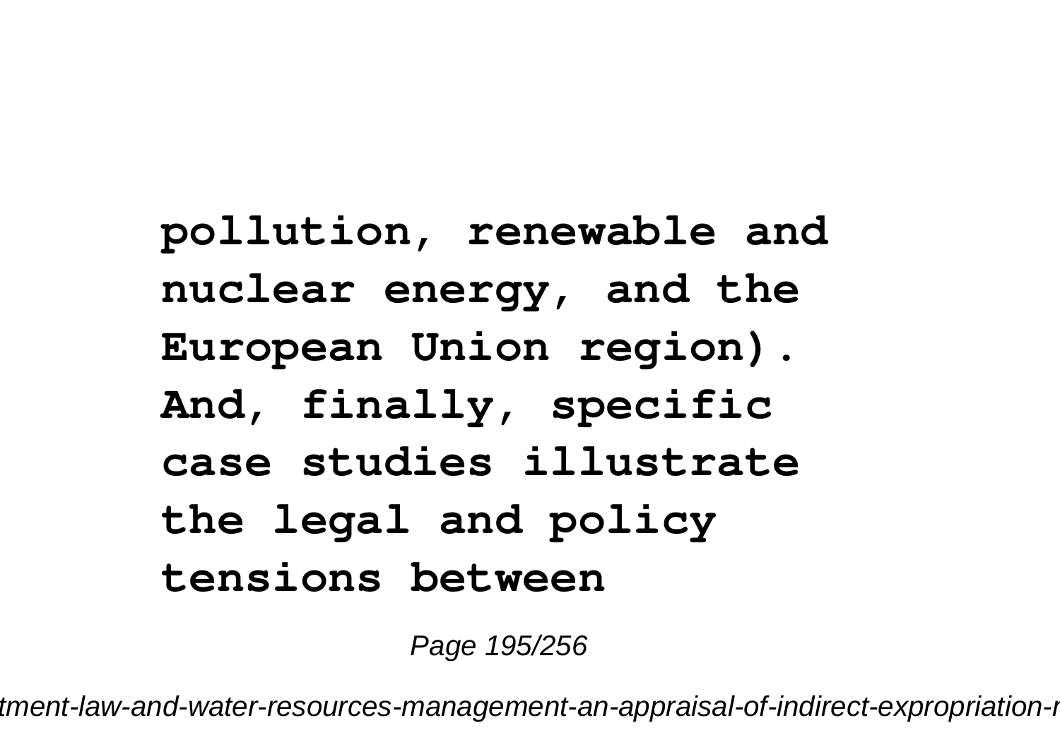**pollution, renewable and nuclear energy, and the European Union region). And, finally, specific case studies illustrate the legal and policy tensions between**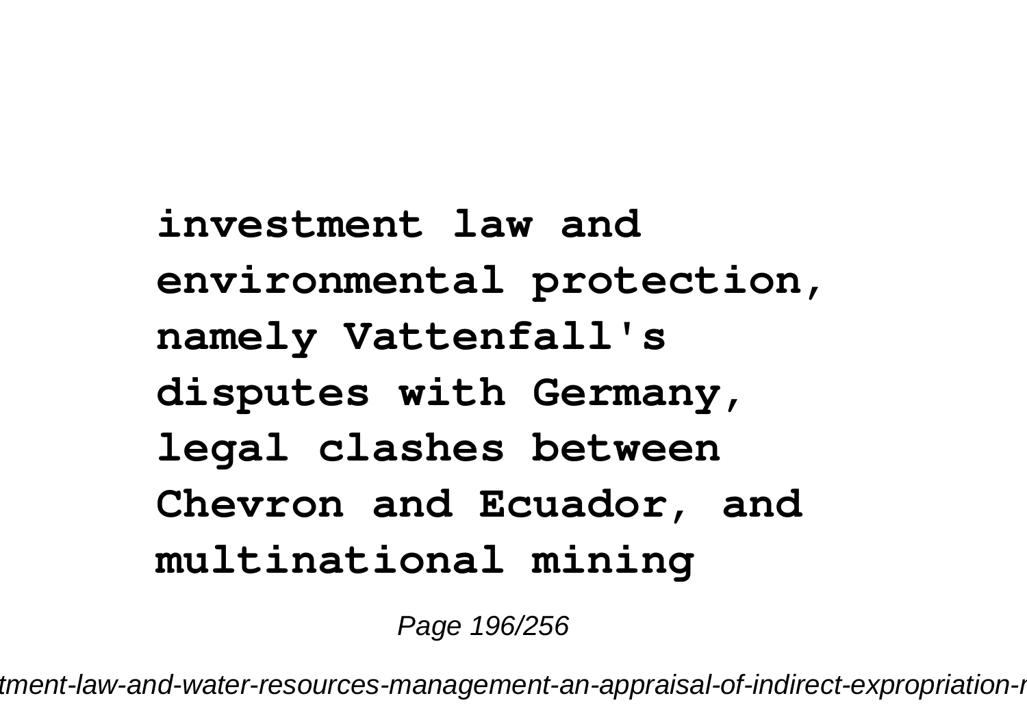**investment law and environmental protection, namely Vattenfall's disputes with Germany, legal clashes between Chevron and Ecuador, and multinational mining**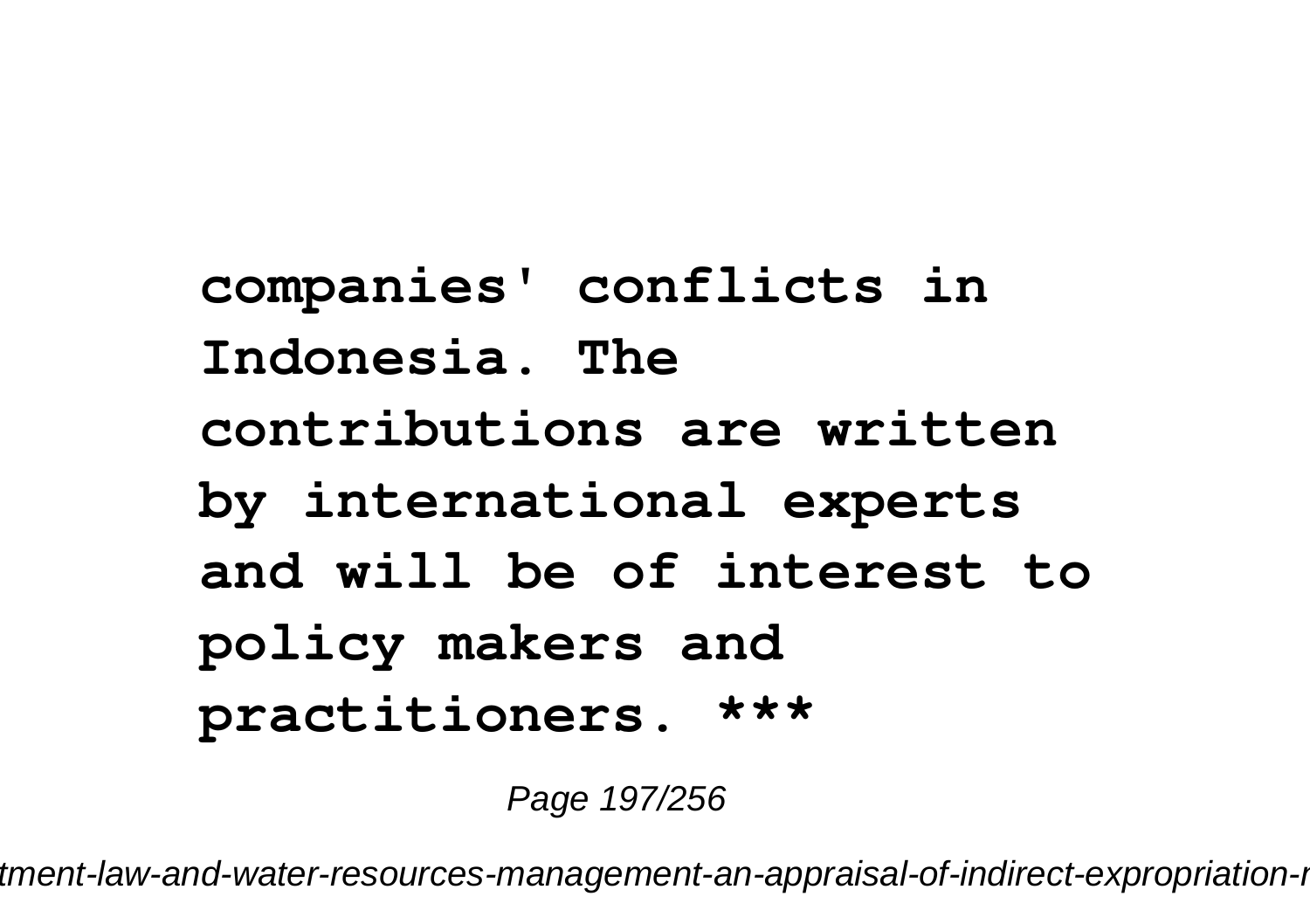**companies' conflicts in Indonesia. The contributions are written by international experts and will be of interest to policy makers and practitioners. ***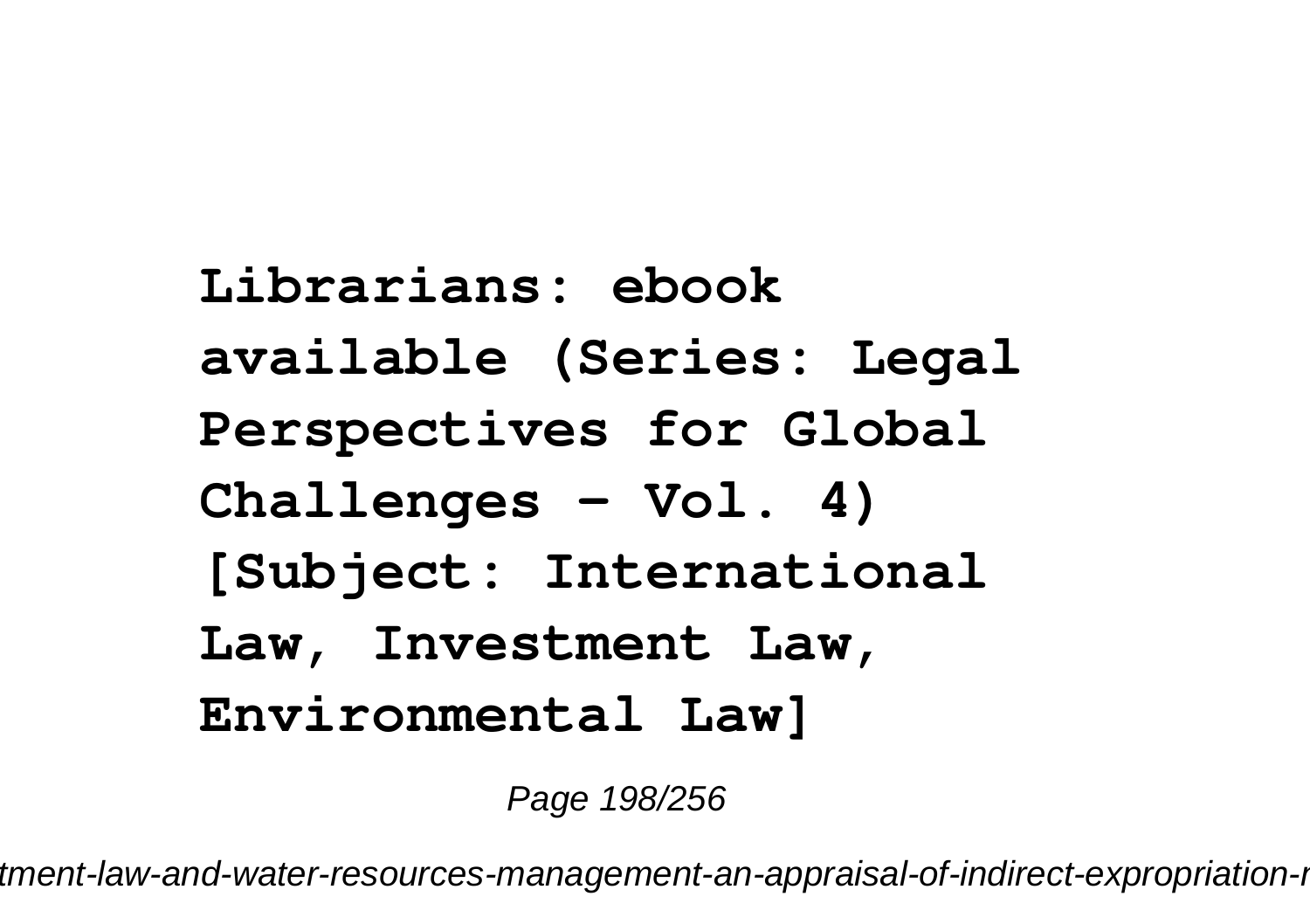**Librarians: ebook available (Series: Legal Perspectives for Global Challenges - Vol. 4) [Subject: International Law, Investment Law, Environmental Law]**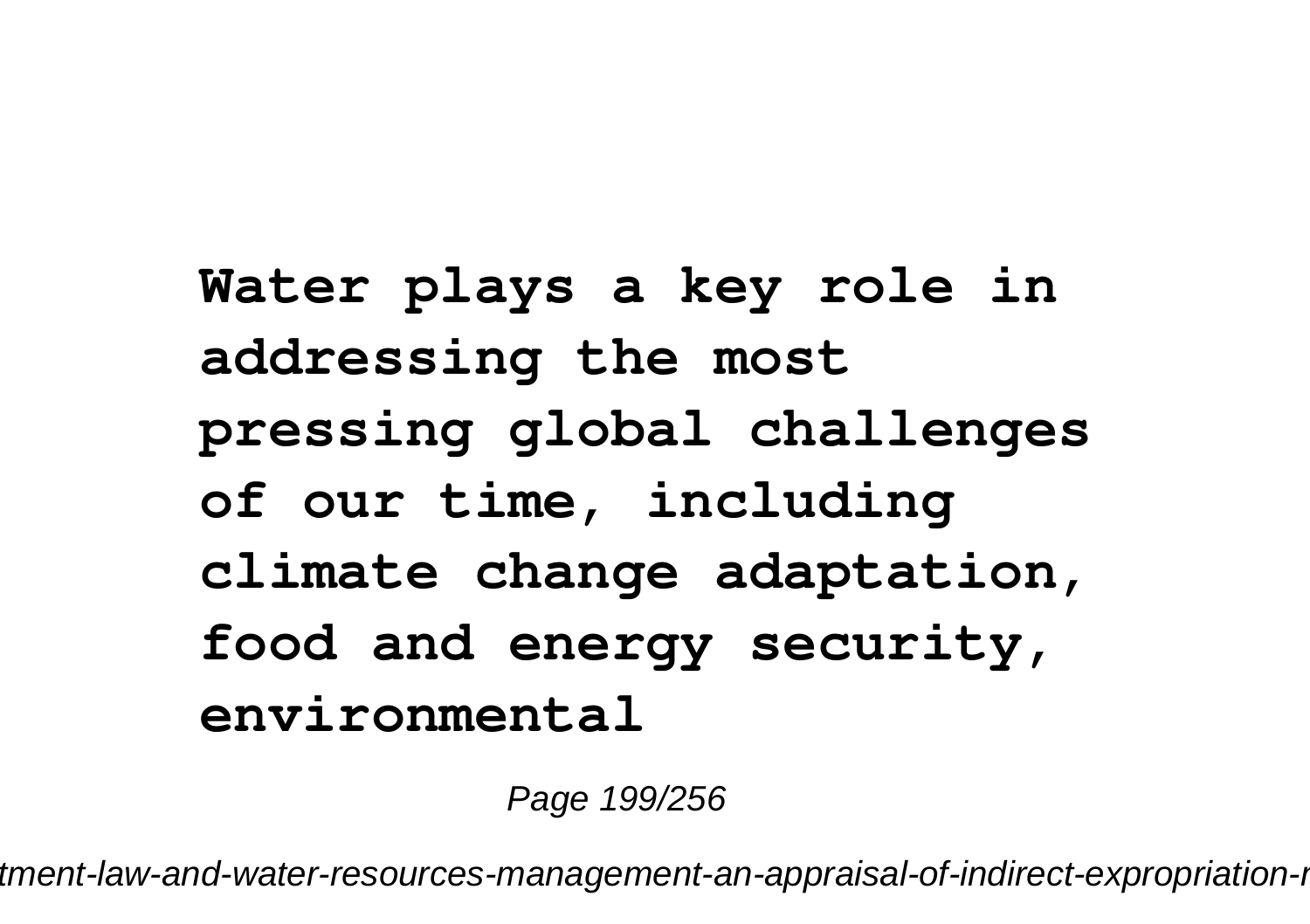**Water plays a key role in addressing the most pressing global challenges of our time, including climate change adaptation, food and energy security, environmental**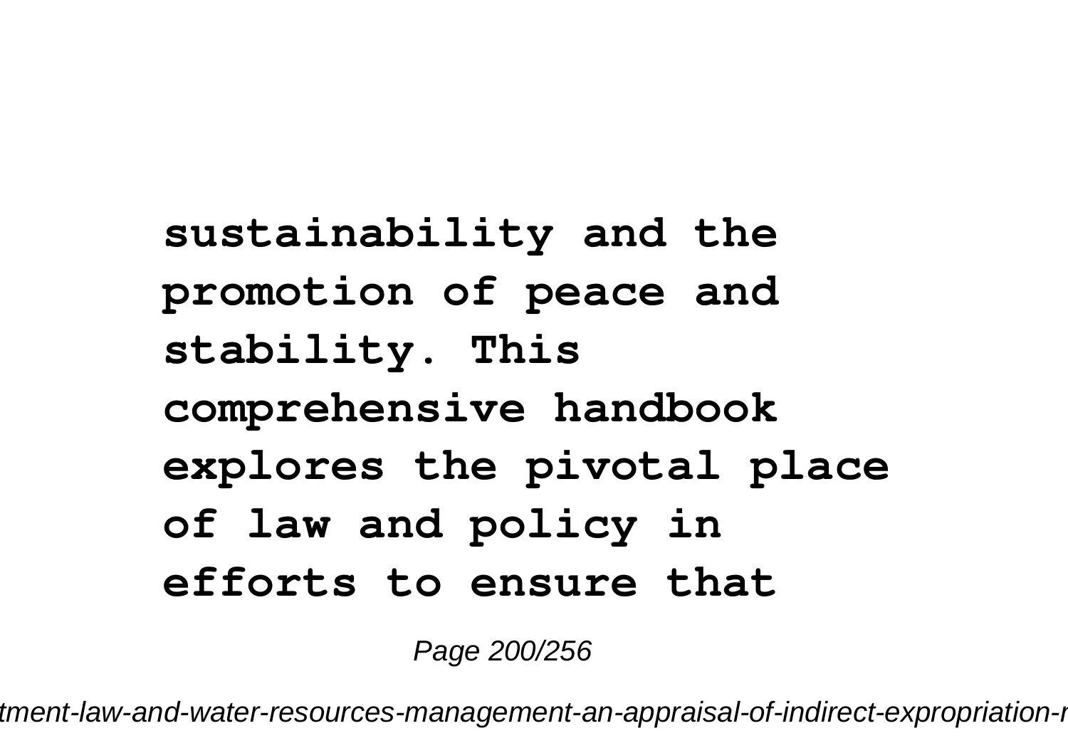**sustainability and the promotion of peace and stability. This comprehensive handbook explores the pivotal place of law and policy in efforts to ensure that**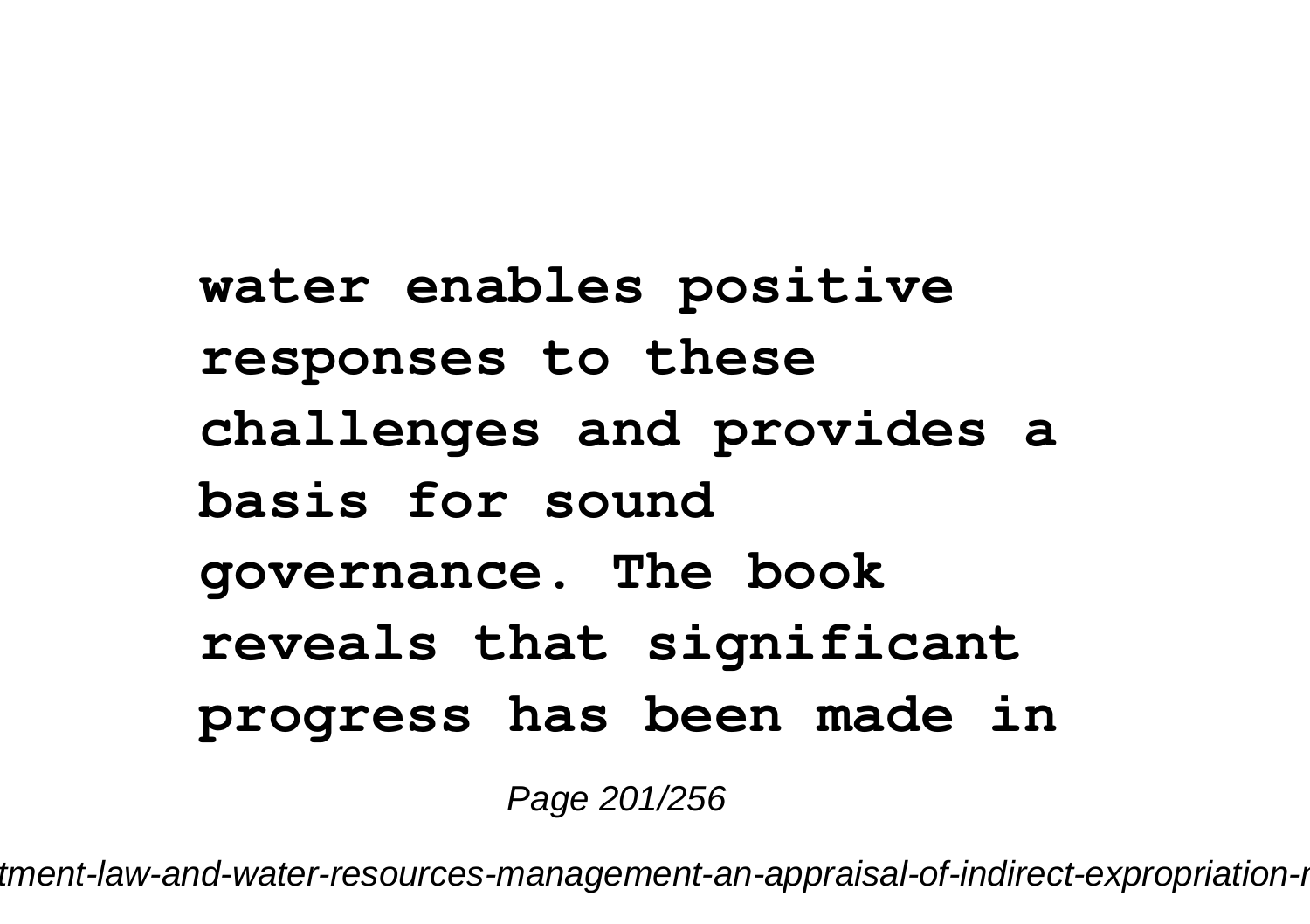**water enables positive responses to these challenges and provides a basis for sound governance. The book reveals that significant progress has been made in**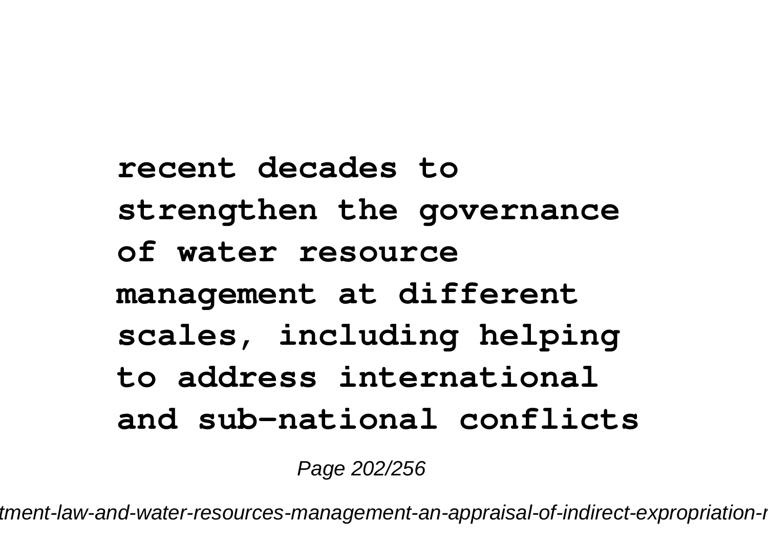**recent decades to strengthen the governance of water resource management at different scales, including helping to address international and sub-national conflicts**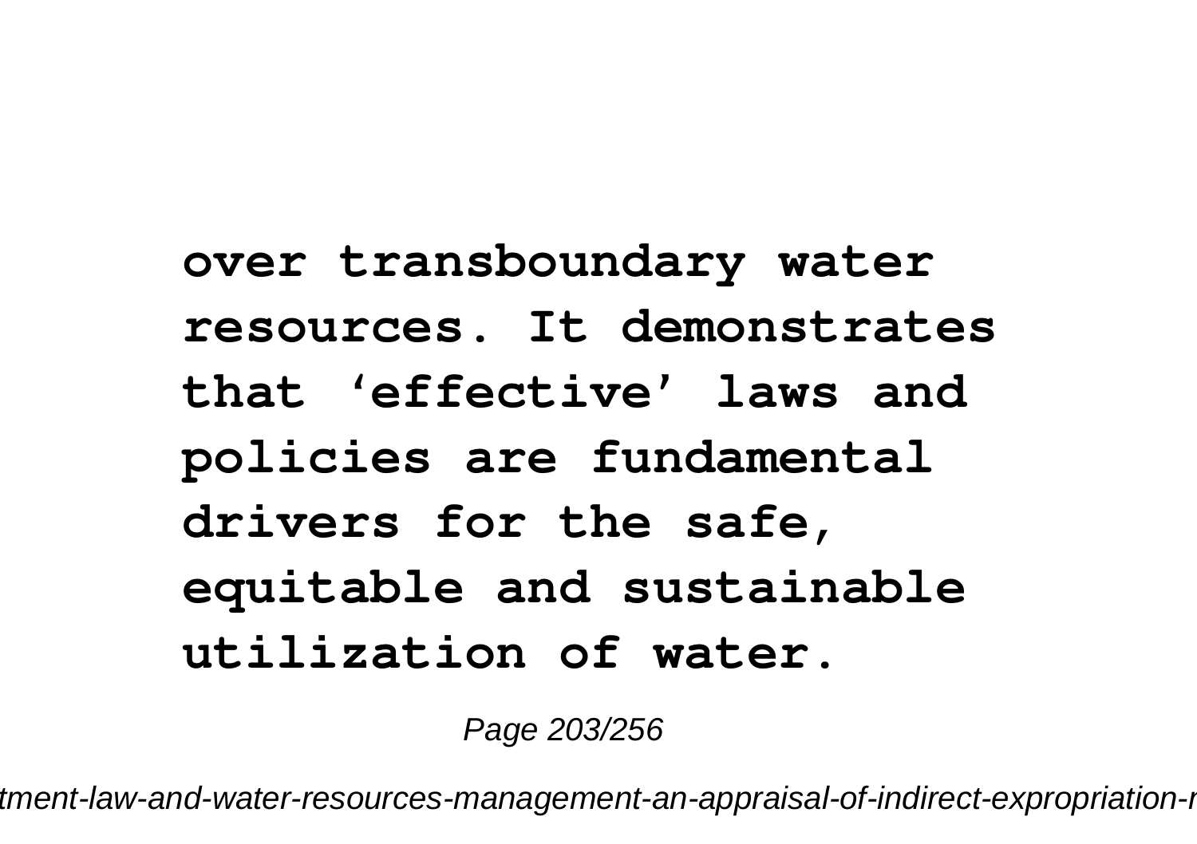**over transboundary water resources. It demonstrates that 'effective' laws and policies are fundamental drivers for the safe, equitable and sustainable utilization of water.**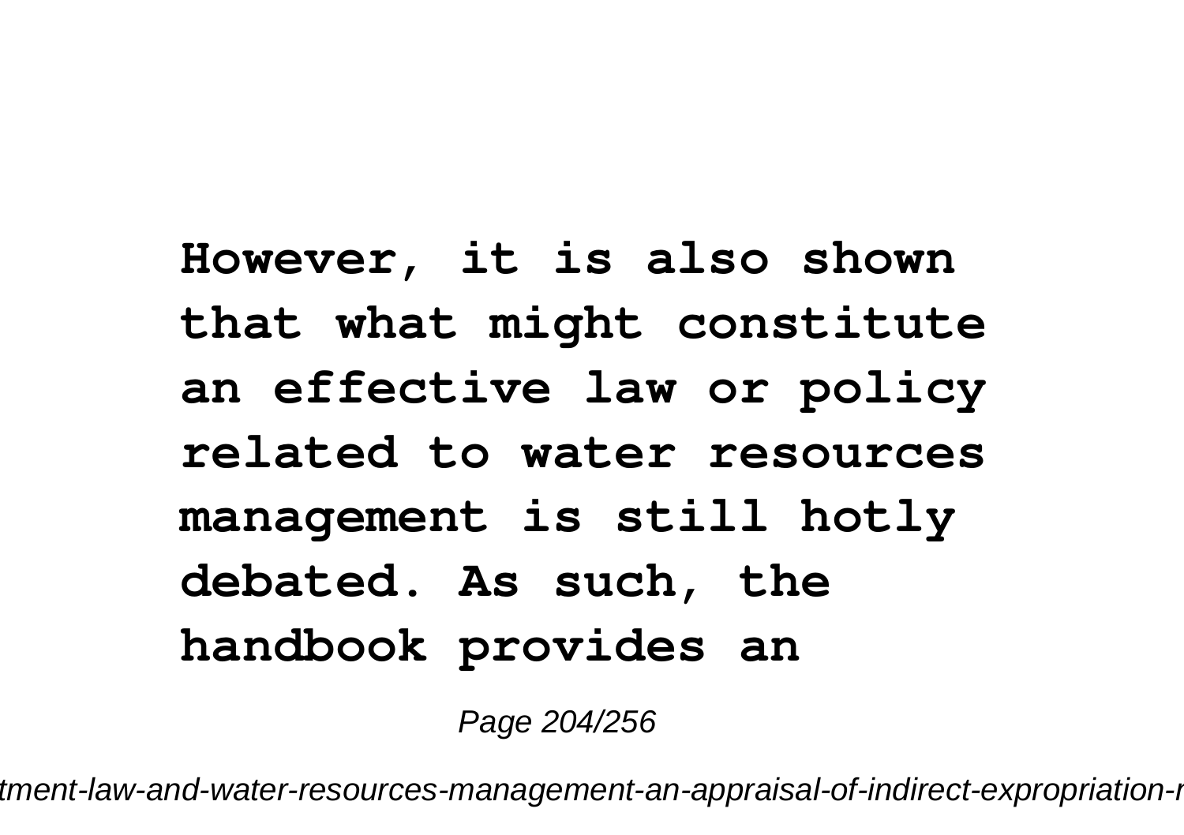**However, it is also shown that what might constitute an effective law or policy related to water resources management is still hotly debated. As such, the handbook provides an**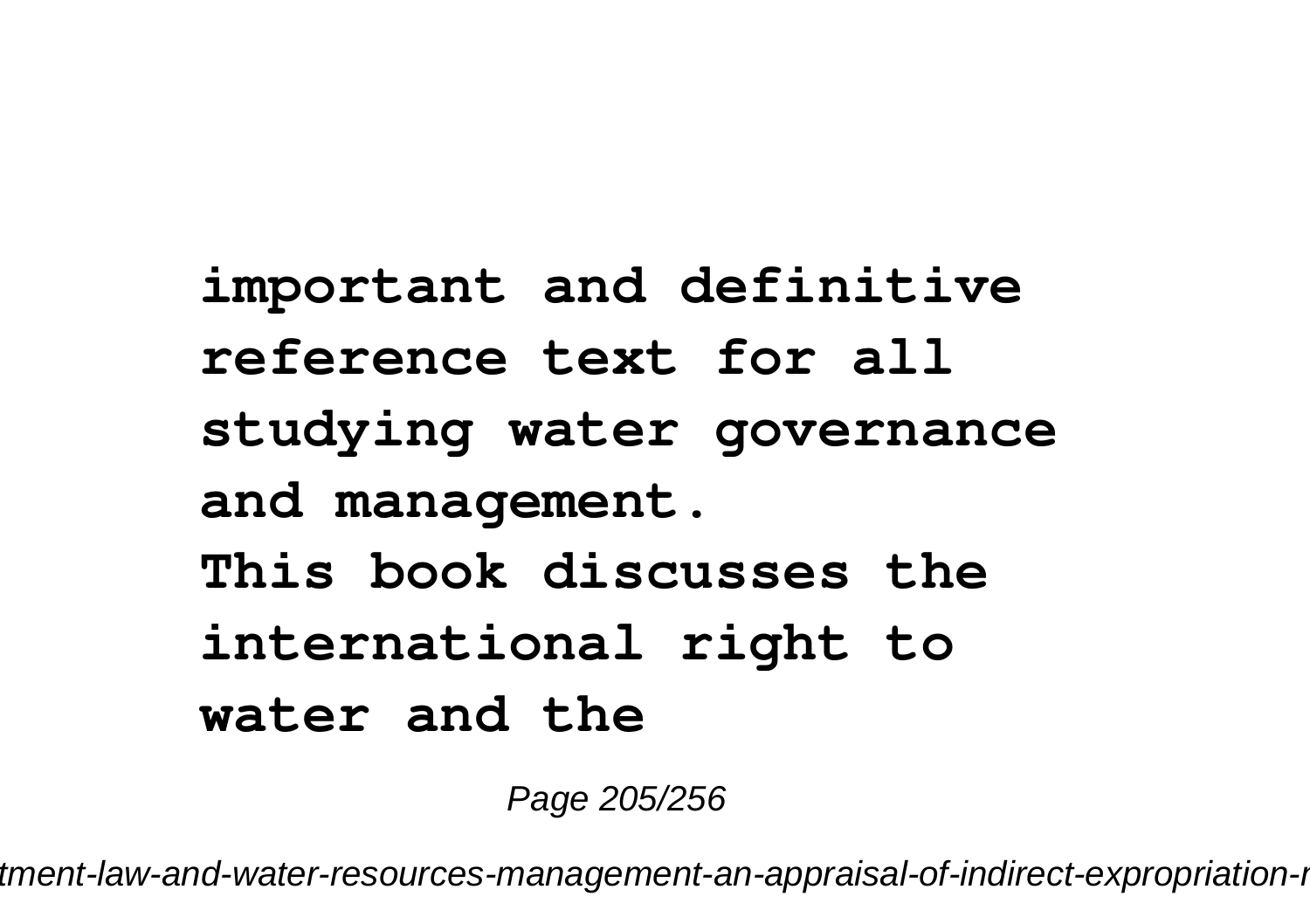**important and definitive reference text for all studying water governance and management.**
**This book discusses the international right to water and the**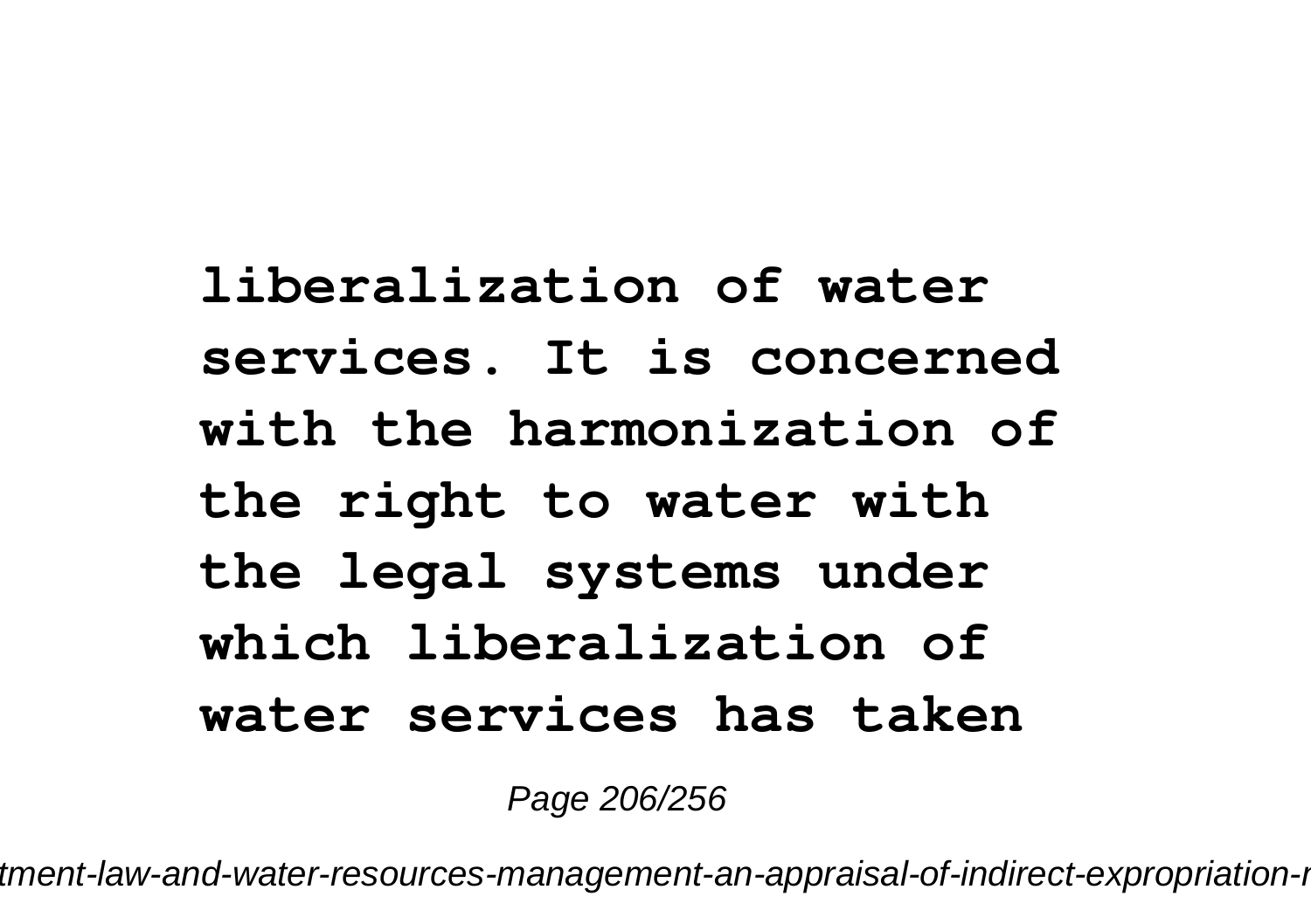**liberalization of water services. It is concerned with the harmonization of the right to water with the legal systems under which liberalization of water services has taken**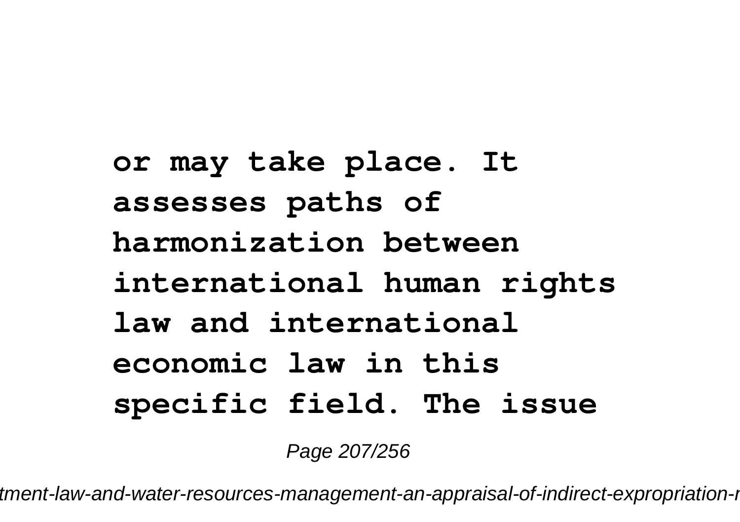**or may take place. It assesses paths of harmonization between international human rights law and international economic law in this specific field. The issue**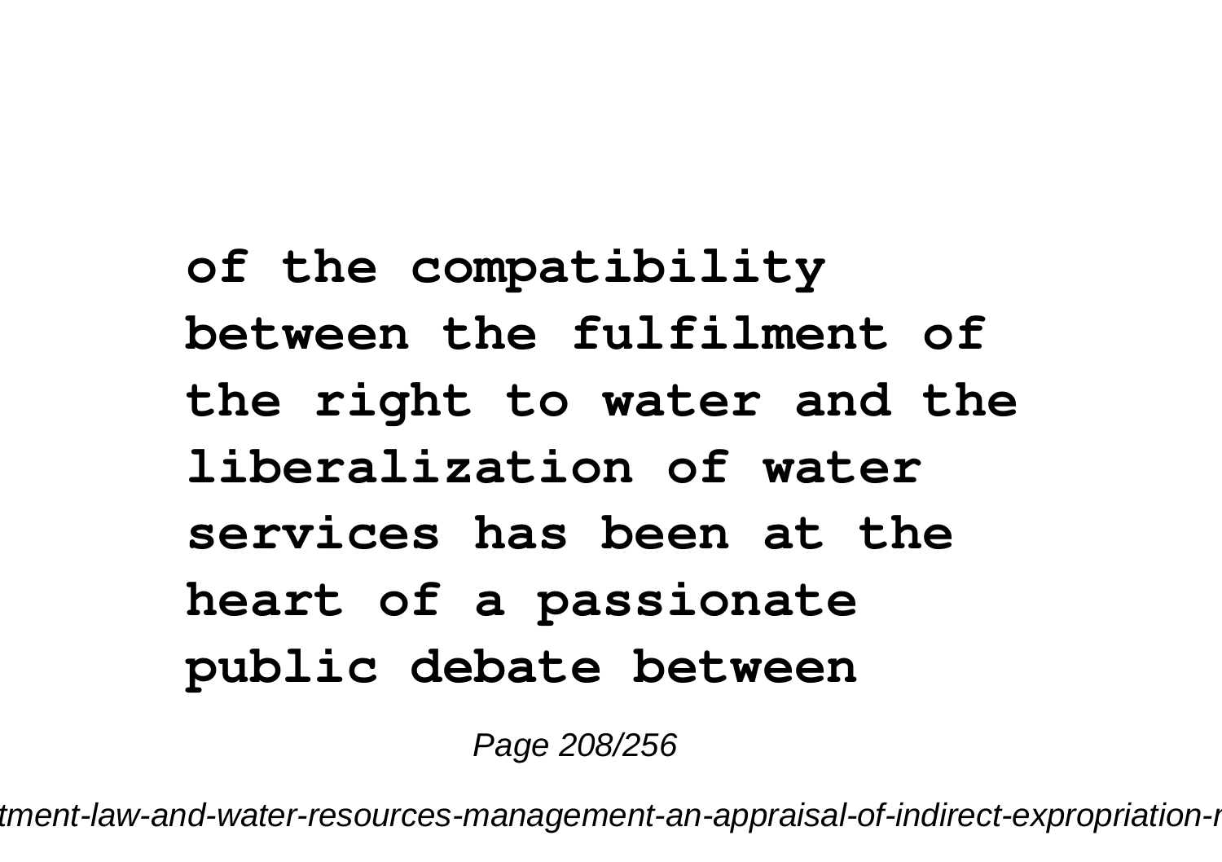**of the compatibility between the fulfilment of the right to water and the liberalization of water services has been at the heart of a passionate public debate between**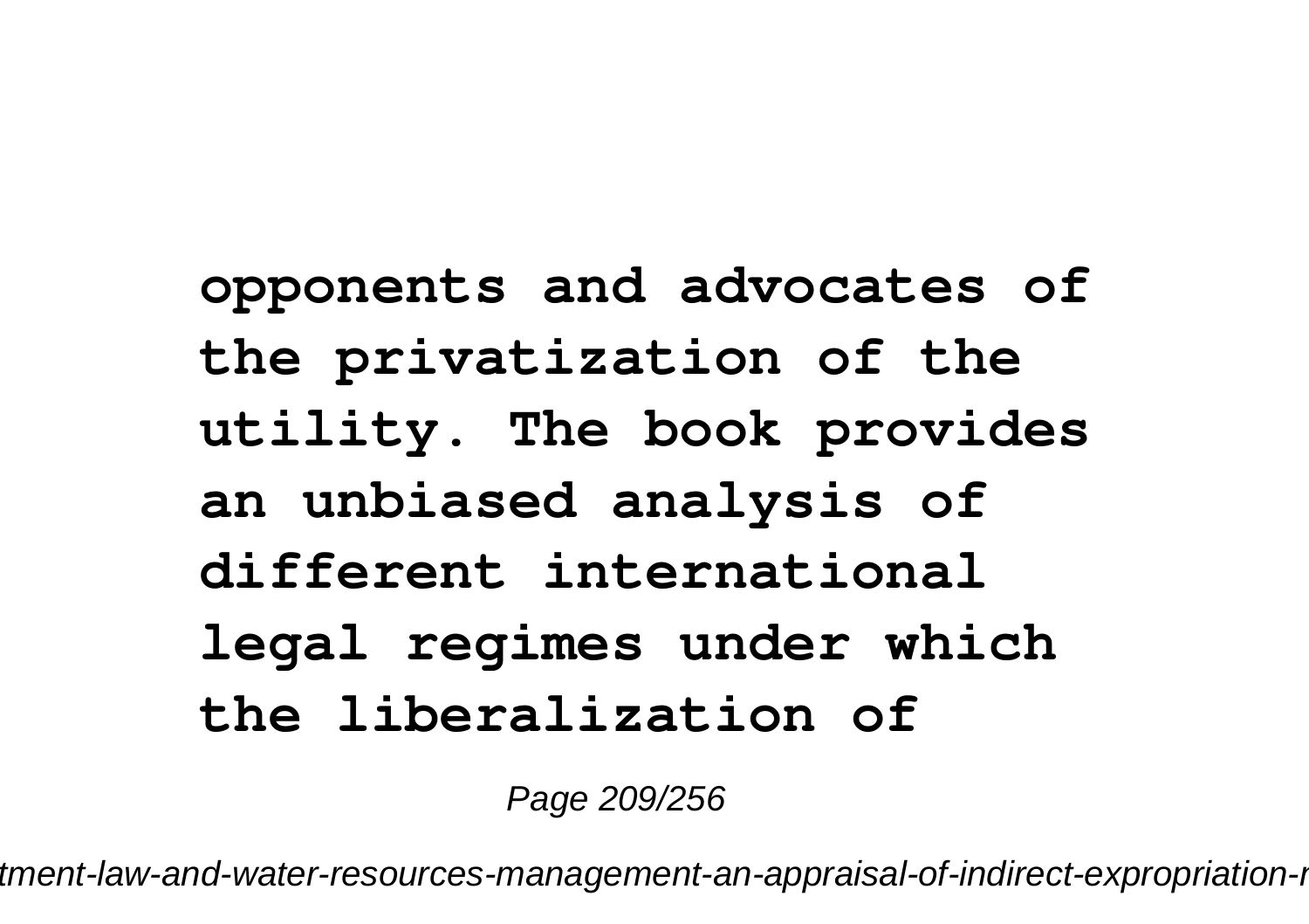**opponents and advocates of the privatization of the utility. The book provides an unbiased analysis of different international legal regimes under which the liberalization of**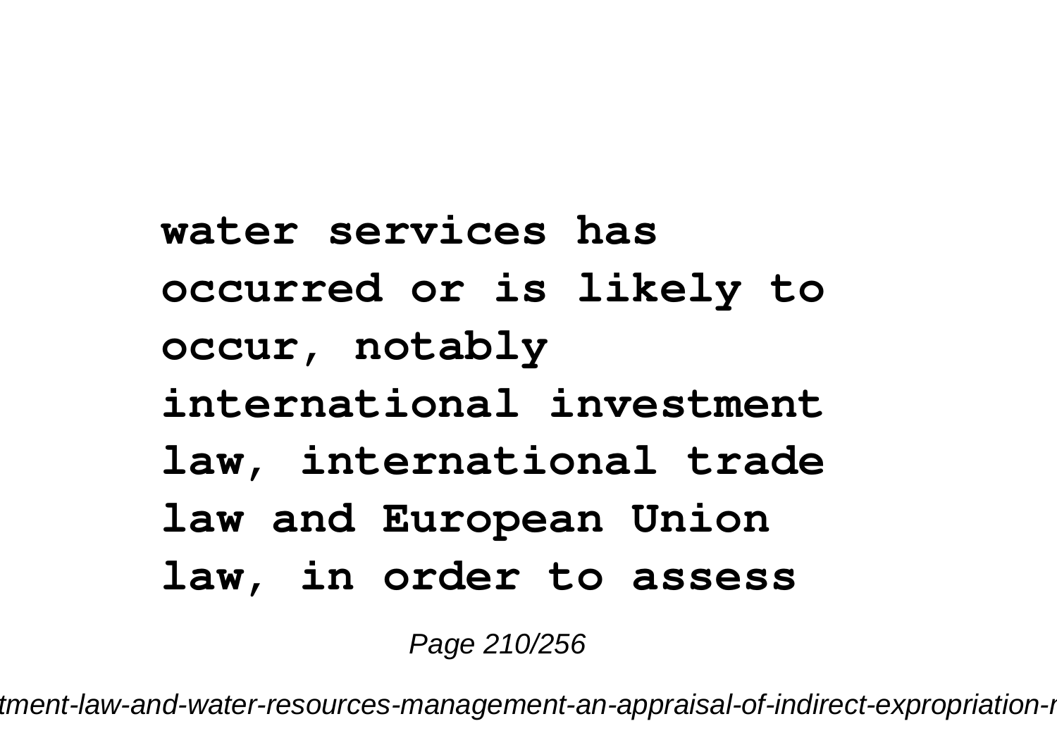**water services has occurred or is likely to occur, notably international investment law, international trade law and European Union law, in order to assess**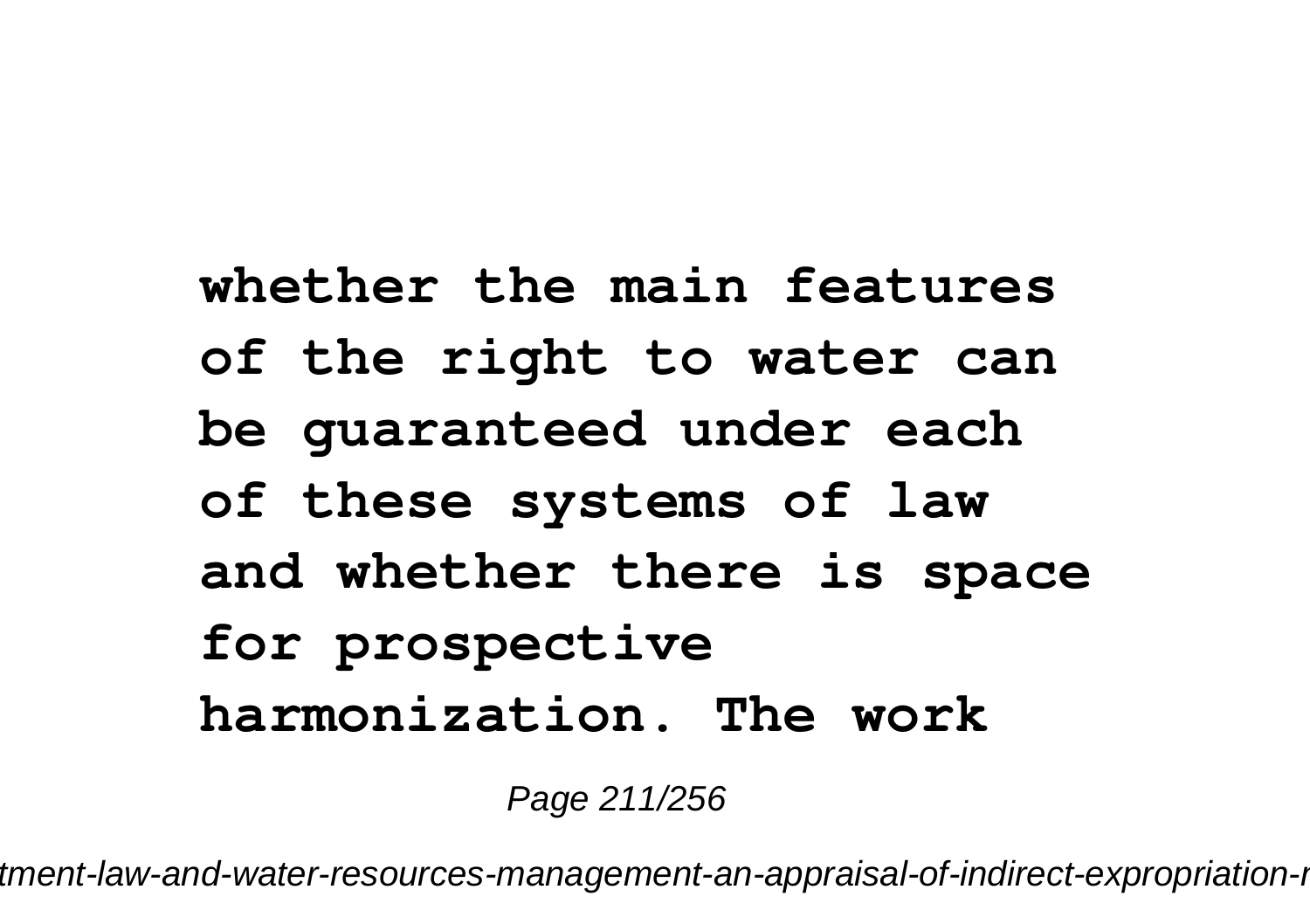**whether the main features of the right to water can be guaranteed under each of these systems of law and whether there is space for prospective harmonization. The work**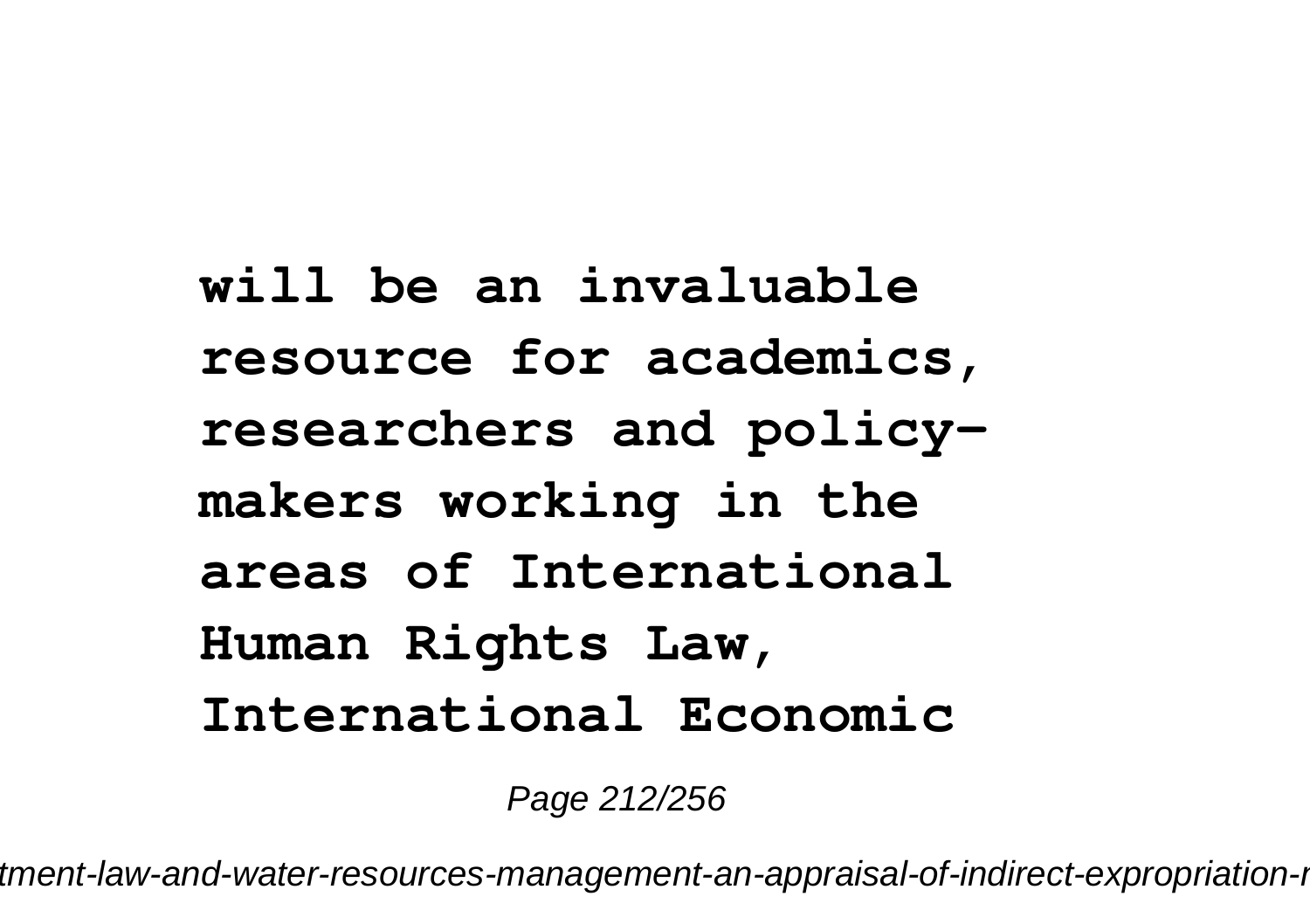**will be an invaluable resource for academics, researchers and policy-makers working in the areas of International Human Rights Law, International Economic**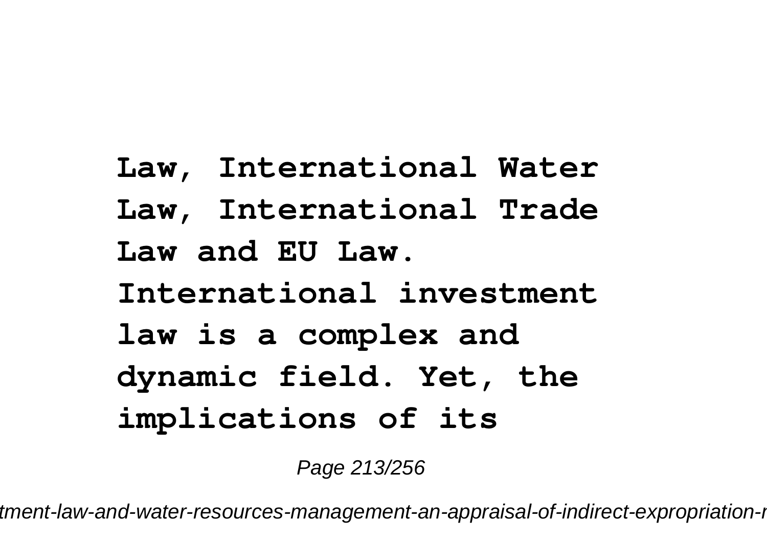**Law, International Water Law, International Trade Law and EU Law. International investment law is a complex and dynamic field. Yet, the implications of its**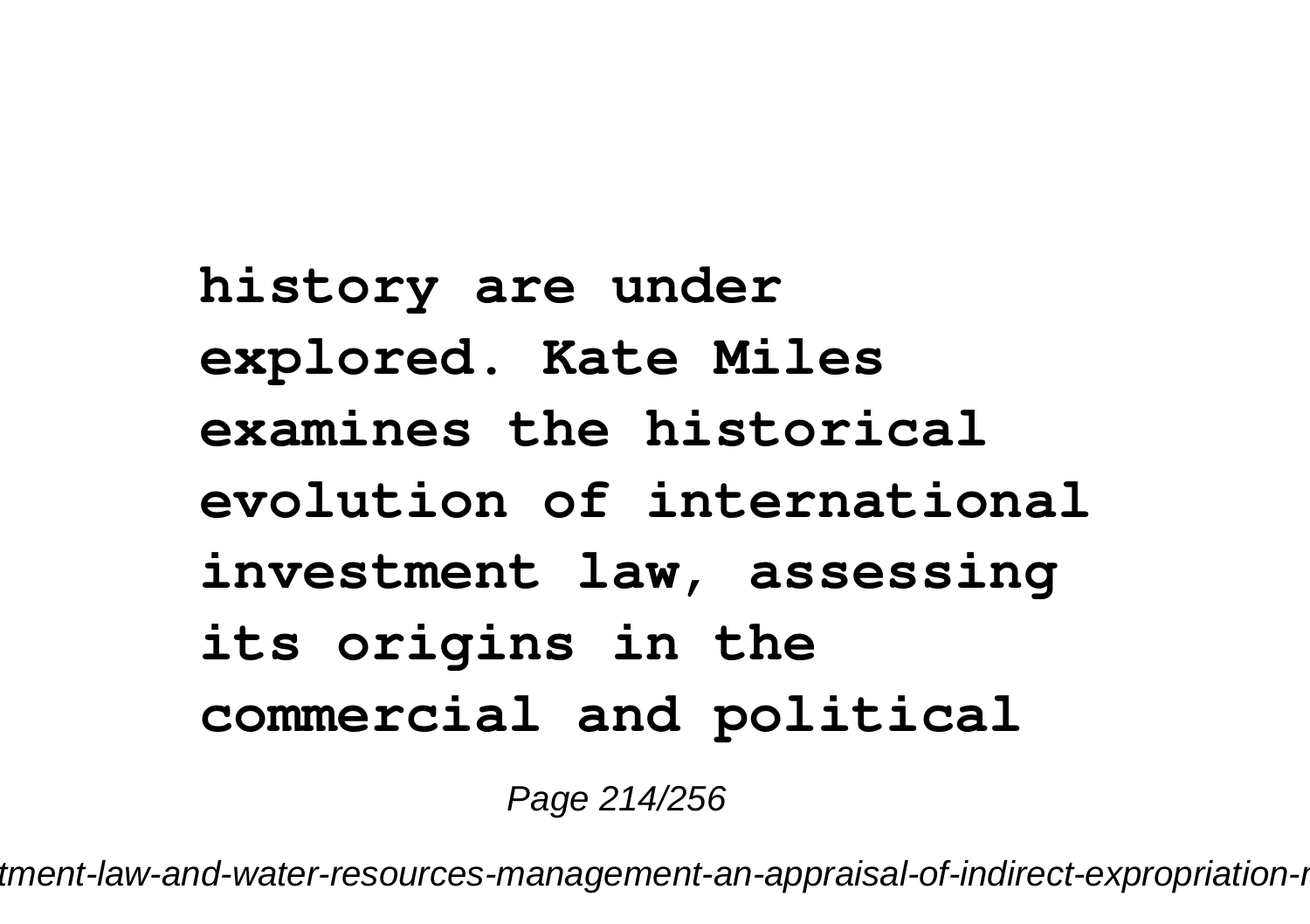**history are under explored. Kate Miles examines the historical evolution of international investment law, assessing its origins in the commercial and political**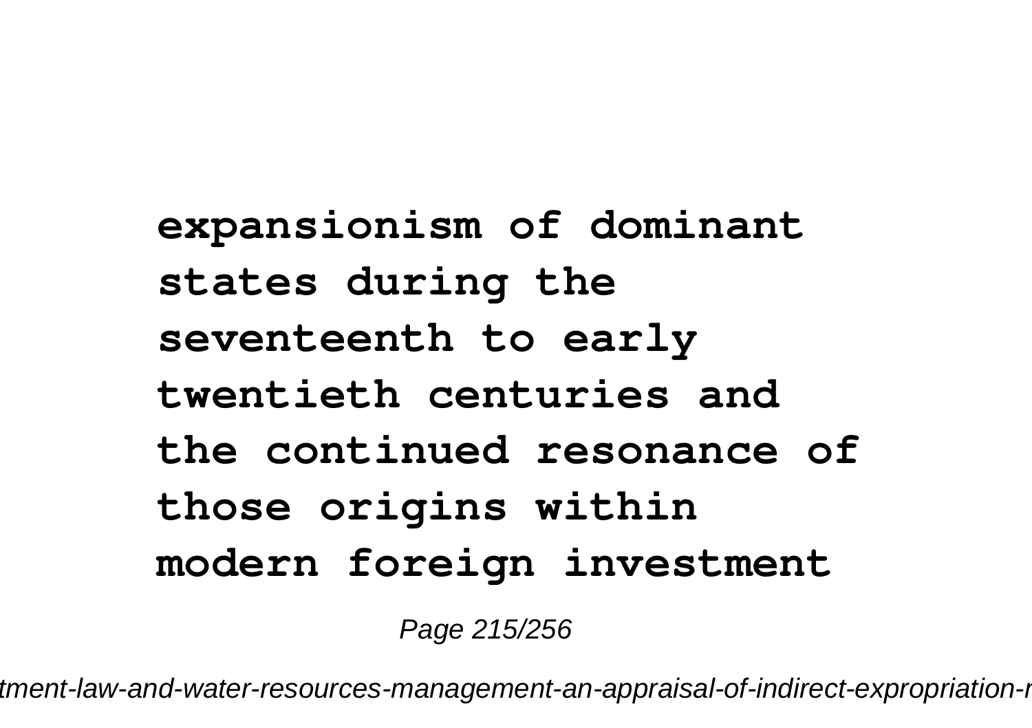**expansionism of dominant states during the seventeenth to early twentieth centuries and the continued resonance of those origins within modern foreign investment**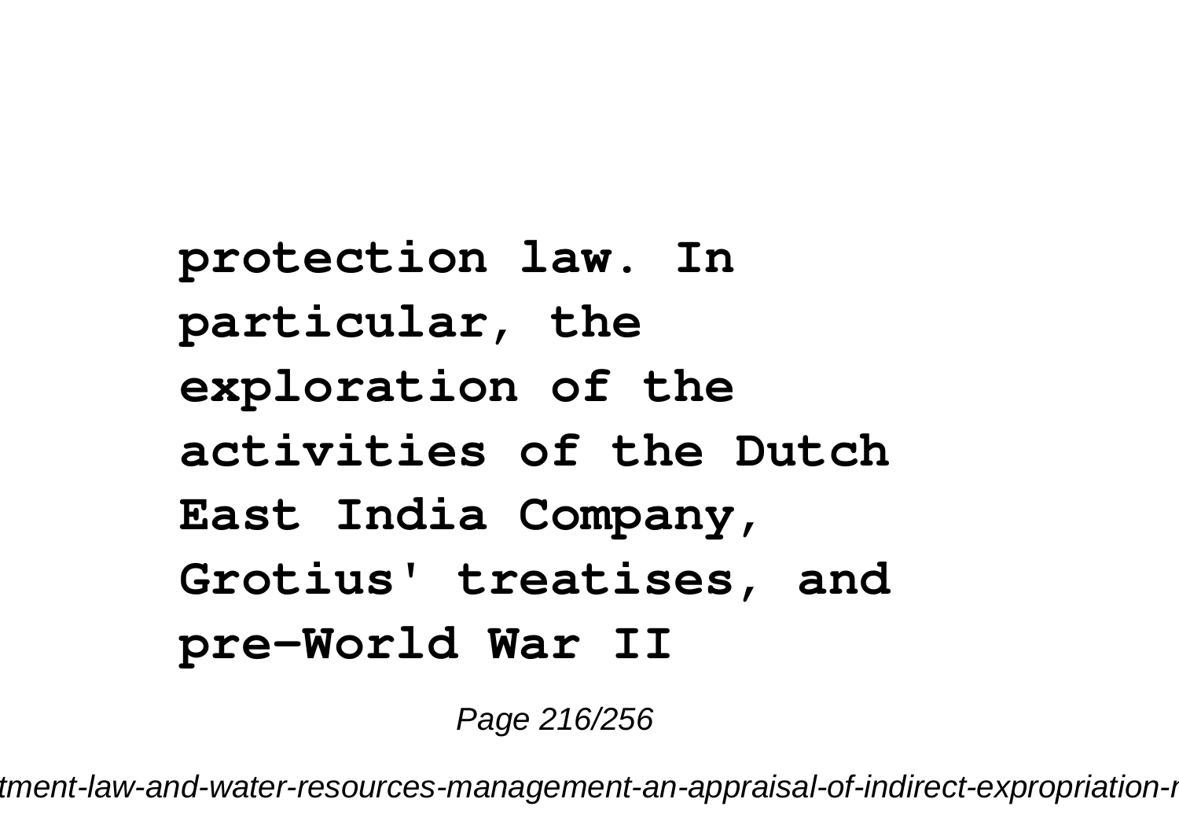**protection law. In particular, the exploration of the activities of the Dutch East India Company, Grotius' treatises, and pre-World War II**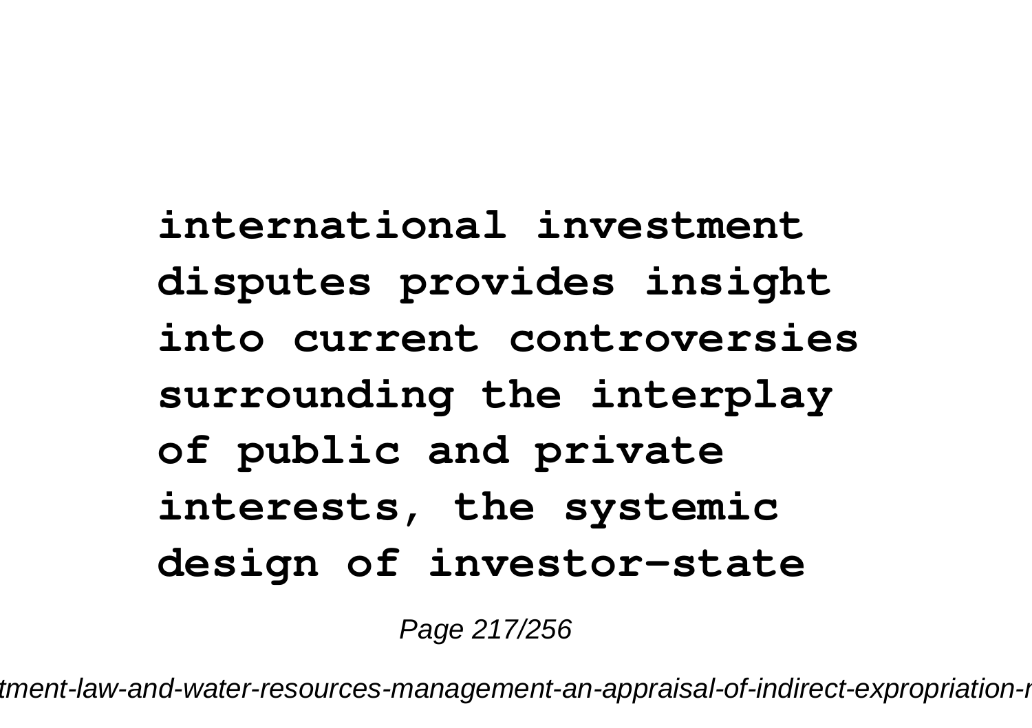**international investment disputes provides insight into current controversies surrounding the interplay of public and private interests, the systemic design of investor-state**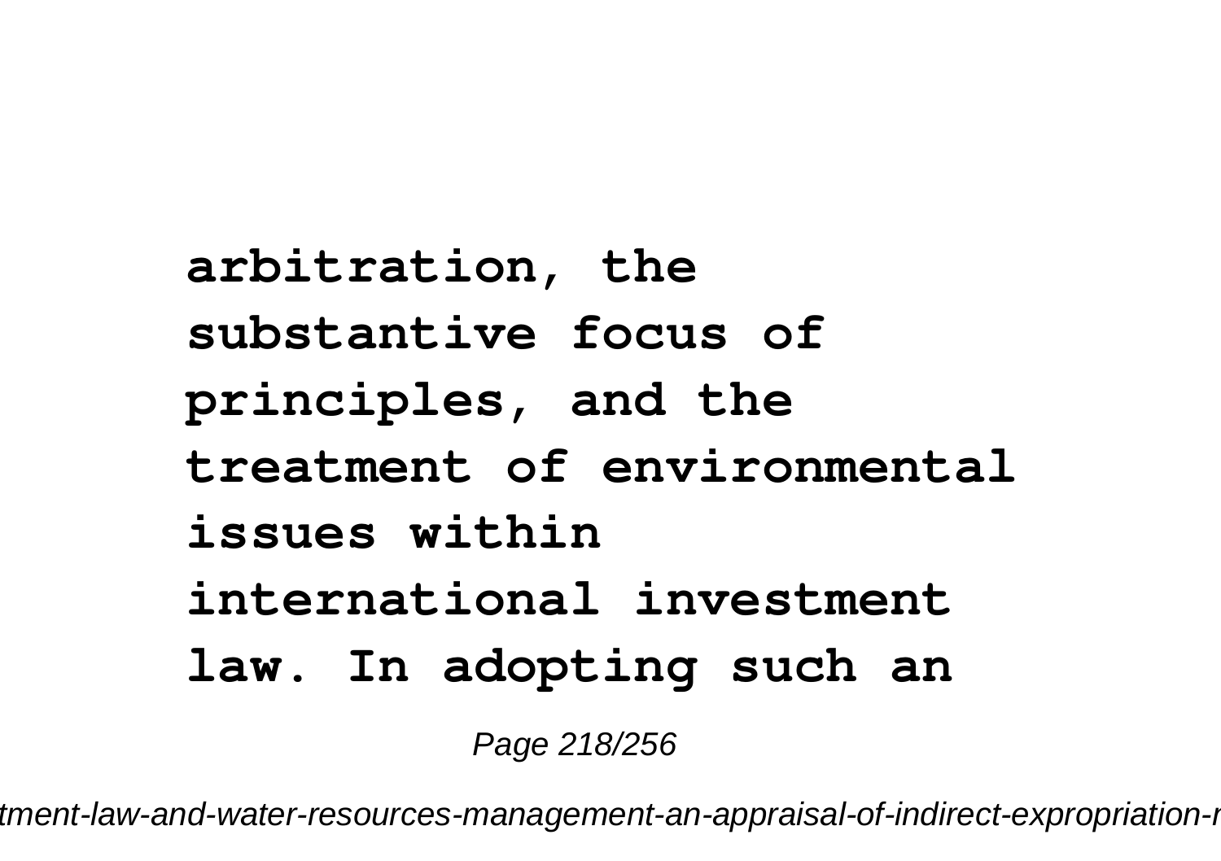**arbitration, the substantive focus of principles, and the treatment of environmental issues within international investment law. In adopting such an**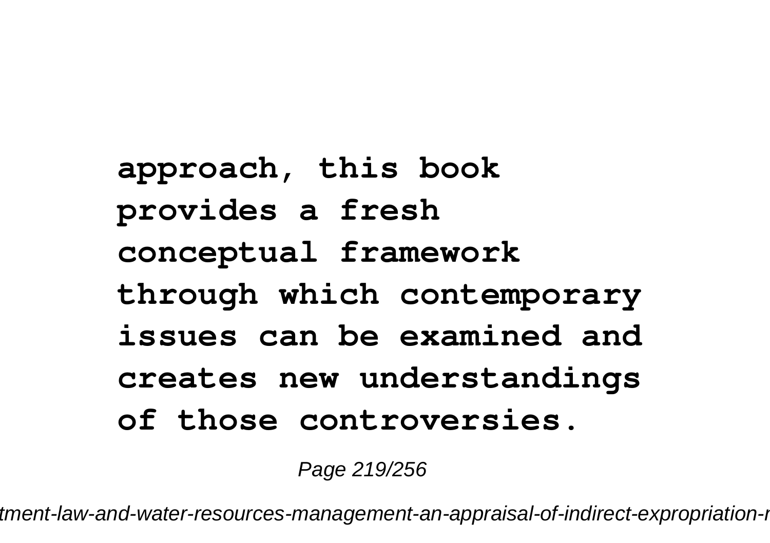**approach, this book provides a fresh conceptual framework through which contemporary issues can be examined and creates new understandings of those controversies.**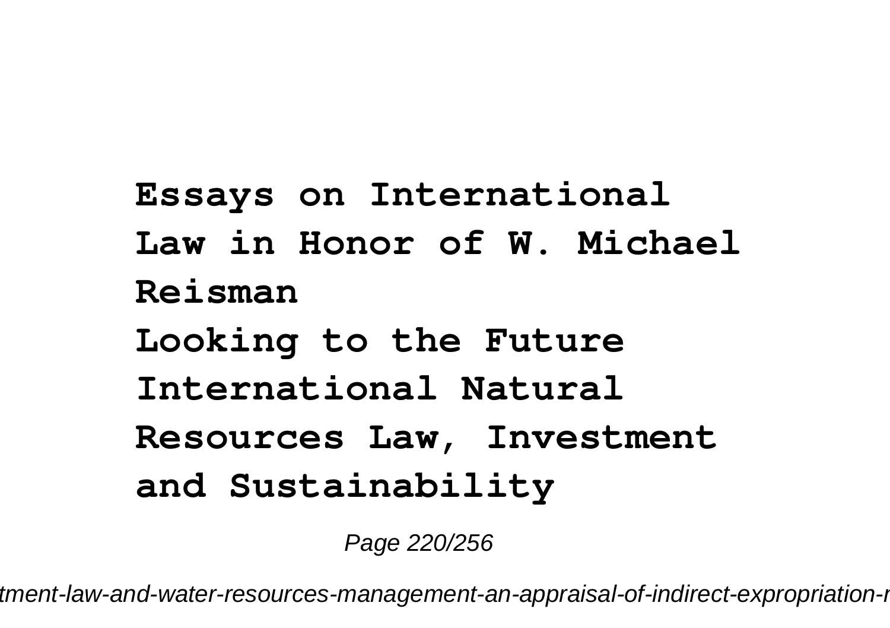**Essays on International Law in Honor of W. Michael Reisman**

**Looking to the Future**

**International Natural Resources Law, Investment and Sustainability**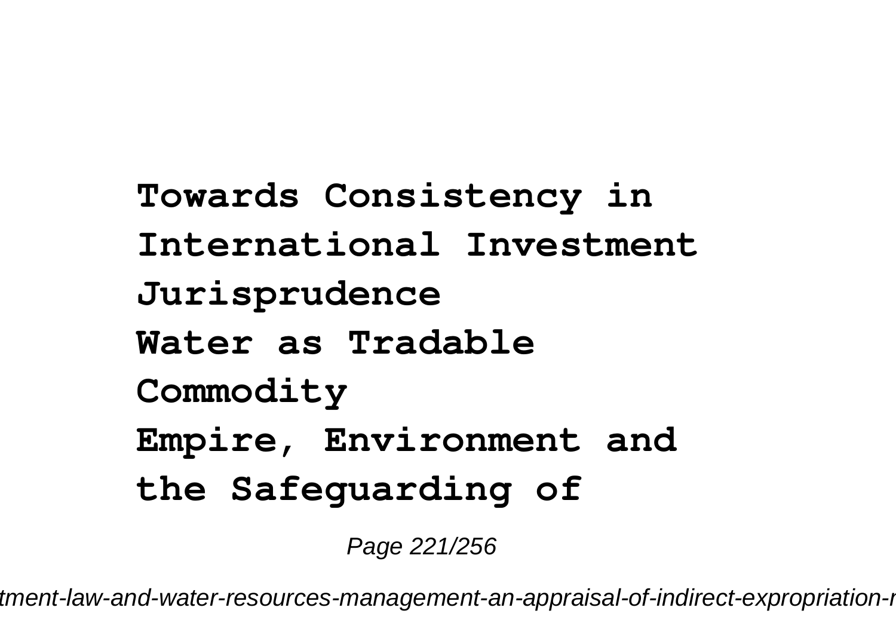**Towards Consistency in International Investment Jurisprudence**

**Water as Tradable Commodity**

**Empire, Environment and the Safeguarding of**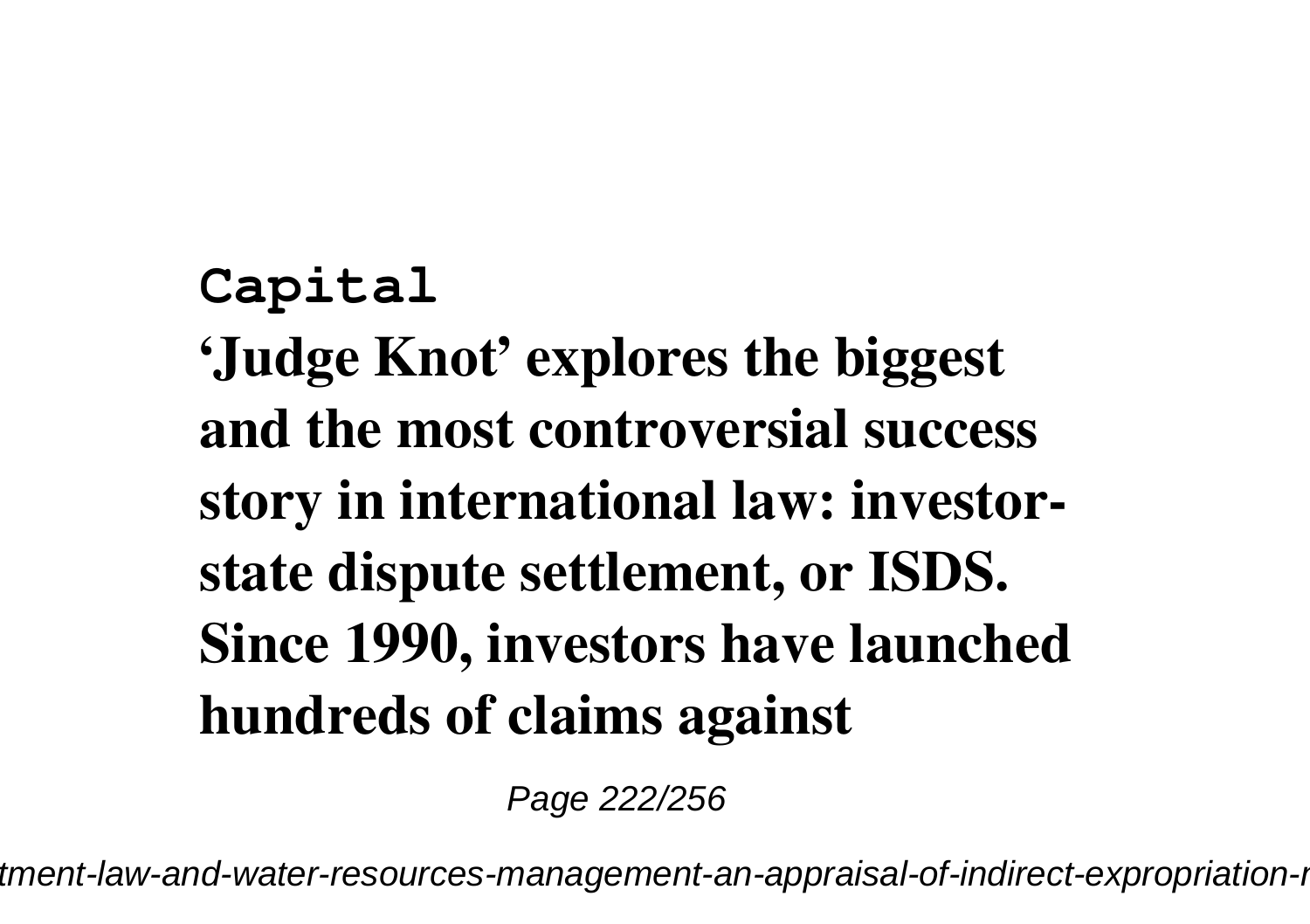**Capital**

**'Judge Knot' explores the biggest and the most controversial success story in international law: investor-state dispute settlement, or ISDS. Since 1990, investors have launched hundreds of claims against**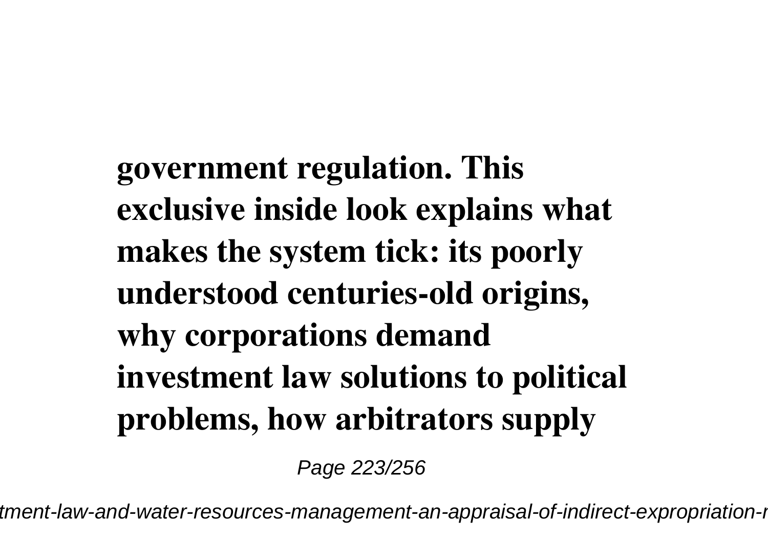**government regulation. This exclusive inside look explains what makes the system tick: its poorly understood centuries-old origins, why corporations demand investment law solutions to political problems, how arbitrators supply**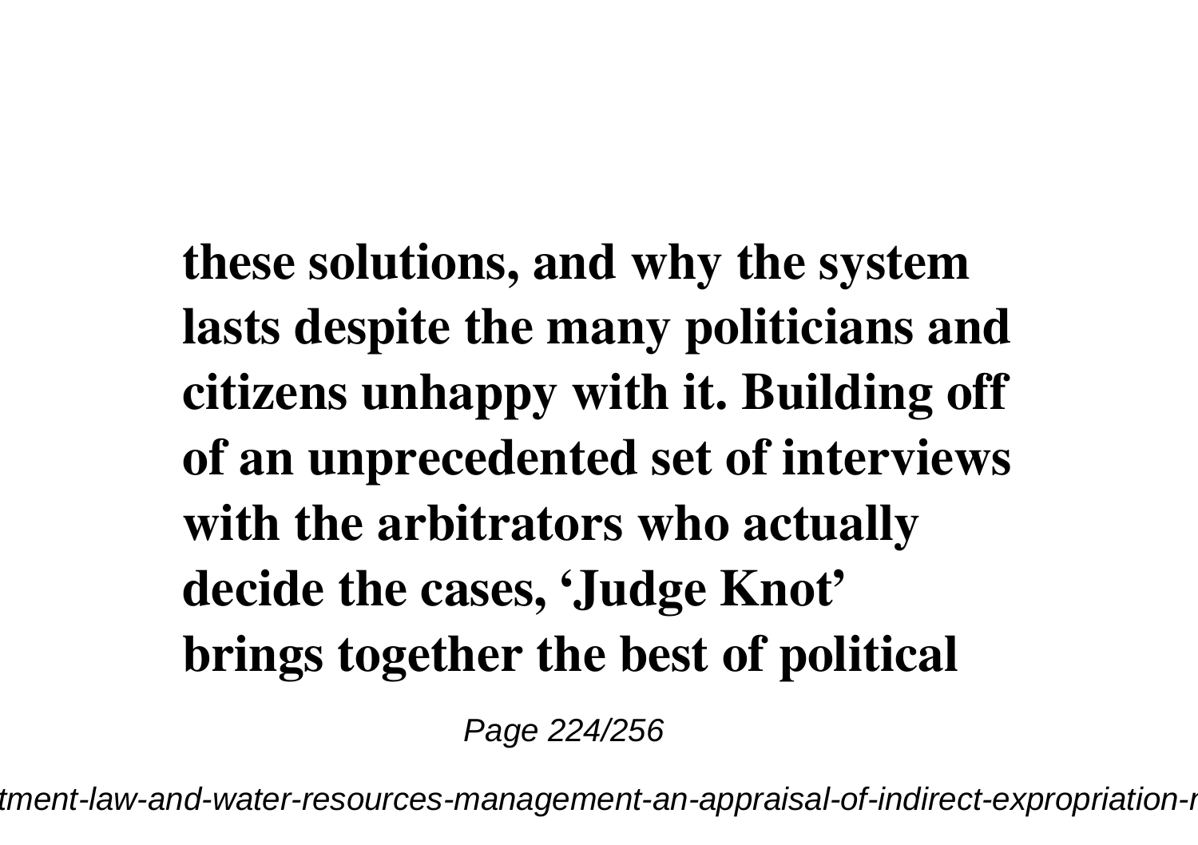**these solutions, and why the system lasts despite the many politicians and citizens unhappy with it. Building off of an unprecedented set of interviews with the arbitrators who actually decide the cases, 'Judge Knot' brings together the best of political**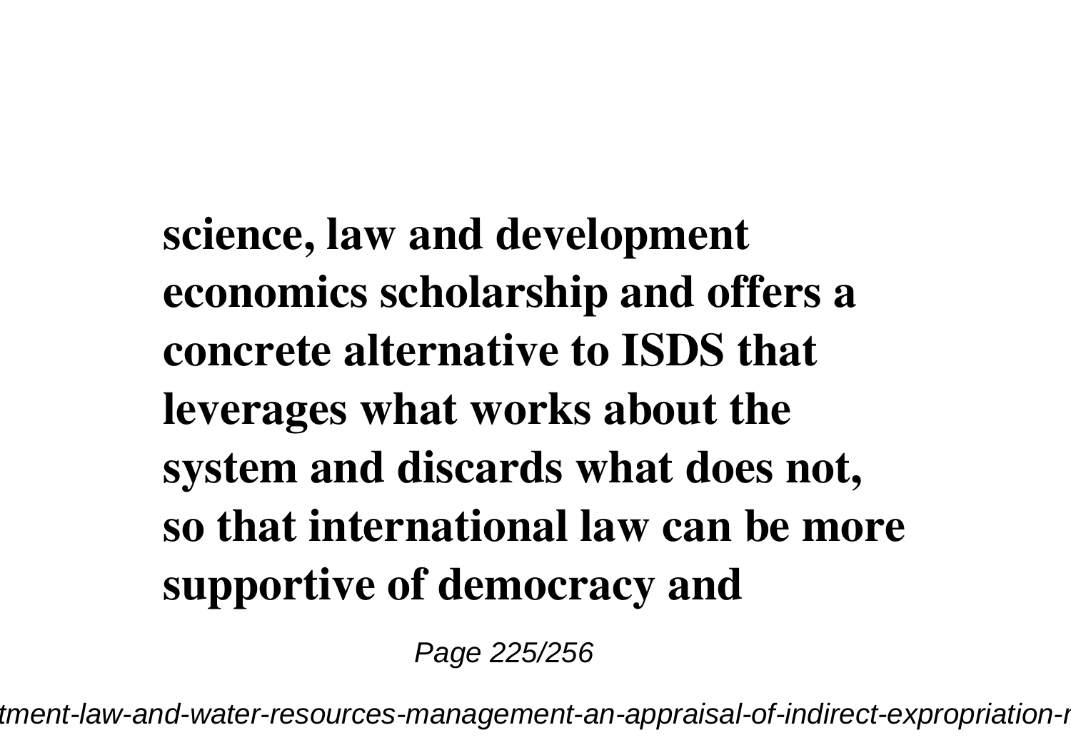**science, law and development economics scholarship and offers a concrete alternative to ISDS that leverages what works about the system and discards what does not, so that international law can be more supportive of democracy and**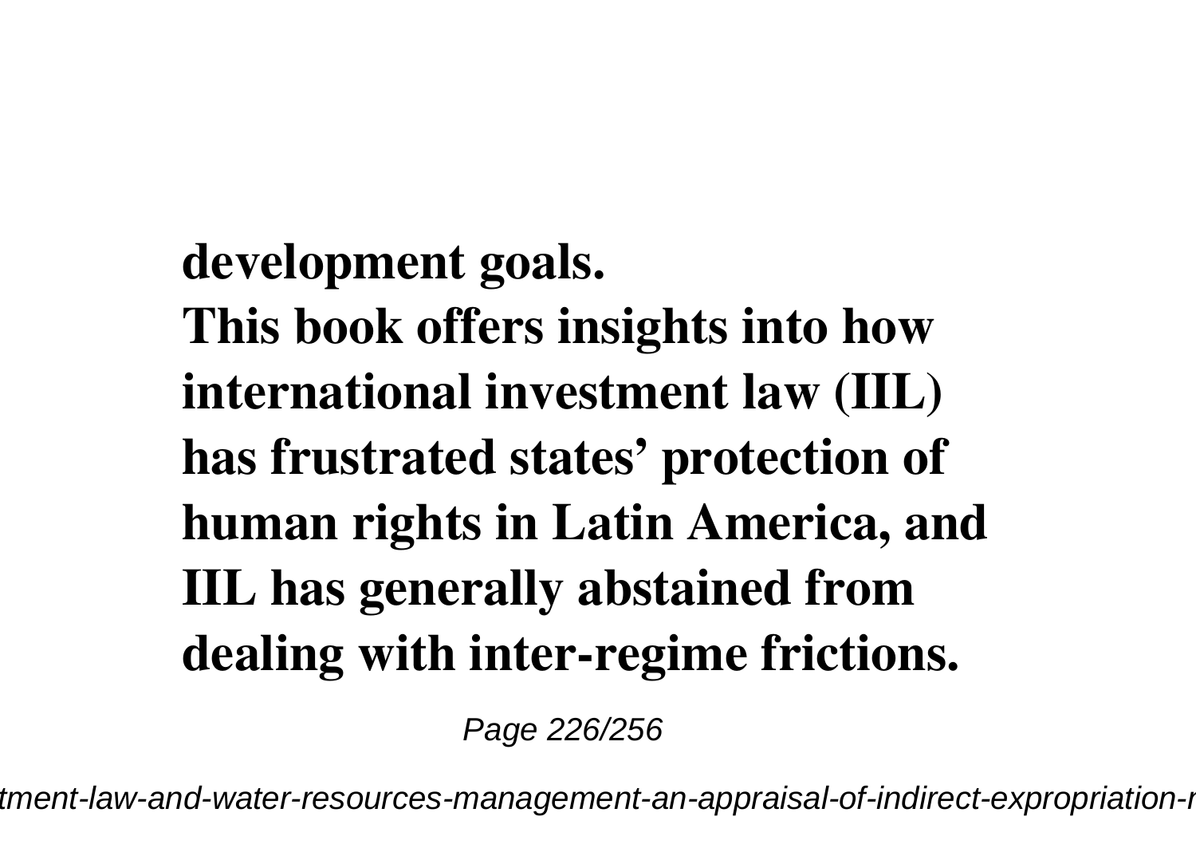**development goals.**
**This book offers insights into how international investment law (IIL) has frustrated states' protection of human rights in Latin America, and IIL has generally abstained from dealing with inter-regime frictions.**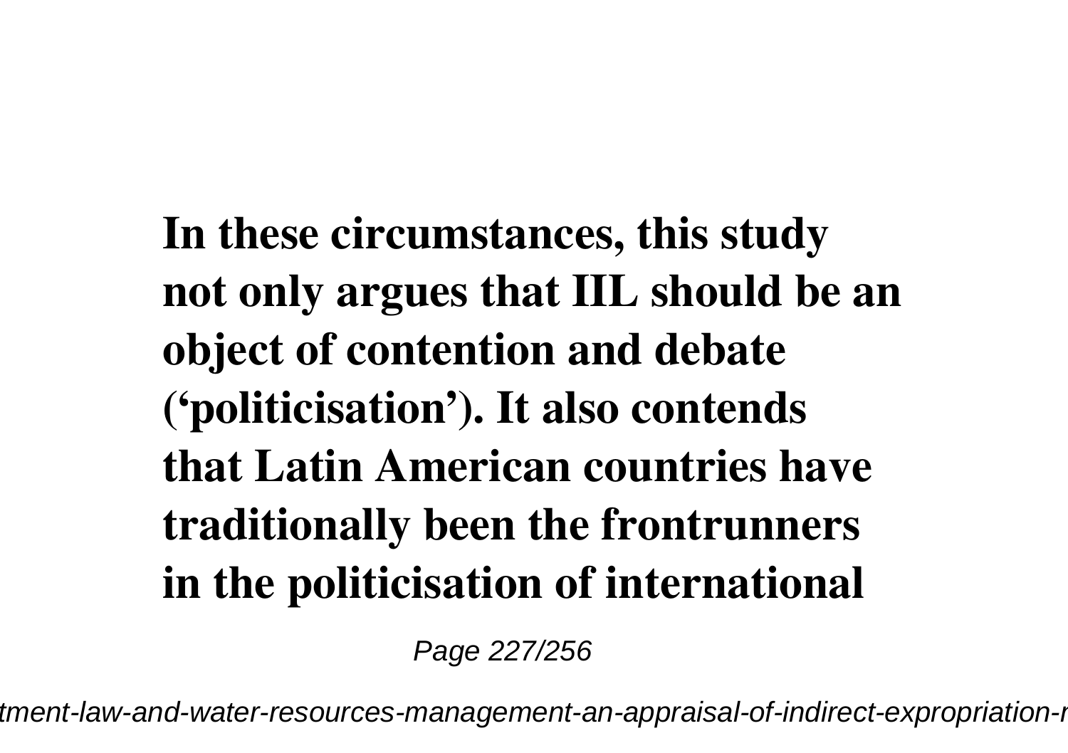**In these circumstances, this study not only argues that IIL should be an object of contention and debate ('politicisation'). It also contends that Latin American countries have traditionally been the frontrunners in the politicisation of international**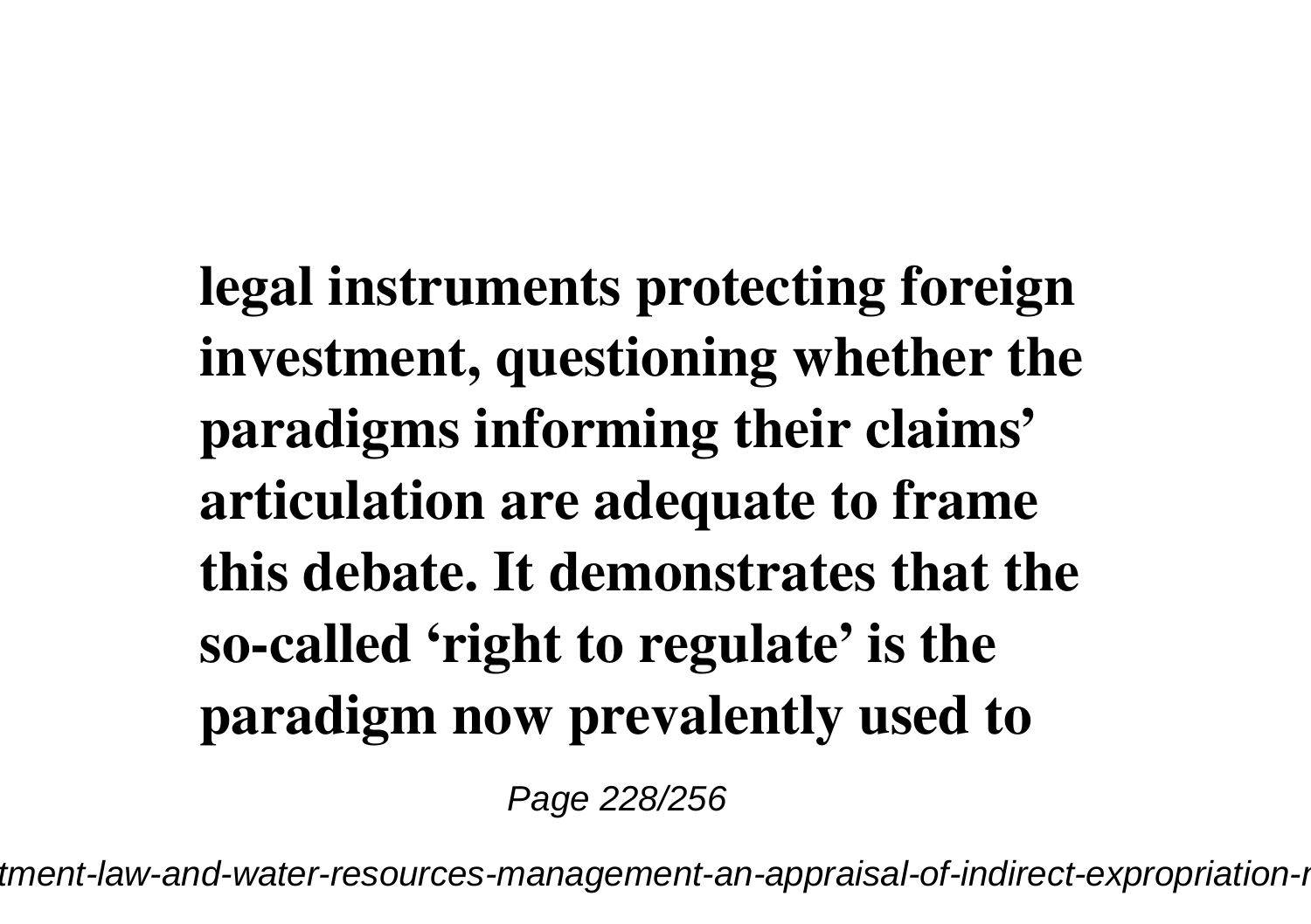**legal instruments protecting foreign investment, questioning whether the paradigms informing their claims' articulation are adequate to frame this debate. It demonstrates that the so-called 'right to regulate' is the paradigm now prevalently used to**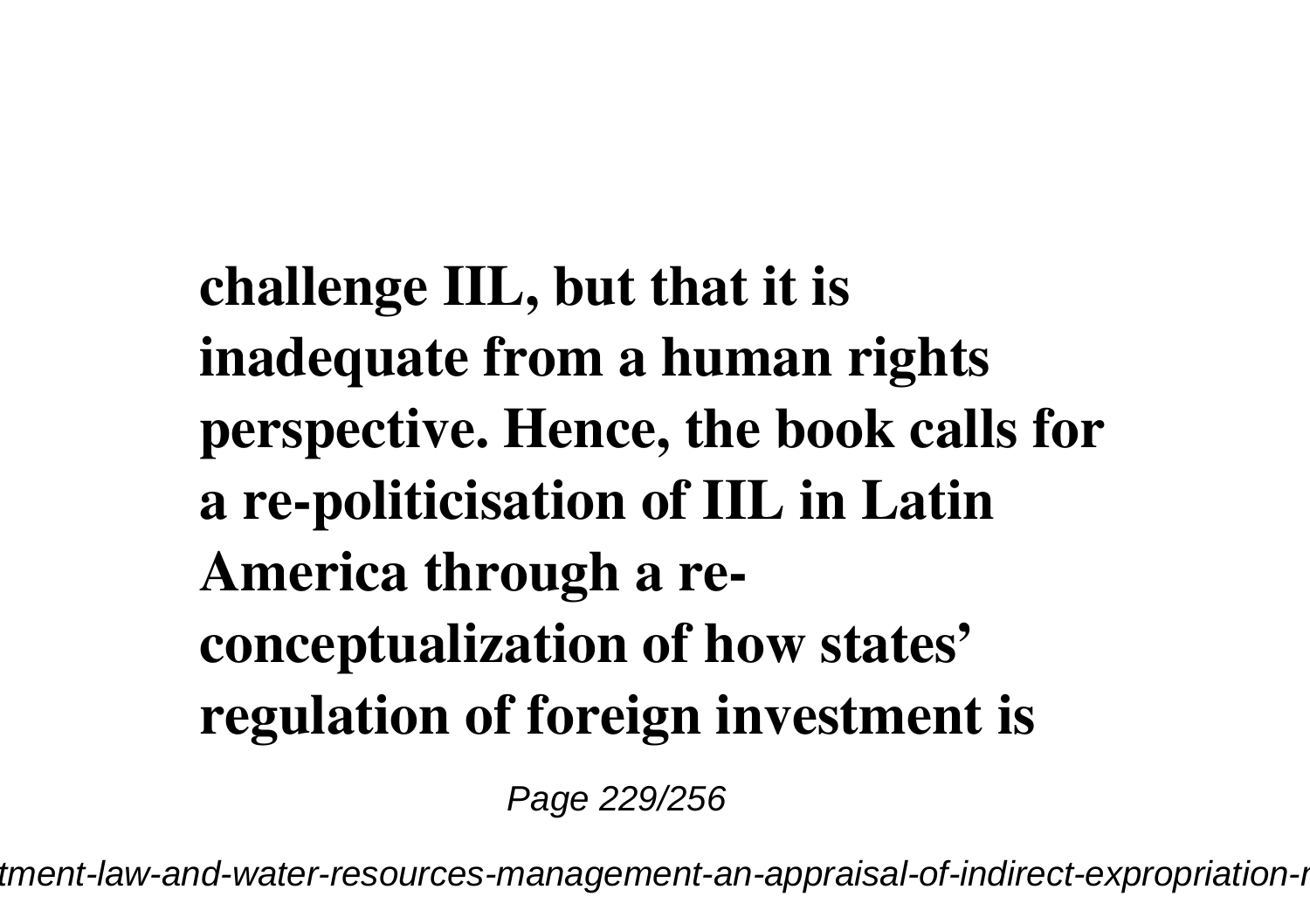**challenge IIL, but that it is inadequate from a human rights perspective. Hence, the book calls for a re-politicisation of IIL in Latin America through a re-conceptualization of how states' regulation of foreign investment is**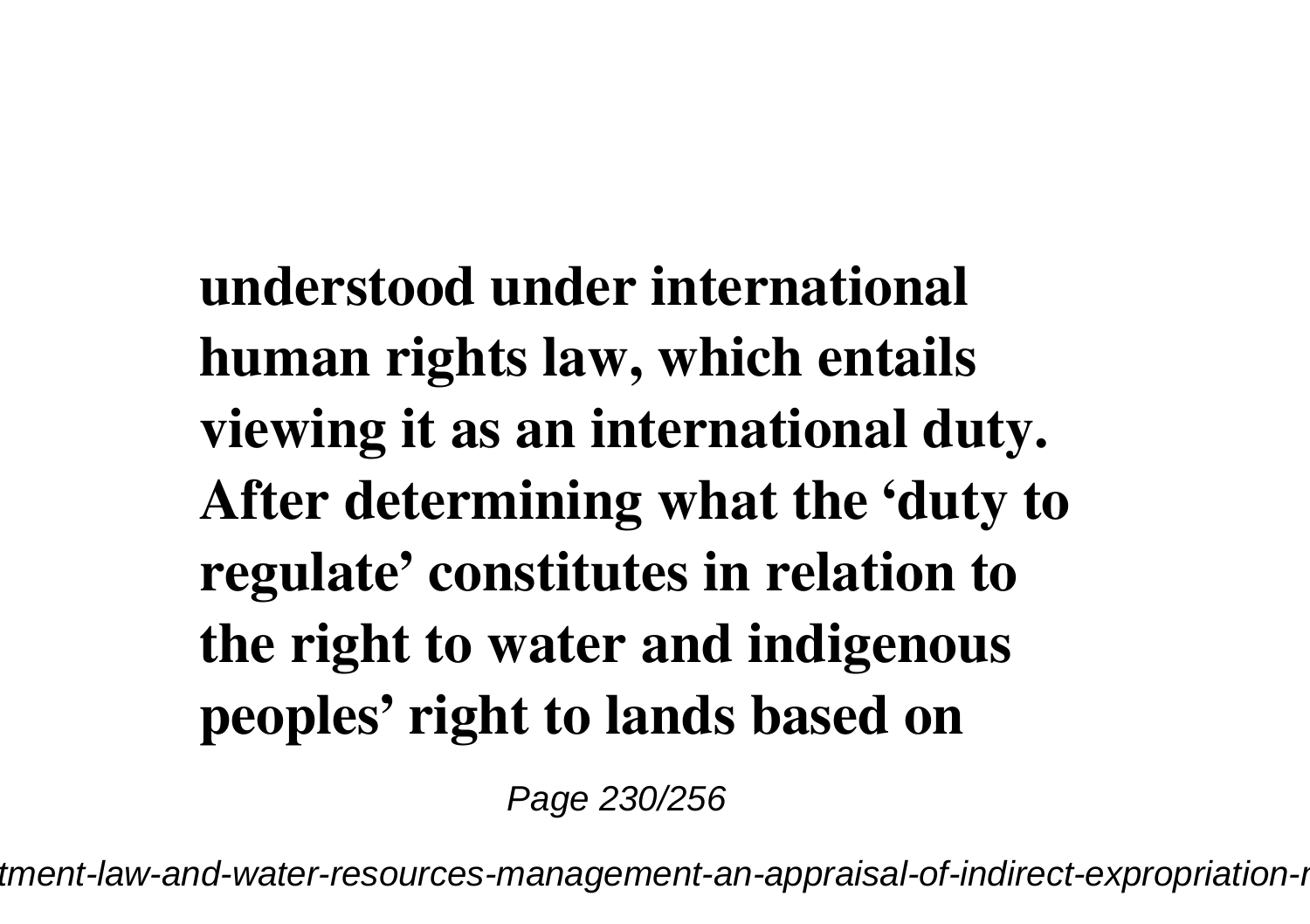**understood under international human rights law, which entails viewing it as an international duty. After determining what the 'duty to regulate' constitutes in relation to the right to water and indigenous peoples' right to lands based on**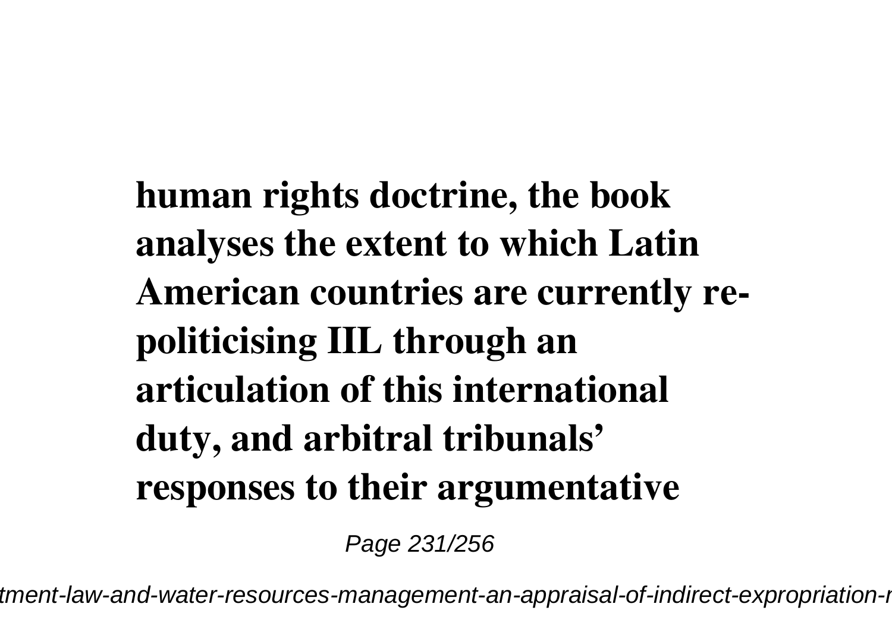**human rights doctrine, the book analyses the extent to which Latin American countries are currently re-politicising IIL through an articulation of this international duty, and arbitral tribunals' responses to their argumentative**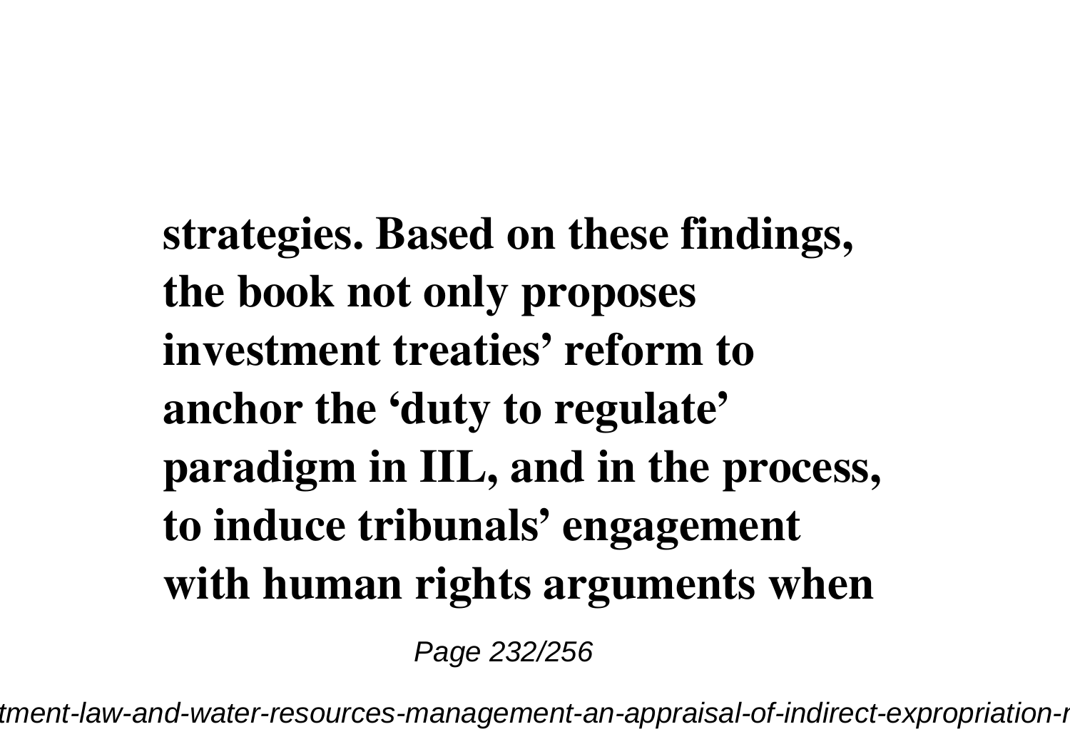**strategies. Based on these findings, the book not only proposes investment treaties' reform to anchor the 'duty to regulate' paradigm in IIL, and in the process, to induce tribunals' engagement with human rights arguments when**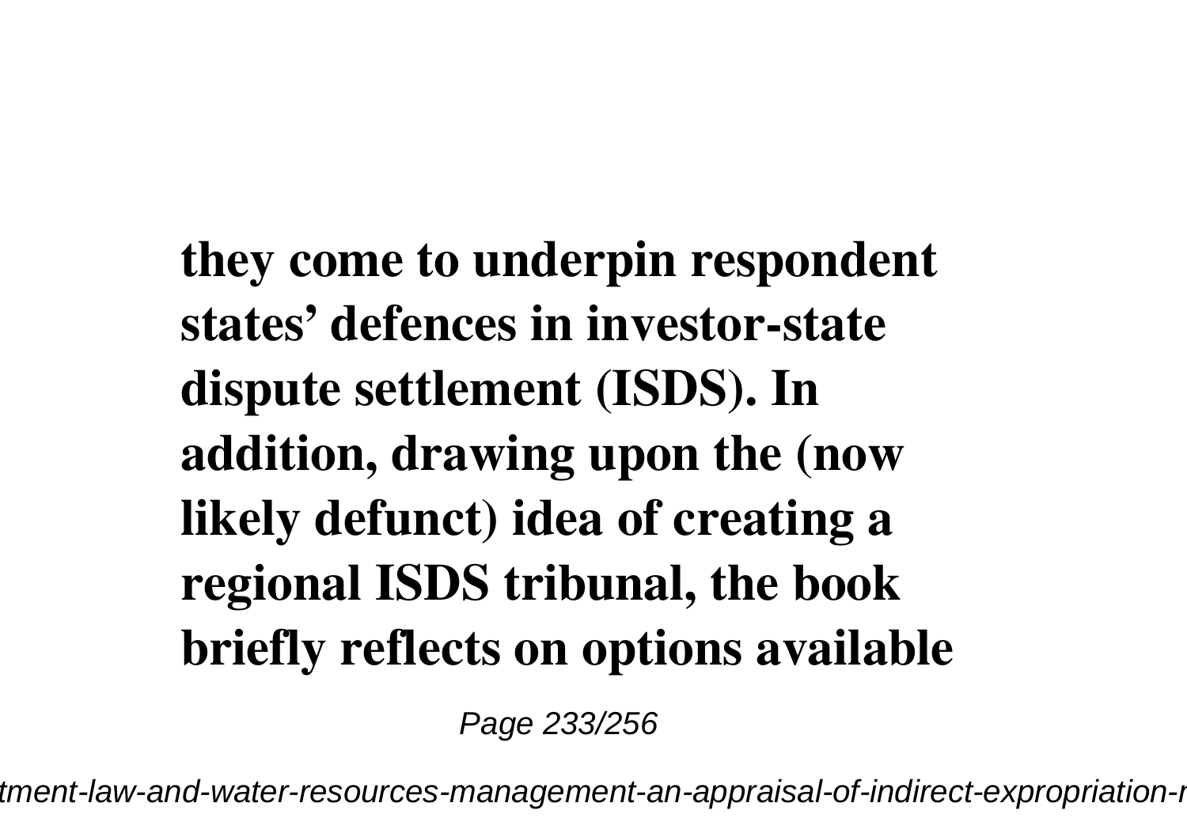**they come to underpin respondent states' defences in investor-state dispute settlement (ISDS). In addition, drawing upon the (now likely defunct) idea of creating a regional ISDS tribunal, the book briefly reflects on options available**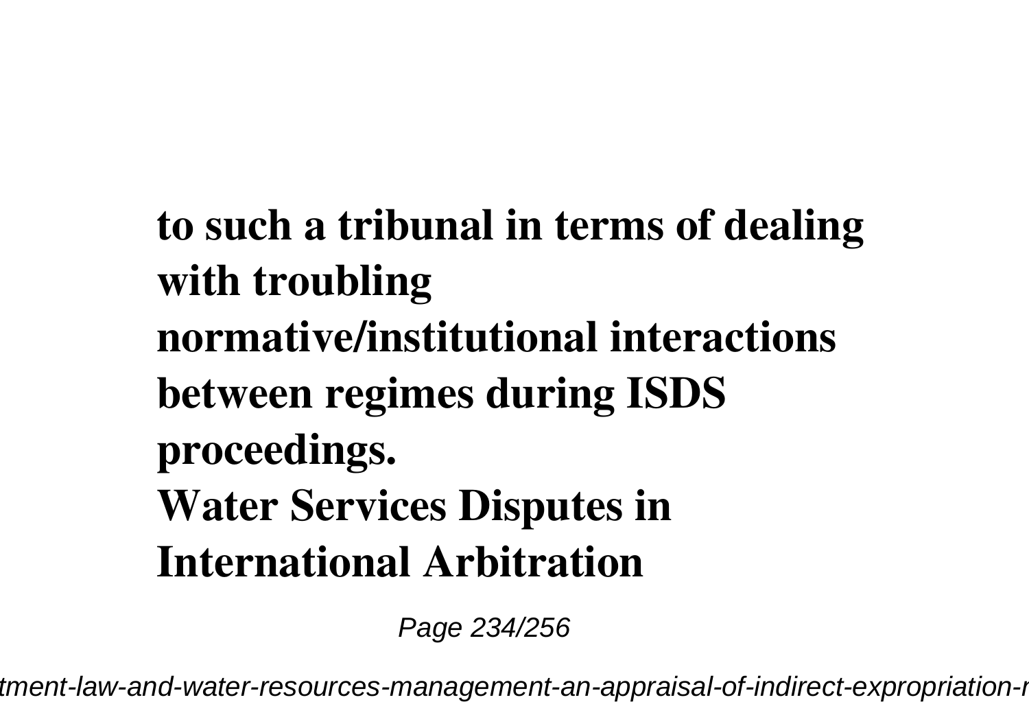**to such a tribunal in terms of dealing with troubling normative/institutional interactions between regimes during ISDS proceedings.**

**Water Services Disputes in International Arbitration**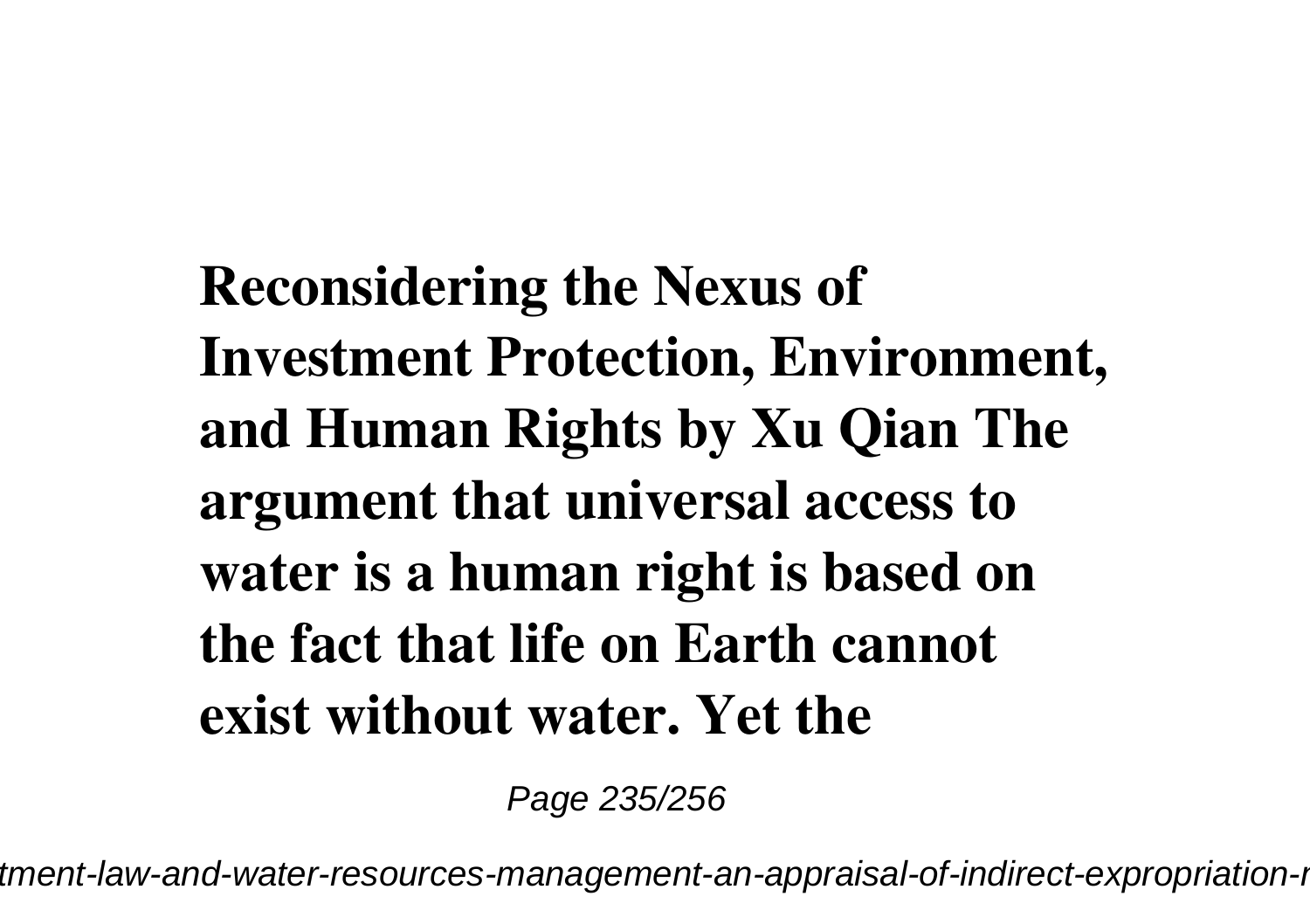**Reconsidering the Nexus of Investment Protection, Environment, and Human Rights by Xu Qian The argument that universal access to water is a human right is based on the fact that life on Earth cannot exist without water. Yet the**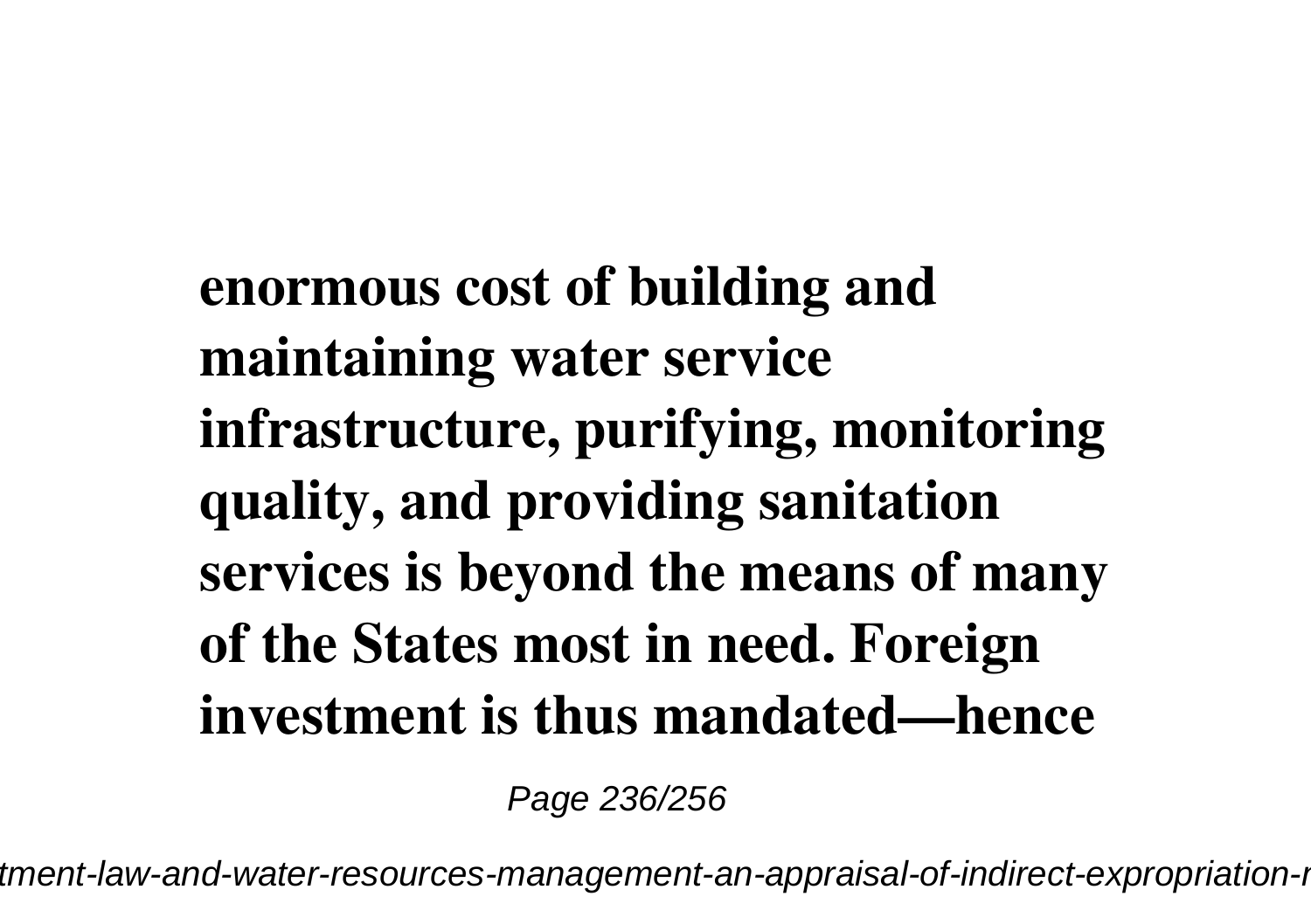**enormous cost of building and maintaining water service infrastructure, purifying, monitoring quality, and providing sanitation services is beyond the means of many of the States most in need. Foreign investment is thus mandated—hence**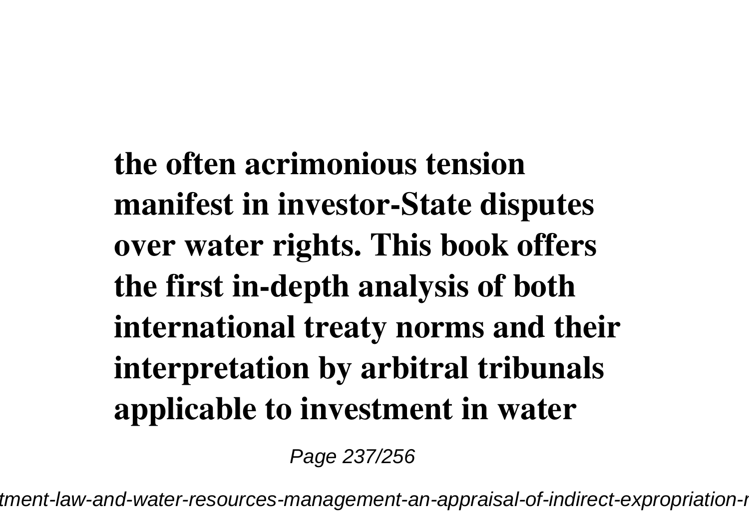**the often acrimonious tension manifest in investor-State disputes over water rights. This book offers the first in-depth analysis of both international treaty norms and their interpretation by arbitral tribunals applicable to investment in water**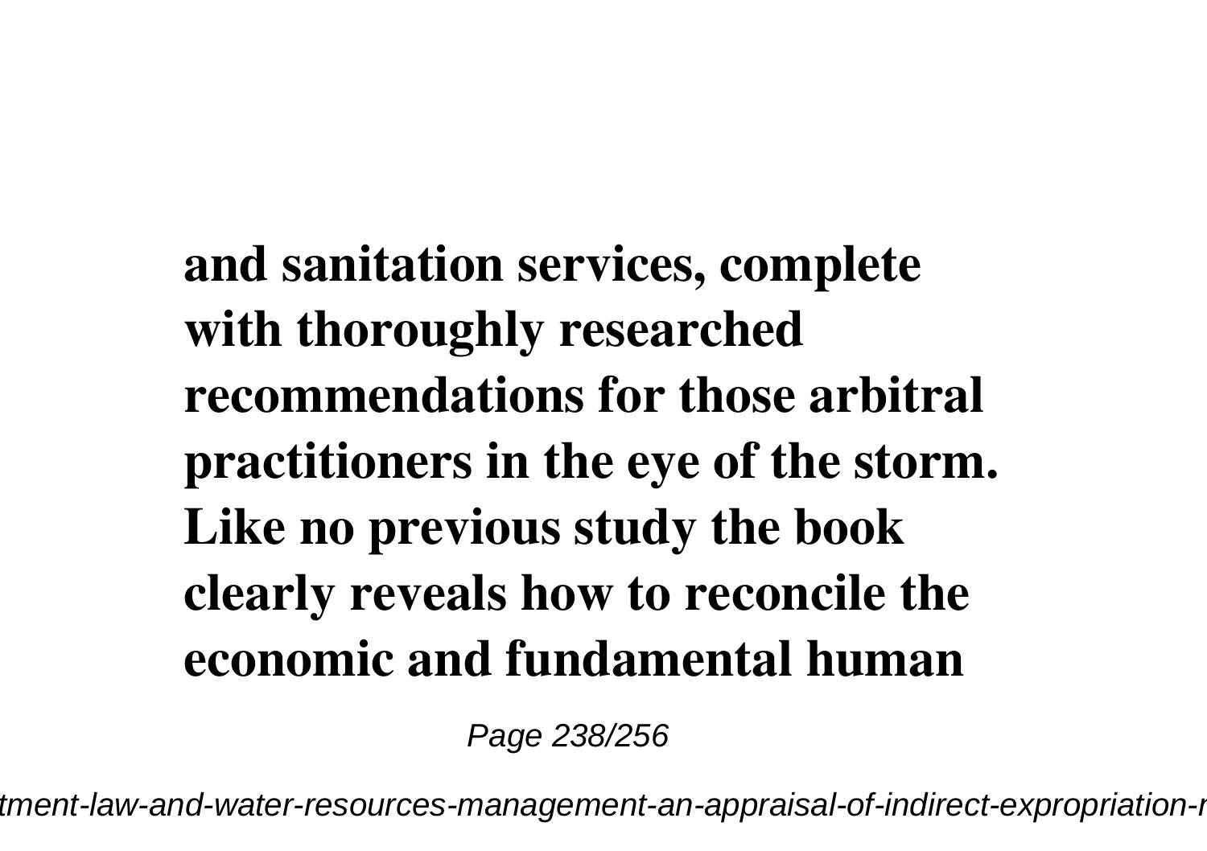**and sanitation services, complete with thoroughly researched recommendations for those arbitral practitioners in the eye of the storm. Like no previous study the book clearly reveals how to reconcile the economic and fundamental human**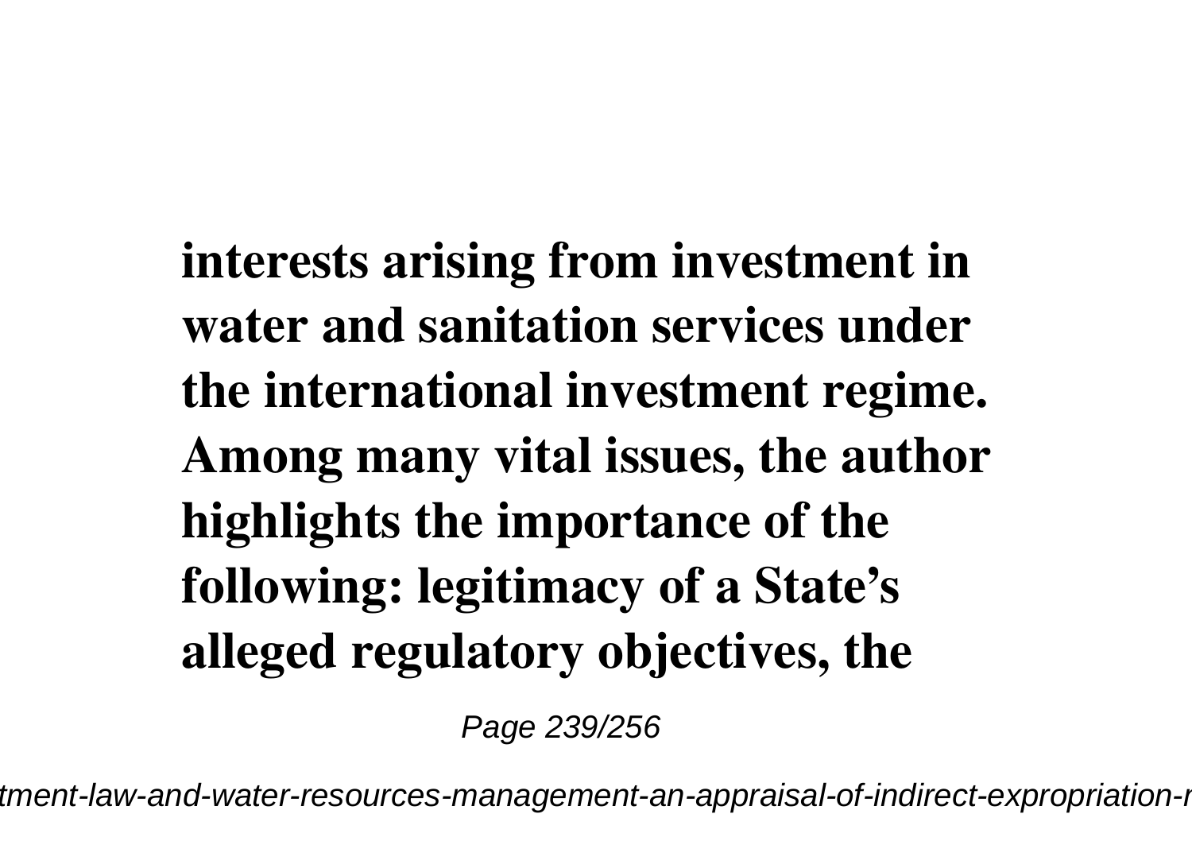**interests arising from investment in water and sanitation services under the international investment regime. Among many vital issues, the author highlights the importance of the following: legitimacy of a State's alleged regulatory objectives, the**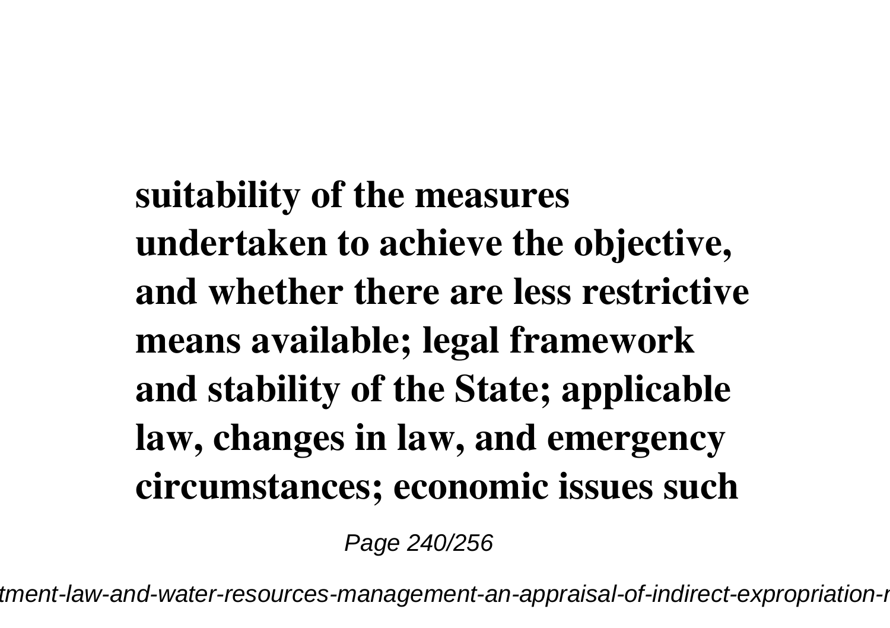**suitability of the measures undertaken to achieve the objective, and whether there are less restrictive means available; legal framework and stability of the State; applicable law, changes in law, and emergency circumstances; economic issues such**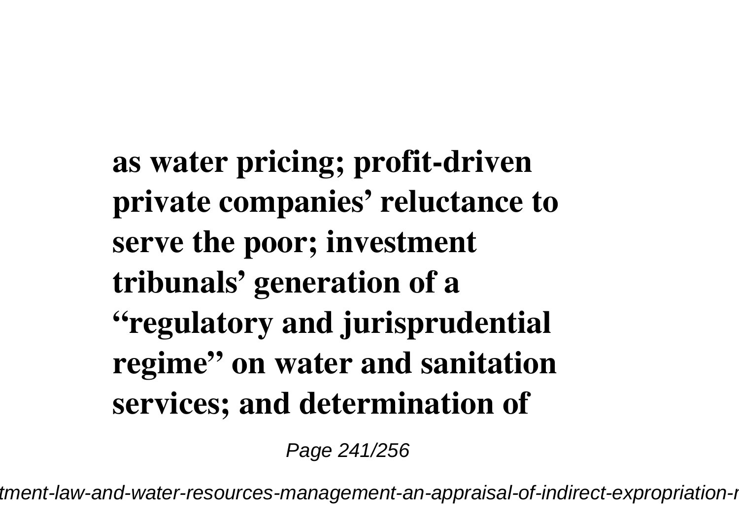**as water pricing; profit-driven private companies' reluctance to serve the poor; investment tribunals' generation of a "regulatory and jurisprudential regime" on water and sanitation services; and determination of**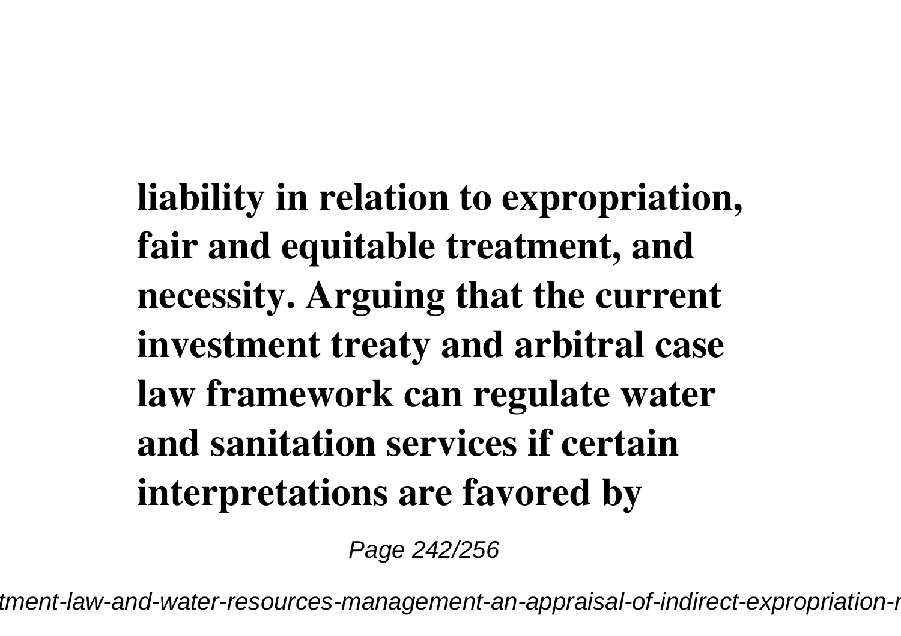**liability in relation to expropriation, fair and equitable treatment, and necessity. Arguing that the current investment treaty and arbitral case law framework can regulate water and sanitation services if certain interpretations are favored by**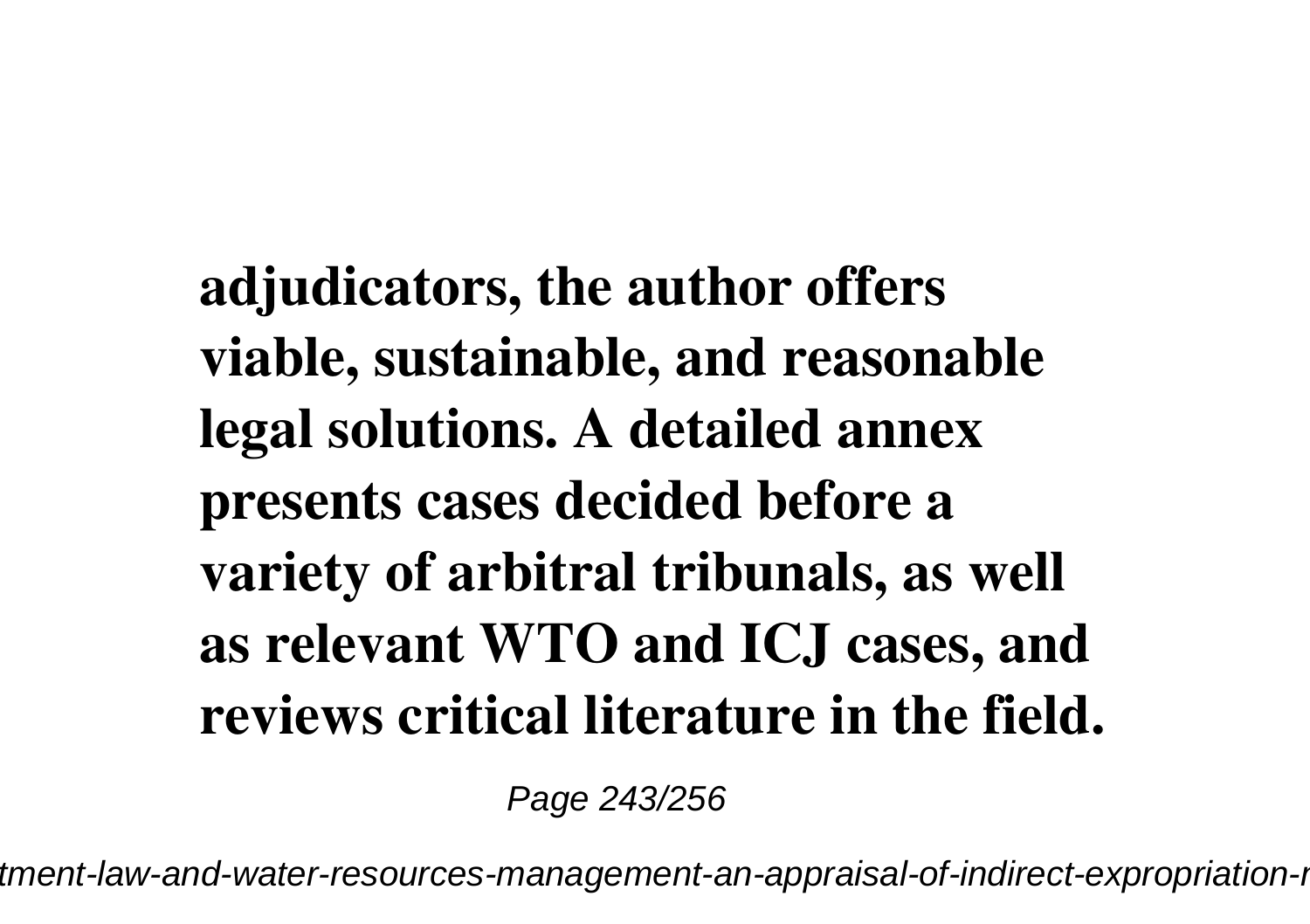**adjudicators, the author offers viable, sustainable, and reasonable legal solutions. A detailed annex presents cases decided before a variety of arbitral tribunals, as well as relevant WTO and ICJ cases, and reviews critical literature in the field.**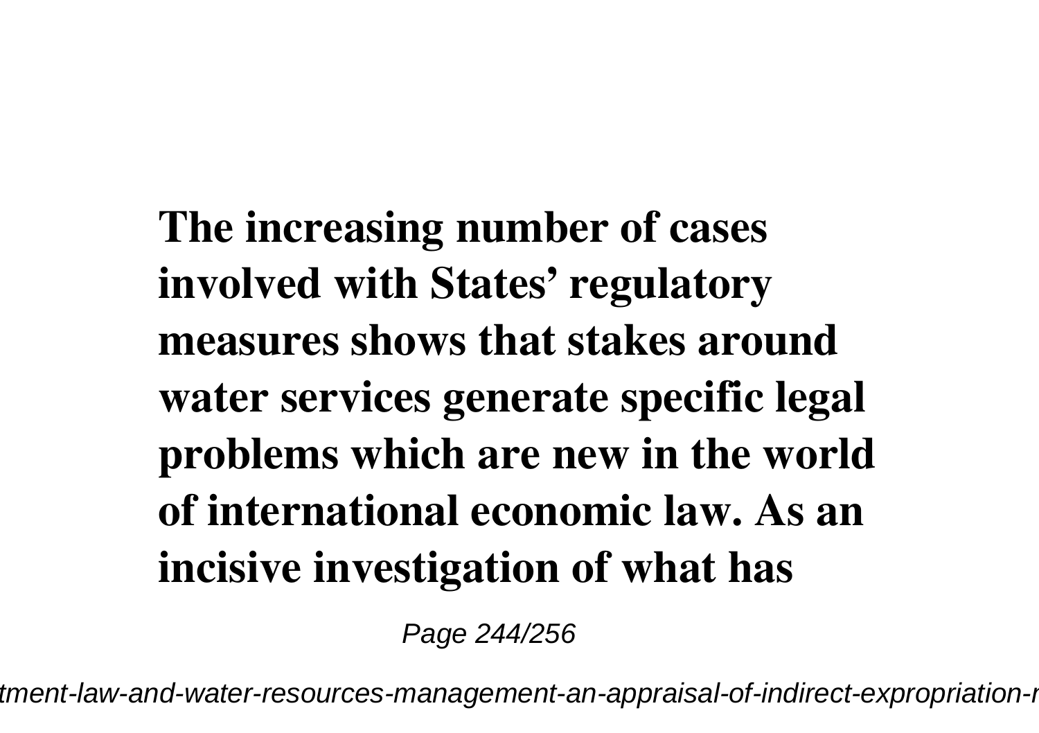**The increasing number of cases involved with States' regulatory measures shows that stakes around water services generate specific legal problems which are new in the world of international economic law. As an incisive investigation of what has**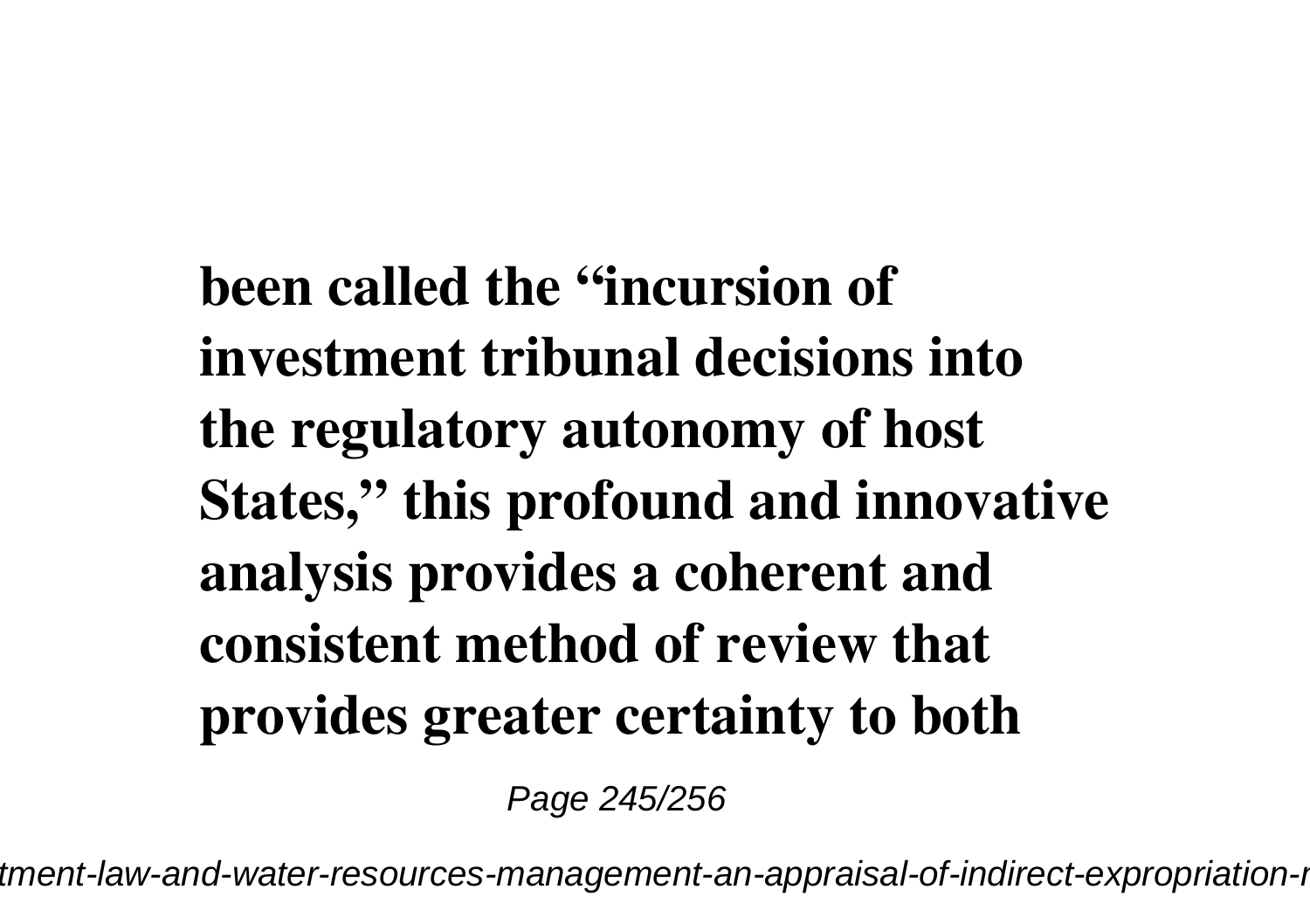**been called the "incursion of investment tribunal decisions into the regulatory autonomy of host States," this profound and innovative analysis provides a coherent and consistent method of review that provides greater certainty to both**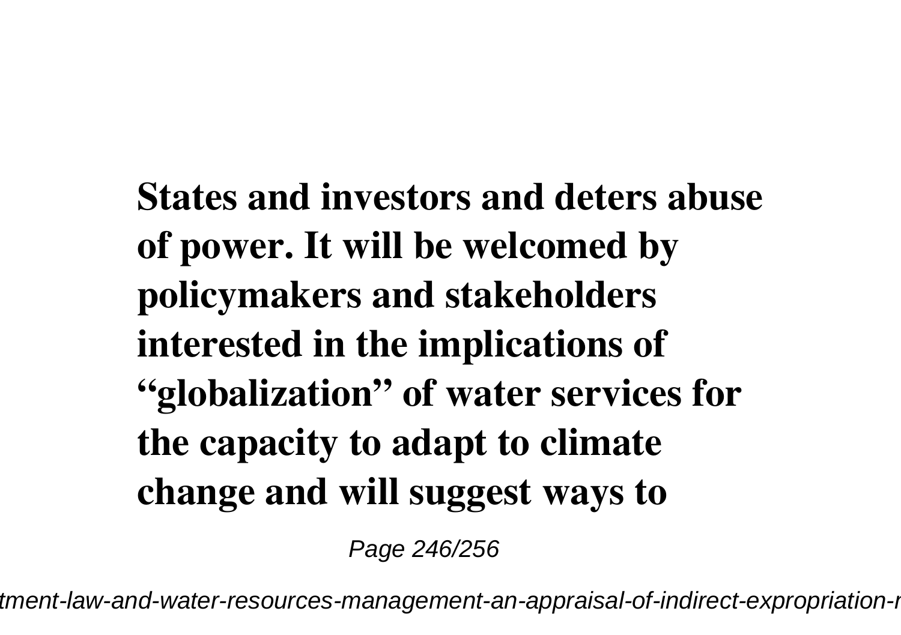**States and investors and deters abuse of power. It will be welcomed by policymakers and stakeholders interested in the implications of "globalization" of water services for the capacity to adapt to climate change and will suggest ways to**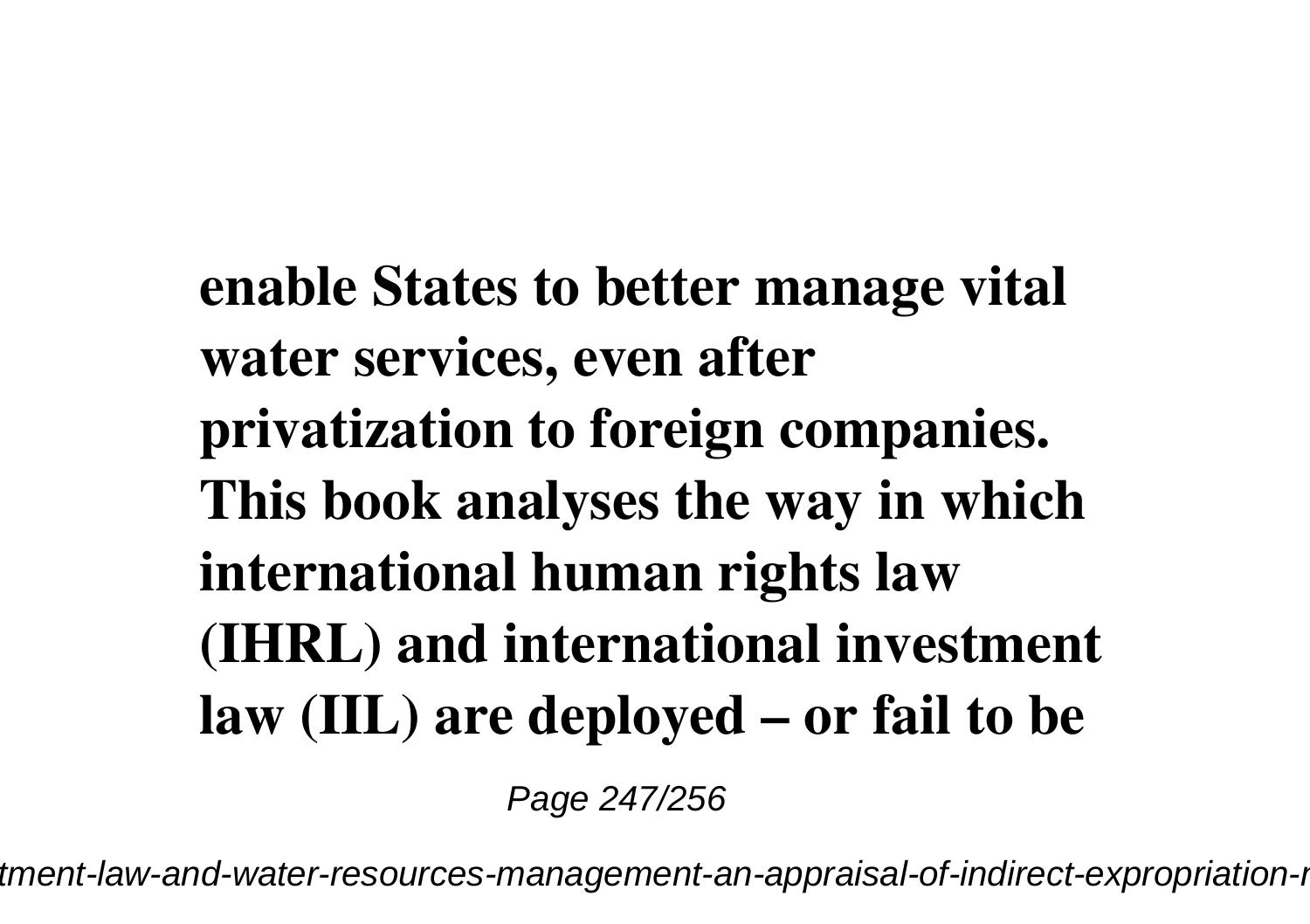**enable States to better manage vital water services, even after privatization to foreign companies. This book analyses the way in which international human rights law (IHRL) and international investment law (IIL) are deployed – or fail to be**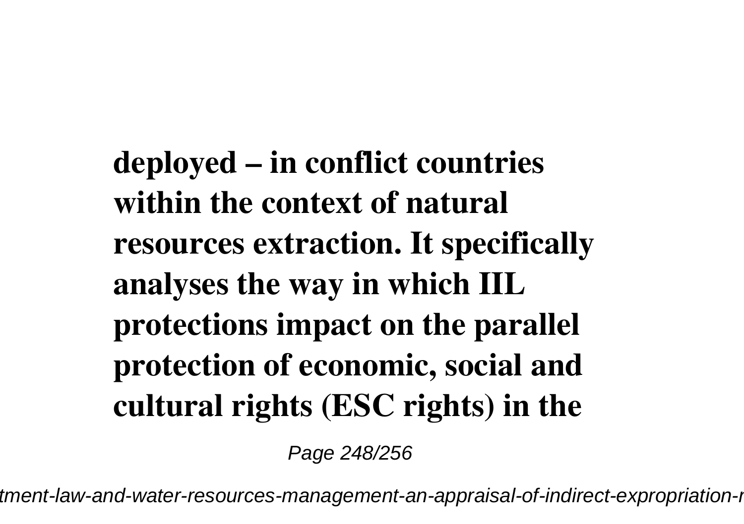**deployed – in conflict countries within the context of natural resources extraction. It specifically analyses the way in which IIL protections impact on the parallel protection of economic, social and cultural rights (ESC rights) in the**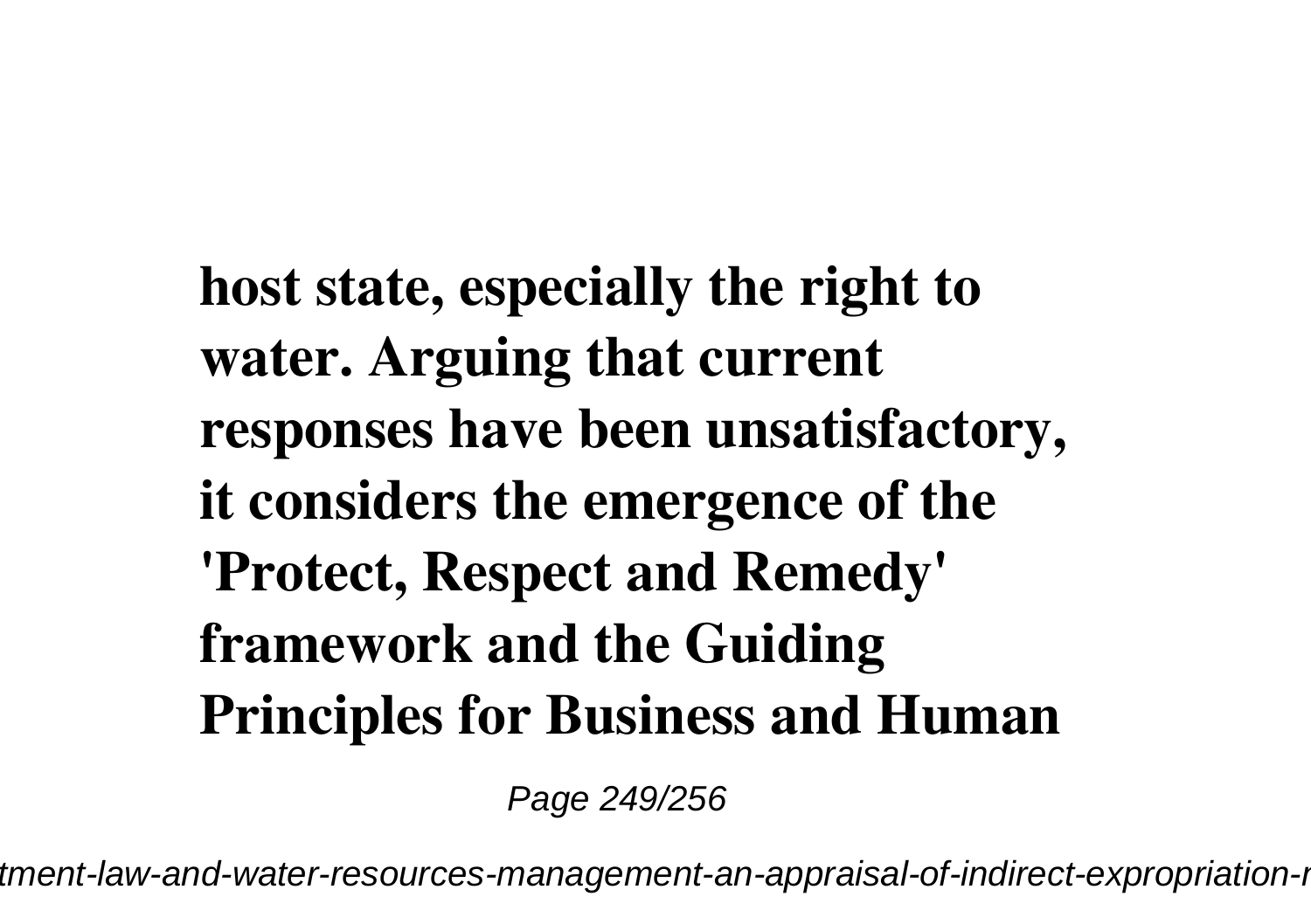**host state, especially the right to water. Arguing that current responses have been unsatisfactory, it considers the emergence of the 'Protect, Respect and Remedy' framework and the Guiding Principles for Business and Human**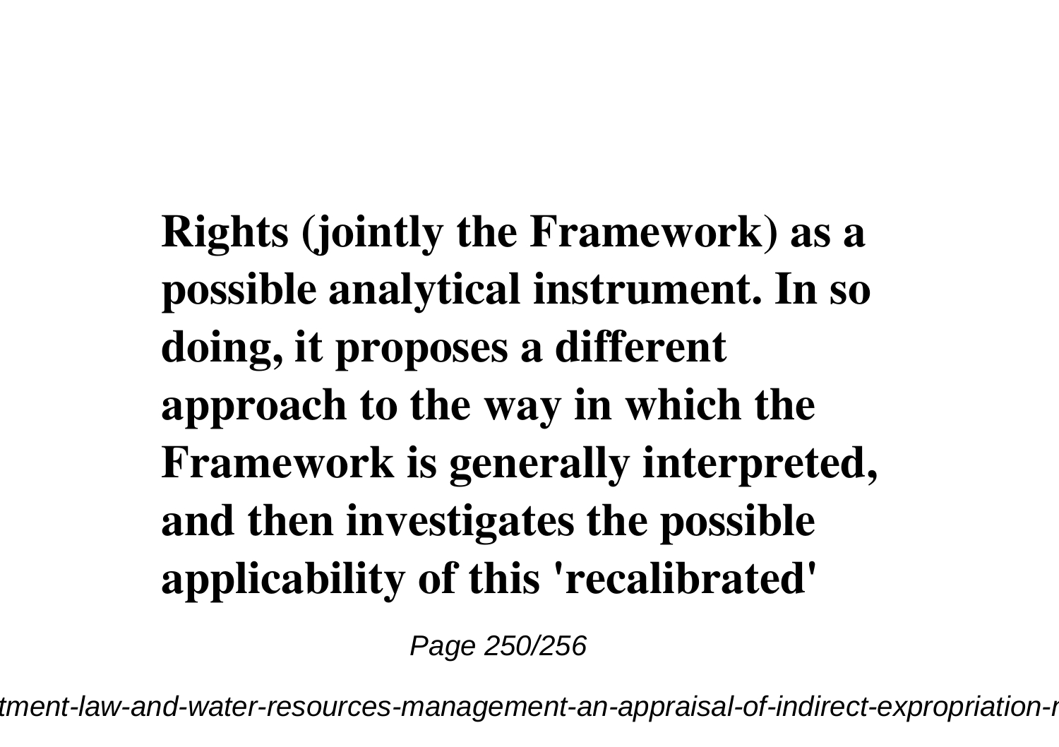**Rights (jointly the Framework) as a possible analytical instrument. In so doing, it proposes a different approach to the way in which the Framework is generally interpreted, and then investigates the possible applicability of this 'recalibrated'**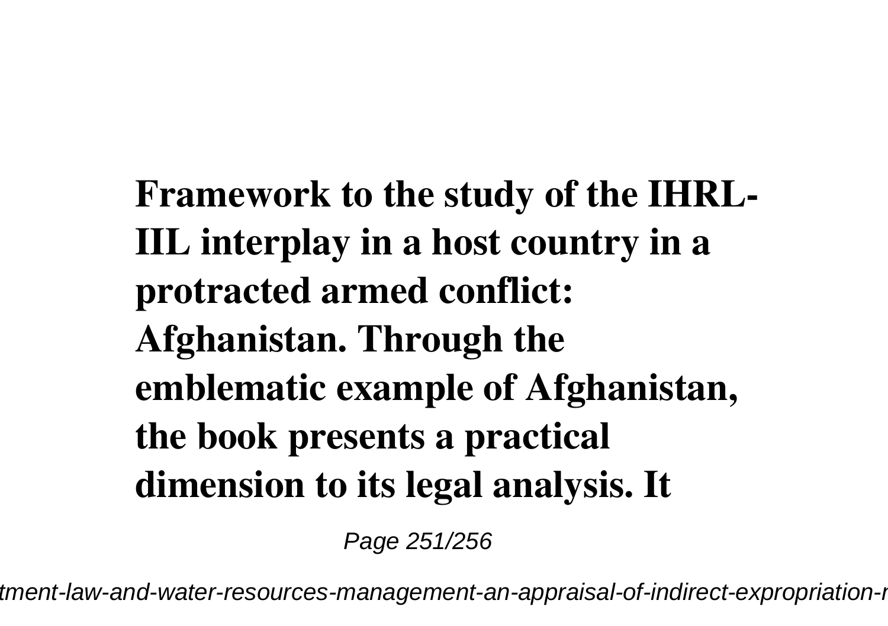**Framework to the study of the IHRL-IIL interplay in a host country in a protracted armed conflict: Afghanistan. Through the emblematic example of Afghanistan, the book presents a practical dimension to its legal analysis. It**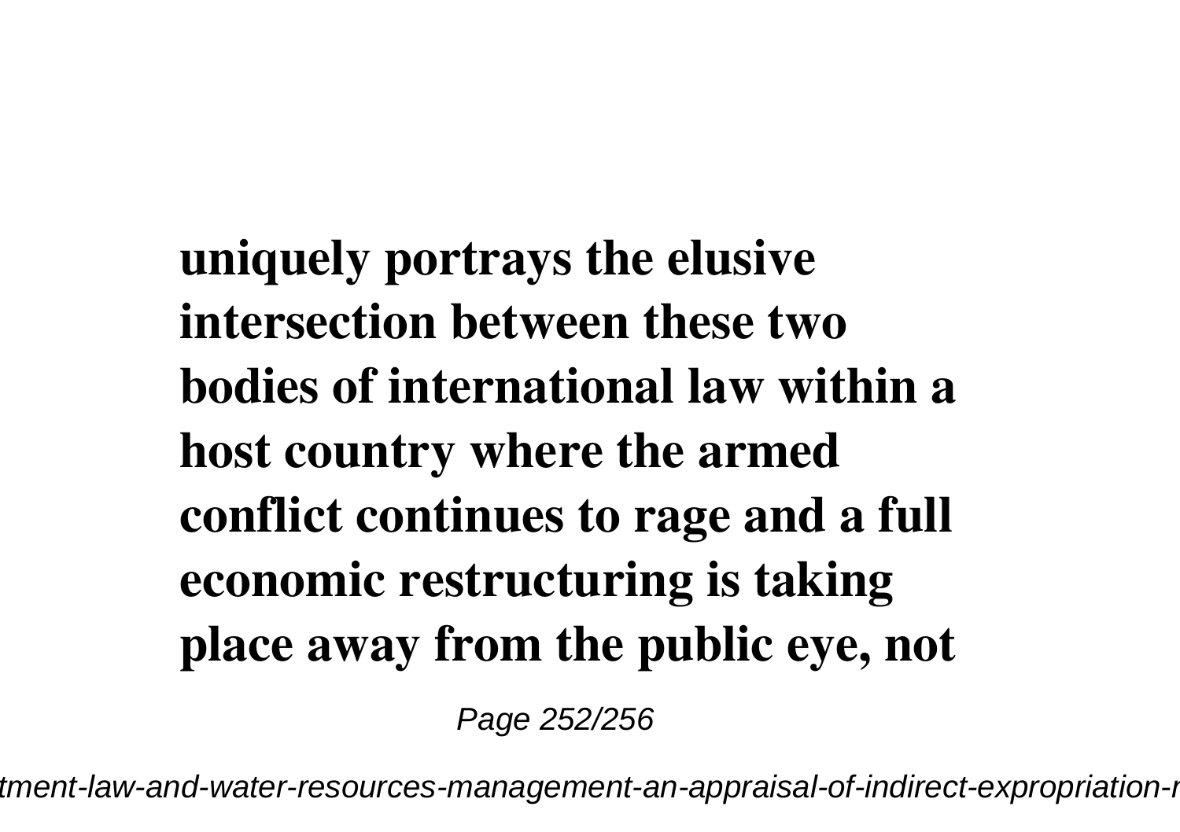**uniquely portrays the elusive intersection between these two bodies of international law within a host country where the armed conflict continues to rage and a full economic restructuring is taking place away from the public eye, not**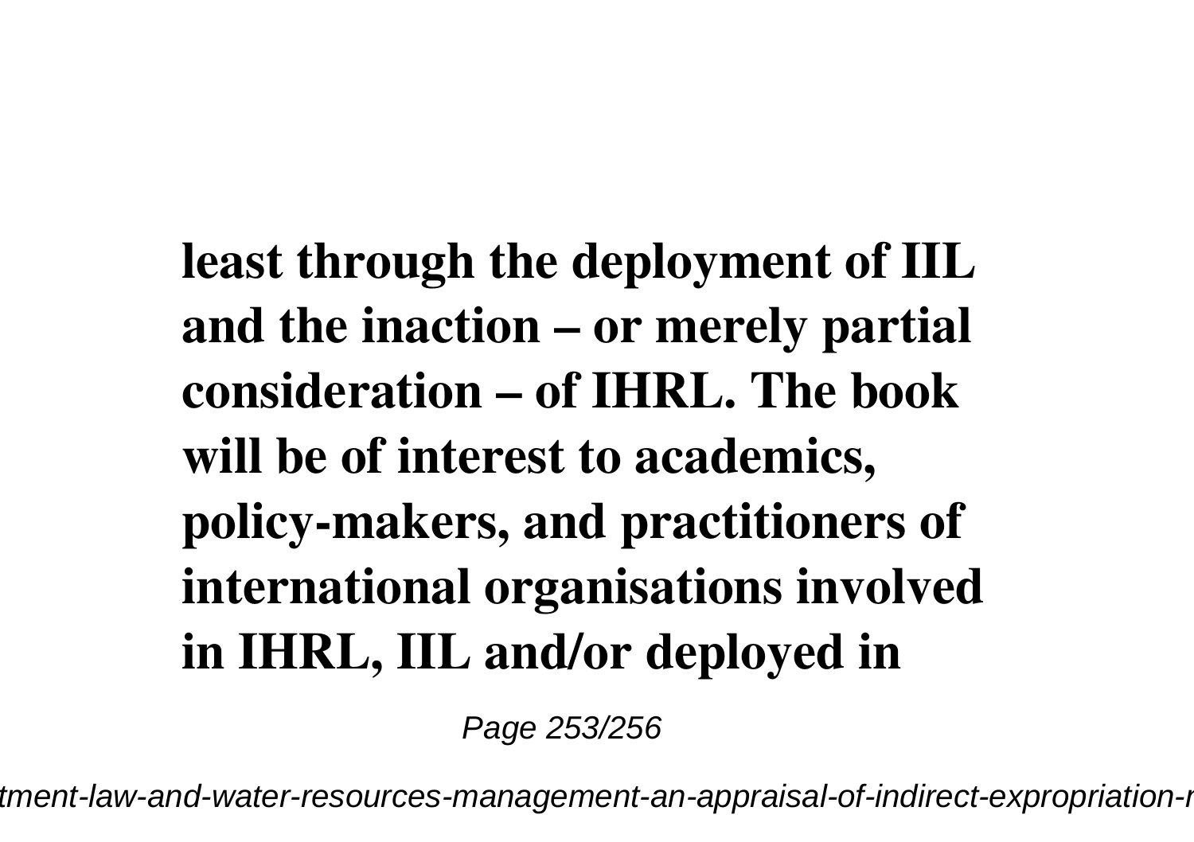**least through the deployment of IIL and the inaction – or merely partial consideration – of IHRL. The book will be of interest to academics, policy-makers, and practitioners of international organisations involved in IHRL, IIL and/or deployed in**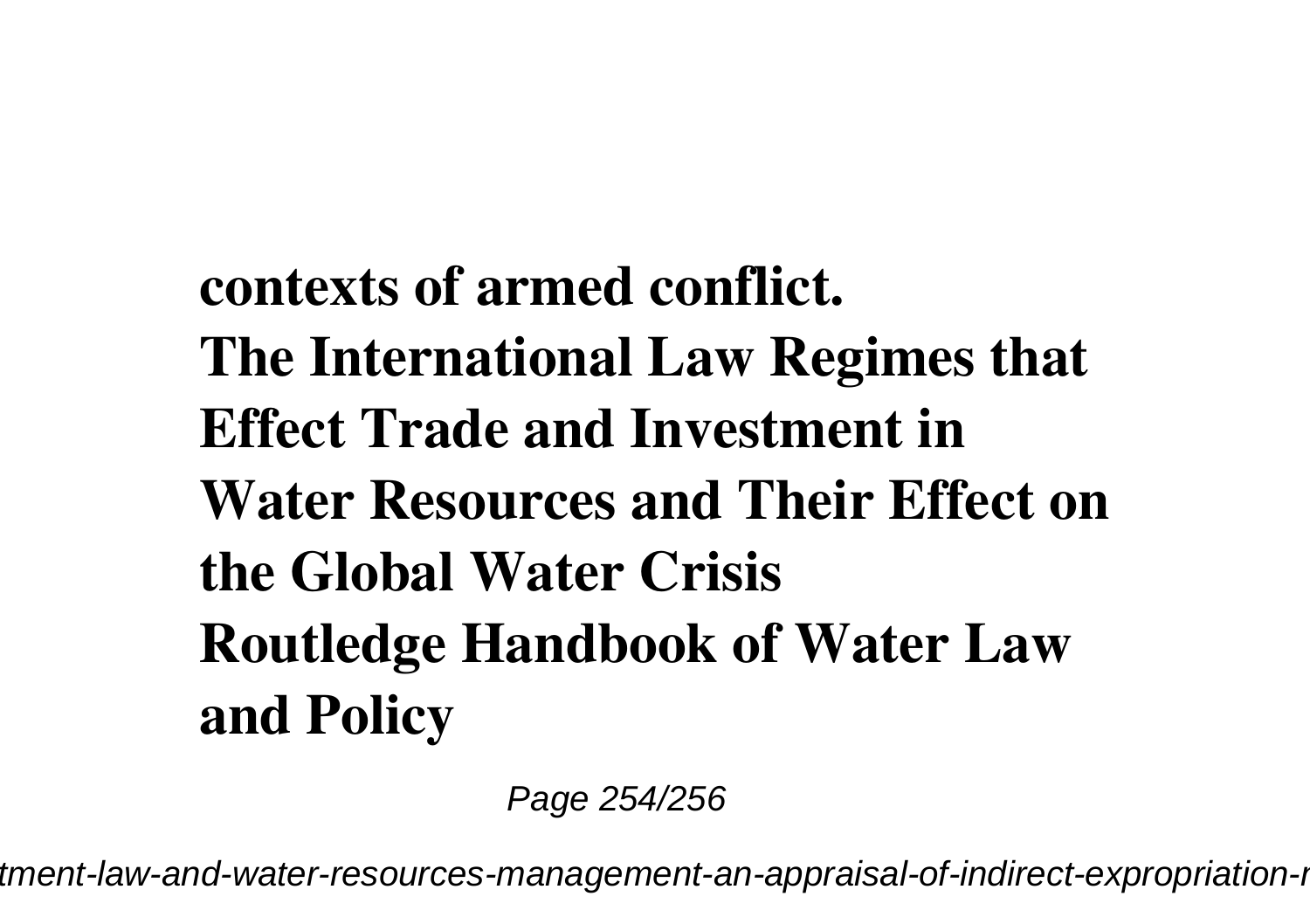**contexts of armed conflict.**

**The International Law Regimes that Effect Trade and Investment in Water Resources and Their Effect on the Global Water Crisis**

**Routledge Handbook of Water Law and Policy**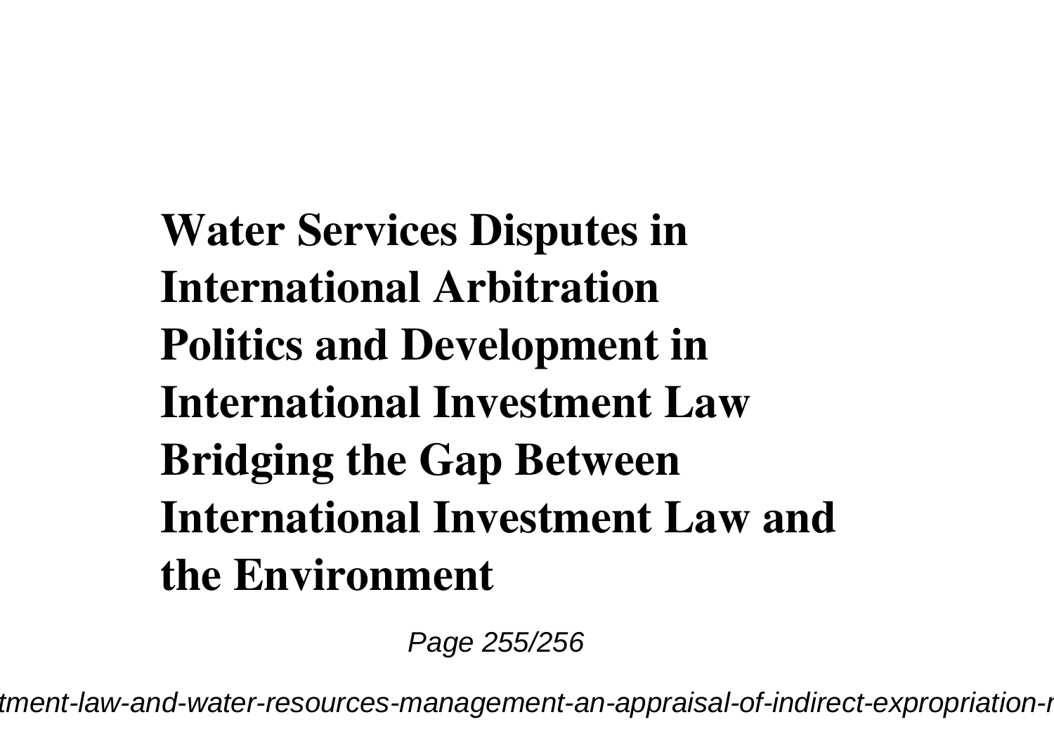**Water Services Disputes in International Arbitration**
**Politics and Development in International Investment Law**
**Bridging the Gap Between International Investment Law and the Environment**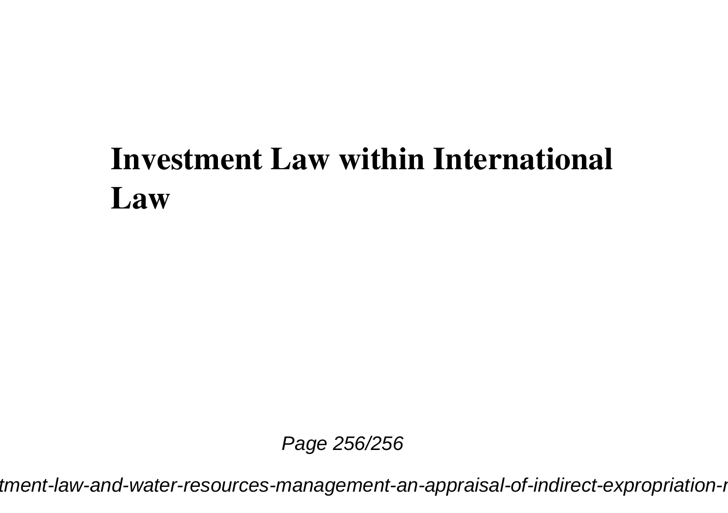# Investment Law within International Law